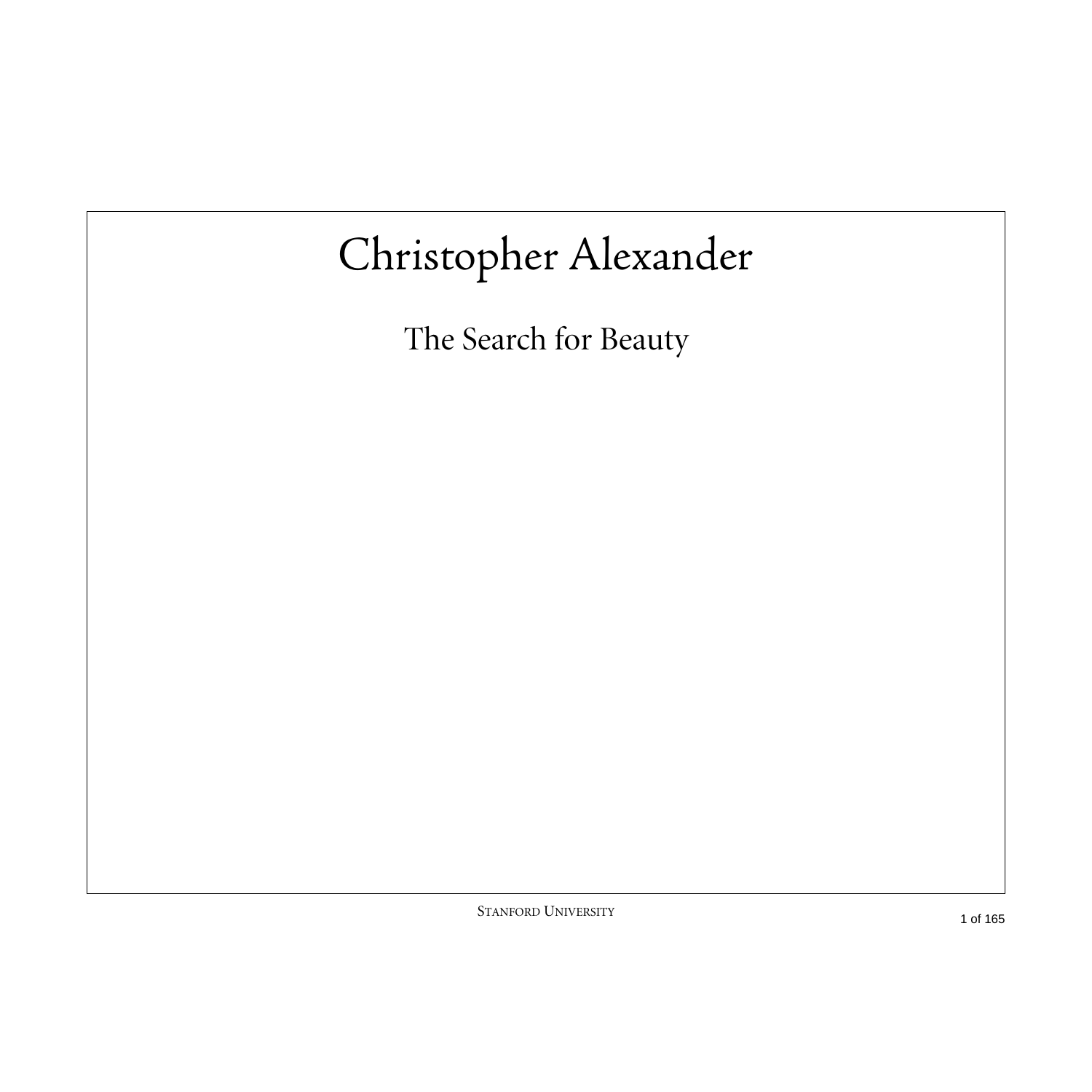# Christopher Alexander

## The Search for Beauty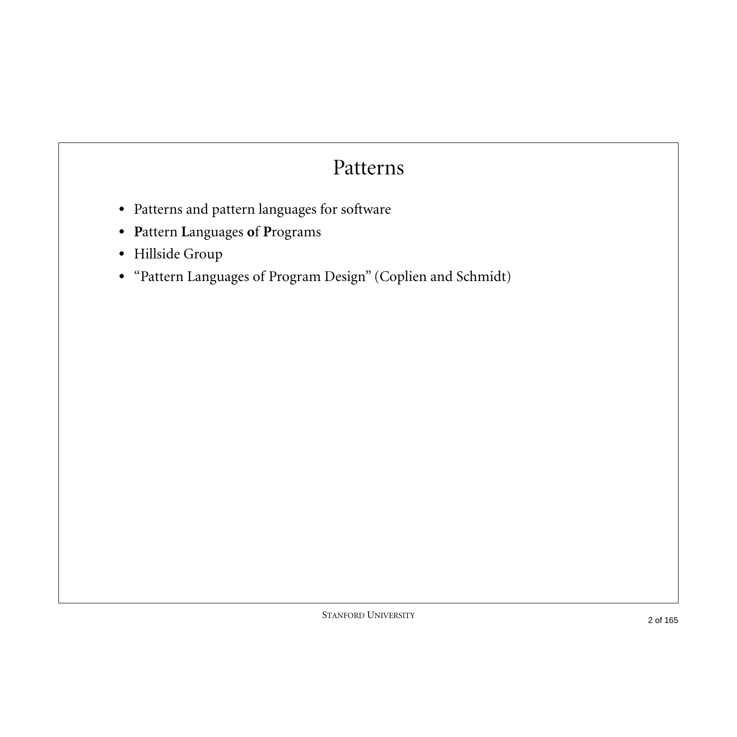# Patterns

- Patterns and pattern languages for software
- **P**attern **L**anguages **o**f **P**rograms
- Hillside Group
- "Pattern Languages of Program Design" (Coplien and Schmidt)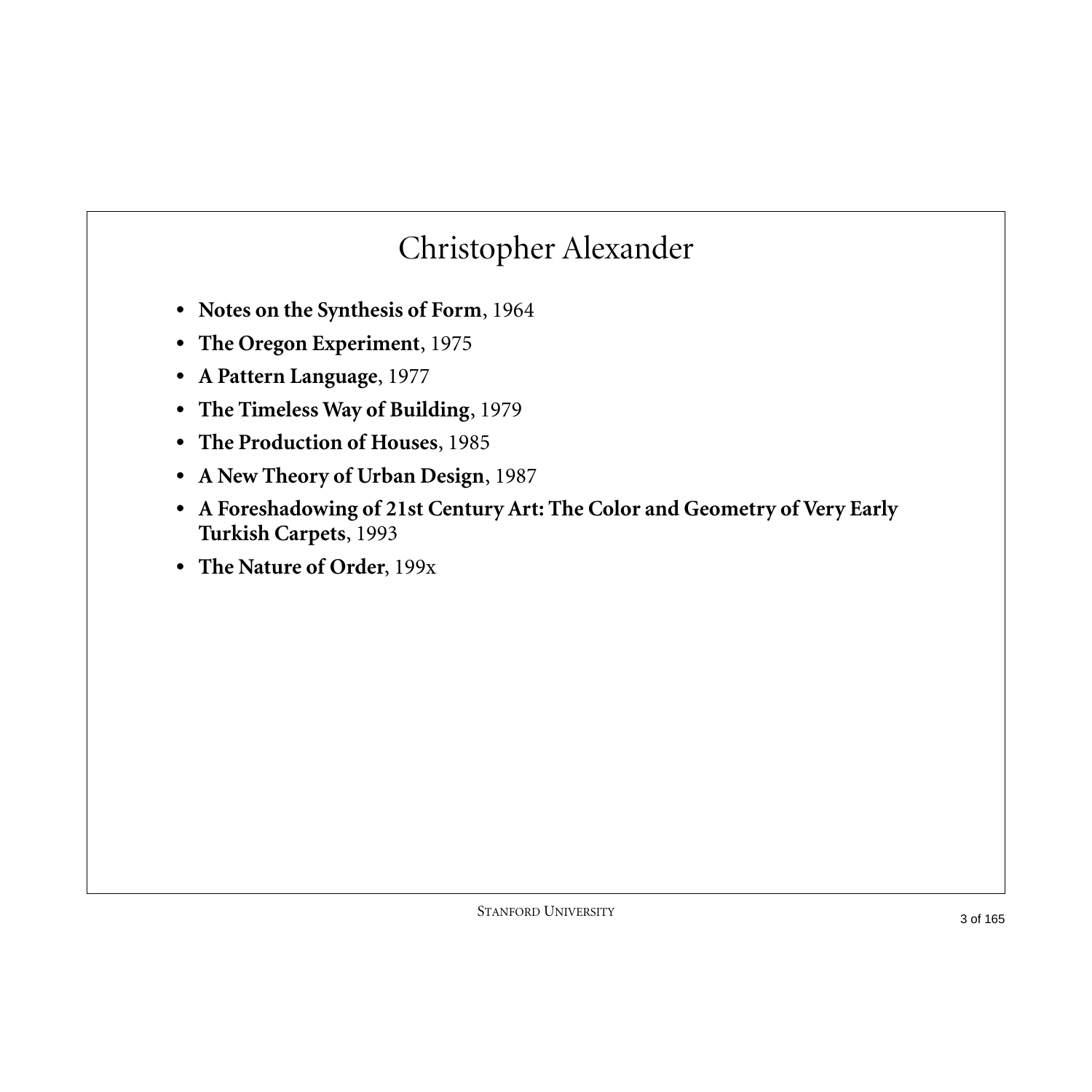# Christopher Alexander

- **Notes on the Synthesis of Form**, 1964
- **The Oregon Experiment**, 1975
- **A Pattern Language**, 1977
- **The Timeless Way of Building**, 1979
- **The Production of Houses**, 1985
- **A New Theory of Urban Design**, 1987
- **A Foreshadowing of 21st Century Art: The Color and Geometry of Very Early Turkish Carpets**, 1993
- **The Nature of Order**, 199x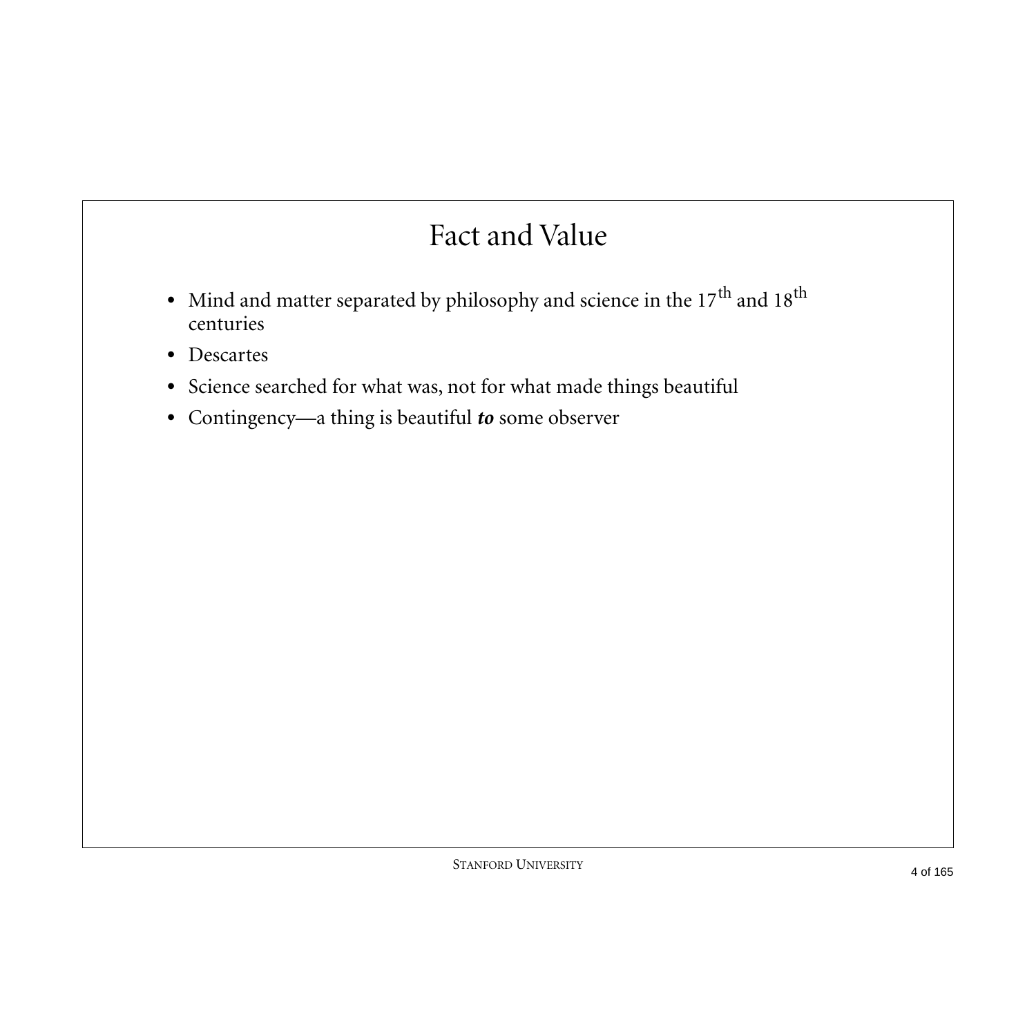# Fact and Value

- Mind and matter separated by philosophy and science in the $17^{th}$ and $18^{th}$ centuries
- Descartes
- Science searched for what was, not for what made things beautiful
- Contingency—a thing is beautiful ***to*** some observer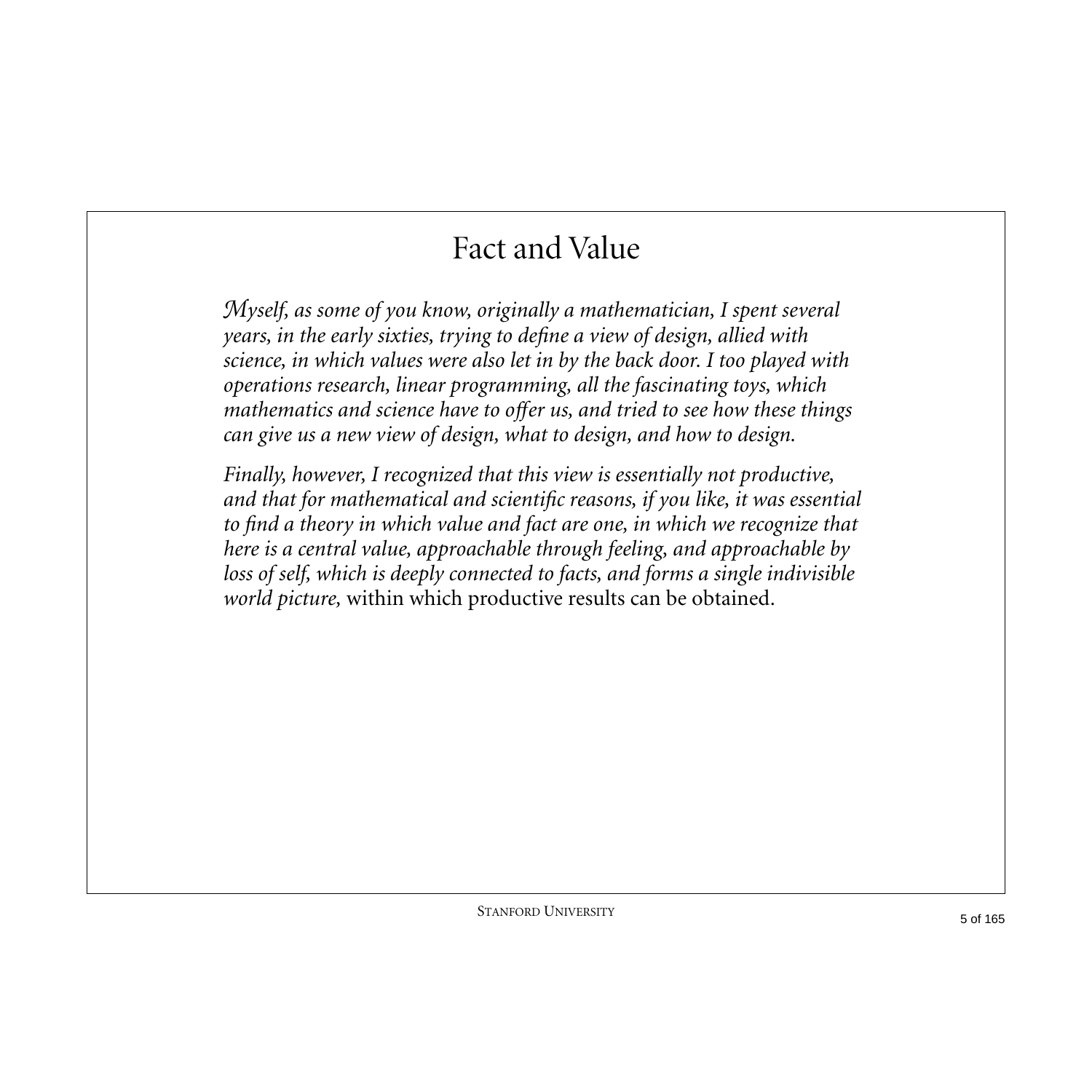# Fact and Value

*Myself, as some of you know, originally a mathematician, I spent several years, in the early sixties, trying to define a view of design, allied with science, in which values were also let in by the back door. I too played with operations research, linear programming, all the fascinating toys, which mathematics and science have to offer us, and tried to see how these things can give us a new view of design, what to design, and how to design.*

*Finally, however, I recognized that this view is essentially not productive, and that for mathematical and scientific reasons, if you like, it was essential to find a theory in which value and fact are one, in which we recognize that here is a central value, approachable through feeling, and approachable by loss of self, which is deeply connected to facts, and forms a single indivisible world picture,* within which productive results can be obtained.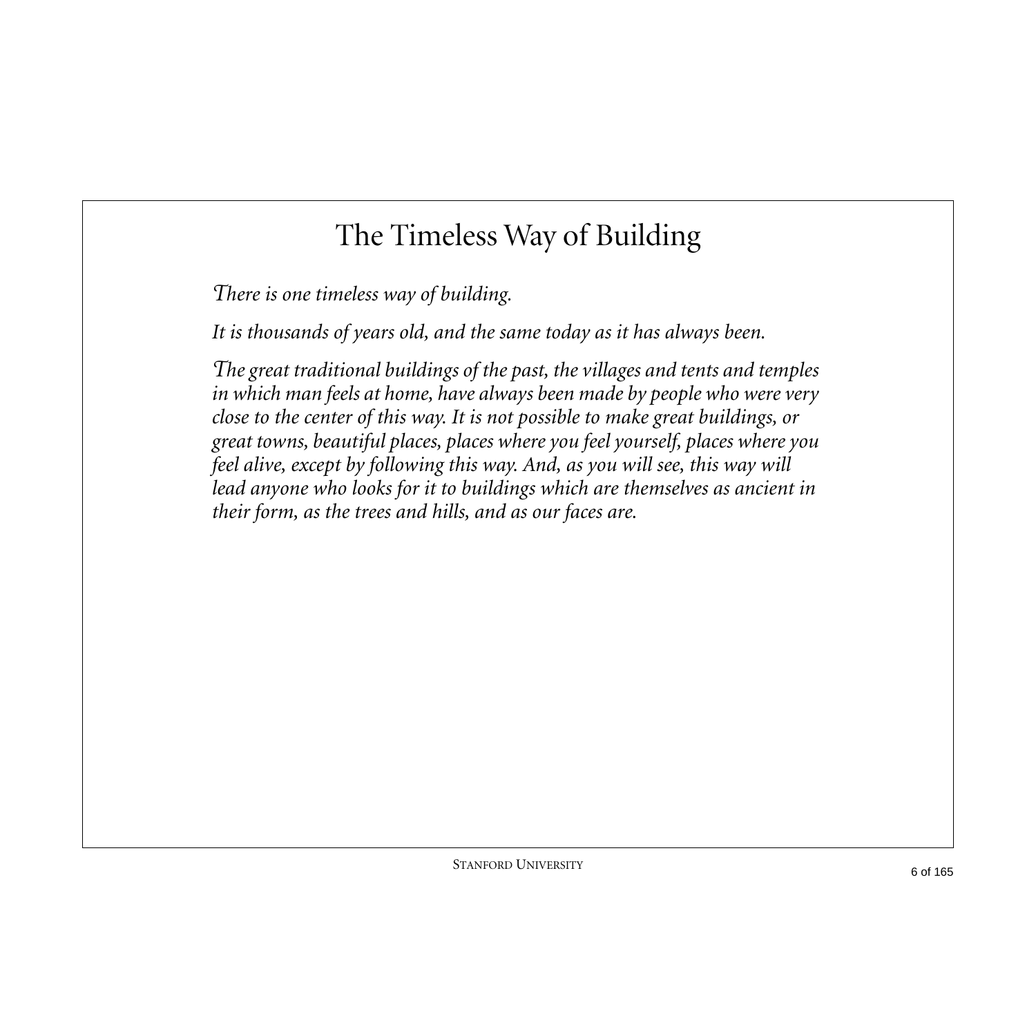# The Timeless Way of Building

*There is one timeless way of building.*

*It is thousands of years old, and the same today as it has always been.*

*The great traditional buildings of the past, the villages and tents and temples in which man feels at home, have always been made by people who were very close to the center of this way. It is not possible to make great buildings, or great towns, beautiful places, places where you feel yourself, places where you feel alive, except by following this way. And, as you will see, this way will lead anyone who looks for it to buildings which are themselves as ancient in their form, as the trees and hills, and as our faces are.*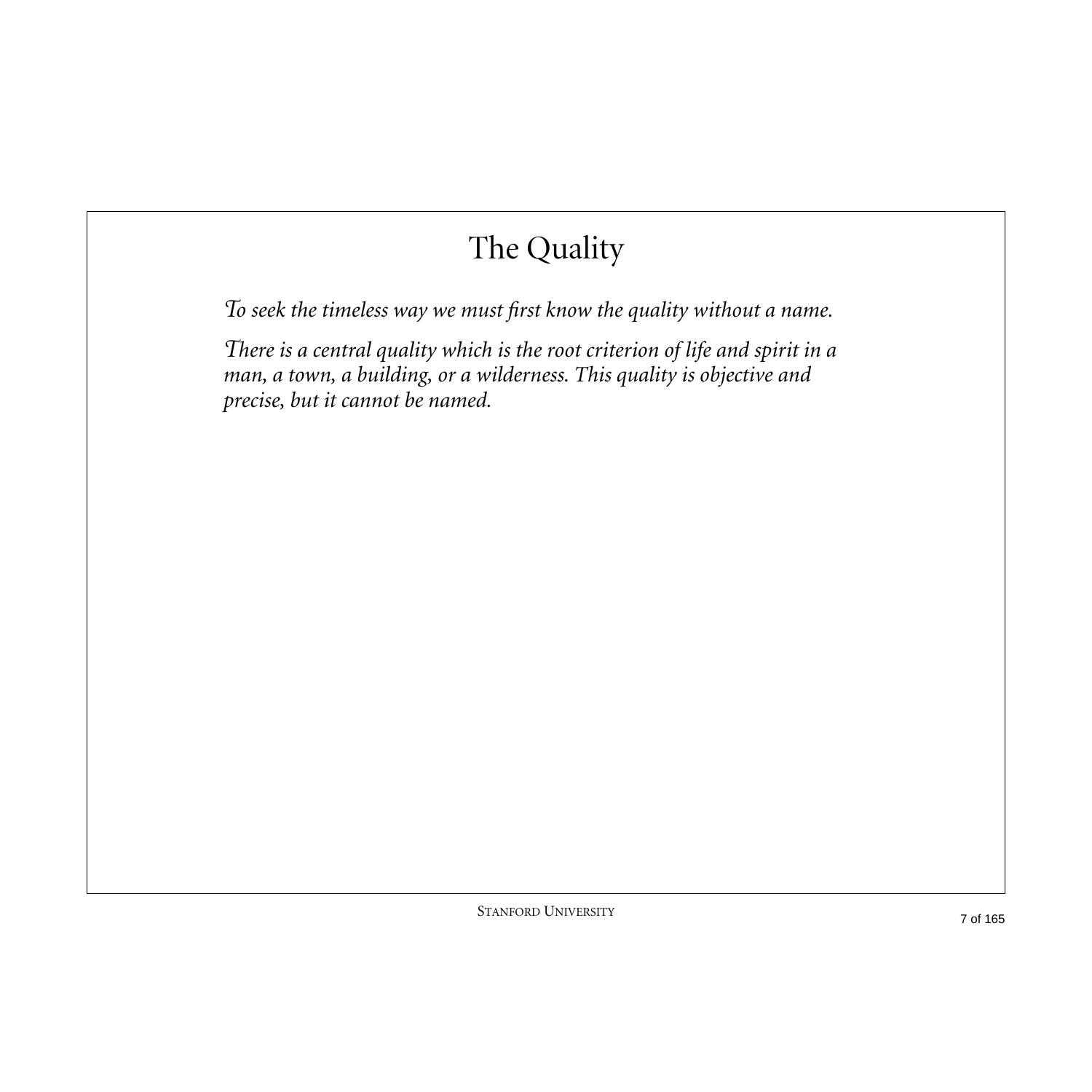# The Quality

*To seek the timeless way we must first know the quality without a name.*

*There is a central quality which is the root criterion of life and spirit in a man, a town, a building, or a wilderness. This quality is objective and precise, but it cannot be named.*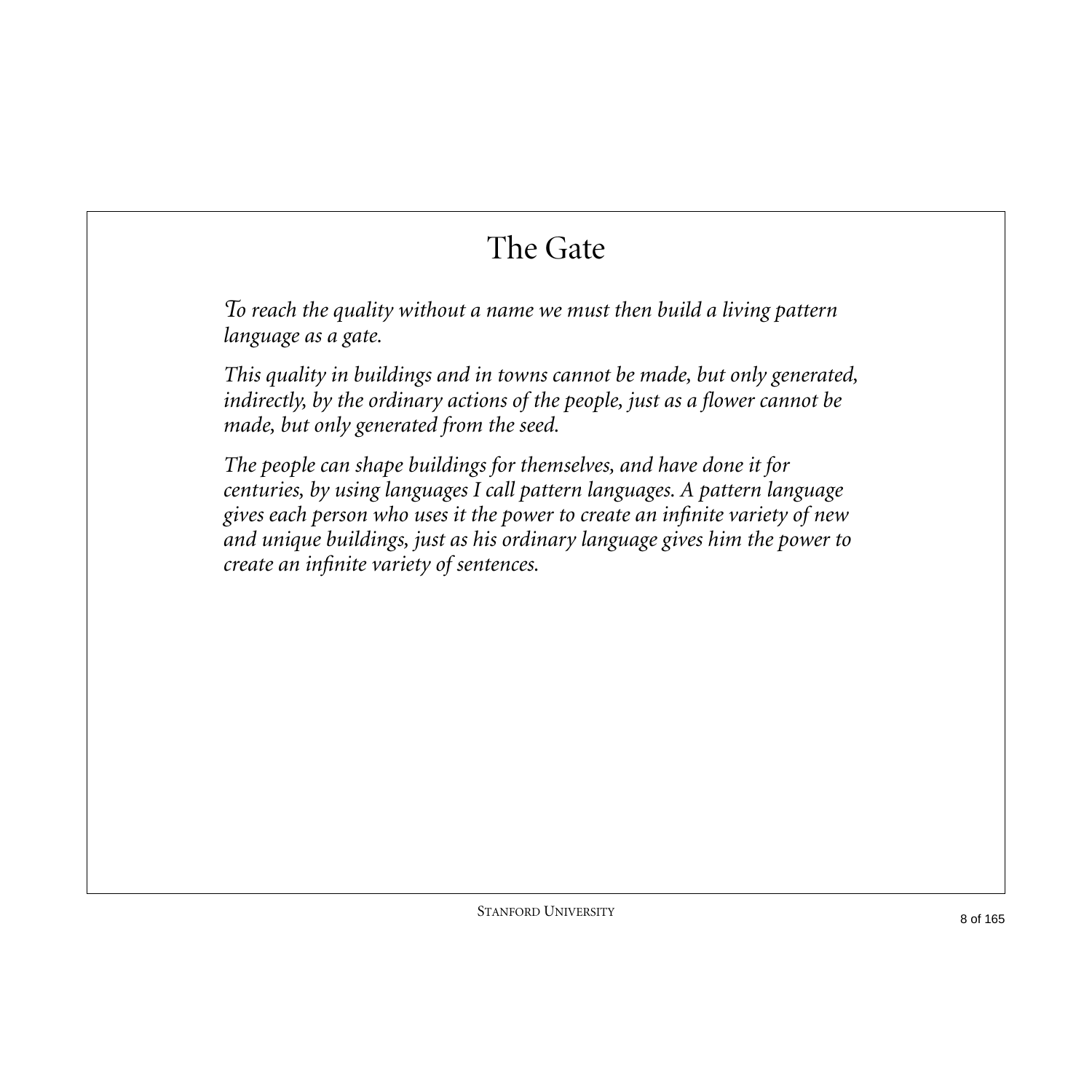# The Gate

*To reach the quality without a name we must then build a living pattern language as a gate.*

*This quality in buildings and in towns cannot be made, but only generated, indirectly, by the ordinary actions of the people, just as a flower cannot be made, but only generated from the seed.*

*The people can shape buildings for themselves, and have done it for centuries, by using languages I call pattern languages. A pattern language gives each person who uses it the power to create an infinite variety of new and unique buildings, just as his ordinary language gives him the power to create an infinite variety of sentences.*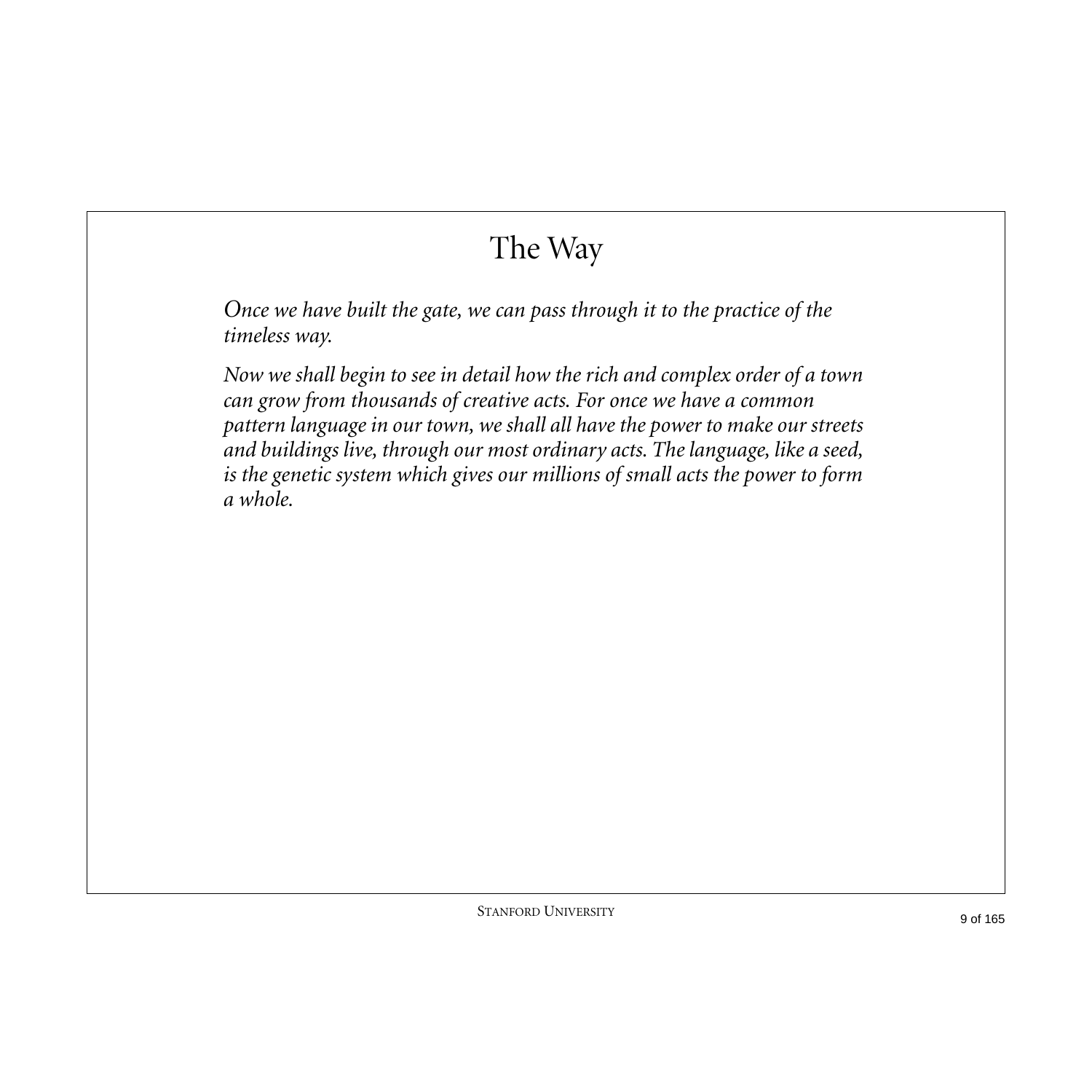# The Way

*Once we have built the gate, we can pass through it to the practice of the timeless way.*

*Now we shall begin to see in detail how the rich and complex order of a town can grow from thousands of creative acts. For once we have a common pattern language in our town, we shall all have the power to make our streets and buildings live, through our most ordinary acts. The language, like a seed, is the genetic system which gives our millions of small acts the power to form a whole.*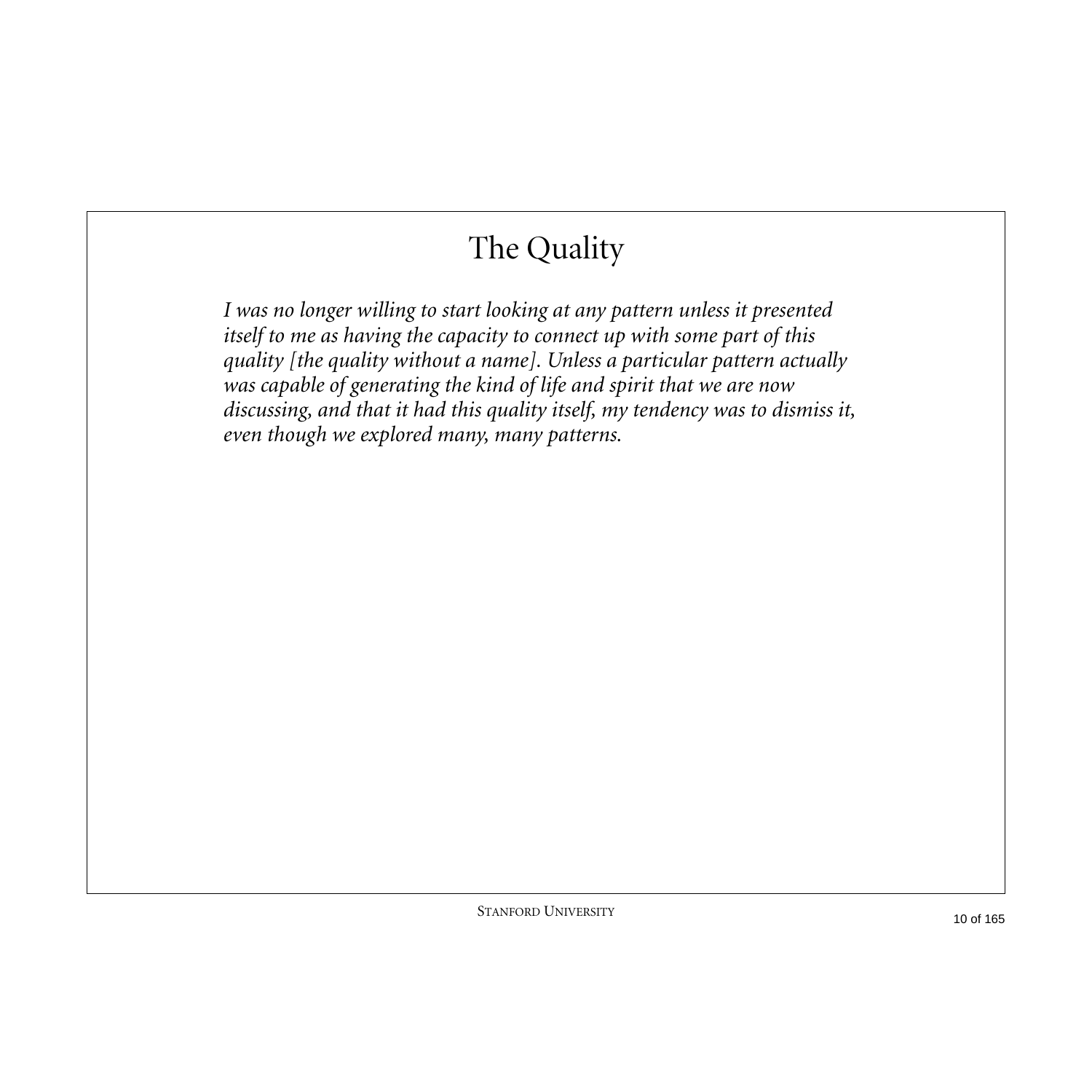# The Quality

*I was no longer willing to start looking at any pattern unless it presented itself to me as having the capacity to connect up with some part of this quality [the quality without a name]. Unless a particular pattern actually was capable of generating the kind of life and spirit that we are now discussing, and that it had this quality itself, my tendency was to dismiss it, even though we explored many, many patterns.*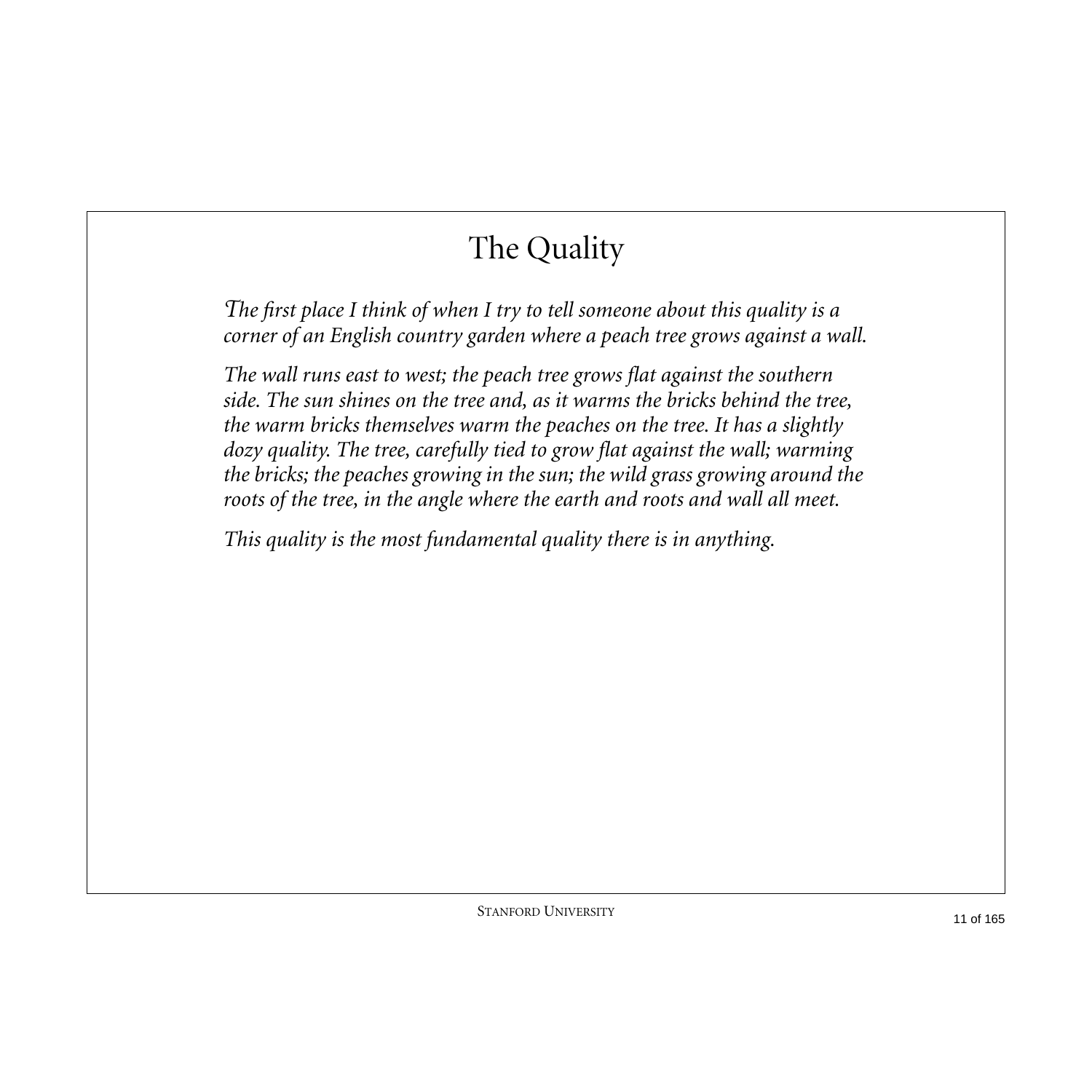# The Quality

*The first place I think of when I try to tell someone about this quality is a corner of an English country garden where a peach tree grows against a wall.*

*The wall runs east to west; the peach tree grows flat against the southern side. The sun shines on the tree and, as it warms the bricks behind the tree, the warm bricks themselves warm the peaches on the tree. It has a slightly dozy quality. The tree, carefully tied to grow flat against the wall; warming the bricks; the peaches growing in the sun; the wild grass growing around the roots of the tree, in the angle where the earth and roots and wall all meet.*

*This quality is the most fundamental quality there is in anything.*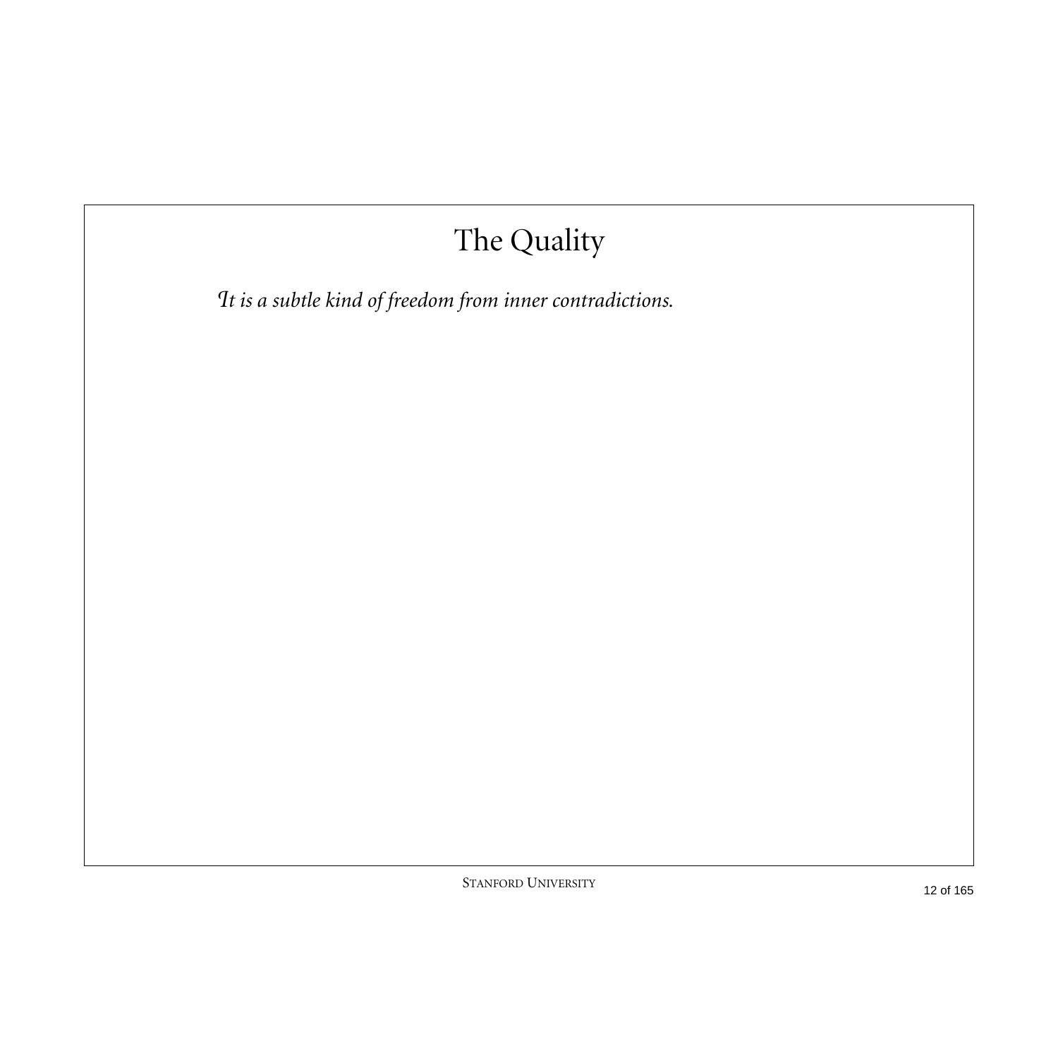# The Quality

*It is a subtle kind of freedom from inner contradictions.*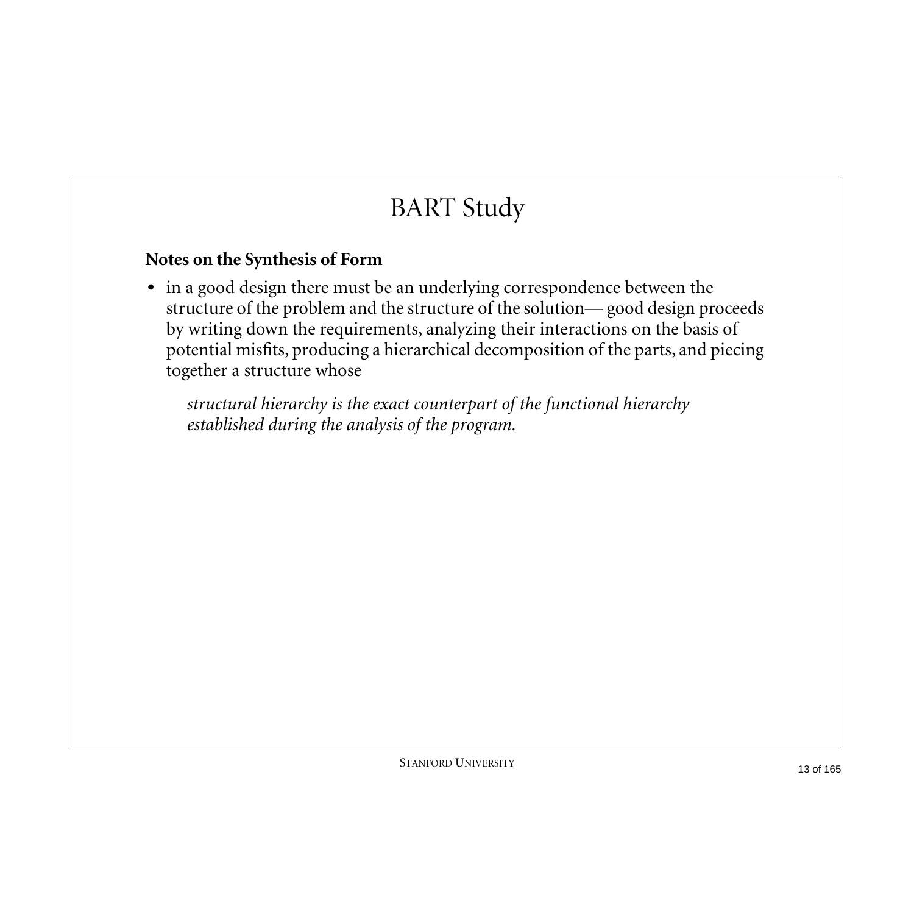# BART Study

**Notes on the Synthesis of Form**

- in a good design there must be an underlying correspondence between the structure of the problem and the structure of the solution— good design proceeds by writing down the requirements, analyzing their interactions on the basis of potential misfits, producing a hierarchical decomposition of the parts, and piecing together a structure whose

  *structural hierarchy is the exact counterpart of the functional hierarchy established during the analysis of the program.*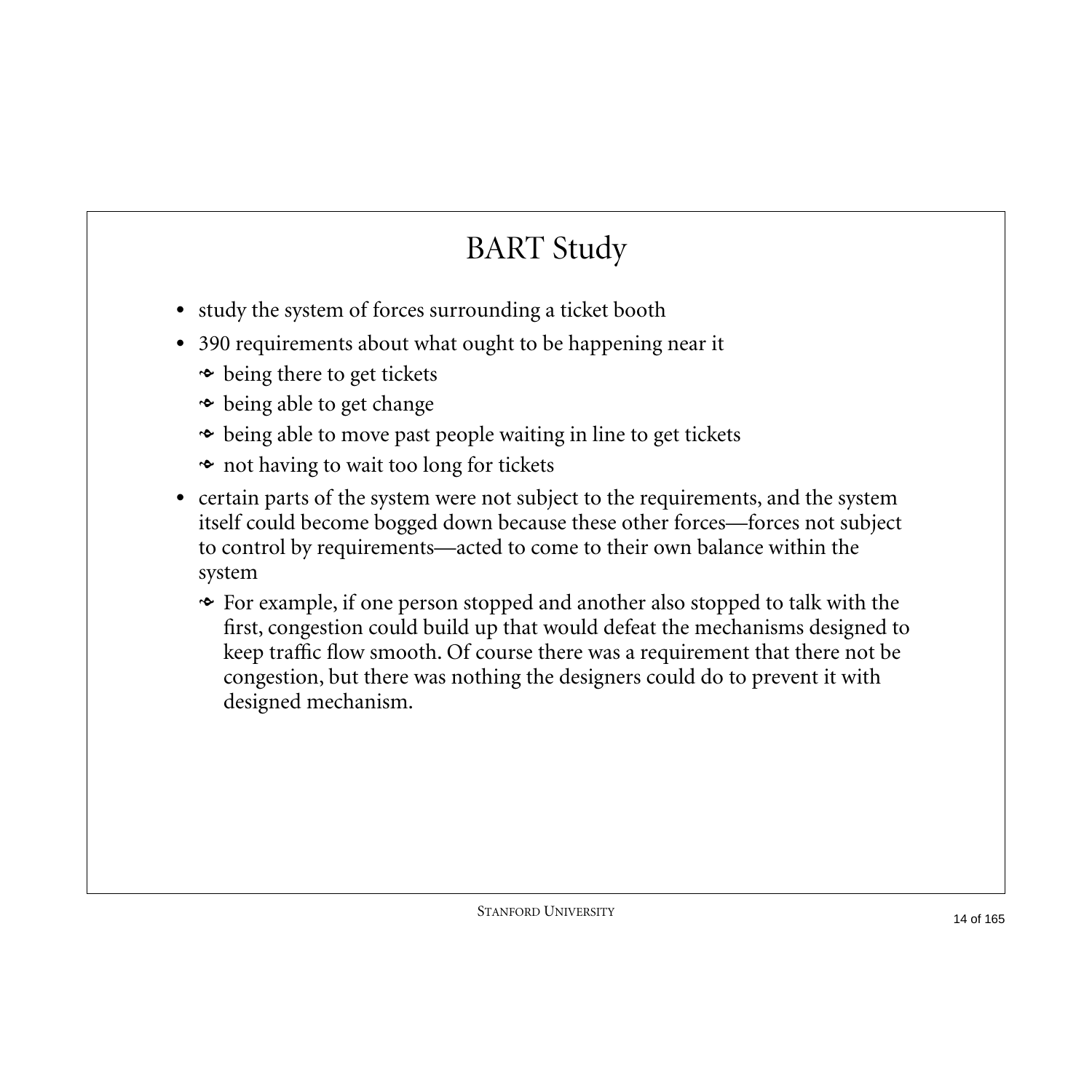# BART Study

- study the system of forces surrounding a ticket booth
- 390 requirements about what ought to be happening near it
  - being there to get tickets
  - being able to get change
  - being able to move past people waiting in line to get tickets
  - not having to wait too long for tickets
- certain parts of the system were not subject to the requirements, and the system itself could become bogged down because these other forces—forces not subject to control by requirements—acted to come to their own balance within the system
  - For example, if one person stopped and another also stopped to talk with the first, congestion could build up that would defeat the mechanisms designed to keep traffic flow smooth. Of course there was a requirement that there not be congestion, but there was nothing the designers could do to prevent it with designed mechanism.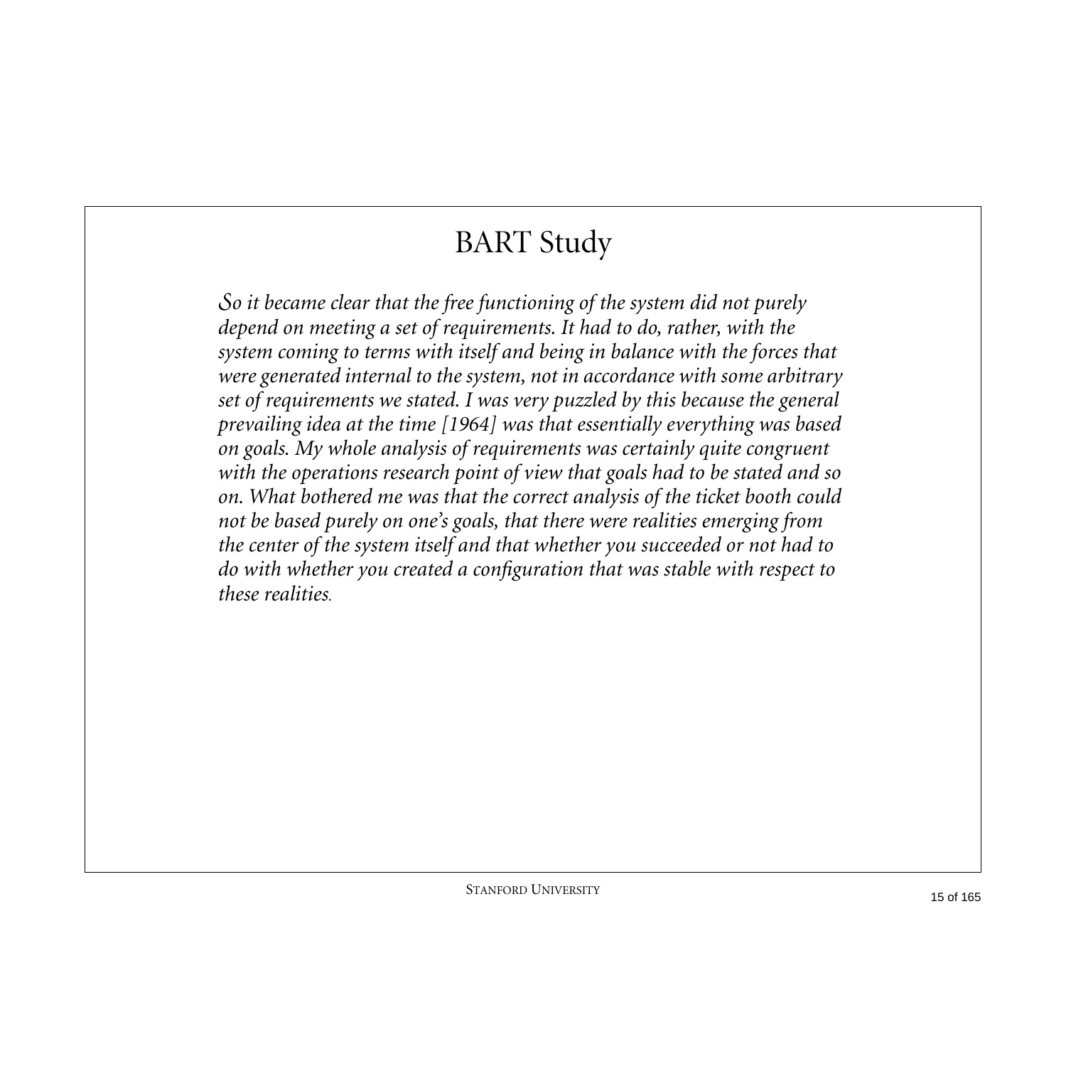# BART Study

*So it became clear that the free functioning of the system did not purely depend on meeting a set of requirements. It had to do, rather, with the system coming to terms with itself and being in balance with the forces that were generated internal to the system, not in accordance with some arbitrary set of requirements we stated. I was very puzzled by this because the general prevailing idea at the time [1964] was that essentially everything was based on goals. My whole analysis of requirements was certainly quite congruent with the operations research point of view that goals had to be stated and so on. What bothered me was that the correct analysis of the ticket booth could not be based purely on one's goals, that there were realities emerging from the center of the system itself and that whether you succeeded or not had to do with whether you created a configuration that was stable with respect to these realities.*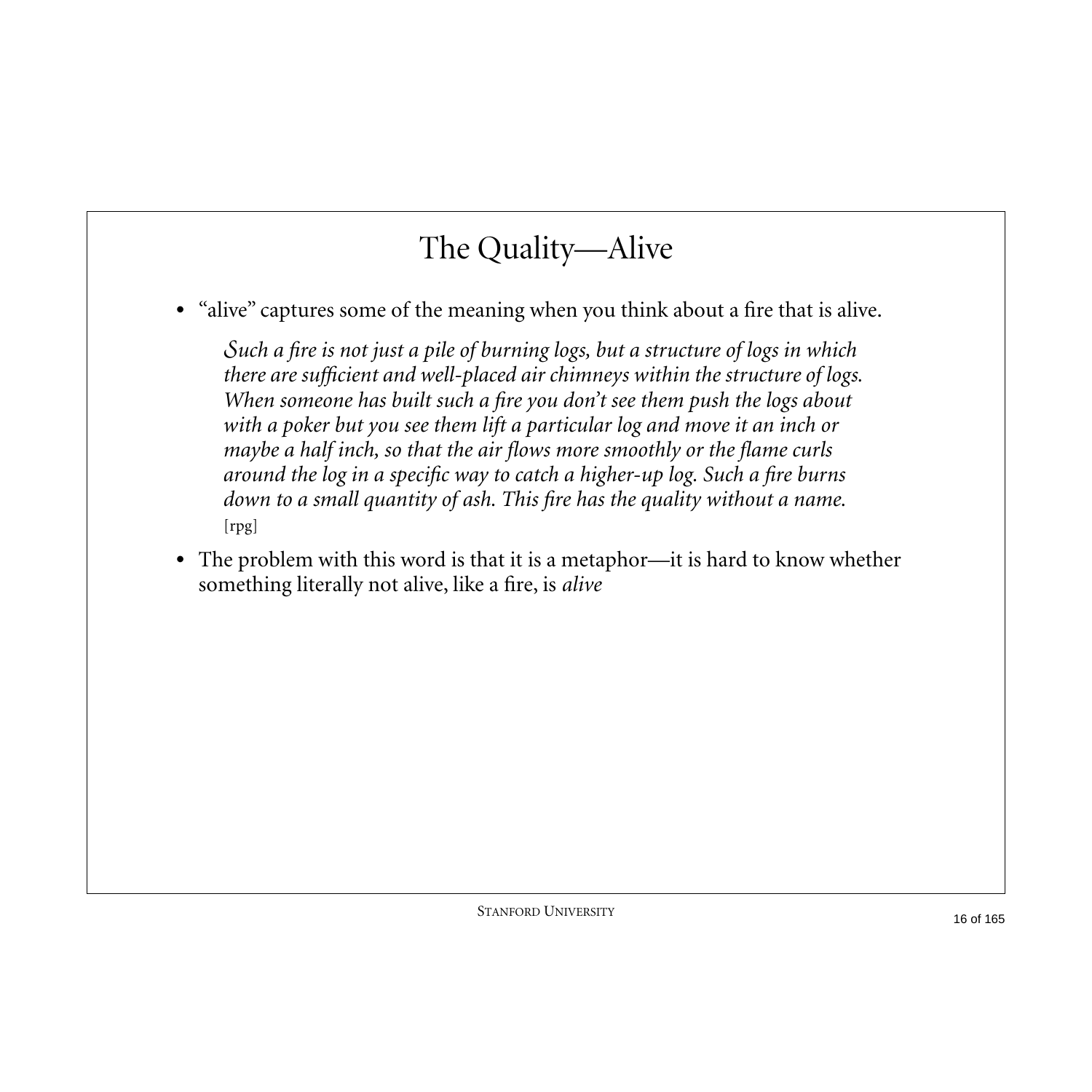# The Quality—Alive

- “alive” captures some of the meaning when you think about a fire that is alive.

  > *Such a fire is not just a pile of burning logs, but a structure of logs in which there are sufficient and well-placed air chimneys within the structure of logs. When someone has built such a fire you don’t see them push the logs about with a poker but you see them lift a particular log and move it an inch or maybe a half inch, so that the air flows more smoothly or the flame curls around the log in a specific way to catch a higher-up log. Such a fire burns down to a small quantity of ash. This fire has the quality without a name.* [rpg]

- The problem with this word is that it is a metaphor—it is hard to know whether something literally not alive, like a fire, is *alive*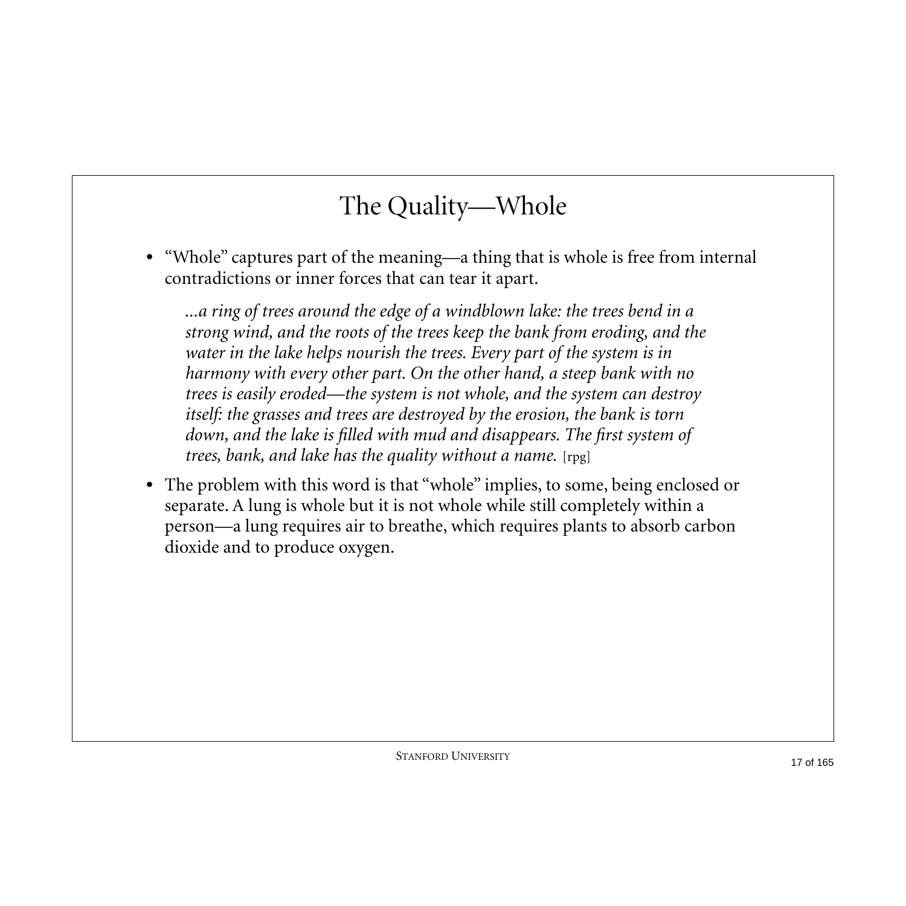# The Quality—Whole

- "Whole" captures part of the meaning—a thing that is whole is free from internal contradictions or inner forces that can tear it apart.

  *...a ring of trees around the edge of a windblown lake: the trees bend in a strong wind, and the roots of the trees keep the bank from eroding, and the water in the lake helps nourish the trees. Every part of the system is in harmony with every other part. On the other hand, a steep bank with no trees is easily eroded—the system is not whole, and the system can destroy itself: the grasses and trees are destroyed by the erosion, the bank is torn down, and the lake is filled with mud and disappears. The first system of trees, bank, and lake has the quality without a name.* [rpg]

- The problem with this word is that "whole" implies, to some, being enclosed or separate. A lung is whole but it is not whole while still completely within a person—a lung requires air to breathe, which requires plants to absorb carbon dioxide and to produce oxygen.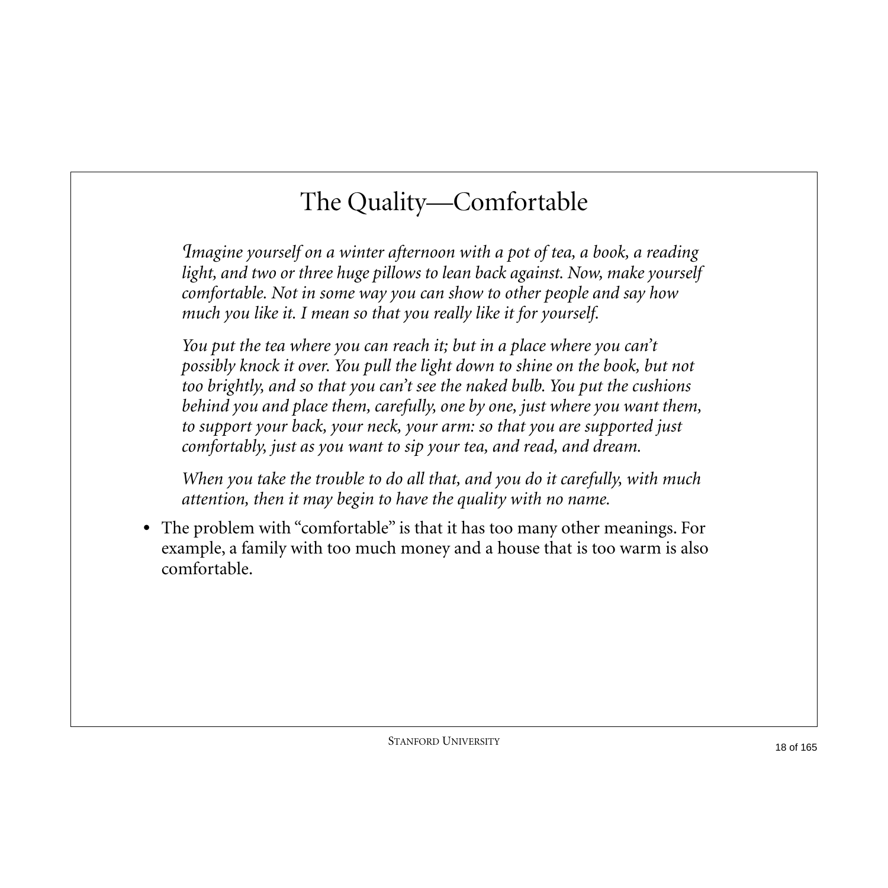# The Quality—Comfortable

*Imagine yourself on a winter afternoon with a pot of tea, a book, a reading light, and two or three huge pillows to lean back against. Now, make yourself comfortable. Not in some way you can show to other people and say how much you like it. I mean so that you really like it for yourself.*

*You put the tea where you can reach it; but in a place where you can't possibly knock it over. You pull the light down to shine on the book, but not too brightly, and so that you can't see the naked bulb. You put the cushions behind you and place them, carefully, one by one, just where you want them, to support your back, your neck, your arm: so that you are supported just comfortably, just as you want to sip your tea, and read, and dream.*

*When you take the trouble to do all that, and you do it carefully, with much attention, then it may begin to have the quality with no name.*

- The problem with "comfortable" is that it has too many other meanings. For example, a family with too much money and a house that is too warm is also comfortable.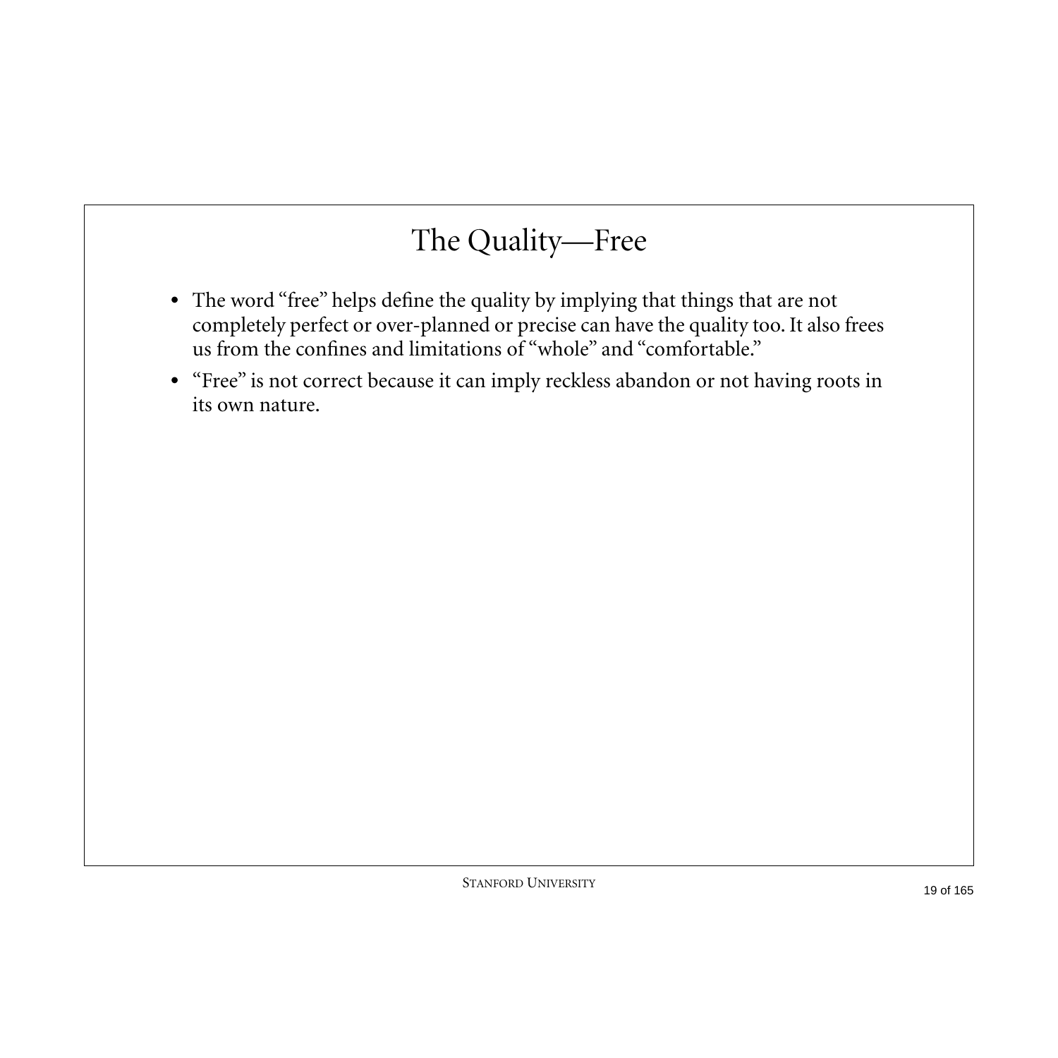# The Quality—Free

- The word "free" helps define the quality by implying that things that are not completely perfect or over-planned or precise can have the quality too. It also frees us from the confines and limitations of "whole" and "comfortable."
- "Free" is not correct because it can imply reckless abandon or not having roots in its own nature.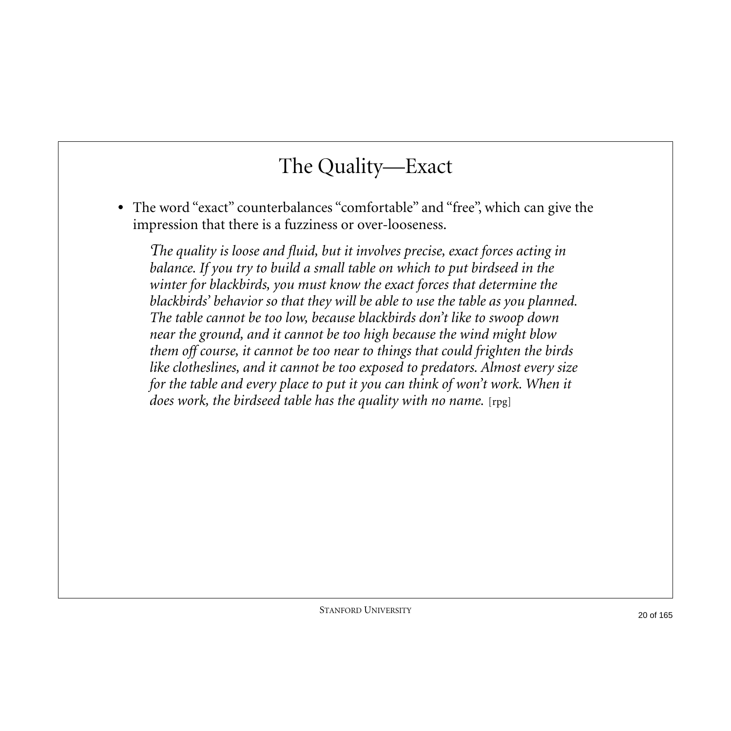# The Quality—Exact

- The word "exact" counterbalances "comfortable" and "free", which can give the impression that there is a fuzziness or over-looseness.

  *The quality is loose and fluid, but it involves precise, exact forces acting in balance. If you try to build a small table on which to put birdseed in the winter for blackbirds, you must know the exact forces that determine the blackbirds' behavior so that they will be able to use the table as you planned. The table cannot be too low, because blackbirds don't like to swoop down near the ground, and it cannot be too high because the wind might blow them off course, it cannot be too near to things that could frighten the birds like clotheslines, and it cannot be too exposed to predators. Almost every size for the table and every place to put it you can think of won't work. When it does work, the birdseed table has the quality with no name.* [rpg]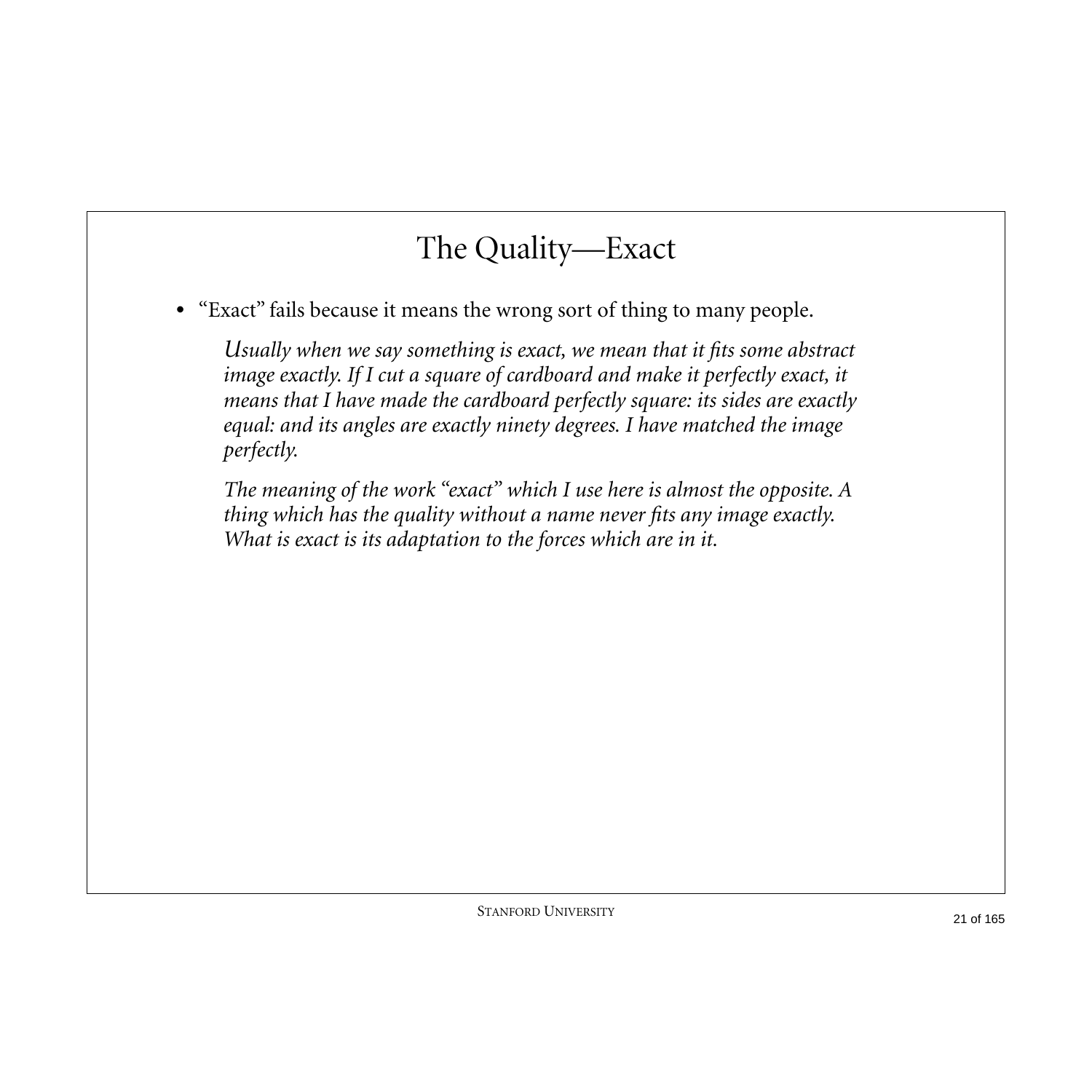# The Quality—Exact

- "Exact" fails because it means the wrong sort of thing to many people.

  *Usually when we say something is exact, we mean that it fits some abstract image exactly. If I cut a square of cardboard and make it perfectly exact, it means that I have made the cardboard perfectly square: its sides are exactly equal: and its angles are exactly ninety degrees. I have matched the image perfectly.*

  *The meaning of the work "exact" which I use here is almost the opposite. A thing which has the quality without a name never fits any image exactly. What is exact is its adaptation to the forces which are in it.*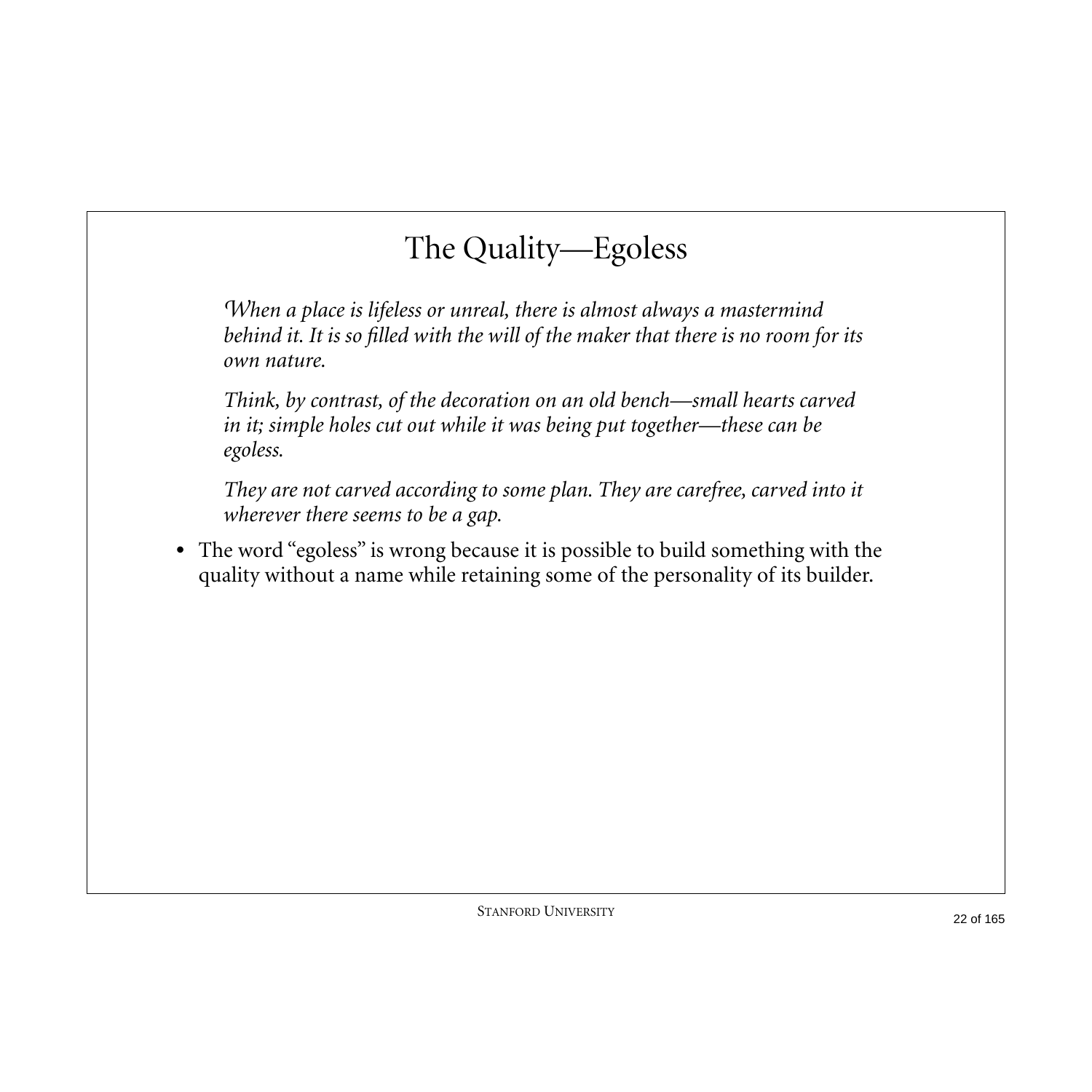# The Quality—Egoless

*When a place is lifeless or unreal, there is almost always a mastermind behind it. It is so filled with the will of the maker that there is no room for its own nature.*

*Think, by contrast, of the decoration on an old bench—small hearts carved in it; simple holes cut out while it was being put together—these can be egoless.*

*They are not carved according to some plan. They are carefree, carved into it wherever there seems to be a gap.*

- The word "egoless" is wrong because it is possible to build something with the quality without a name while retaining some of the personality of its builder.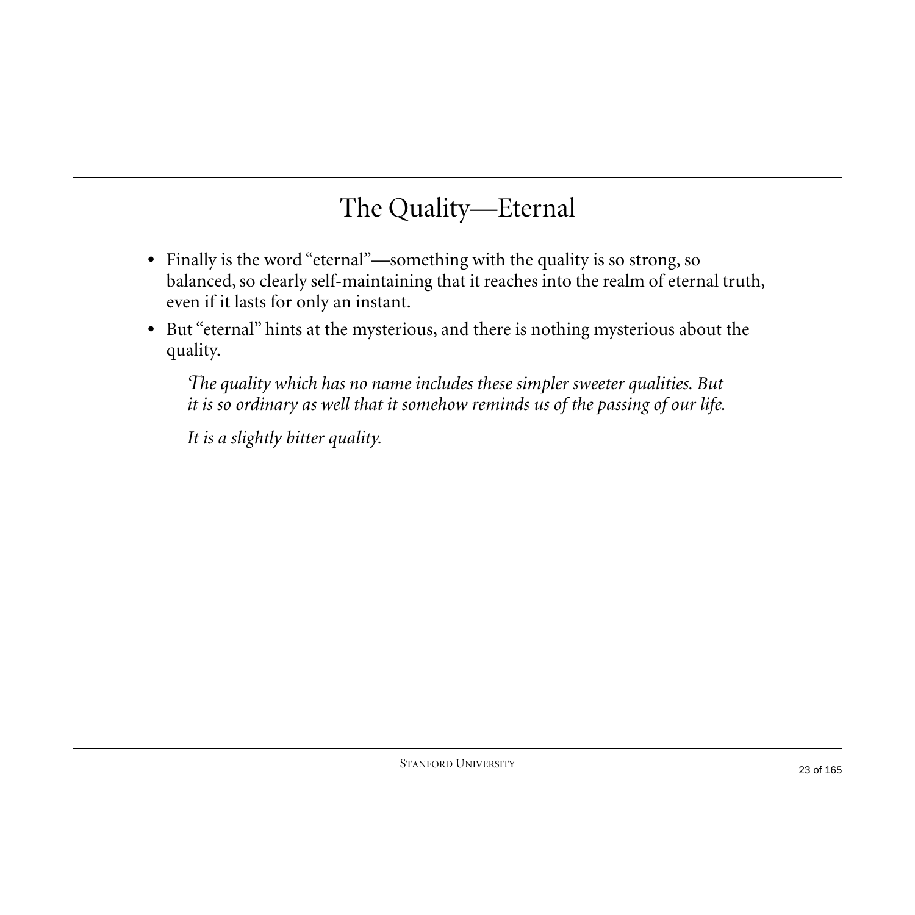# The Quality—Eternal

- Finally is the word "eternal"—something with the quality is so strong, so balanced, so clearly self-maintaining that it reaches into the realm of eternal truth, even if it lasts for only an instant.
- But "eternal" hints at the mysterious, and there is nothing mysterious about the quality.

> *The quality which has no name includes these simpler sweeter qualities. But it is so ordinary as well that it somehow reminds us of the passing of our life.*
>
> *It is a slightly bitter quality.*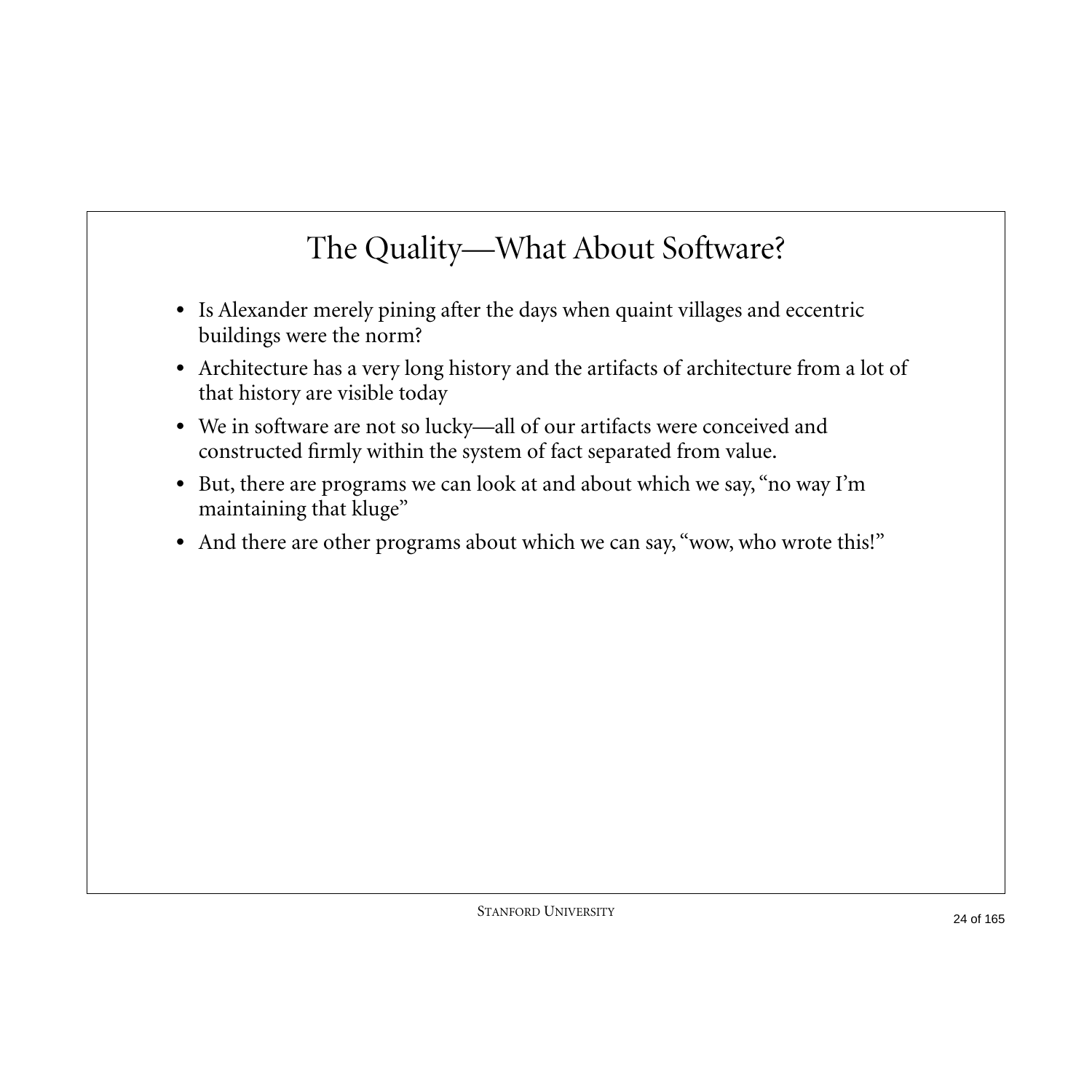# The Quality—What About Software?

- Is Alexander merely pining after the days when quaint villages and eccentric buildings were the norm?
- Architecture has a very long history and the artifacts of architecture from a lot of that history are visible today
- We in software are not so lucky—all of our artifacts were conceived and constructed firmly within the system of fact separated from value.
- But, there are programs we can look at and about which we say, "no way I'm maintaining that kluge"
- And there are other programs about which we can say, "wow, who wrote this!"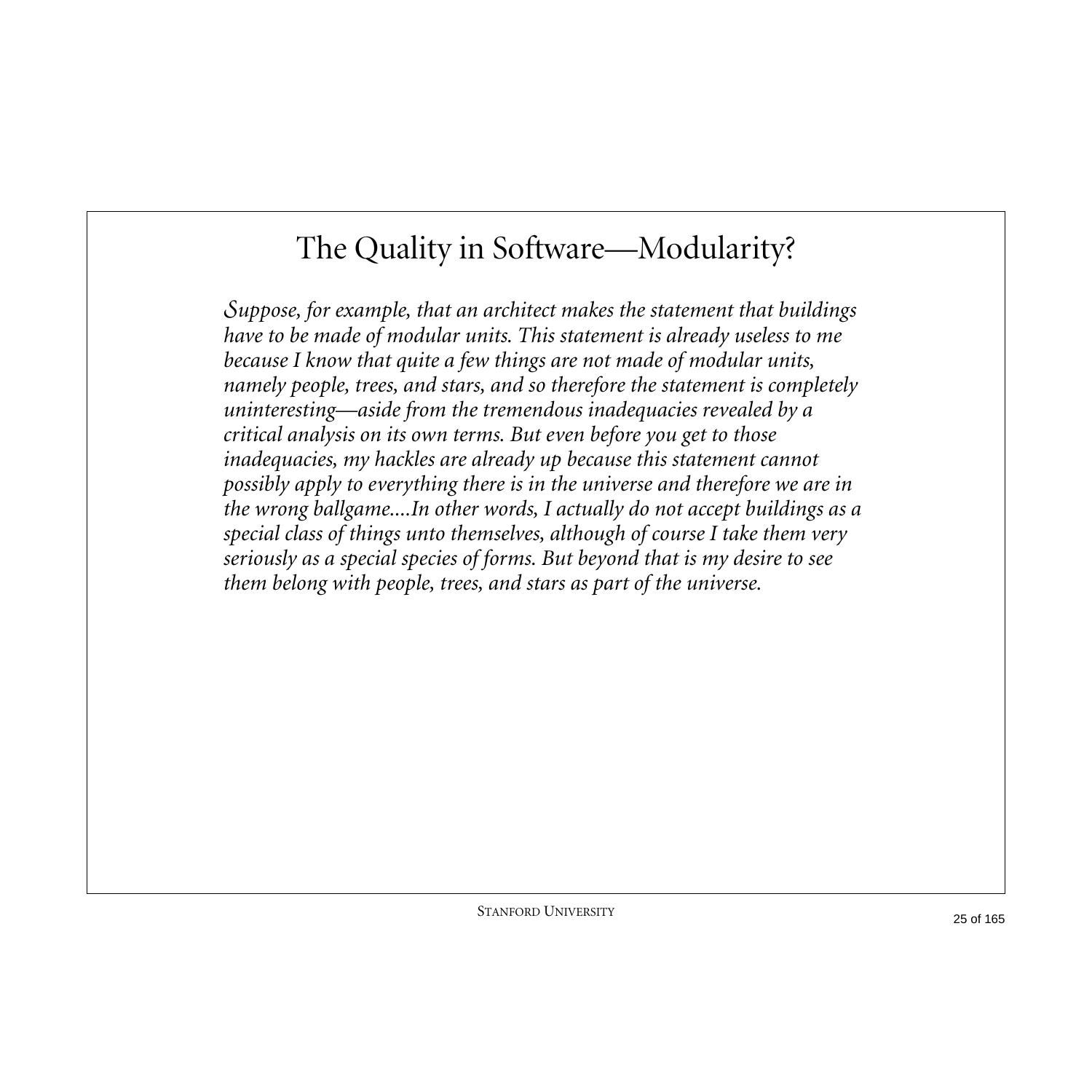# The Quality in Software—Modularity?

*Suppose, for example, that an architect makes the statement that buildings have to be made of modular units. This statement is already useless to me because I know that quite a few things are not made of modular units, namely people, trees, and stars, and so therefore the statement is completely uninteresting—aside from the tremendous inadequacies revealed by a critical analysis on its own terms. But even before you get to those inadequacies, my hackles are already up because this statement cannot possibly apply to everything there is in the universe and therefore we are in the wrong ballgame....In other words, I actually do not accept buildings as a special class of things unto themselves, although of course I take them very seriously as a special species of forms. But beyond that is my desire to see them belong with people, trees, and stars as part of the universe.*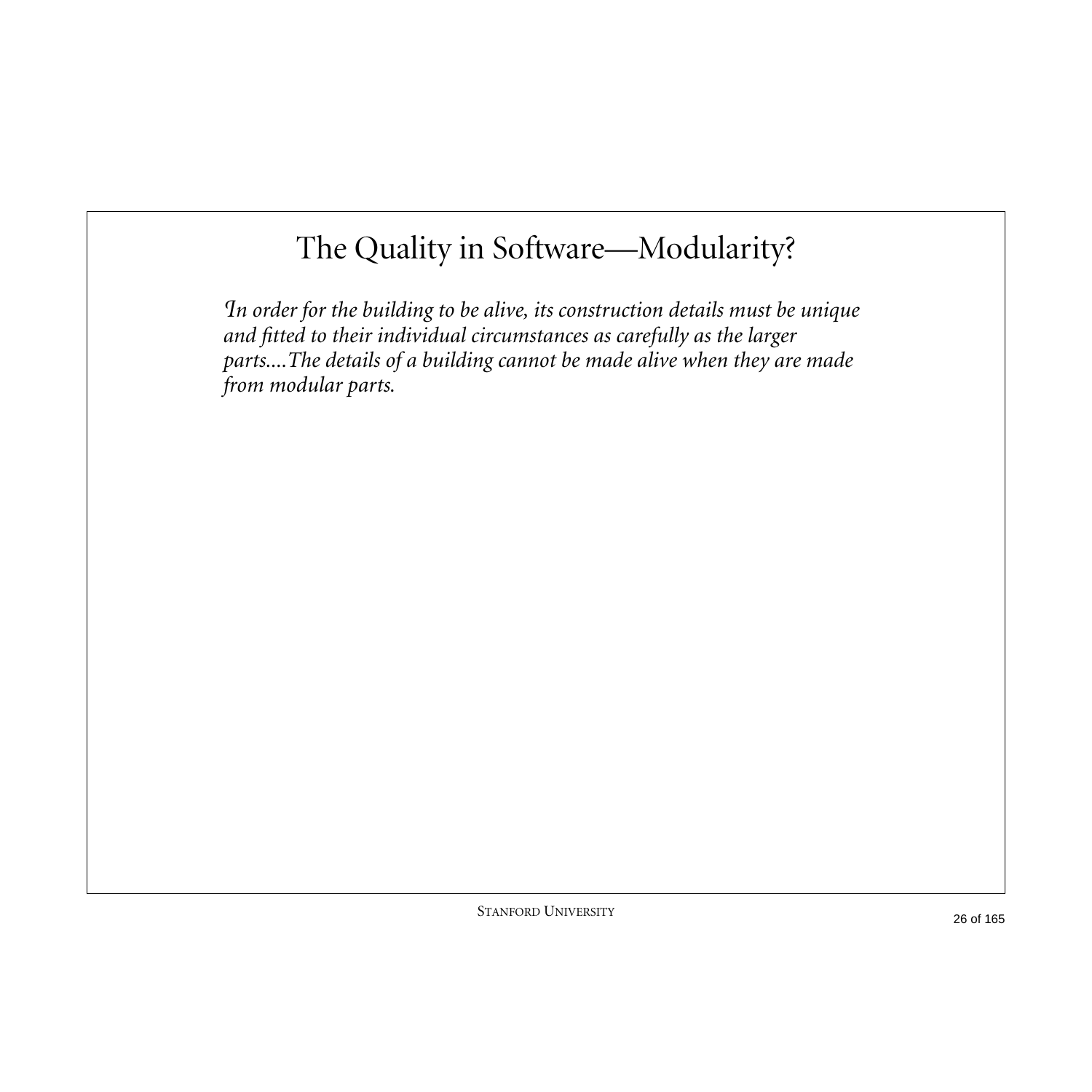# The Quality in Software—Modularity?

*In order for the building to be alive, its construction details must be unique and fitted to their individual circumstances as carefully as the larger parts....The details of a building cannot be made alive when they are made from modular parts.*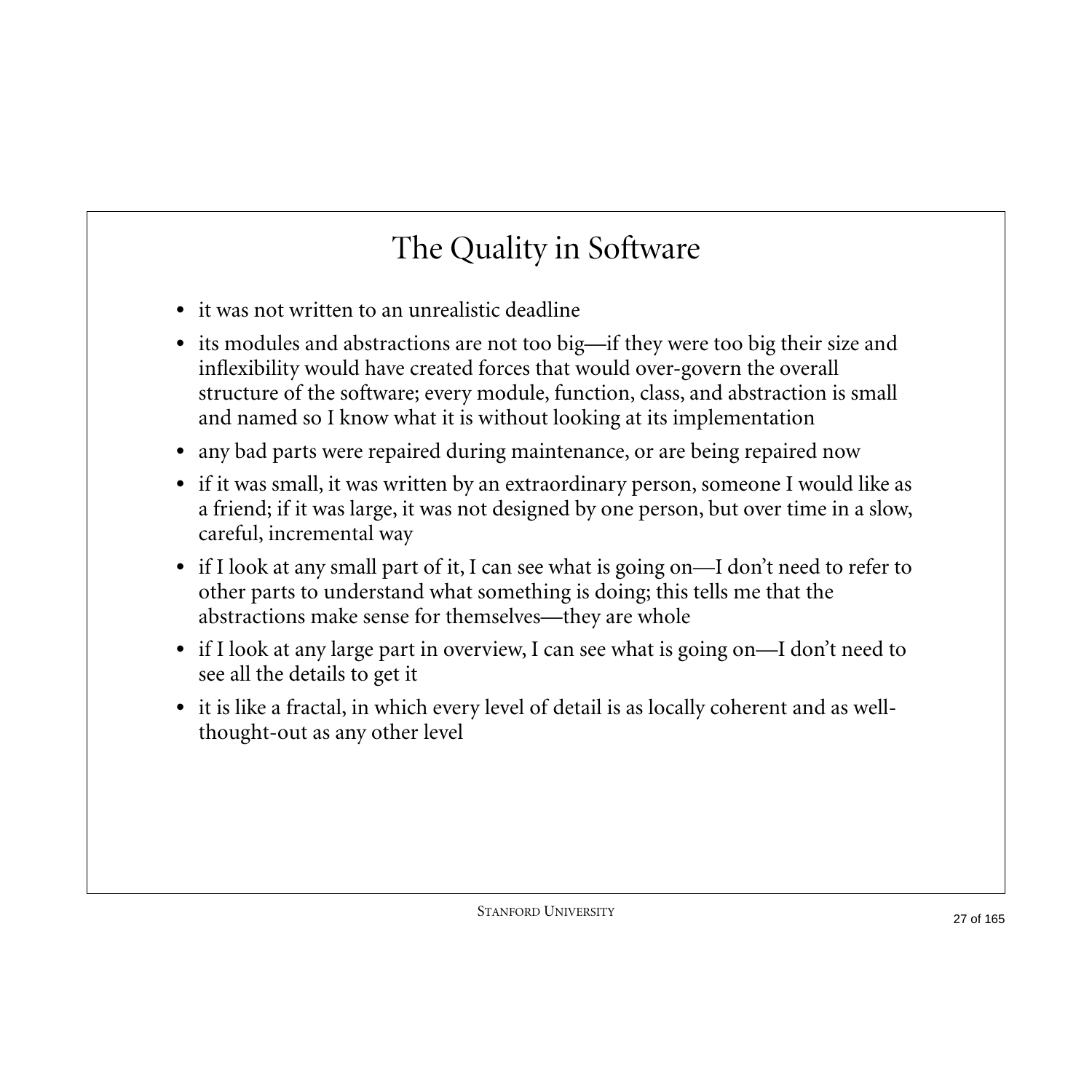# The Quality in Software

- it was not written to an unrealistic deadline
- its modules and abstractions are not too big—if they were too big their size and inflexibility would have created forces that would over-govern the overall structure of the software; every module, function, class, and abstraction is small and named so I know what it is without looking at its implementation
- any bad parts were repaired during maintenance, or are being repaired now
- if it was small, it was written by an extraordinary person, someone I would like as a friend; if it was large, it was not designed by one person, but over time in a slow, careful, incremental way
- if I look at any small part of it, I can see what is going on—I don't need to refer to other parts to understand what something is doing; this tells me that the abstractions make sense for themselves—they are whole
- if I look at any large part in overview, I can see what is going on—I don't need to see all the details to get it
- it is like a fractal, in which every level of detail is as locally coherent and as well-thought-out as any other level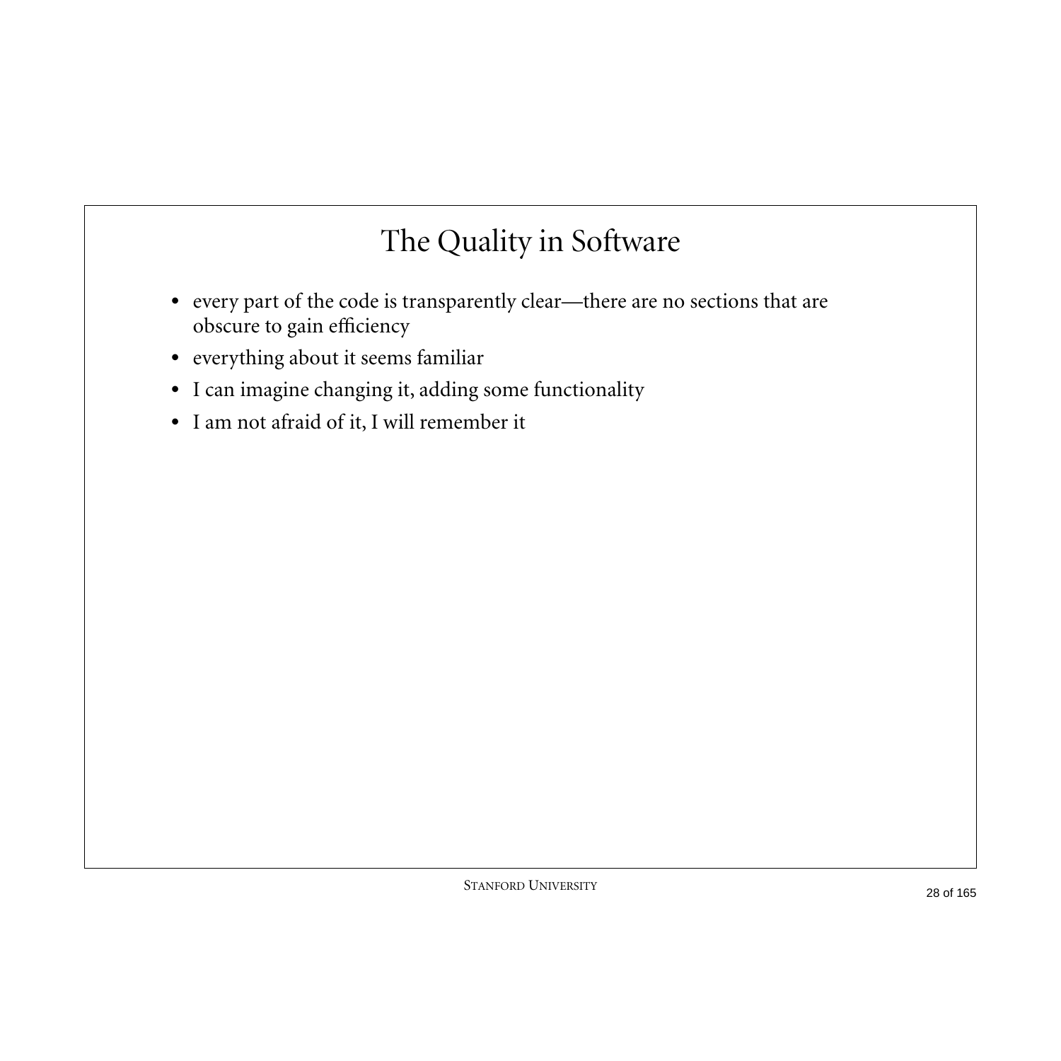# The Quality in Software

- every part of the code is transparently clear—there are no sections that are obscure to gain efficiency
- everything about it seems familiar
- I can imagine changing it, adding some functionality
- I am not afraid of it, I will remember it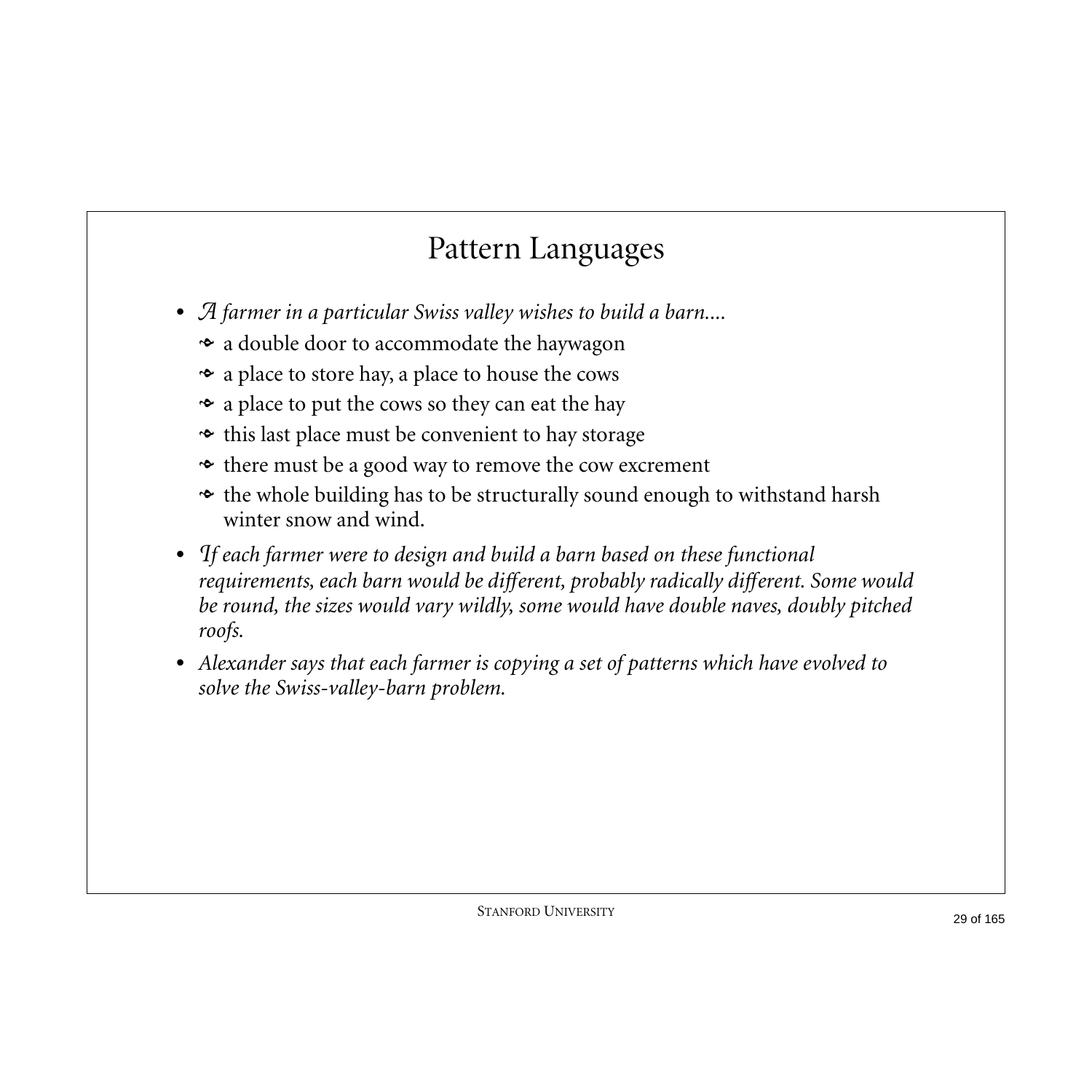# Pattern Languages

- *A farmer in a particular Swiss valley wishes to build a barn....*
  - a double door to accommodate the haywagon
  - a place to store hay, a place to house the cows
  - a place to put the cows so they can eat the hay
  - this last place must be convenient to hay storage
  - there must be a good way to remove the cow excrement
  - the whole building has to be structurally sound enough to withstand harsh winter snow and wind.
- *If each farmer were to design and build a barn based on these functional requirements, each barn would be different, probably radically different. Some would be round, the sizes would vary wildly, some would have double naves, doubly pitched roofs.*
- *Alexander says that each farmer is copying a set of patterns which have evolved to solve the Swiss-valley-barn problem.*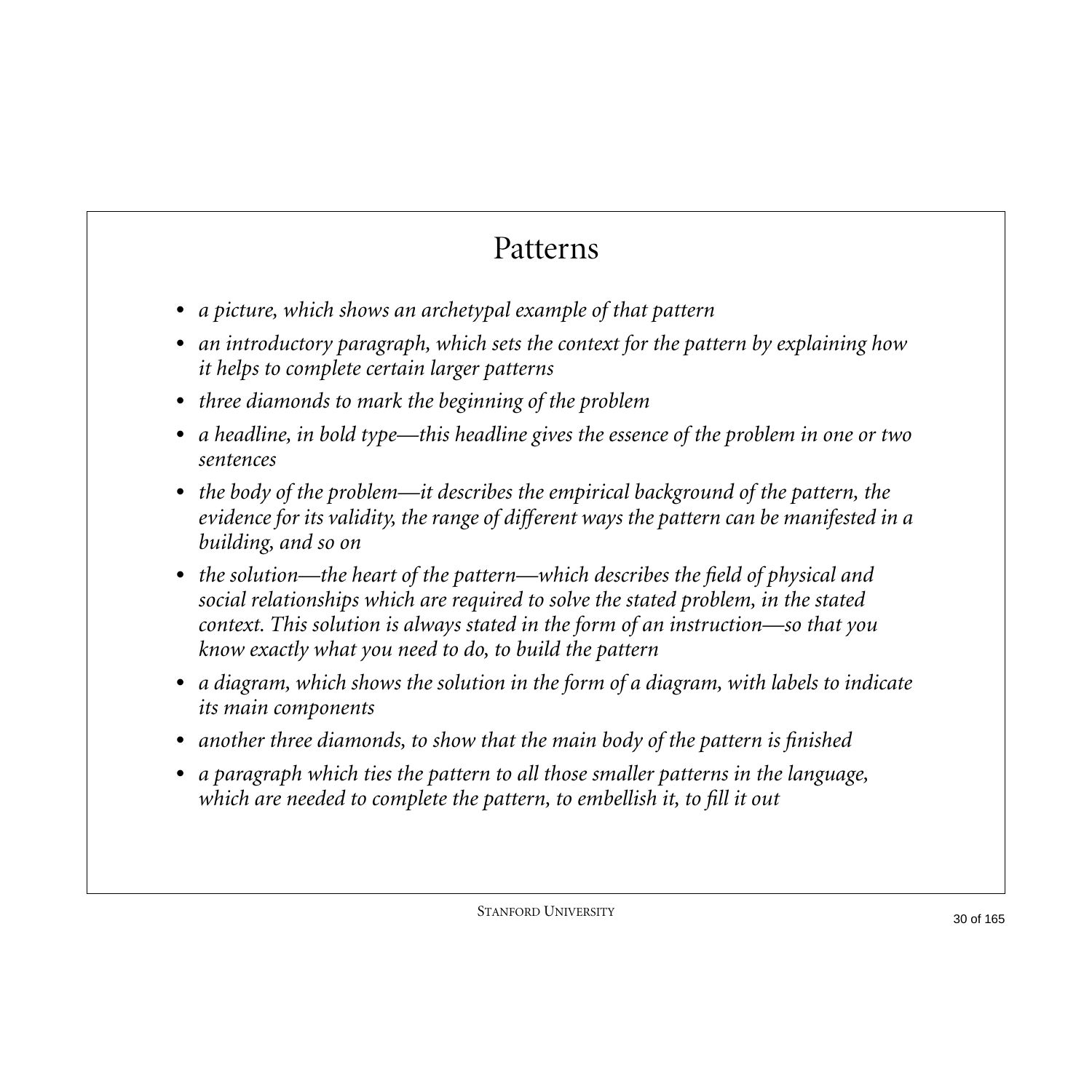# Patterns

- *a picture, which shows an archetypal example of that pattern*
- *an introductory paragraph, which sets the context for the pattern by explaining how it helps to complete certain larger patterns*
- *three diamonds to mark the beginning of the problem*
- *a headline, in bold type—this headline gives the essence of the problem in one or two sentences*
- *the body of the problem—it describes the empirical background of the pattern, the evidence for its validity, the range of different ways the pattern can be manifested in a building, and so on*
- *the solution—the heart of the pattern—which describes the field of physical and social relationships which are required to solve the stated problem, in the stated context. This solution is always stated in the form of an instruction—so that you know exactly what you need to do, to build the pattern*
- *a diagram, which shows the solution in the form of a diagram, with labels to indicate its main components*
- *another three diamonds, to show that the main body of the pattern is finished*
- *a paragraph which ties the pattern to all those smaller patterns in the language, which are needed to complete the pattern, to embellish it, to fill it out*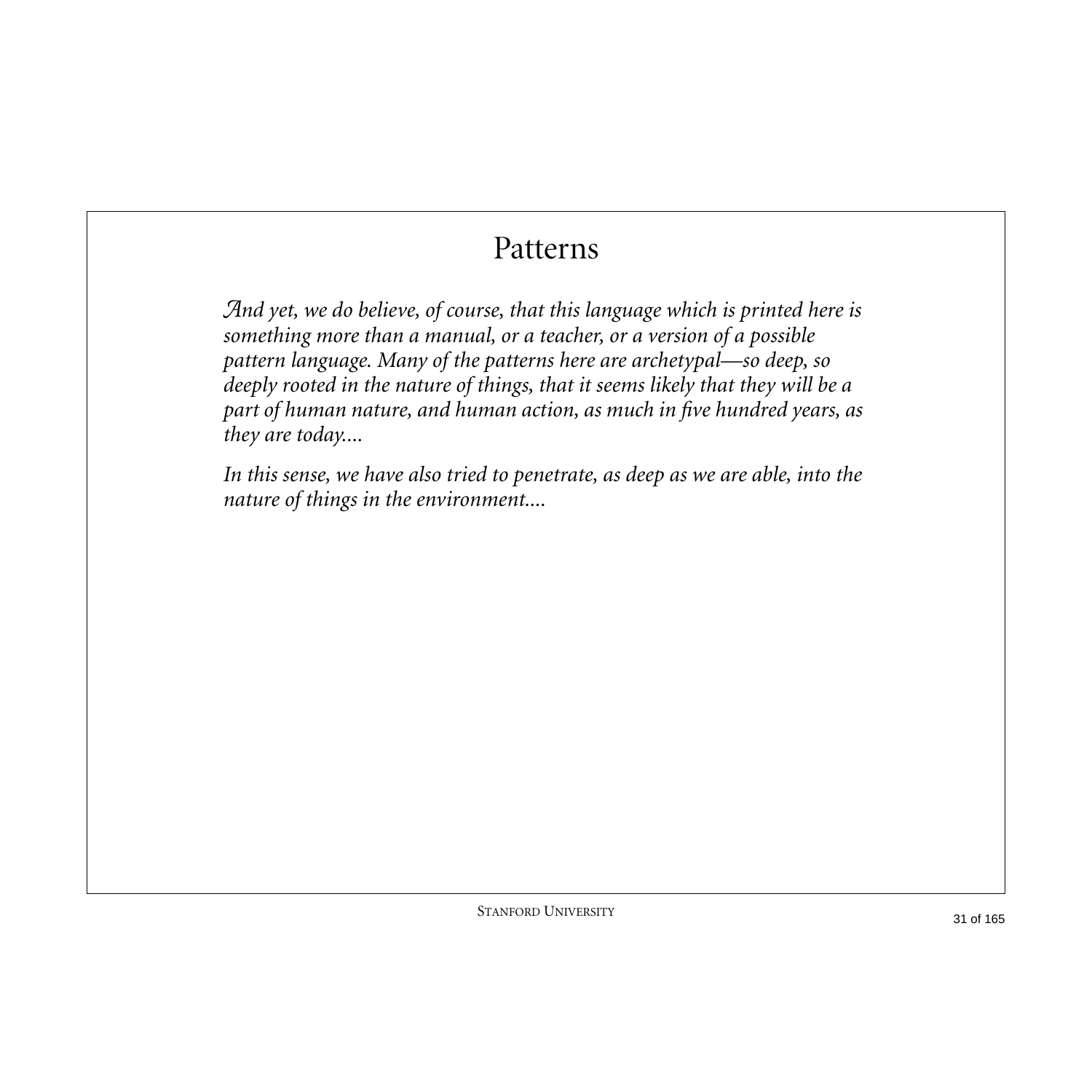# Patterns

*And yet, we do believe, of course, that this language which is printed here is something more than a manual, or a teacher, or a version of a possible pattern language. Many of the patterns here are archetypal—so deep, so deeply rooted in the nature of things, that it seems likely that they will be a part of human nature, and human action, as much in five hundred years, as they are today....*

*In this sense, we have also tried to penetrate, as deep as we are able, into the nature of things in the environment....*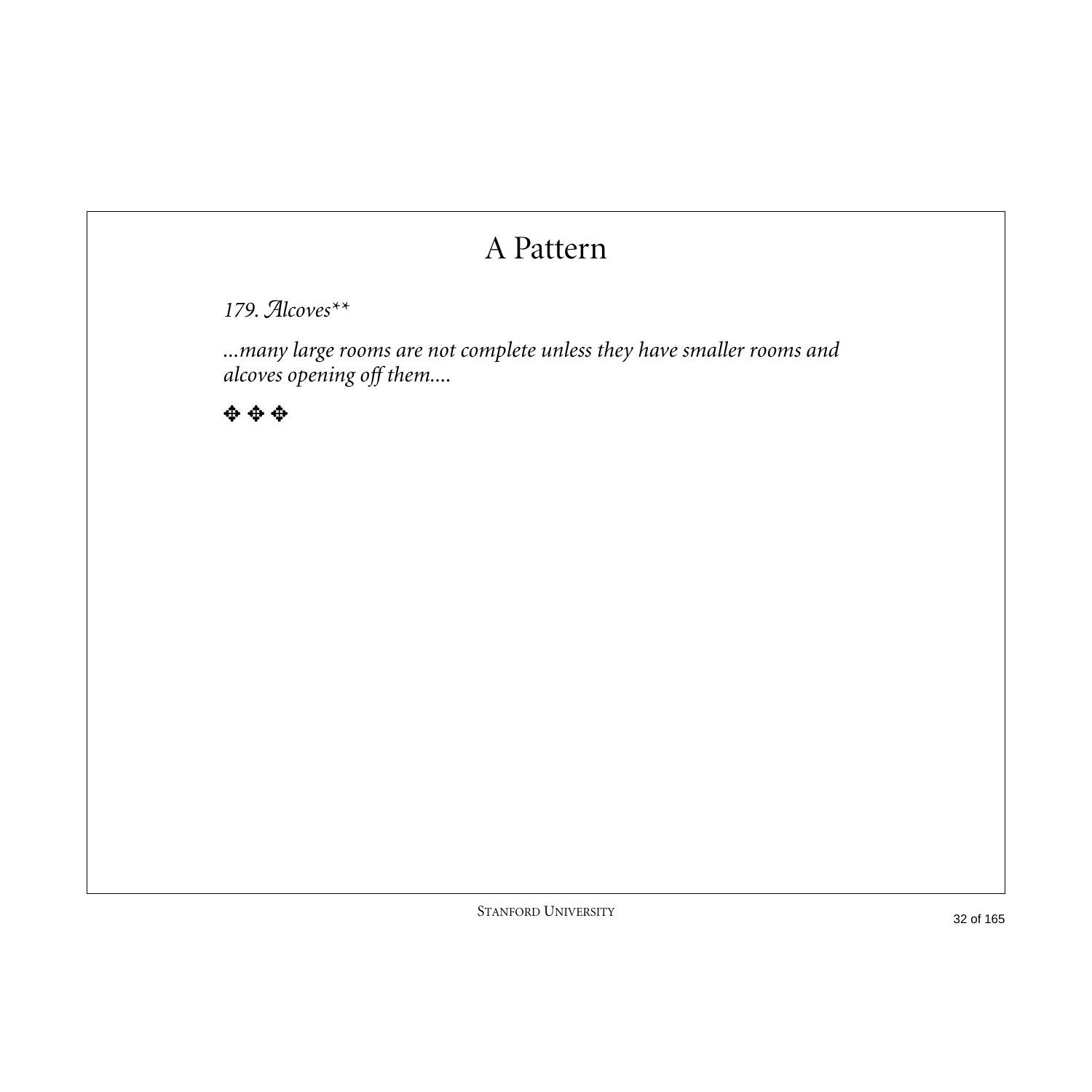# A Pattern

*179. Alcoves***

*...many large rooms are not complete unless they have smaller rooms and alcoves opening off them....*

✥ ✥ ✥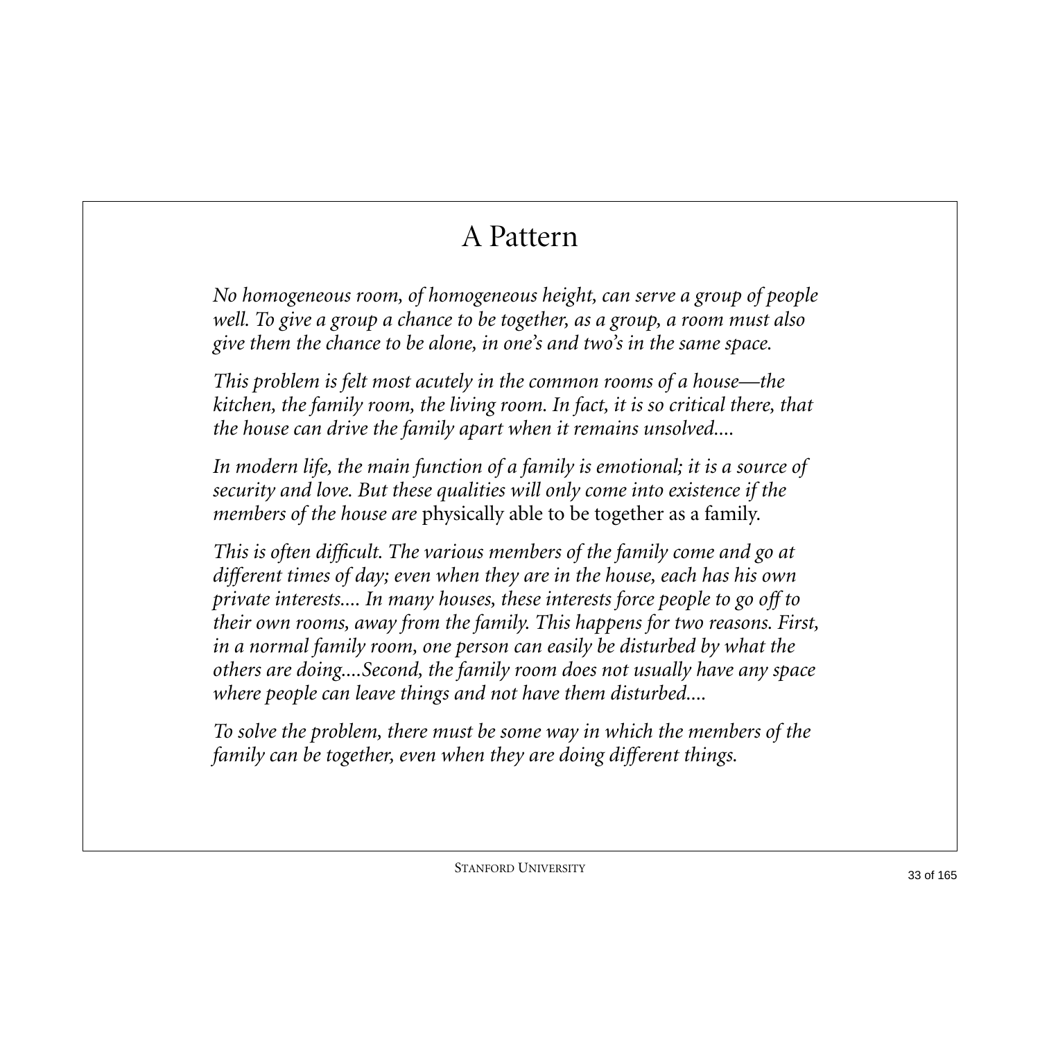# A Pattern

*No homogeneous room, of homogeneous height, can serve a group of people well. To give a group a chance to be together, as a group, a room must also give them the chance to be alone, in one's and two's in the same space.*

*This problem is felt most acutely in the common rooms of a house—the kitchen, the family room, the living room. In fact, it is so critical there, that the house can drive the family apart when it remains unsolved....*

*In modern life, the main function of a family is emotional; it is a source of security and love. But these qualities will only come into existence if the members of the house are* physically able to be together as a family.

*This is often difficult. The various members of the family come and go at different times of day; even when they are in the house, each has his own private interests.... In many houses, these interests force people to go off to their own rooms, away from the family. This happens for two reasons. First, in a normal family room, one person can easily be disturbed by what the others are doing....Second, the family room does not usually have any space where people can leave things and not have them disturbed....*

*To solve the problem, there must be some way in which the members of the family can be together, even when they are doing different things.*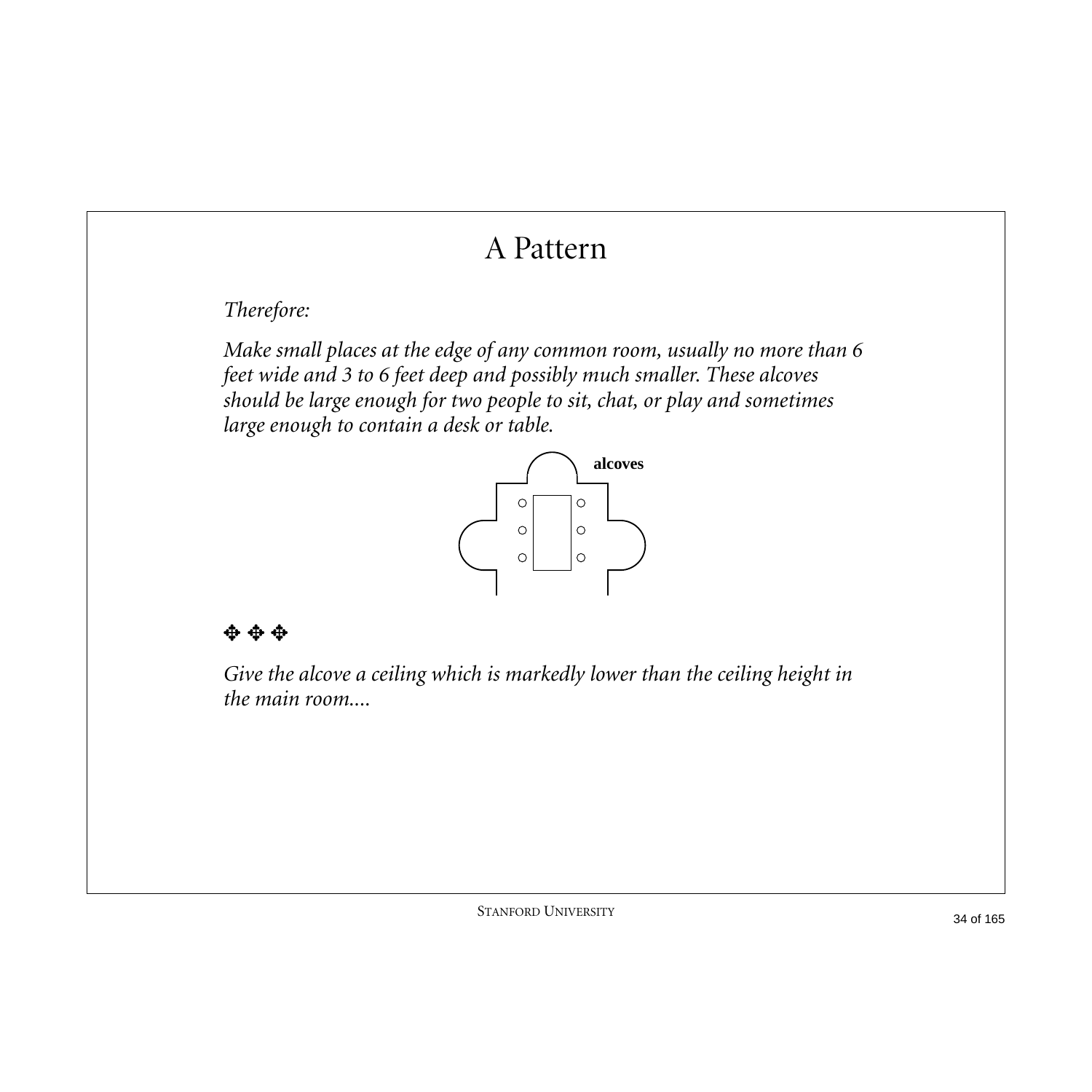# A Pattern

*Therefore:*

*Make small places at the edge of any common room, usually no more than 6 feet wide and 3 to 6 feet deep and possibly much smaller. These alcoves should be large enough for two people to sit, chat, or play and sometimes large enough to contain a desk or table.*

**alcoves**

✥ ✥ ✥

*Give the alcove a ceiling which is markedly lower than the ceiling height in the main room....*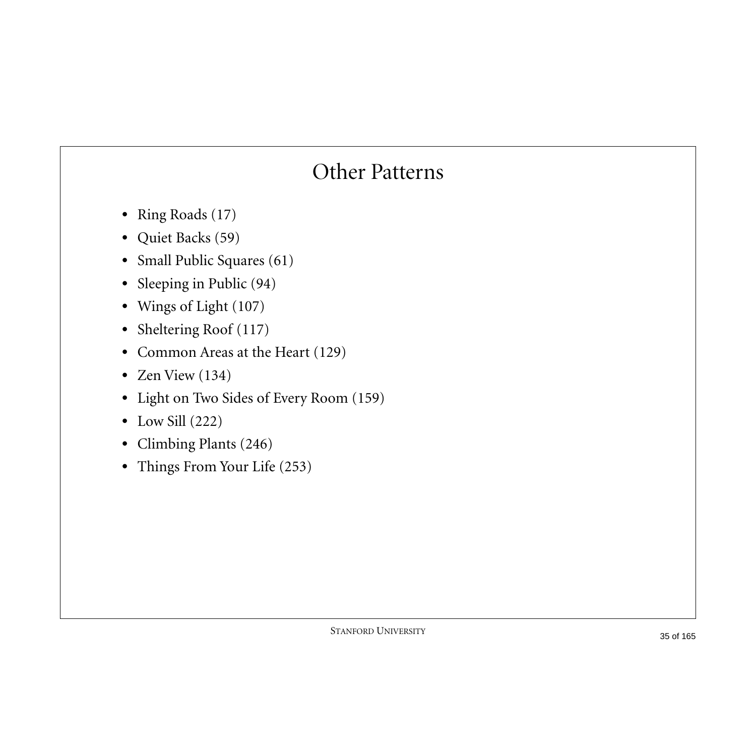# Other Patterns

- Ring Roads (17)
- Quiet Backs (59)
- Small Public Squares (61)
- Sleeping in Public (94)
- Wings of Light (107)
- Sheltering Roof (117)
- Common Areas at the Heart (129)
- Zen View (134)
- Light on Two Sides of Every Room (159)
- Low Sill (222)
- Climbing Plants (246)
- Things From Your Life (253)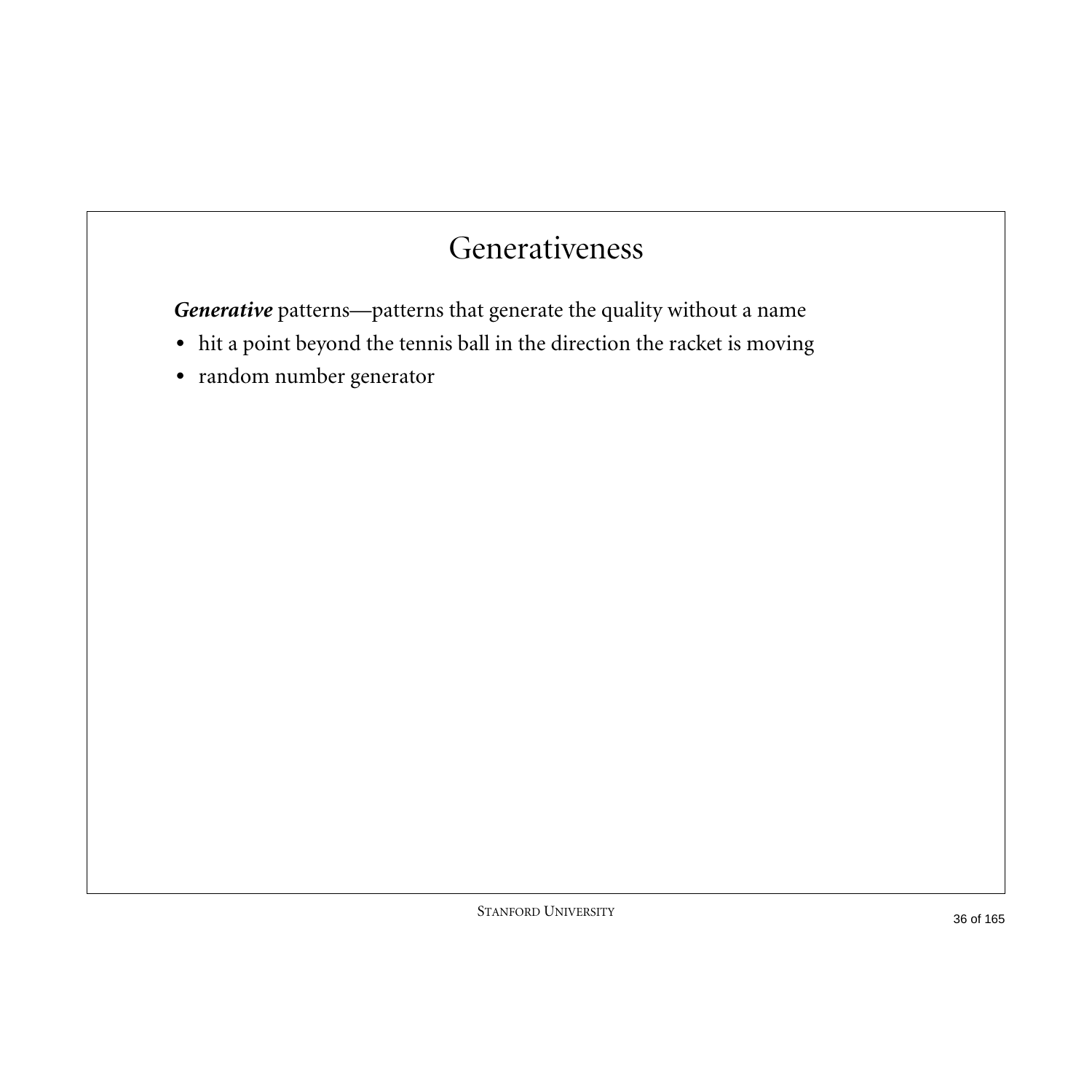# Generativeness

***Generative*** patterns—patterns that generate the quality without a name

- hit a point beyond the tennis ball in the direction the racket is moving
- random number generator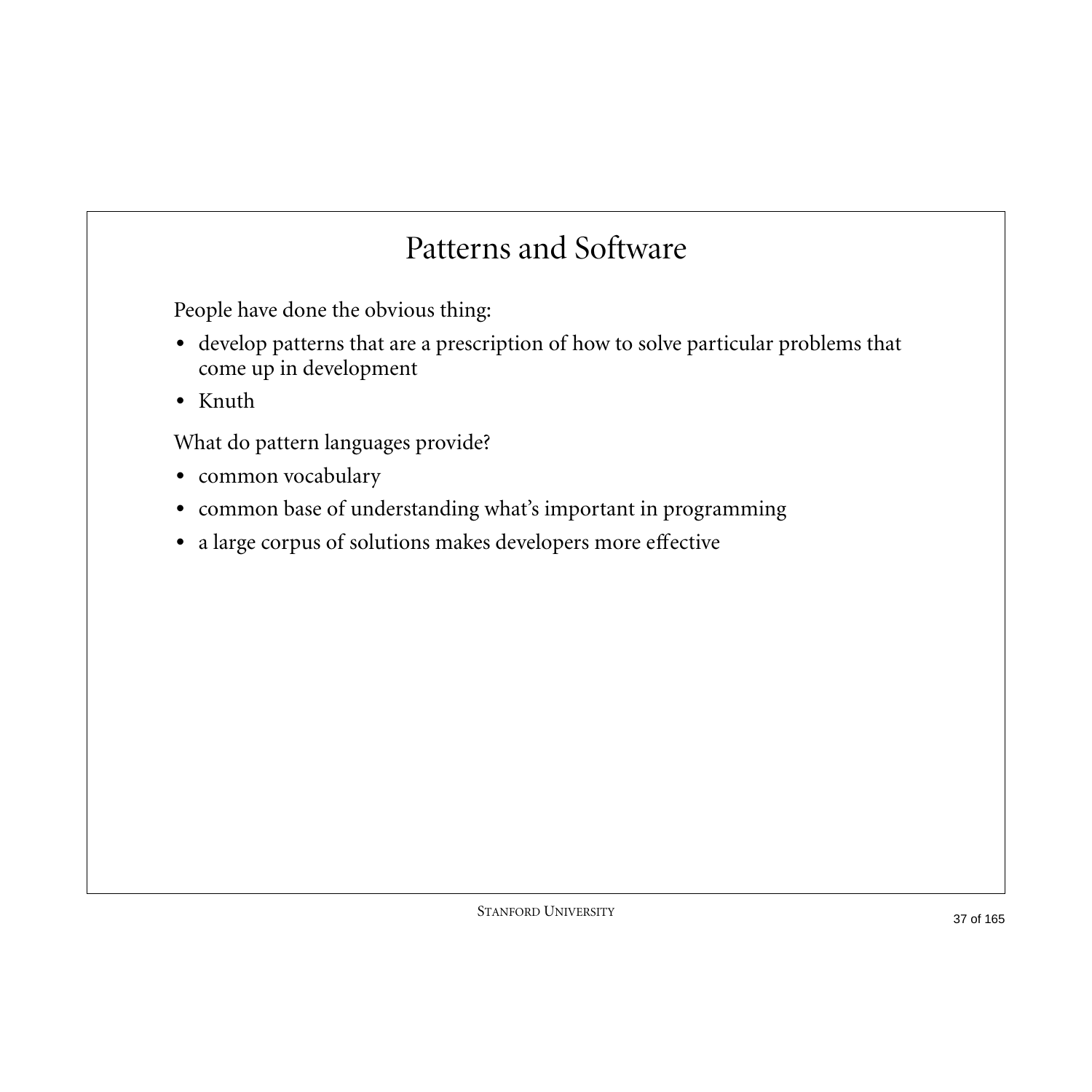# Patterns and Software

People have done the obvious thing:

- develop patterns that are a prescription of how to solve particular problems that come up in development
- Knuth

What do pattern languages provide?

- common vocabulary
- common base of understanding what's important in programming
- a large corpus of solutions makes developers more effective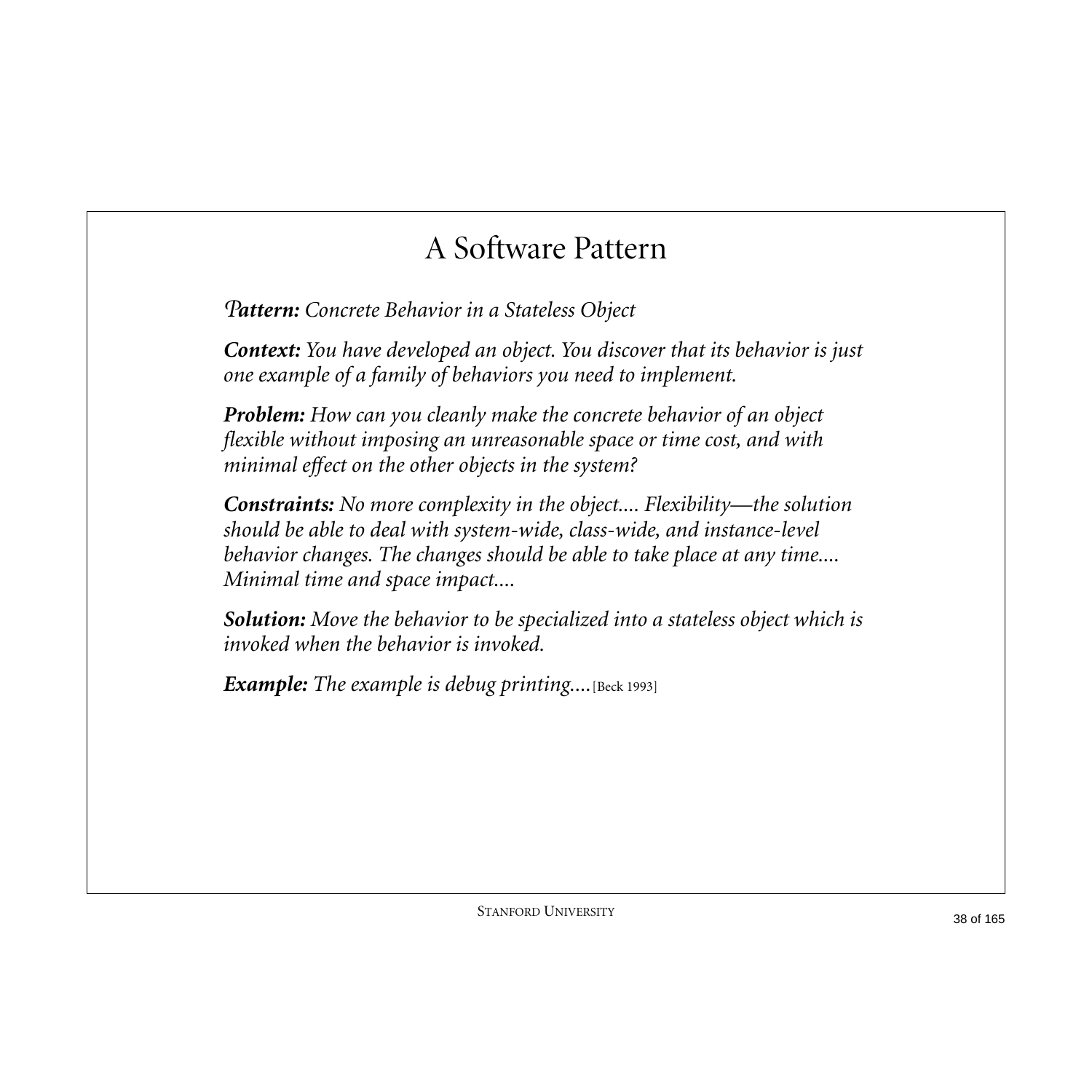# A Software Pattern

***Pattern:*** *Concrete Behavior in a Stateless Object*

***Context:*** *You have developed an object. You discover that its behavior is just one example of a family of behaviors you need to implement.*

***Problem:*** *How can you cleanly make the concrete behavior of an object flexible without imposing an unreasonable space or time cost, and with minimal effect on the other objects in the system?*

***Constraints:*** *No more complexity in the object.... Flexibility—the solution should be able to deal with system-wide, class-wide, and instance-level behavior changes. The changes should be able to take place at any time.... Minimal time and space impact....*

***Solution:*** *Move the behavior to be specialized into a stateless object which is invoked when the behavior is invoked.*

***Example:*** *The example is debug printing....* [Beck 1993]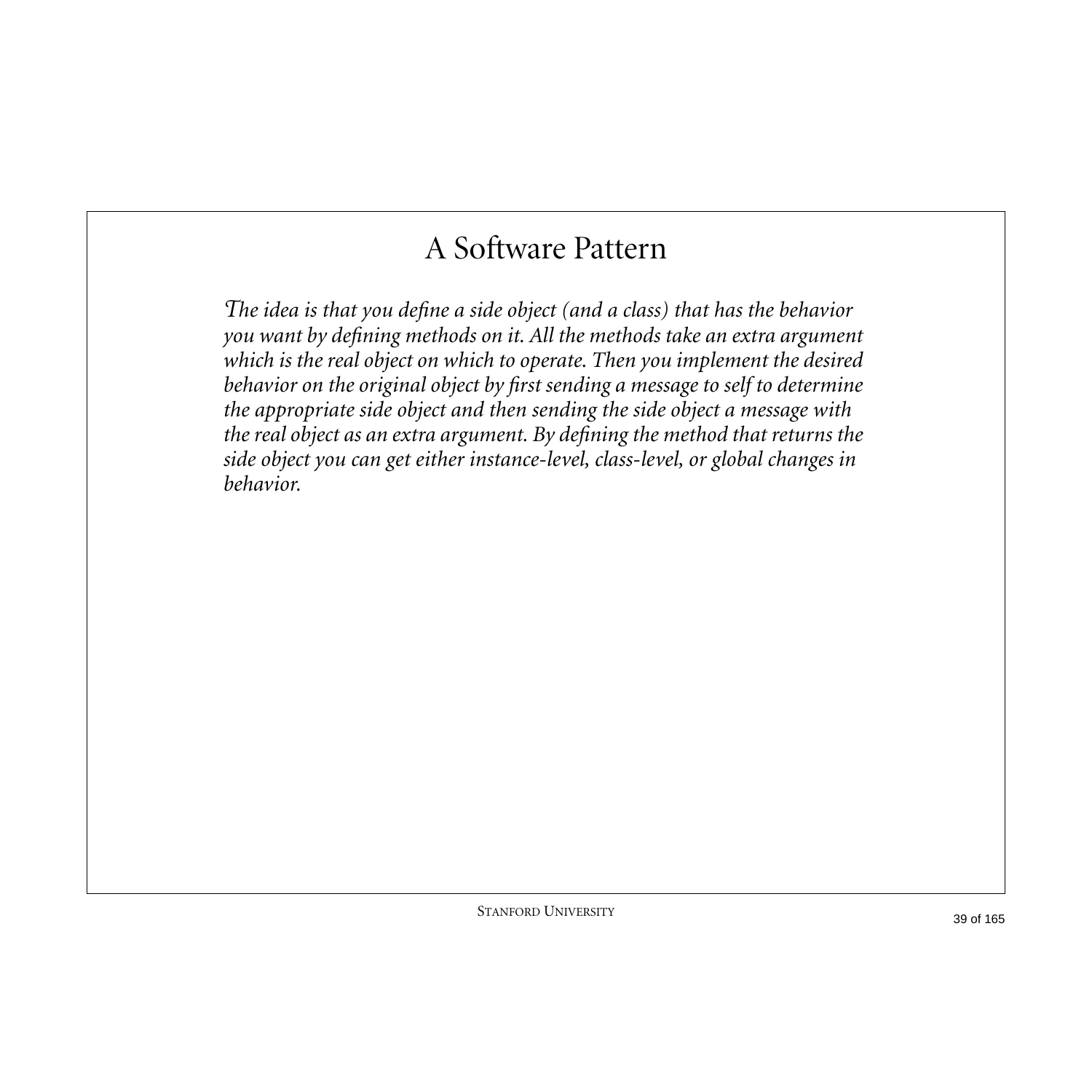# A Software Pattern

*The idea is that you define a side object (and a class) that has the behavior you want by defining methods on it. All the methods take an extra argument which is the real object on which to operate. Then you implement the desired behavior on the original object by first sending a message to self to determine the appropriate side object and then sending the side object a message with the real object as an extra argument. By defining the method that returns the side object you can get either instance-level, class-level, or global changes in behavior.*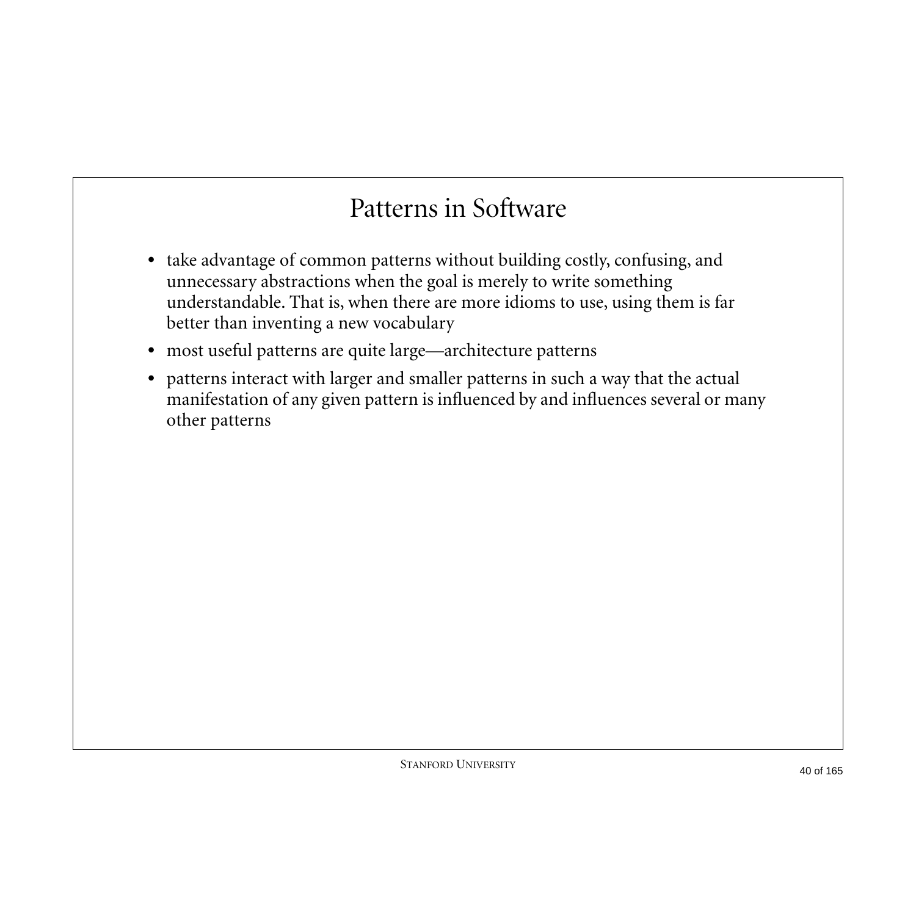# Patterns in Software

- take advantage of common patterns without building costly, confusing, and unnecessary abstractions when the goal is merely to write something understandable. That is, when there are more idioms to use, using them is far better than inventing a new vocabulary
- most useful patterns are quite large—architecture patterns
- patterns interact with larger and smaller patterns in such a way that the actual manifestation of any given pattern is influenced by and influences several or many other patterns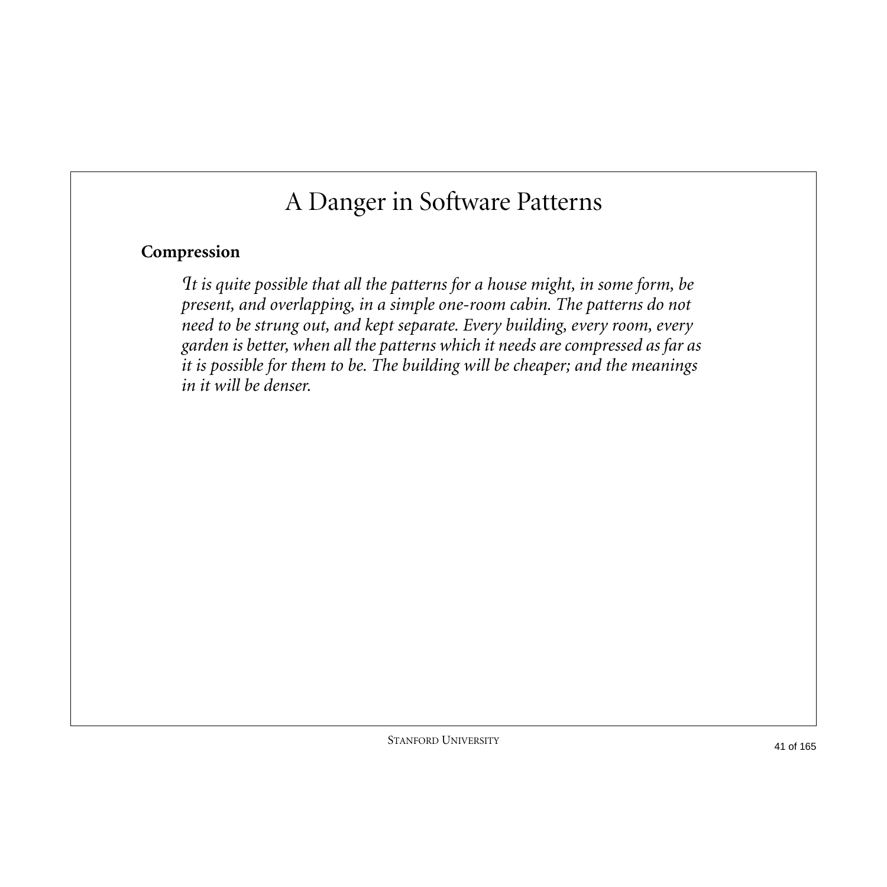# A Danger in Software Patterns

**Compression**

> *It is quite possible that all the patterns for a house might, in some form, be present, and overlapping, in a simple one-room cabin. The patterns do not need to be strung out, and kept separate. Every building, every room, every garden is better, when all the patterns which it needs are compressed as far as it is possible for them to be. The building will be cheaper; and the meanings in it will be denser.*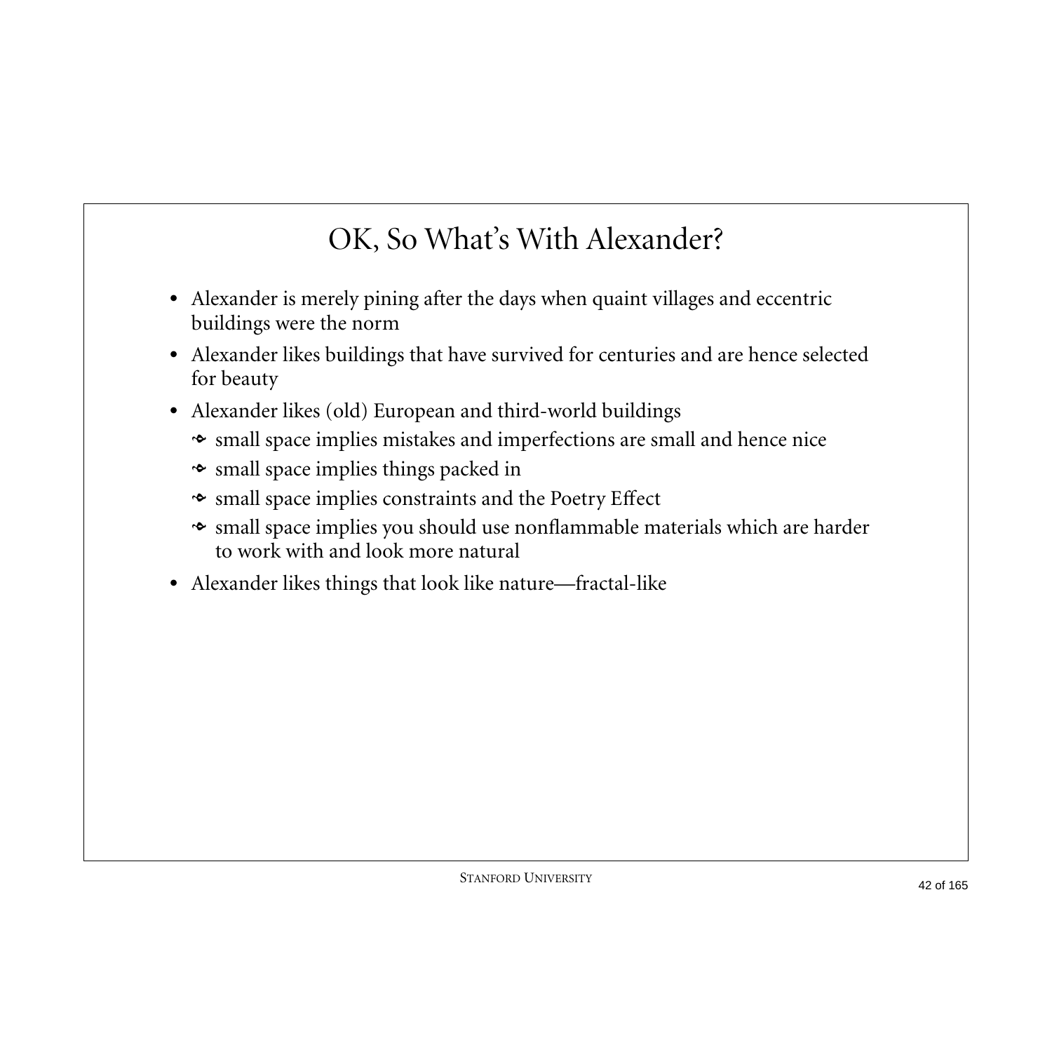# OK, So What's With Alexander?

- Alexander is merely pining after the days when quaint villages and eccentric buildings were the norm
- Alexander likes buildings that have survived for centuries and are hence selected for beauty
- Alexander likes (old) European and third-world buildings
  - small space implies mistakes and imperfections are small and hence nice
  - small space implies things packed in
  - small space implies constraints and the Poetry Effect
  - small space implies you should use nonflammable materials which are harder to work with and look more natural
- Alexander likes things that look like nature—fractal-like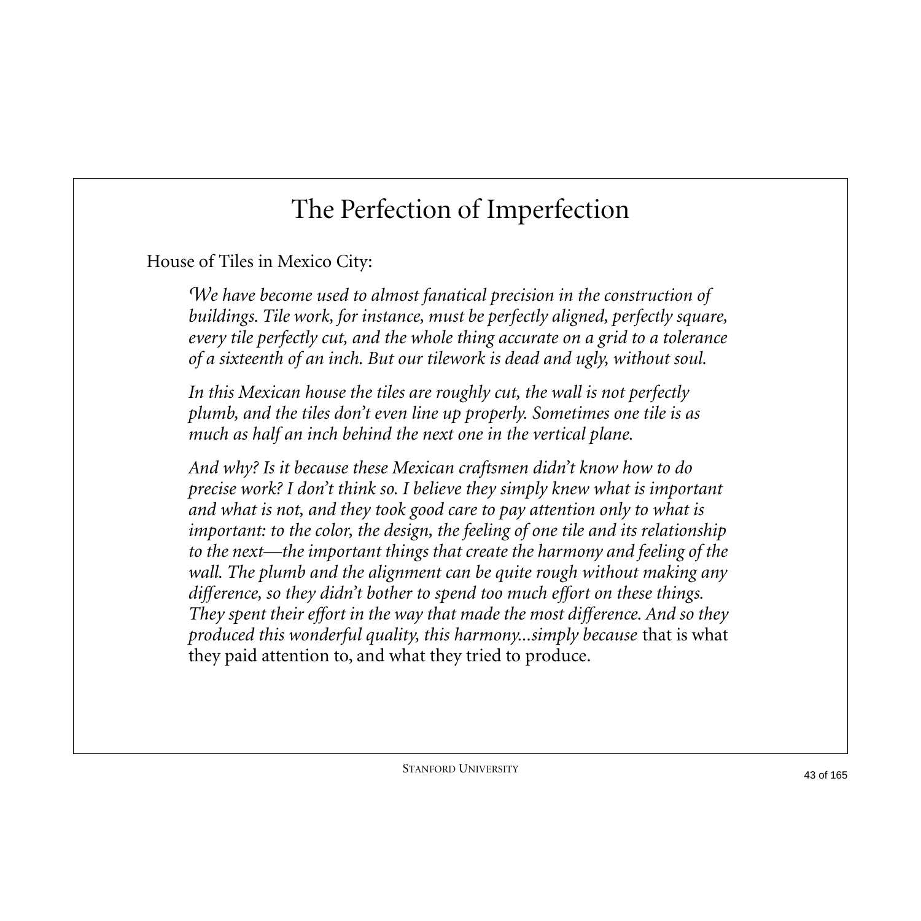# The Perfection of Imperfection

House of Tiles in Mexico City:

> *We have become used to almost fanatical precision in the construction of buildings. Tile work, for instance, must be perfectly aligned, perfectly square, every tile perfectly cut, and the whole thing accurate on a grid to a tolerance of a sixteenth of an inch. But our tilework is dead and ugly, without soul.*
>
> *In this Mexican house the tiles are roughly cut, the wall is not perfectly plumb, and the tiles don't even line up properly. Sometimes one tile is as much as half an inch behind the next one in the vertical plane.*
>
> *And why? Is it because these Mexican craftsmen didn't know how to do precise work? I don't think so. I believe they simply knew what is important and what is not, and they took good care to pay attention only to what is important: to the color, the design, the feeling of one tile and its relationship to the next—the important things that create the harmony and feeling of the wall. The plumb and the alignment can be quite rough without making any difference, so they didn't bother to spend too much effort on these things. They spent their effort in the way that made the most difference. And so they produced this wonderful quality, this harmony...simply because* that is what they paid attention to, and what they tried to produce.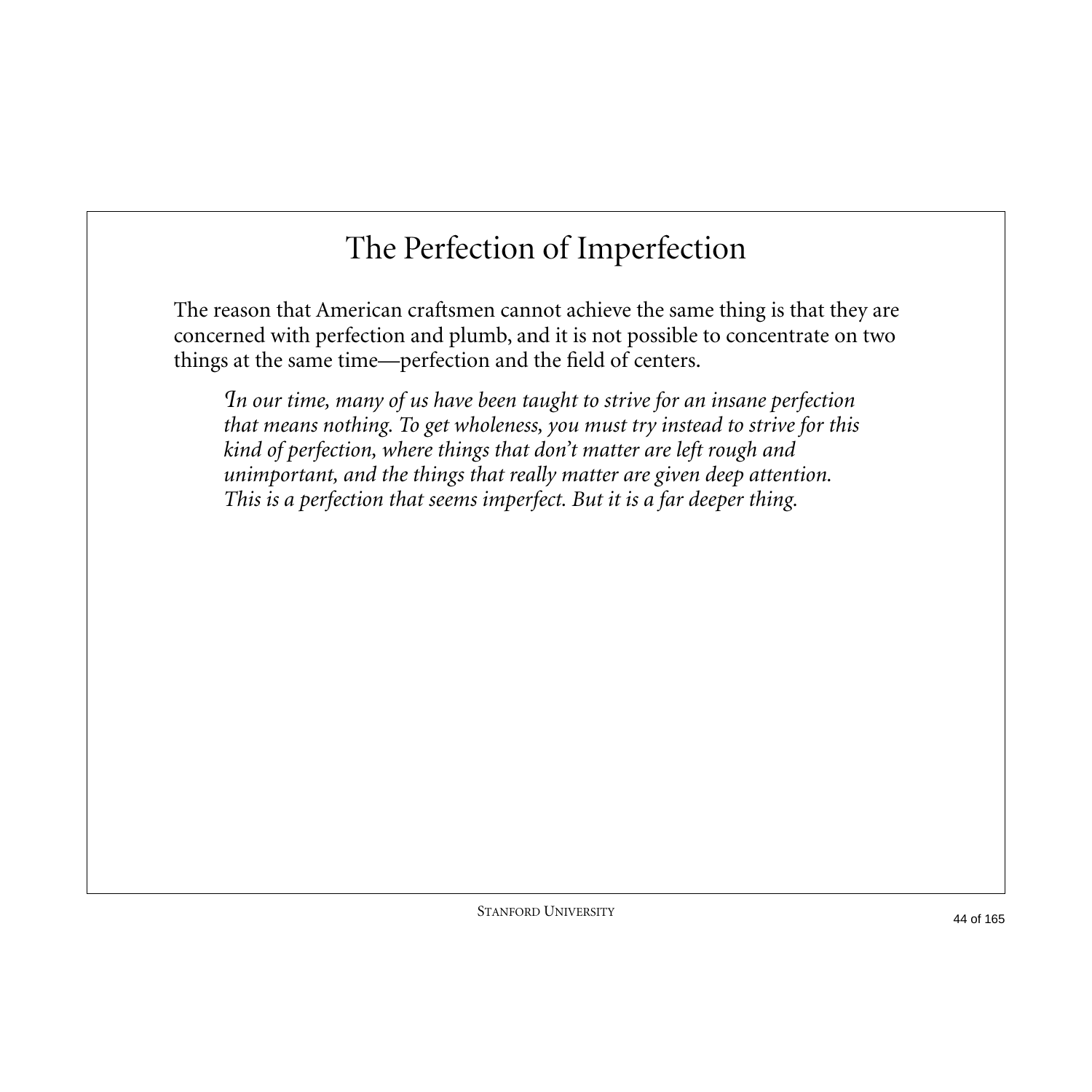# The Perfection of Imperfection

The reason that American craftsmen cannot achieve the same thing is that they are concerned with perfection and plumb, and it is not possible to concentrate on two things at the same time—perfection and the field of centers.

> *In our time, many of us have been taught to strive for an insane perfection that means nothing. To get wholeness, you must try instead to strive for this kind of perfection, where things that don't matter are left rough and unimportant, and the things that really matter are given deep attention. This is a perfection that seems imperfect. But it is a far deeper thing.*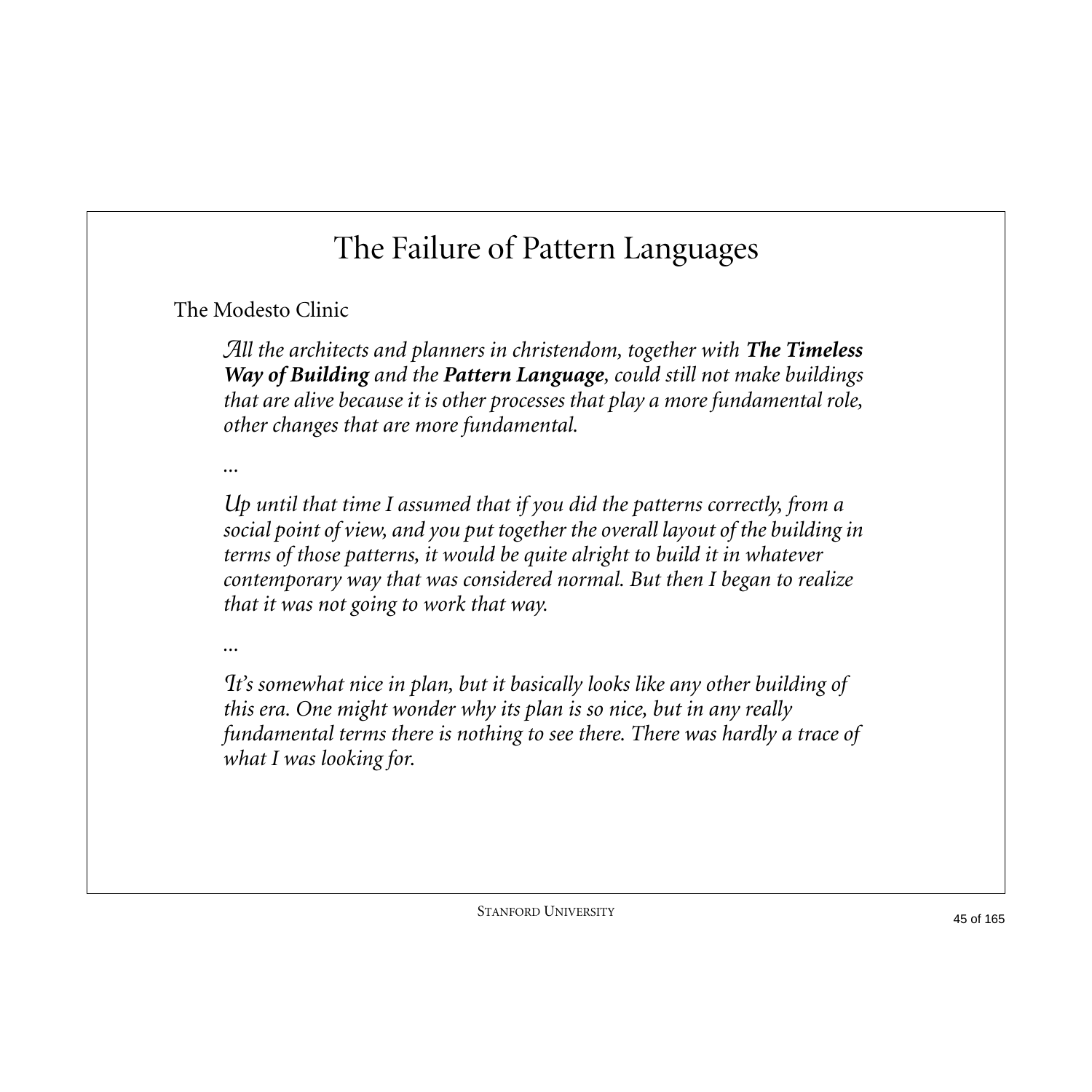# The Failure of Pattern Languages

The Modesto Clinic

> *All the architects and planners in christendom, together with **The Timeless Way of Building** and the **Pattern Language**, could still not make buildings that are alive because it is other processes that play a more fundamental role, other changes that are more fundamental.*
>
> *...*
>
> *Up until that time I assumed that if you did the patterns correctly, from a social point of view, and you put together the overall layout of the building in terms of those patterns, it would be quite alright to build it in whatever contemporary way that was considered normal. But then I began to realize that it was not going to work that way.*
>
> *...*
>
> *It's somewhat nice in plan, but it basically looks like any other building of this era. One might wonder why its plan is so nice, but in any really fundamental terms there is nothing to see there. There was hardly a trace of what I was looking for.*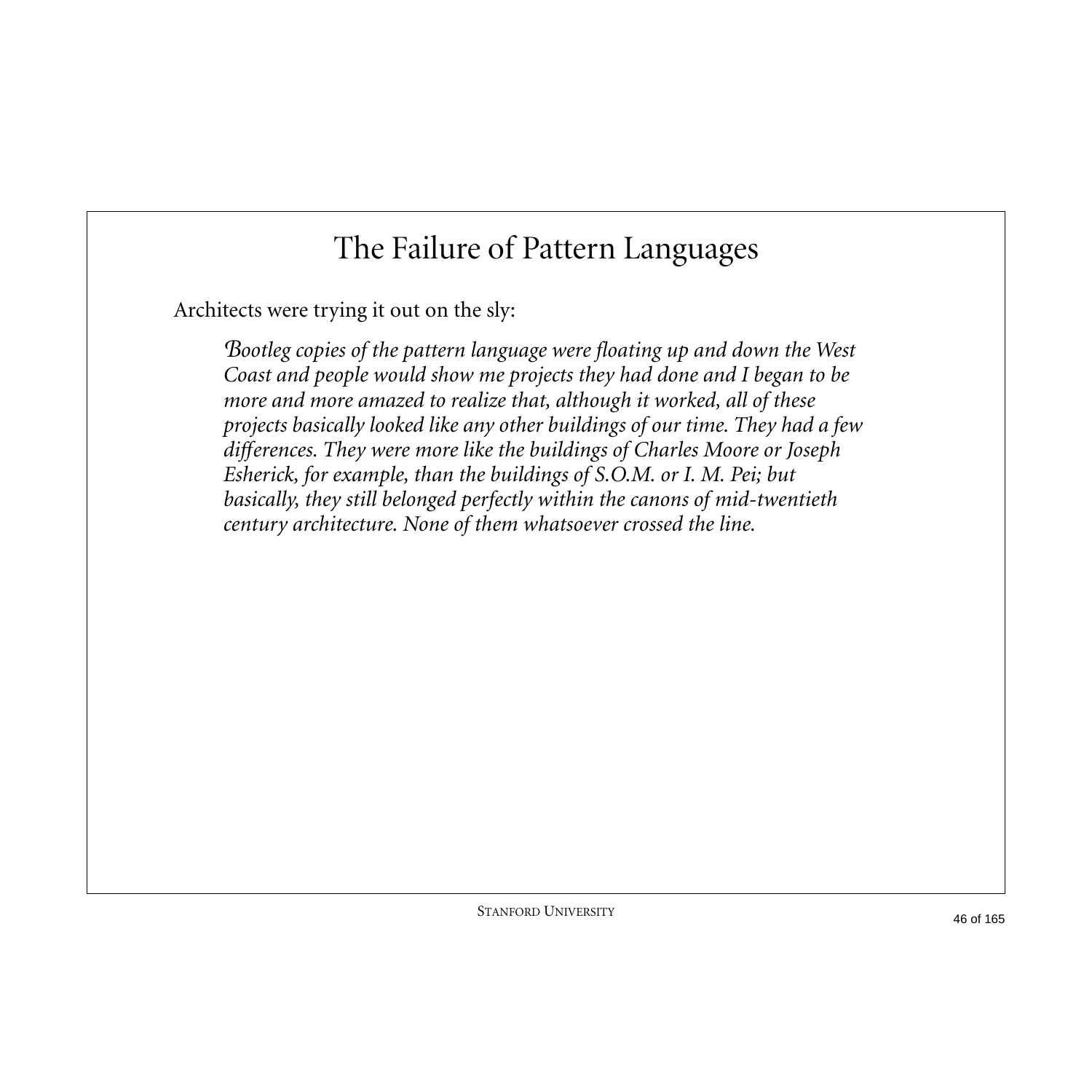# The Failure of Pattern Languages

Architects were trying it out on the sly:

> *Bootleg copies of the pattern language were floating up and down the West Coast and people would show me projects they had done and I began to be more and more amazed to realize that, although it worked, all of these projects basically looked like any other buildings of our time. They had a few differences. They were more like the buildings of Charles Moore or Joseph Esherick, for example, than the buildings of S.O.M. or I. M. Pei; but basically, they still belonged perfectly within the canons of mid-twentieth century architecture. None of them whatsoever crossed the line.*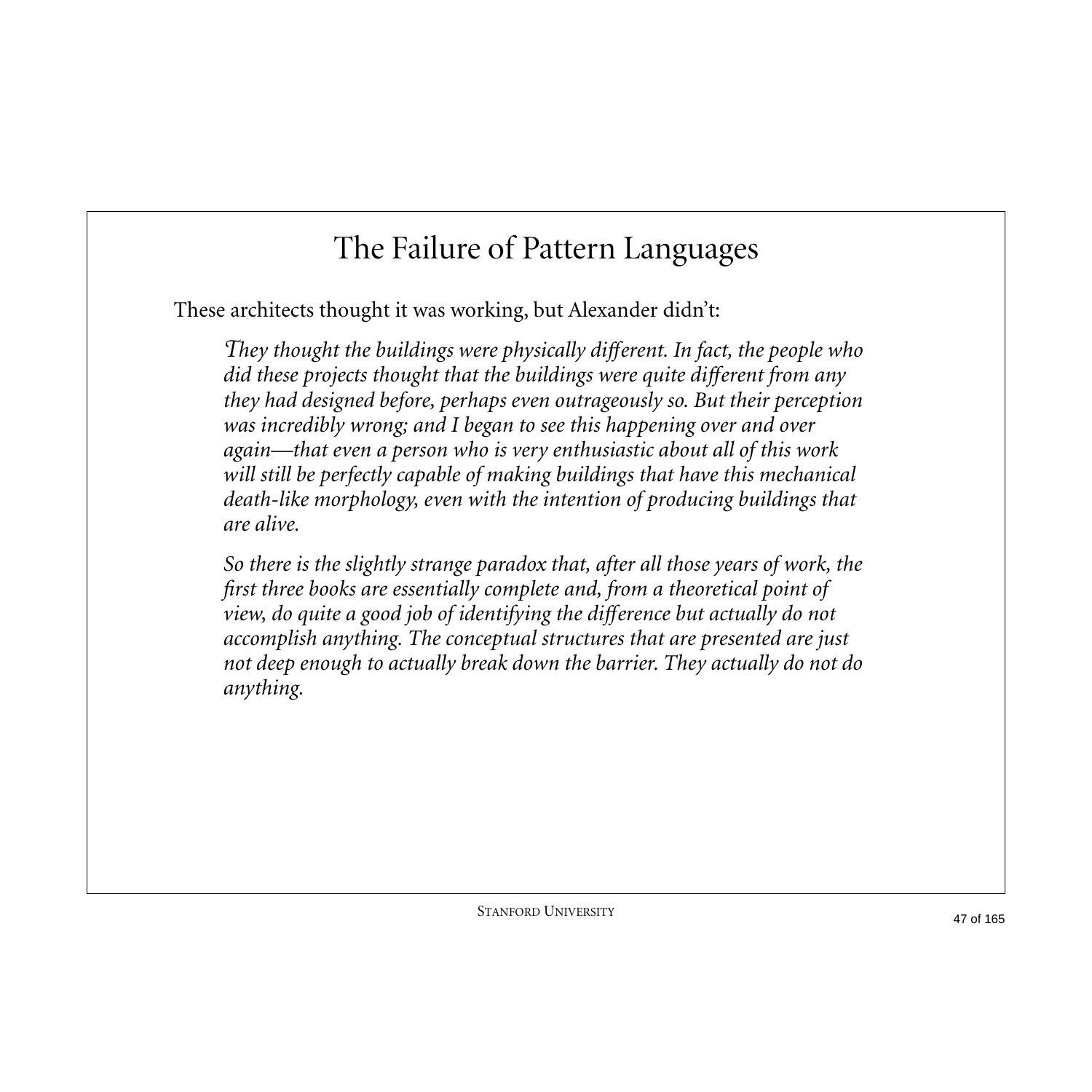# The Failure of Pattern Languages

These architects thought it was working, but Alexander didn't:

> *They thought the buildings were physically different. In fact, the people who did these projects thought that the buildings were quite different from any they had designed before, perhaps even outrageously so. But their perception was incredibly wrong; and I began to see this happening over and over again—that even a person who is very enthusiastic about all of this work will still be perfectly capable of making buildings that have this mechanical death-like morphology, even with the intention of producing buildings that are alive.*
>
> *So there is the slightly strange paradox that, after all those years of work, the first three books are essentially complete and, from a theoretical point of view, do quite a good job of identifying the difference but actually do not accomplish anything. The conceptual structures that are presented are just not deep enough to actually break down the barrier. They actually do not do anything.*

Stanford University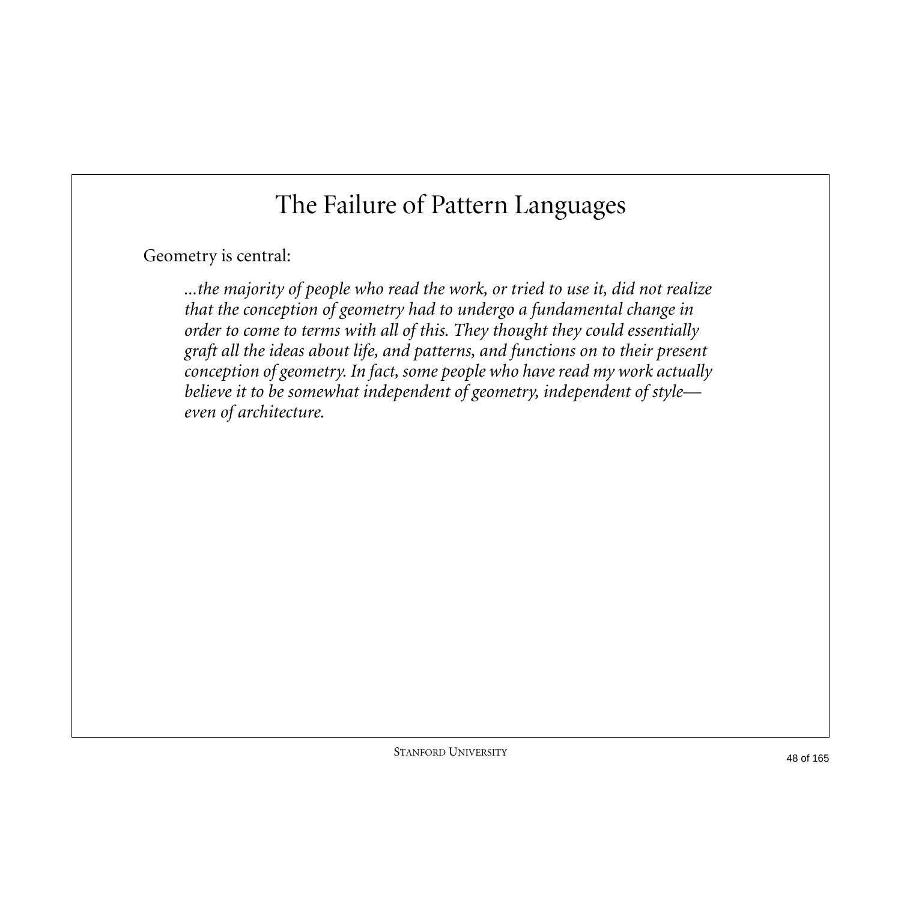# The Failure of Pattern Languages

Geometry is central:

> *...the majority of people who read the work, or tried to use it, did not realize that the conception of geometry had to undergo a fundamental change in order to come to terms with all of this. They thought they could essentially graft all the ideas about life, and patterns, and functions on to their present conception of geometry. In fact, some people who have read my work actually believe it to be somewhat independent of geometry, independent of style—even of architecture.*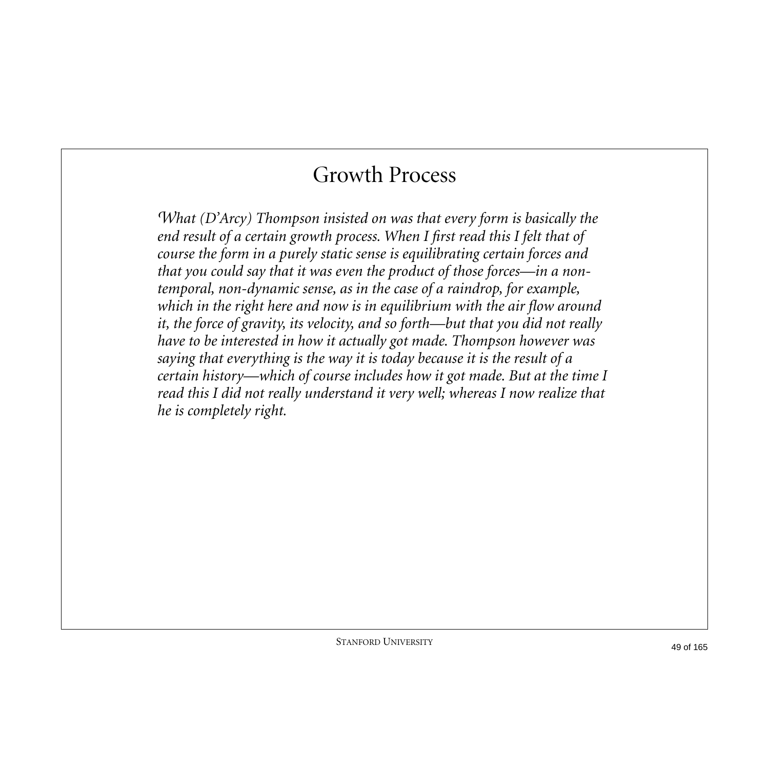# Growth Process

*What (D'Arcy) Thompson insisted on was that every form is basically the end result of a certain growth process. When I first read this I felt that of course the form in a purely static sense is equilibrating certain forces and that you could say that it was even the product of those forces—in a non-temporal, non-dynamic sense, as in the case of a raindrop, for example, which in the right here and now is in equilibrium with the air flow around it, the force of gravity, its velocity, and so forth—but that you did not really have to be interested in how it actually got made. Thompson however was saying that everything is the way it is today because it is the result of a certain history—which of course includes how it got made. But at the time I read this I did not really understand it very well; whereas I now realize that he is completely right.*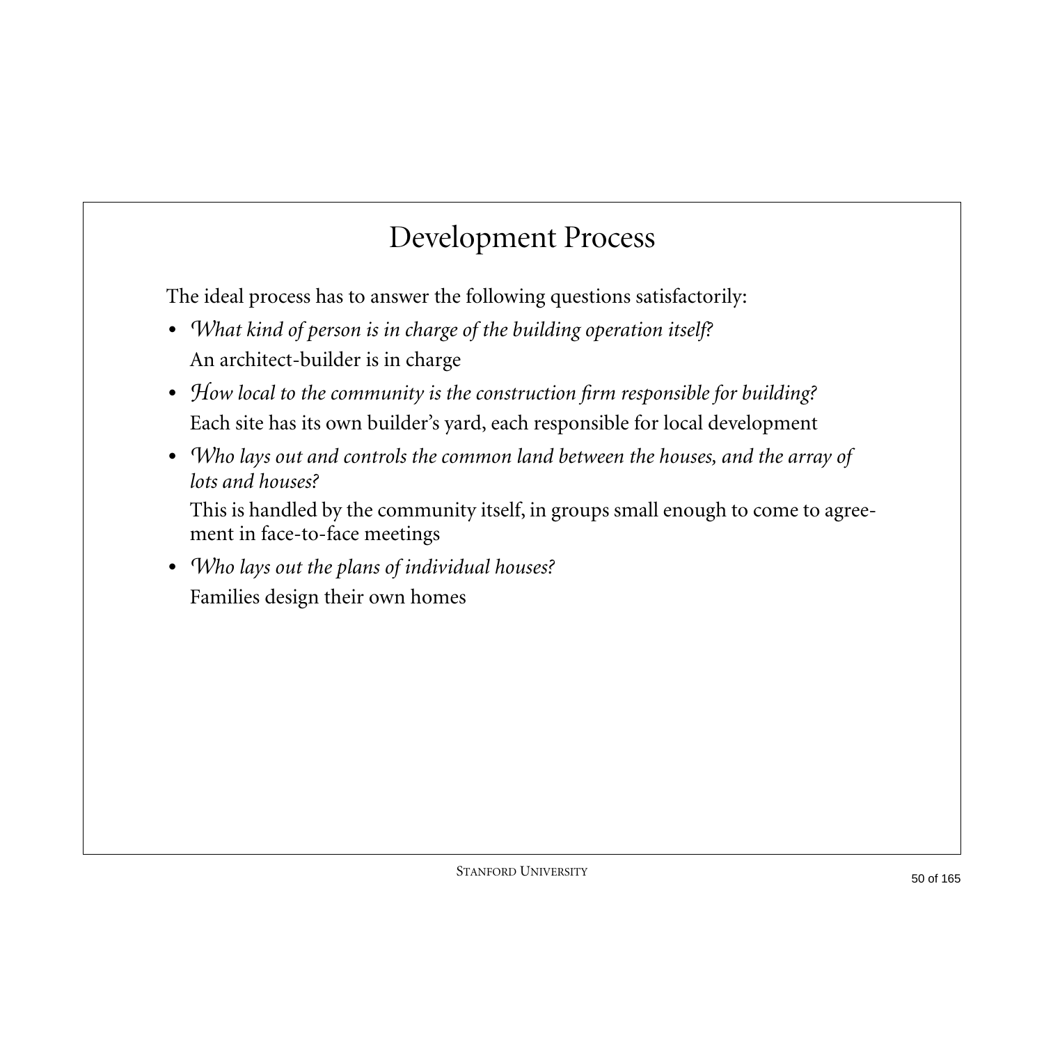# Development Process

The ideal process has to answer the following questions satisfactorily:

- *What kind of person is in charge of the building operation itself?*
  An architect-builder is in charge
- *How local to the community is the construction firm responsible for building?*
  Each site has its own builder's yard, each responsible for local development
- *Who lays out and controls the common land between the houses, and the array of lots and houses?*
  This is handled by the community itself, in groups small enough to come to agreement in face-to-face meetings
- *Who lays out the plans of individual houses?*
  Families design their own homes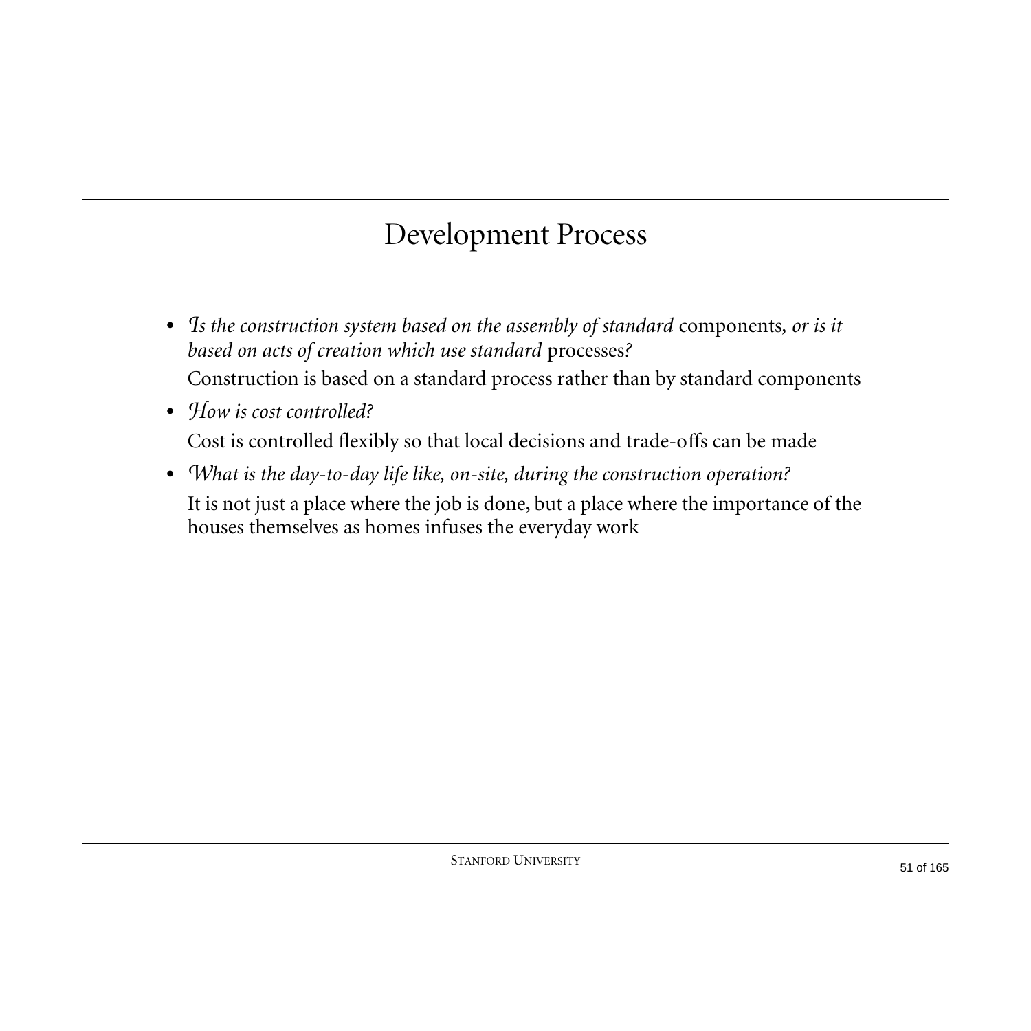# Development Process

- *Is the construction system based on the assembly of standard* components*, or is it based on acts of creation which use standard* processes*?*

  Construction is based on a standard process rather than by standard components

- *How is cost controlled?*

  Cost is controlled flexibly so that local decisions and trade-offs can be made

- *What is the day-to-day life like, on-site, during the construction operation?*

  It is not just a place where the job is done, but a place where the importance of the houses themselves as homes infuses the everyday work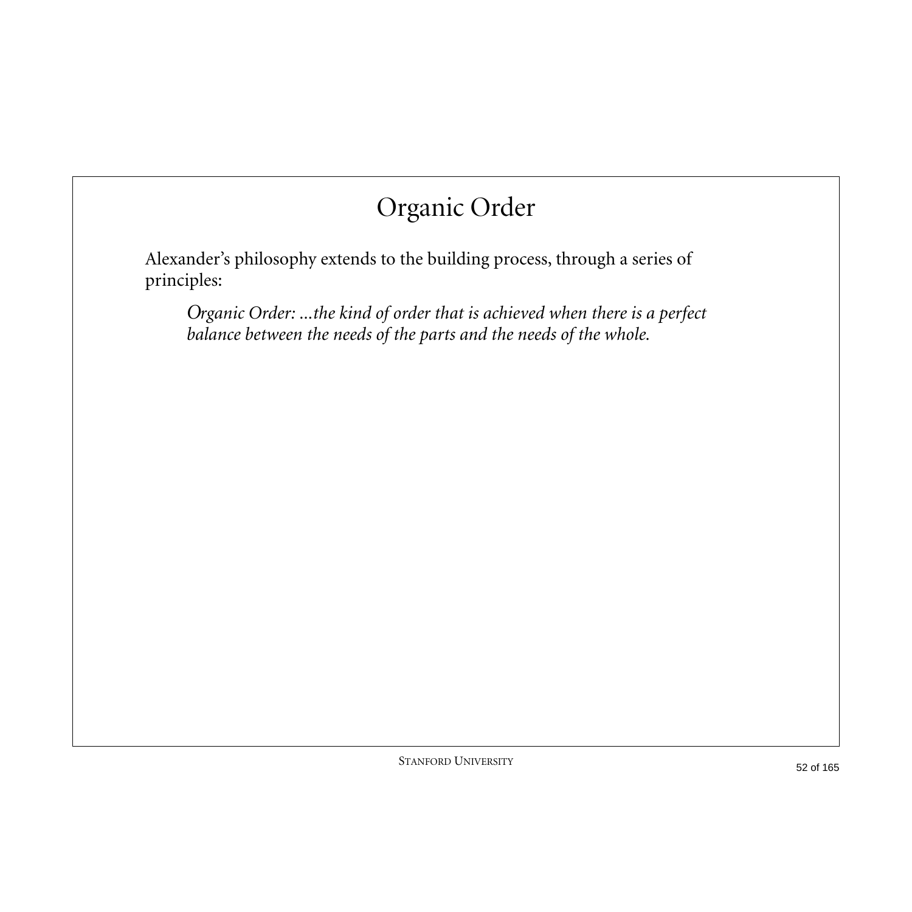# Organic Order

Alexander's philosophy extends to the building process, through a series of principles:

> *Organic Order: ...the kind of order that is achieved when there is a perfect balance between the needs of the parts and the needs of the whole.*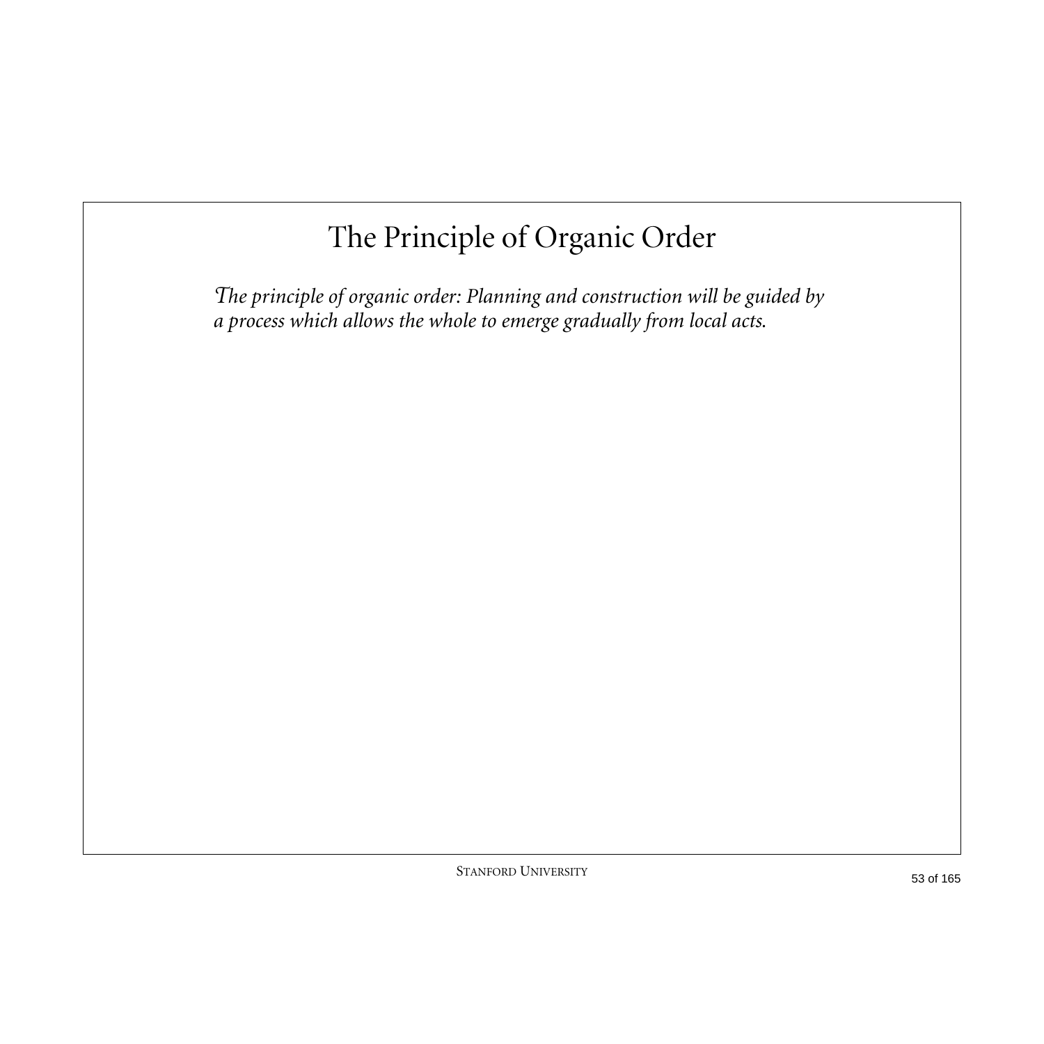# The Principle of Organic Order

*The principle of organic order: Planning and construction will be guided by a process which allows the whole to emerge gradually from local acts.*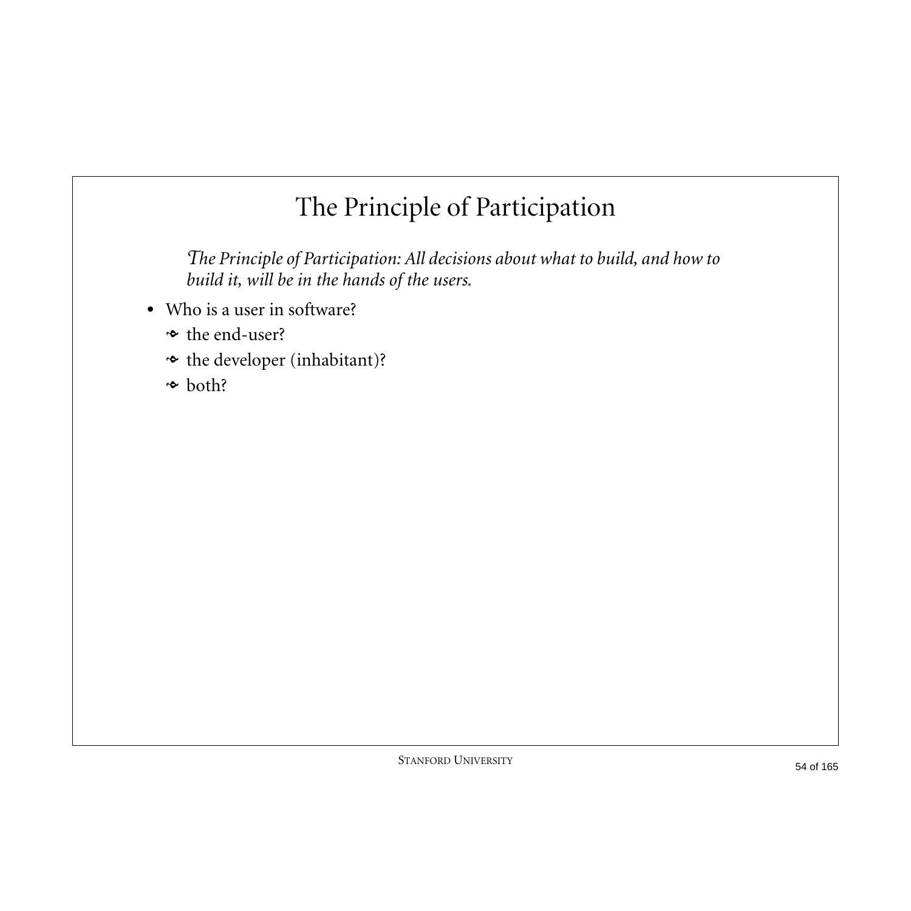# The Principle of Participation

*The Principle of Participation: All decisions about what to build, and how to build it, will be in the hands of the users.*

- Who is a user in software?
  - the end-user?
  - the developer (inhabitant)?
  - both?

STANFORD UNIVERSITY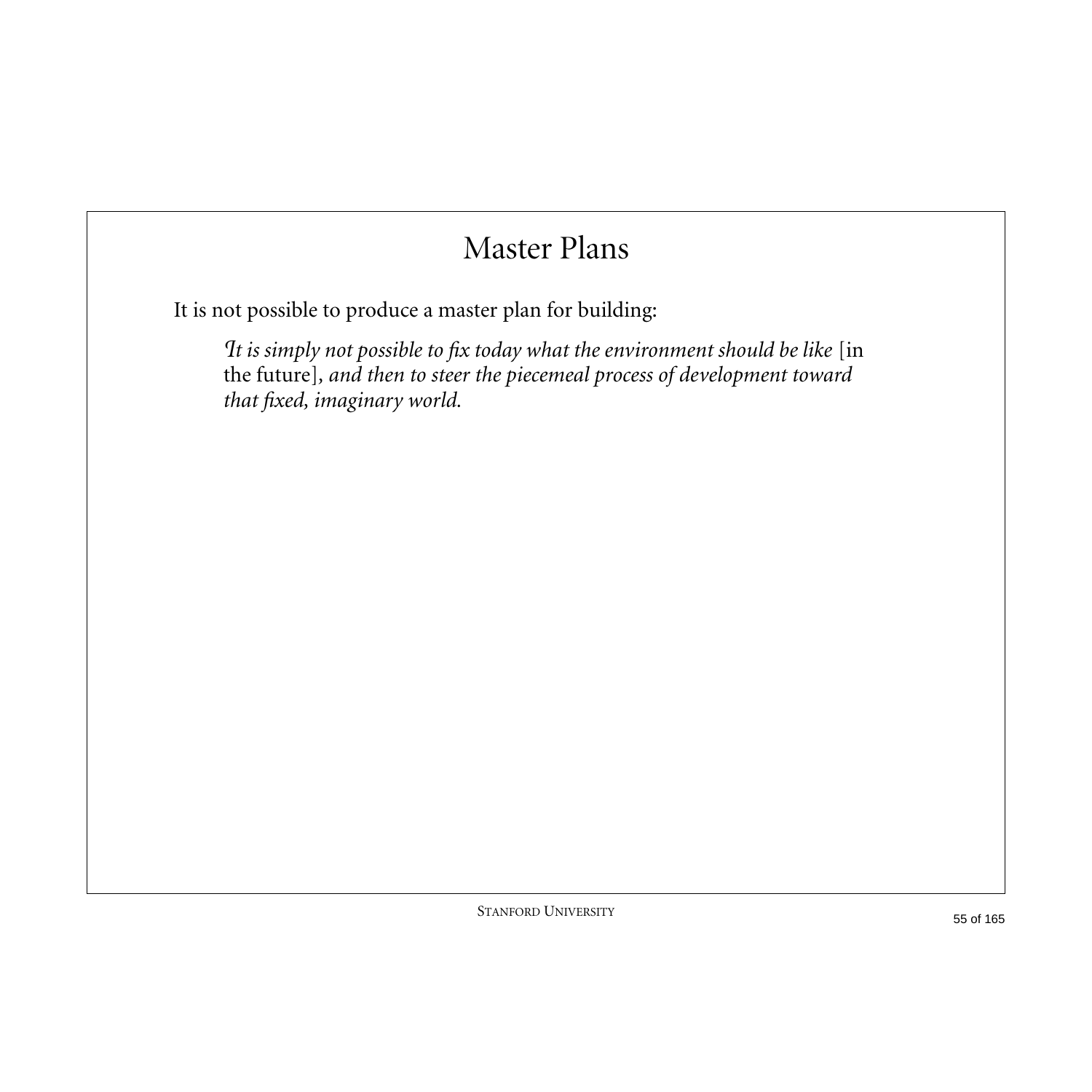# Master Plans

It is not possible to produce a master plan for building:

> *It is simply not possible to fix today what the environment should be like* [in the future], *and then to steer the piecemeal process of development toward that fixed, imaginary world.*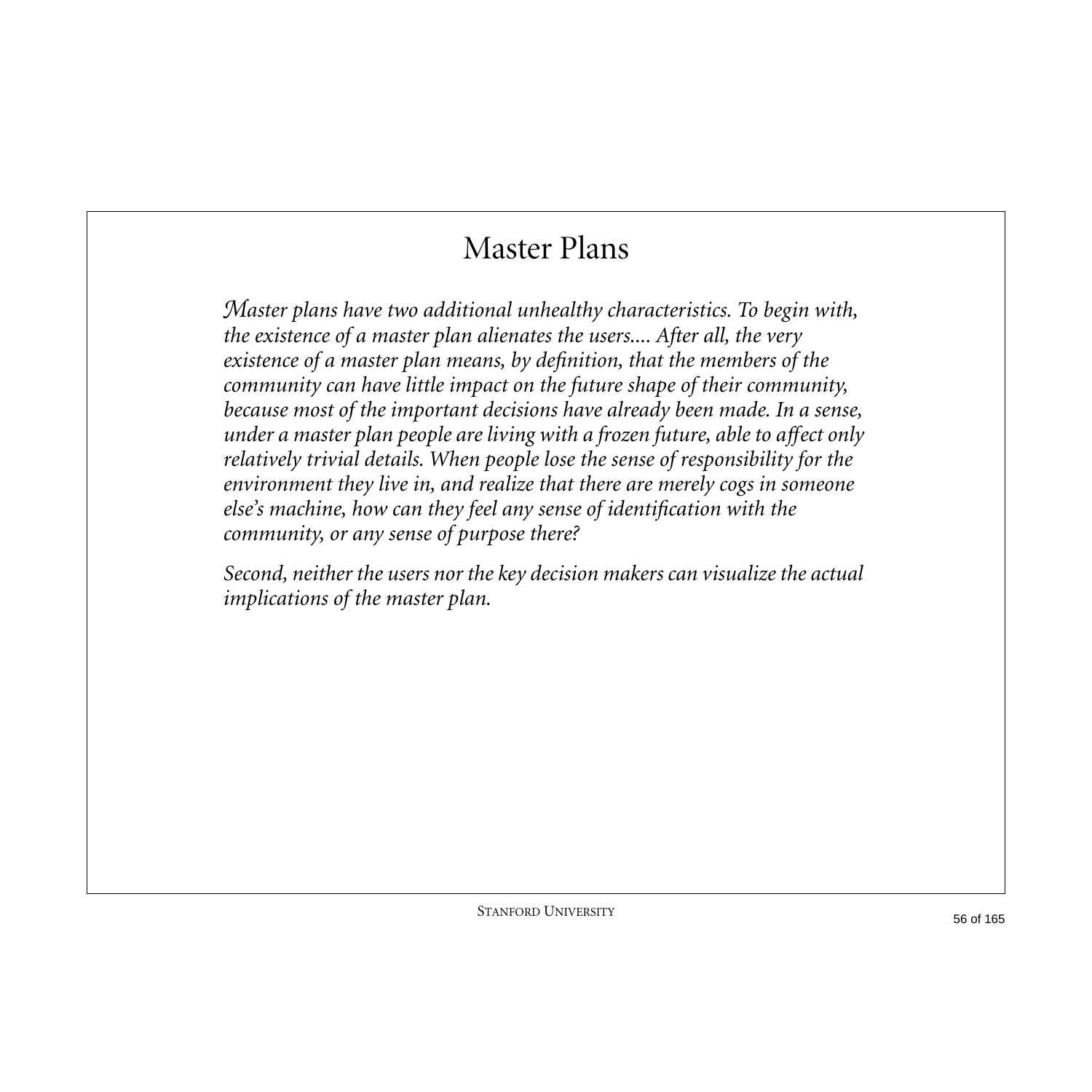# Master Plans

*Master plans have two additional unhealthy characteristics. To begin with, the existence of a master plan alienates the users.... After all, the very existence of a master plan means, by definition, that the members of the community can have little impact on the future shape of their community, because most of the important decisions have already been made. In a sense, under a master plan people are living with a frozen future, able to affect only relatively trivial details. When people lose the sense of responsibility for the environment they live in, and realize that there are merely cogs in someone else's machine, how can they feel any sense of identification with the community, or any sense of purpose there?*

*Second, neither the users nor the key decision makers can visualize the actual implications of the master plan.*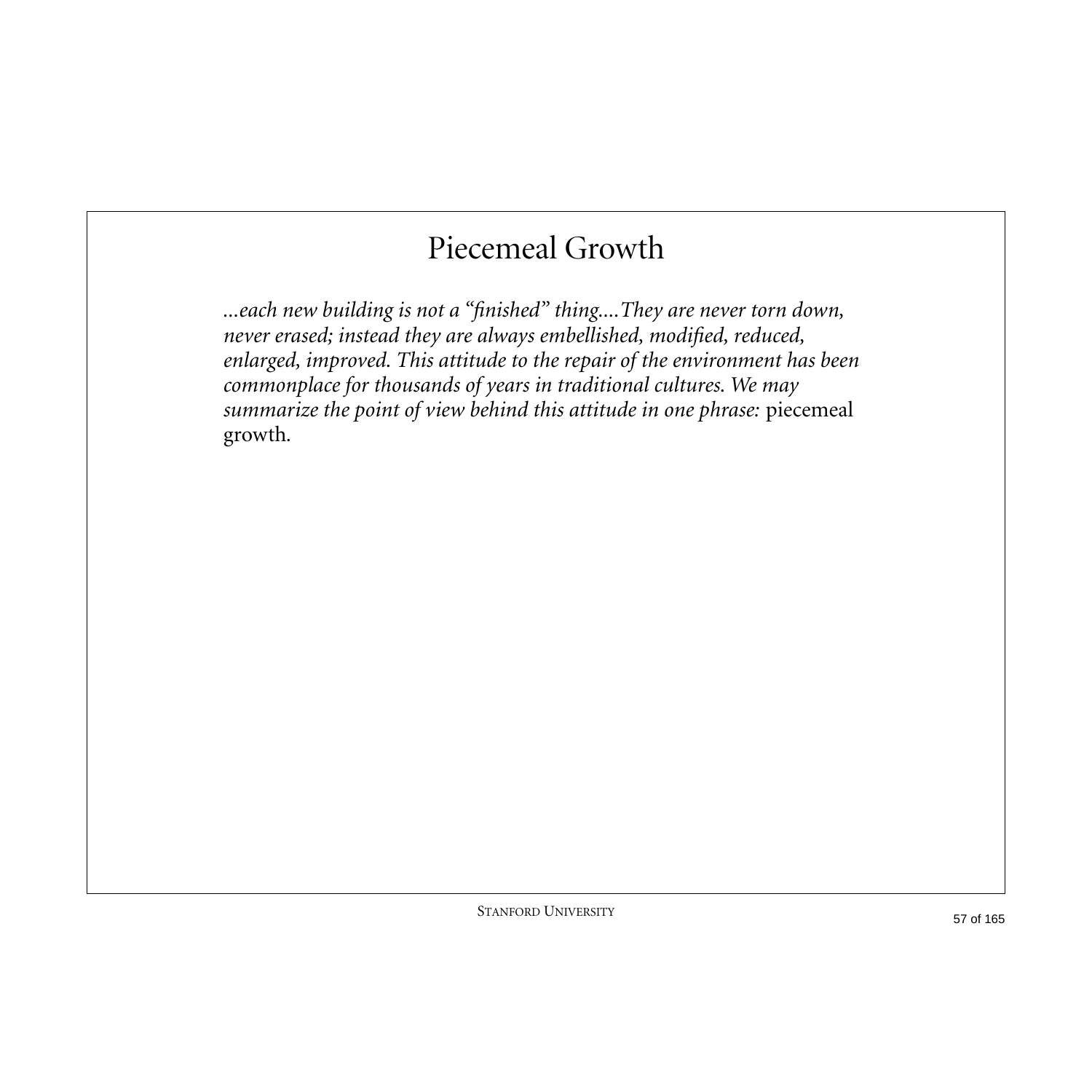# Piecemeal Growth

*...each new building is not a "finished" thing....They are never torn down, never erased; instead they are always embellished, modified, reduced, enlarged, improved. This attitude to the repair of the environment has been commonplace for thousands of years in traditional cultures. We may summarize the point of view behind this attitude in one phrase:* piecemeal growth.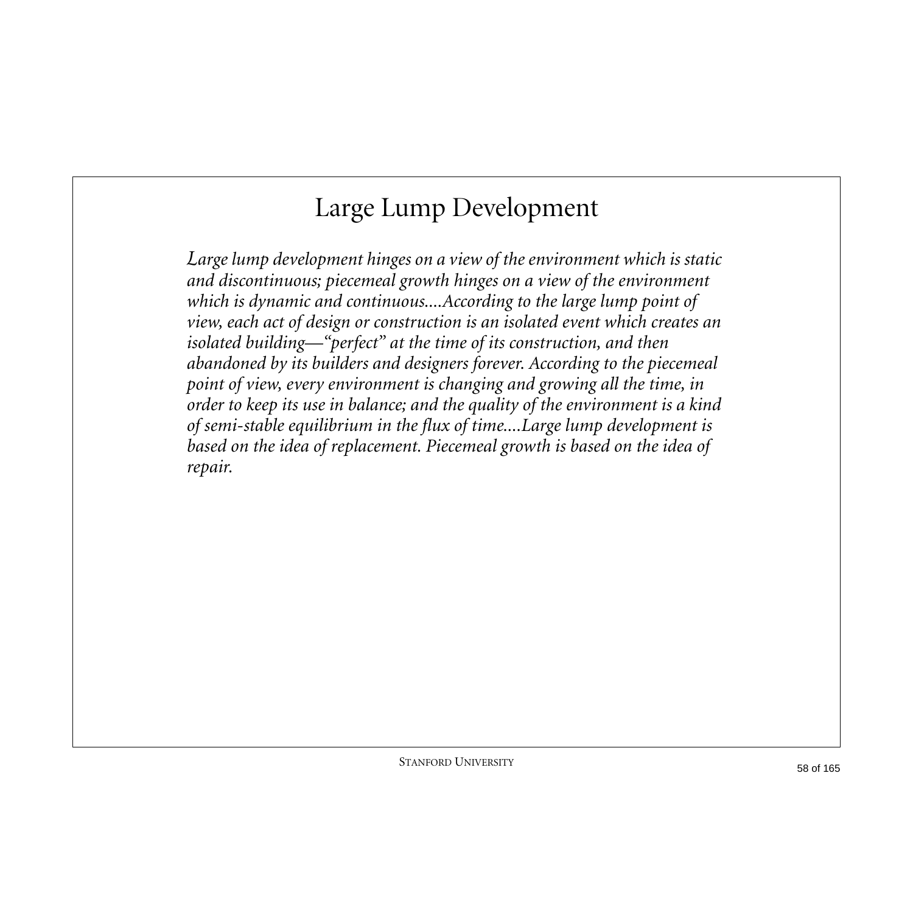# Large Lump Development

*Large lump development hinges on a view of the environment which is static and discontinuous; piecemeal growth hinges on a view of the environment which is dynamic and continuous....According to the large lump point of view, each act of design or construction is an isolated event which creates an isolated building—"perfect" at the time of its construction, and then abandoned by its builders and designers forever. According to the piecemeal point of view, every environment is changing and growing all the time, in order to keep its use in balance; and the quality of the environment is a kind of semi-stable equilibrium in the flux of time....Large lump development is based on the idea of replacement. Piecemeal growth is based on the idea of repair.*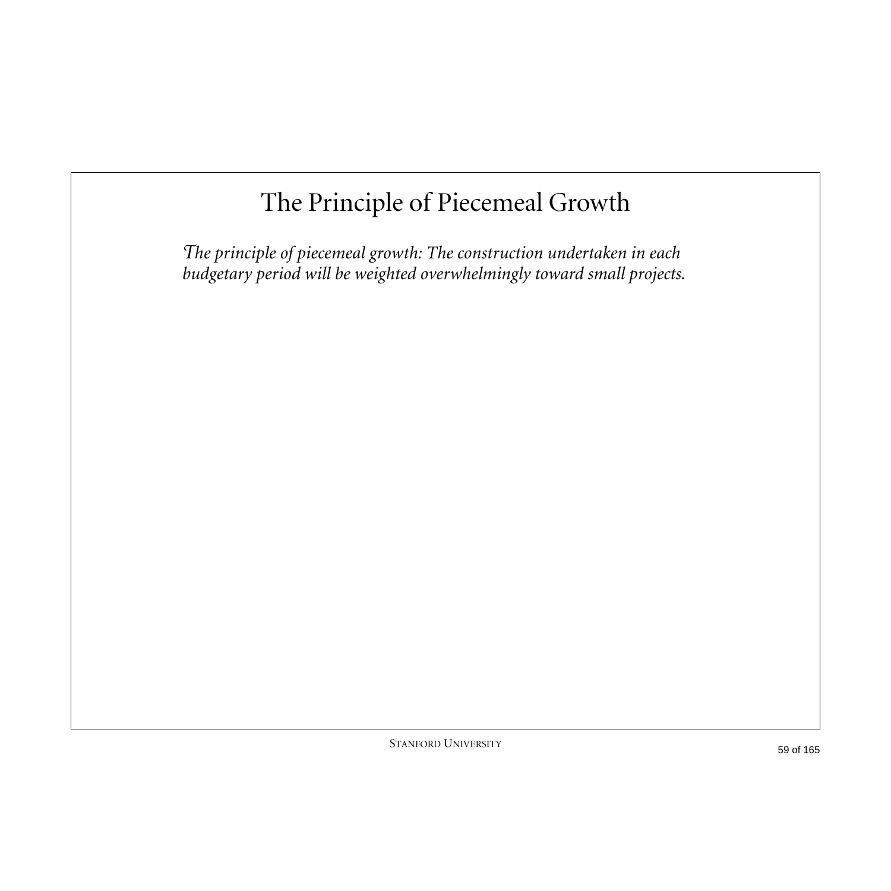# The Principle of Piecemeal Growth

*The principle of piecemeal growth: The construction undertaken in each budgetary period will be weighted overwhelmingly toward small projects.*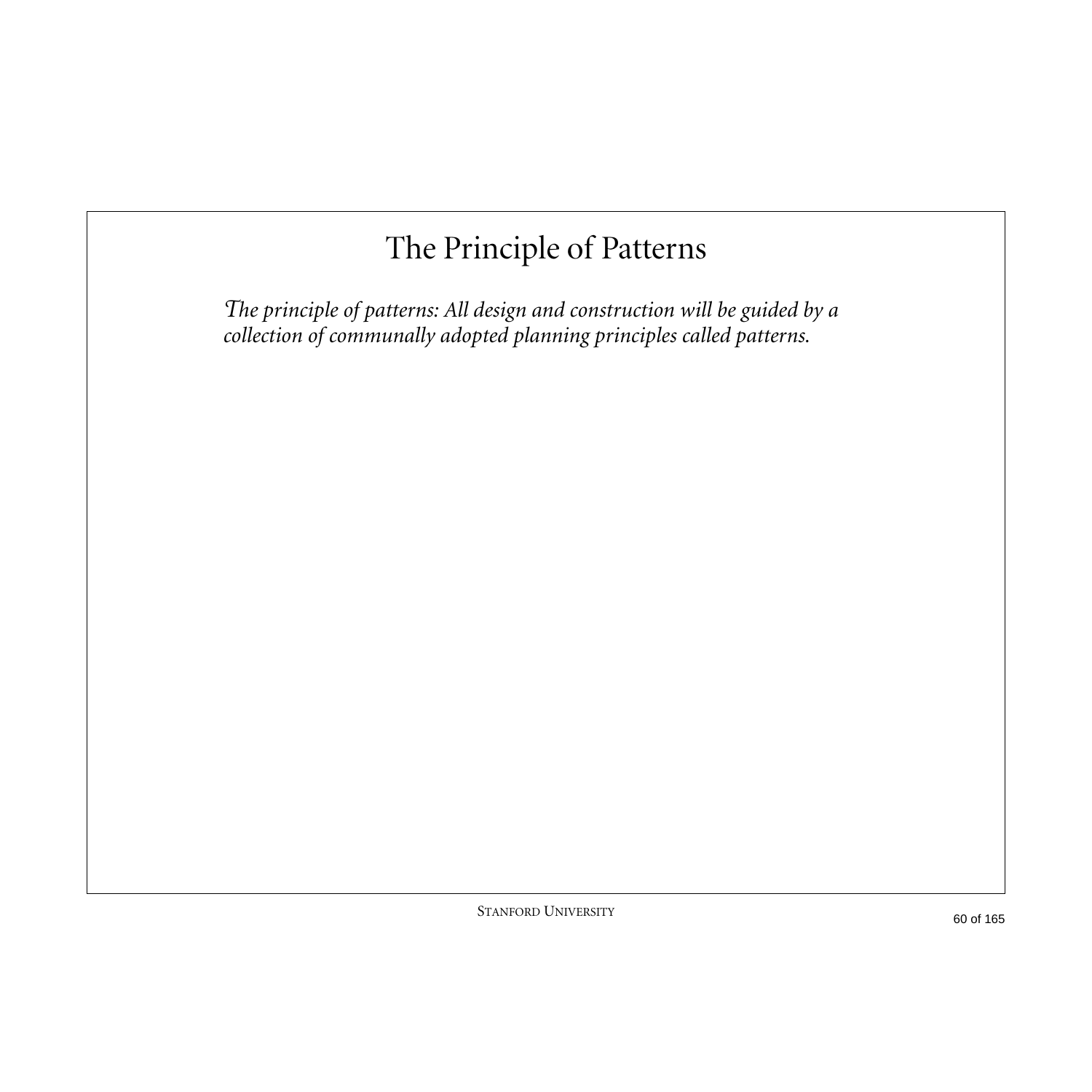# The Principle of Patterns

*The principle of patterns: All design and construction will be guided by a collection of communally adopted planning principles called patterns.*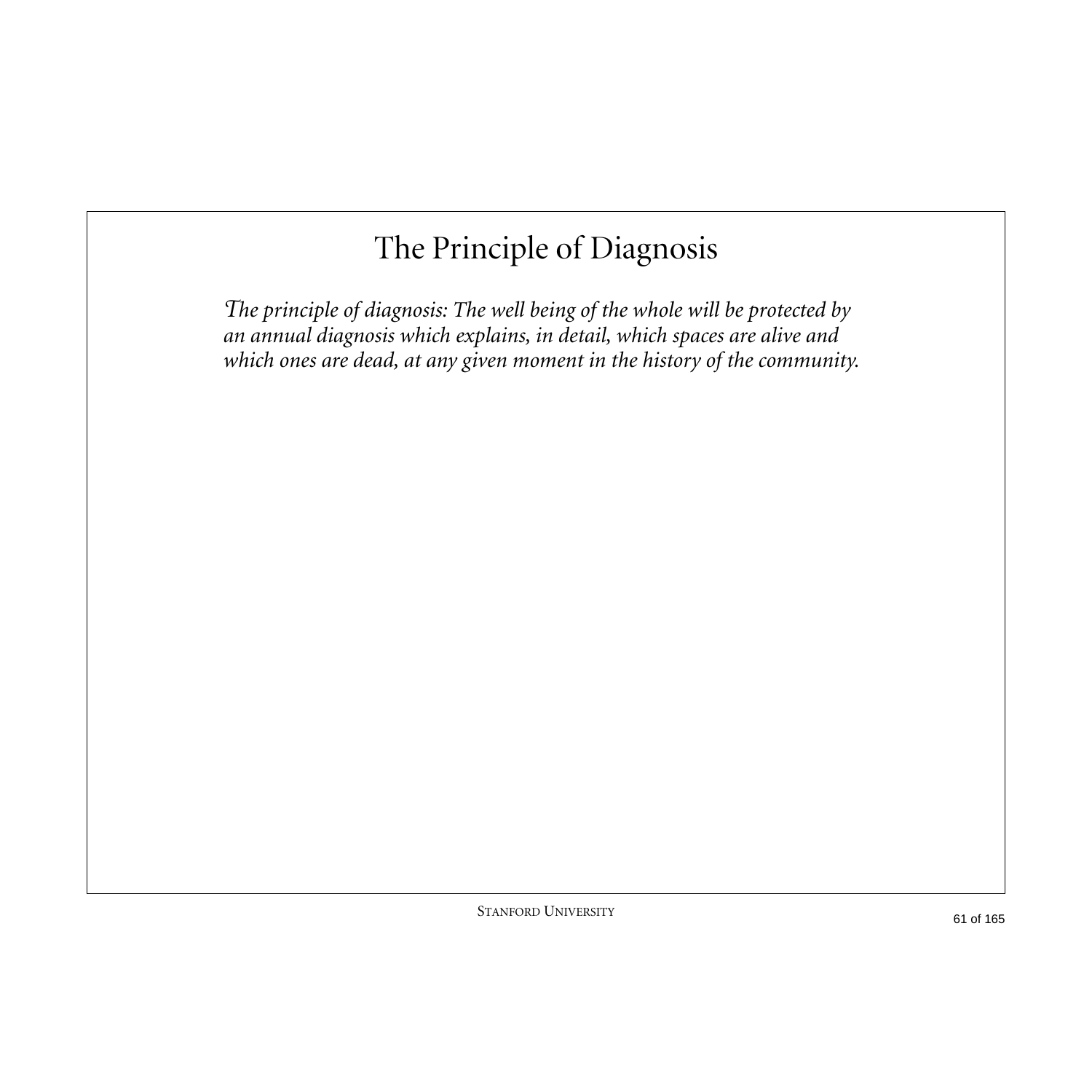# The Principle of Diagnosis

*The principle of diagnosis: The well being of the whole will be protected by an annual diagnosis which explains, in detail, which spaces are alive and which ones are dead, at any given moment in the history of the community.*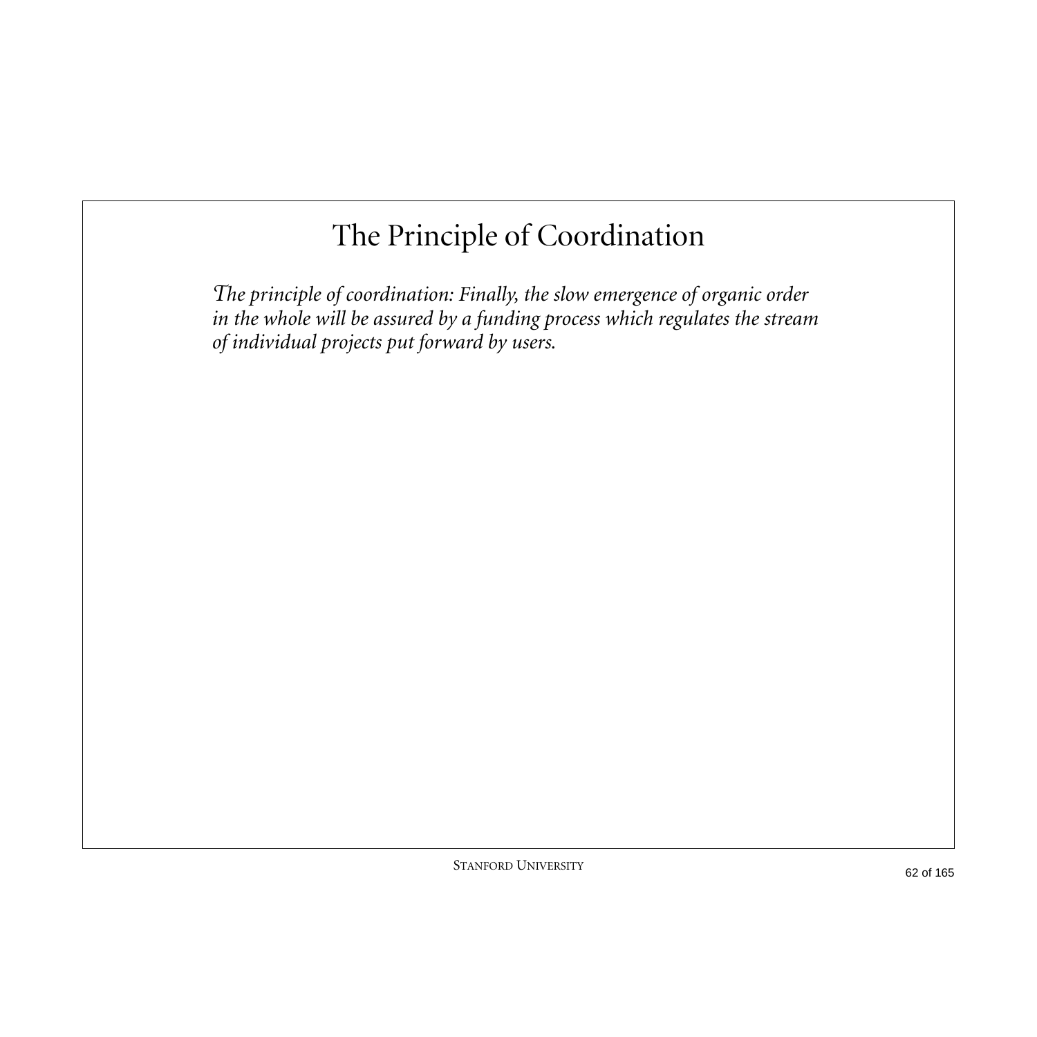# The Principle of Coordination

*The principle of coordination: Finally, the slow emergence of organic order in the whole will be assured by a funding process which regulates the stream of individual projects put forward by users.*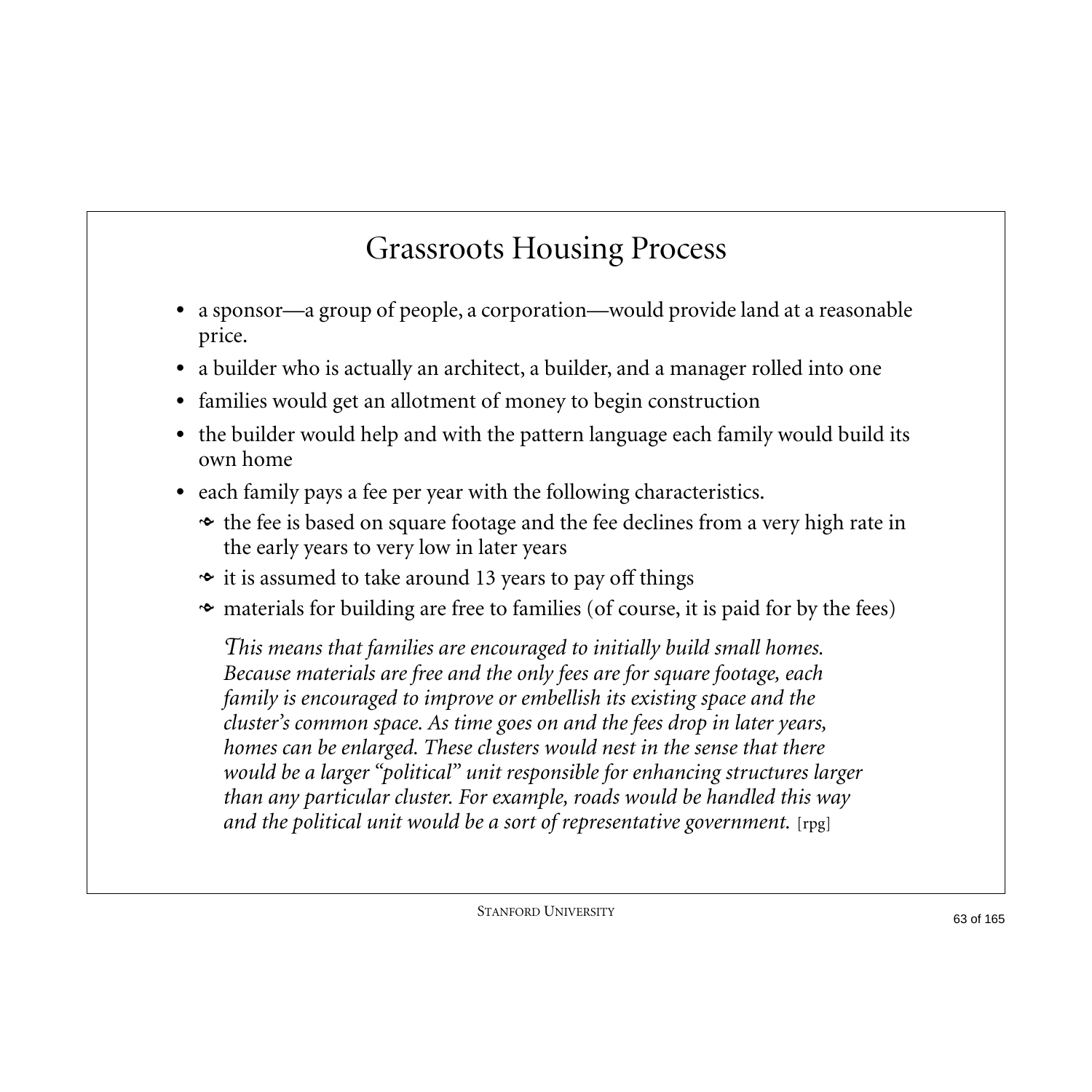# Grassroots Housing Process

- a sponsor—a group of people, a corporation—would provide land at a reasonable price.
- a builder who is actually an architect, a builder, and a manager rolled into one
- families would get an allotment of money to begin construction
- the builder would help and with the pattern language each family would build its own home
- each family pays a fee per year with the following characteristics.
  - the fee is based on square footage and the fee declines from a very high rate in the early years to very low in later years
  - it is assumed to take around 13 years to pay off things
  - materials for building are free to families (of course, it is paid for by the fees)

*This means that families are encouraged to initially build small homes. Because materials are free and the only fees are for square footage, each family is encouraged to improve or embellish its existing space and the cluster's common space. As time goes on and the fees drop in later years, homes can be enlarged. These clusters would nest in the sense that there would be a larger "political" unit responsible for enhancing structures larger than any particular cluster. For example, roads would be handled this way and the political unit would be a sort of representative government.* [rpg]

STANFORD UNIVERSITY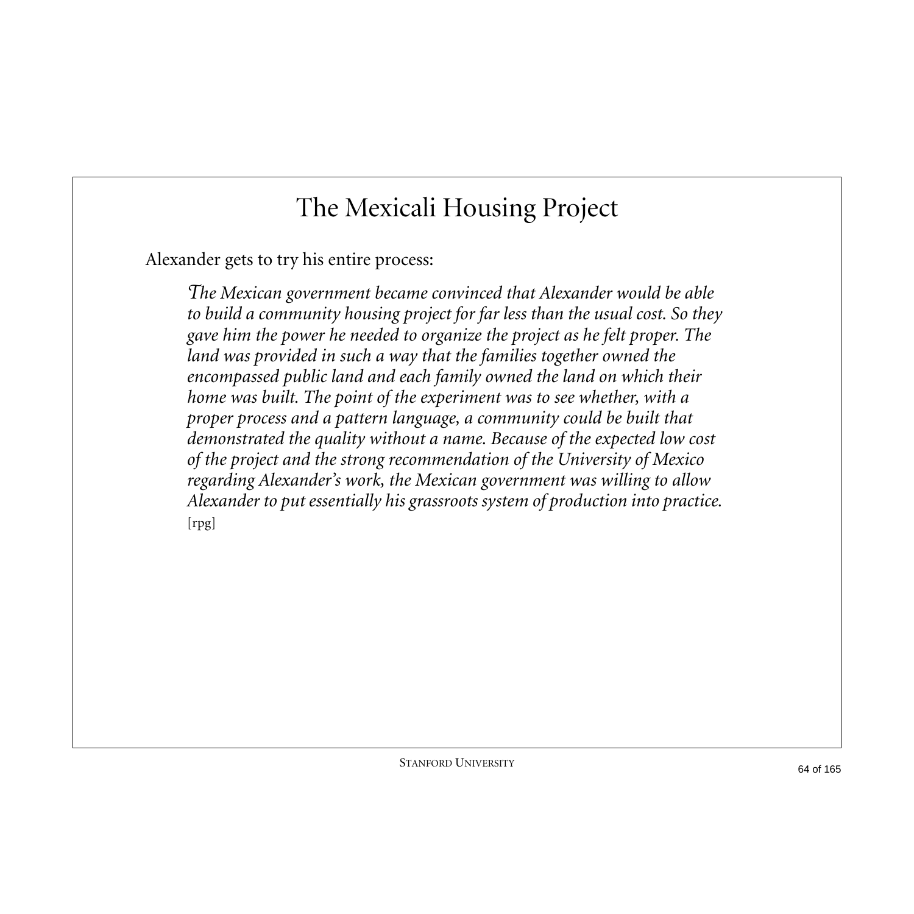# The Mexicali Housing Project

Alexander gets to try his entire process:

> *The Mexican government became convinced that Alexander would be able to build a community housing project for far less than the usual cost. So they gave him the power he needed to organize the project as he felt proper. The land was provided in such a way that the families together owned the encompassed public land and each family owned the land on which their home was built. The point of the experiment was to see whether, with a proper process and a pattern language, a community could be built that demonstrated the quality without a name. Because of the expected low cost of the project and the strong recommendation of the University of Mexico regarding Alexander's work, the Mexican government was willing to allow Alexander to put essentially his grassroots system of production into practice.*
> [rpg]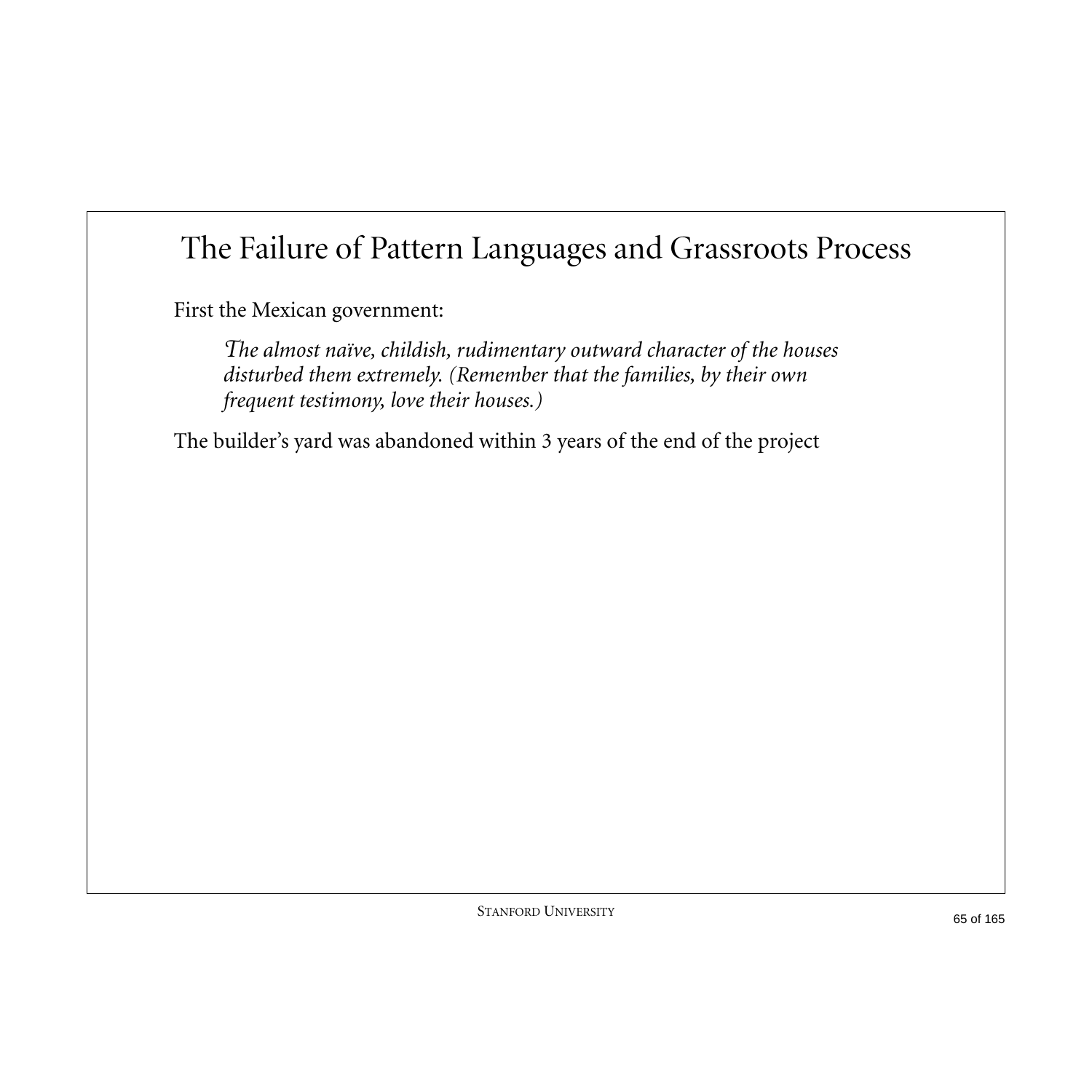# The Failure of Pattern Languages and Grassroots Process

First the Mexican government:

> *The almost naïve, childish, rudimentary outward character of the houses disturbed them extremely. (Remember that the families, by their own frequent testimony, love their houses.)*

The builder's yard was abandoned within 3 years of the end of the project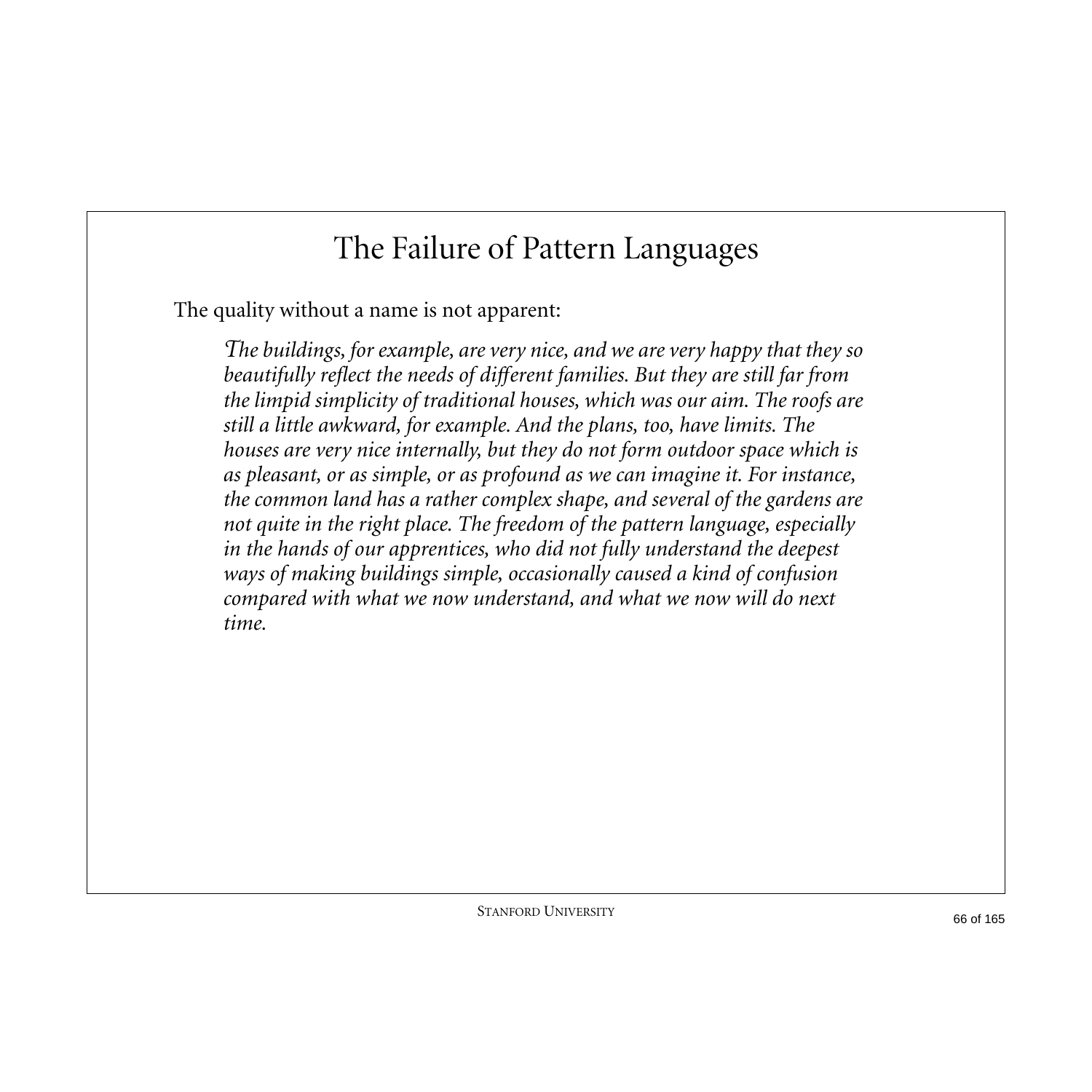# The Failure of Pattern Languages

The quality without a name is not apparent:

> *The buildings, for example, are very nice, and we are very happy that they so beautifully reflect the needs of different families. But they are still far from the limpid simplicity of traditional houses, which was our aim. The roofs are still a little awkward, for example. And the plans, too, have limits. The houses are very nice internally, but they do not form outdoor space which is as pleasant, or as simple, or as profound as we can imagine it. For instance, the common land has a rather complex shape, and several of the gardens are not quite in the right place. The freedom of the pattern language, especially in the hands of our apprentices, who did not fully understand the deepest ways of making buildings simple, occasionally caused a kind of confusion compared with what we now understand, and what we now will do next time.*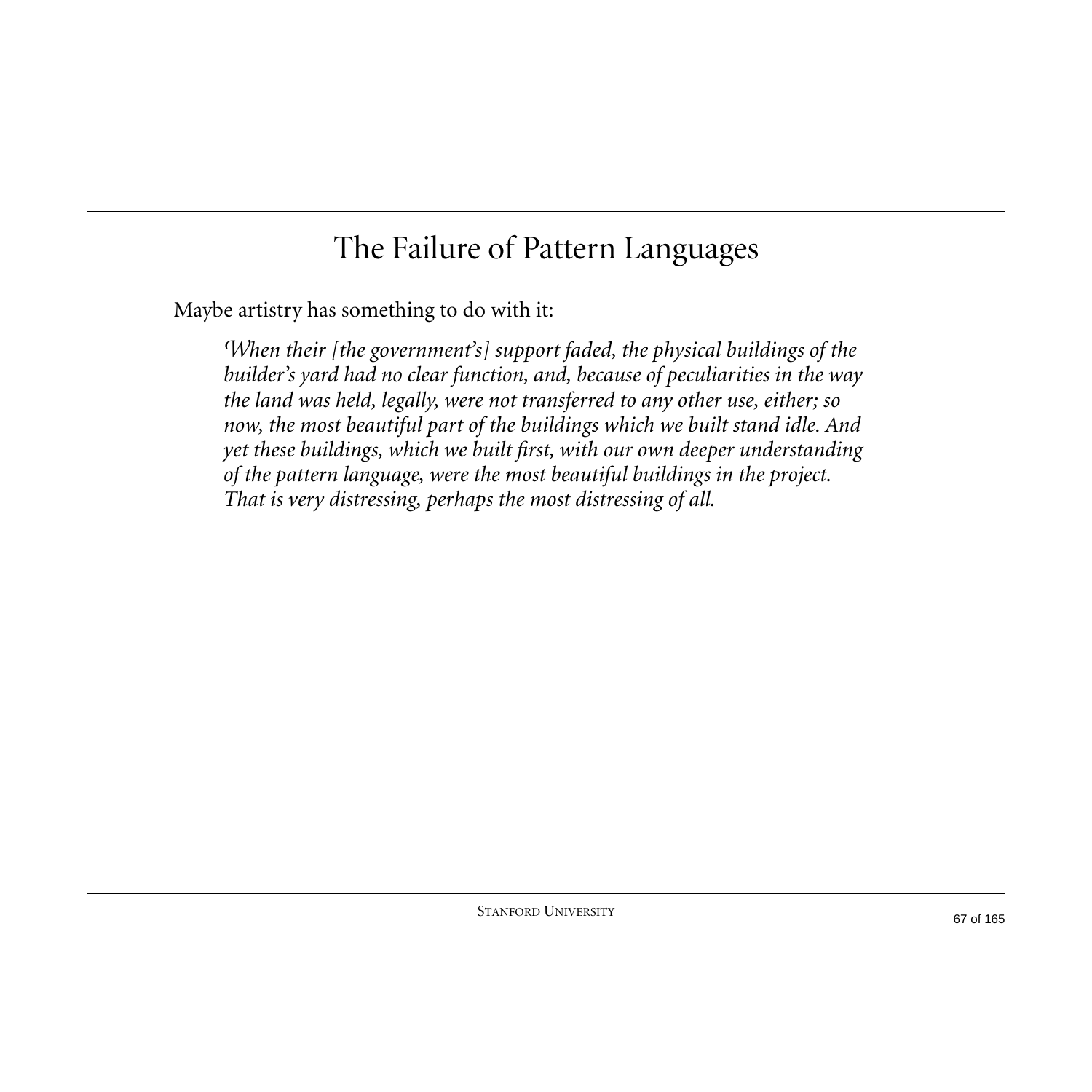# The Failure of Pattern Languages

Maybe artistry has something to do with it:

> *When their [the government's] support faded, the physical buildings of the builder's yard had no clear function, and, because of peculiarities in the way the land was held, legally, were not transferred to any other use, either; so now, the most beautiful part of the buildings which we built stand idle. And yet these buildings, which we built first, with our own deeper understanding of the pattern language, were the most beautiful buildings in the project. That is very distressing, perhaps the most distressing of all.*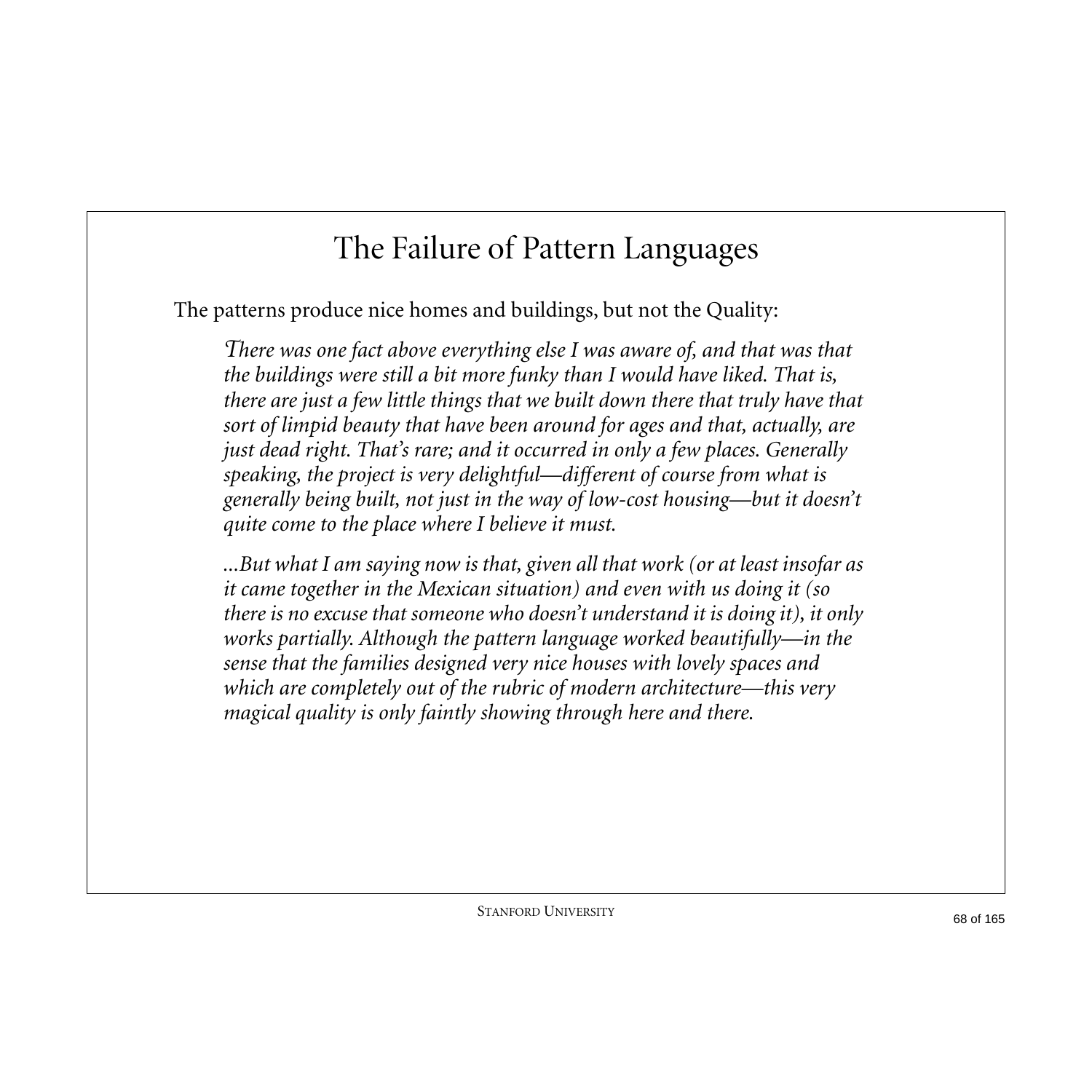# The Failure of Pattern Languages

The patterns produce nice homes and buildings, but not the Quality:

> *There was one fact above everything else I was aware of, and that was that the buildings were still a bit more funky than I would have liked. That is, there are just a few little things that we built down there that truly have that sort of limpid beauty that have been around for ages and that, actually, are just dead right. That's rare; and it occurred in only a few places. Generally speaking, the project is very delightful—different of course from what is generally being built, not just in the way of low-cost housing—but it doesn't quite come to the place where I believe it must.*
>
> *...But what I am saying now is that, given all that work (or at least insofar as it came together in the Mexican situation) and even with us doing it (so there is no excuse that someone who doesn't understand it is doing it), it only works partially. Although the pattern language worked beautifully—in the sense that the families designed very nice houses with lovely spaces and which are completely out of the rubric of modern architecture—this very magical quality is only faintly showing through here and there.*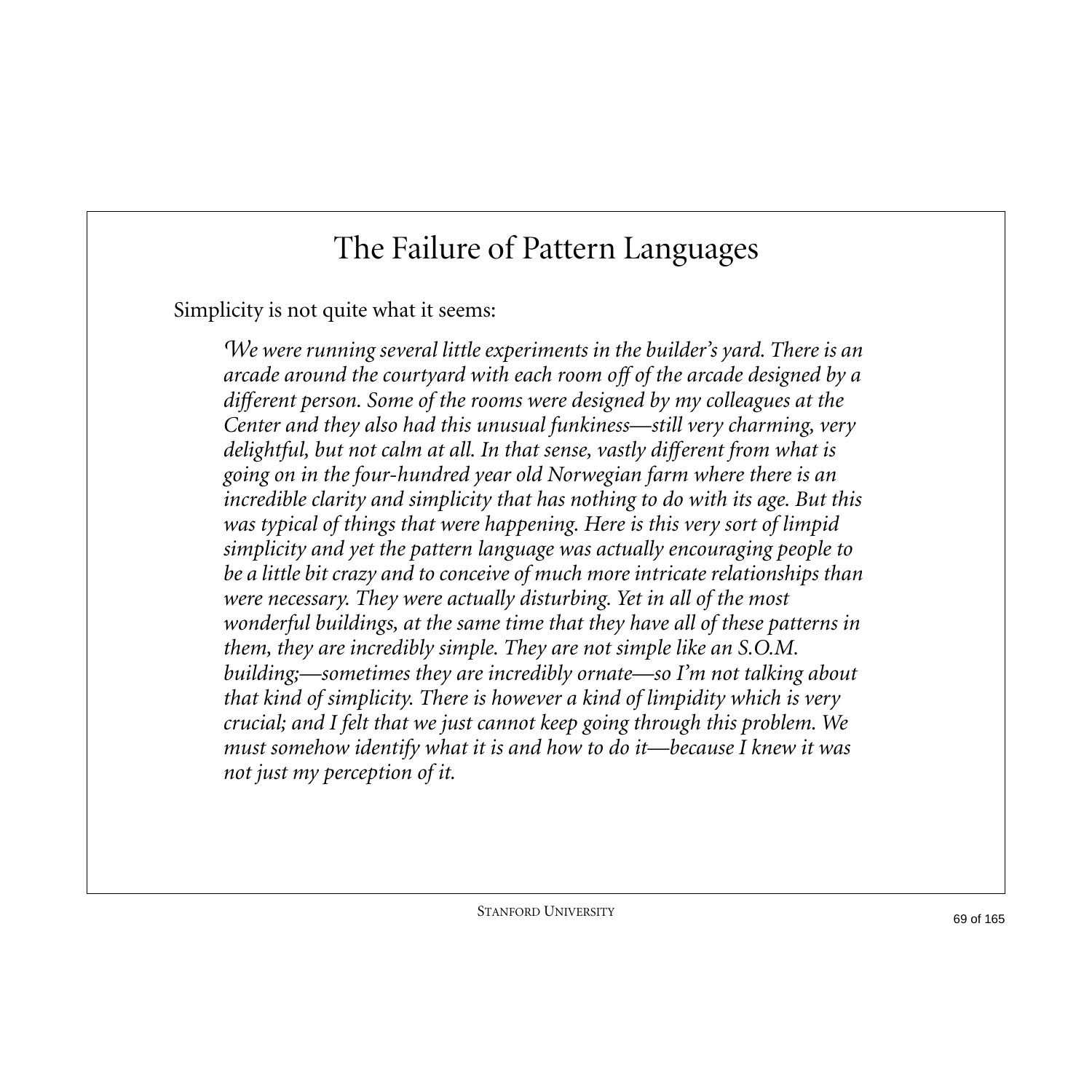# The Failure of Pattern Languages

Simplicity is not quite what it seems:

> *We were running several little experiments in the builder's yard. There is an arcade around the courtyard with each room off of the arcade designed by a different person. Some of the rooms were designed by my colleagues at the Center and they also had this unusual funkiness—still very charming, very delightful, but not calm at all. In that sense, vastly different from what is going on in the four-hundred year old Norwegian farm where there is an incredible clarity and simplicity that has nothing to do with its age. But this was typical of things that were happening. Here is this very sort of limpid simplicity and yet the pattern language was actually encouraging people to be a little bit crazy and to conceive of much more intricate relationships than were necessary. They were actually disturbing. Yet in all of the most wonderful buildings, at the same time that they have all of these patterns in them, they are incredibly simple. They are not simple like an S.O.M. building;—sometimes they are incredibly ornate—so I'm not talking about that kind of simplicity. There is however a kind of limpidity which is very crucial; and I felt that we just cannot keep going through this problem. We must somehow identify what it is and how to do it—because I knew it was not just my perception of it.*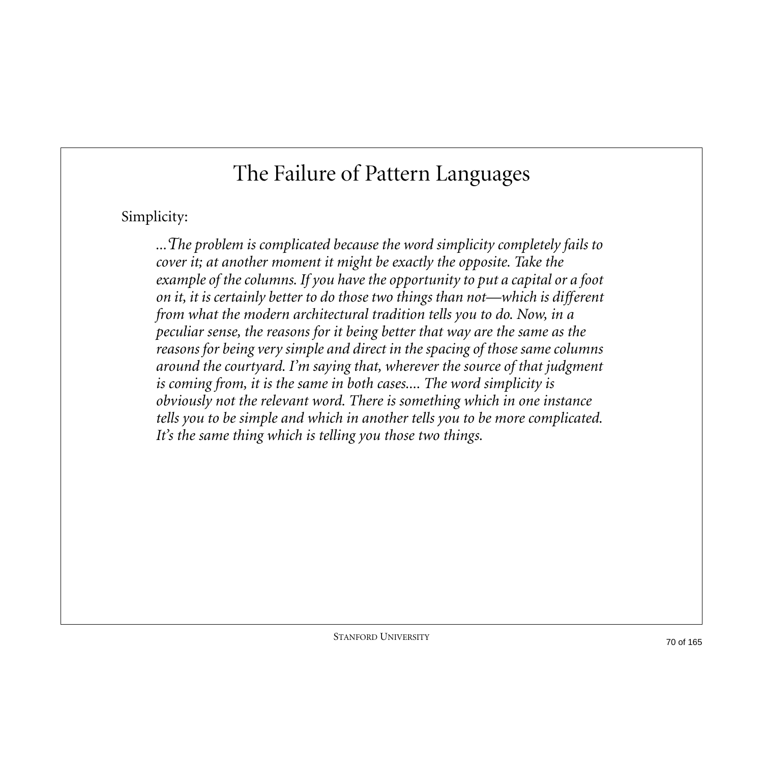# The Failure of Pattern Languages

Simplicity:

> *...The problem is complicated because the word simplicity completely fails to cover it; at another moment it might be exactly the opposite. Take the example of the columns. If you have the opportunity to put a capital or a foot on it, it is certainly better to do those two things than not—which is different from what the modern architectural tradition tells you to do. Now, in a peculiar sense, the reasons for it being better that way are the same as the reasons for being very simple and direct in the spacing of those same columns around the courtyard. I'm saying that, wherever the source of that judgment is coming from, it is the same in both cases.... The word simplicity is obviously not the relevant word. There is something which in one instance tells you to be simple and which in another tells you to be more complicated. It's the same thing which is telling you those two things.*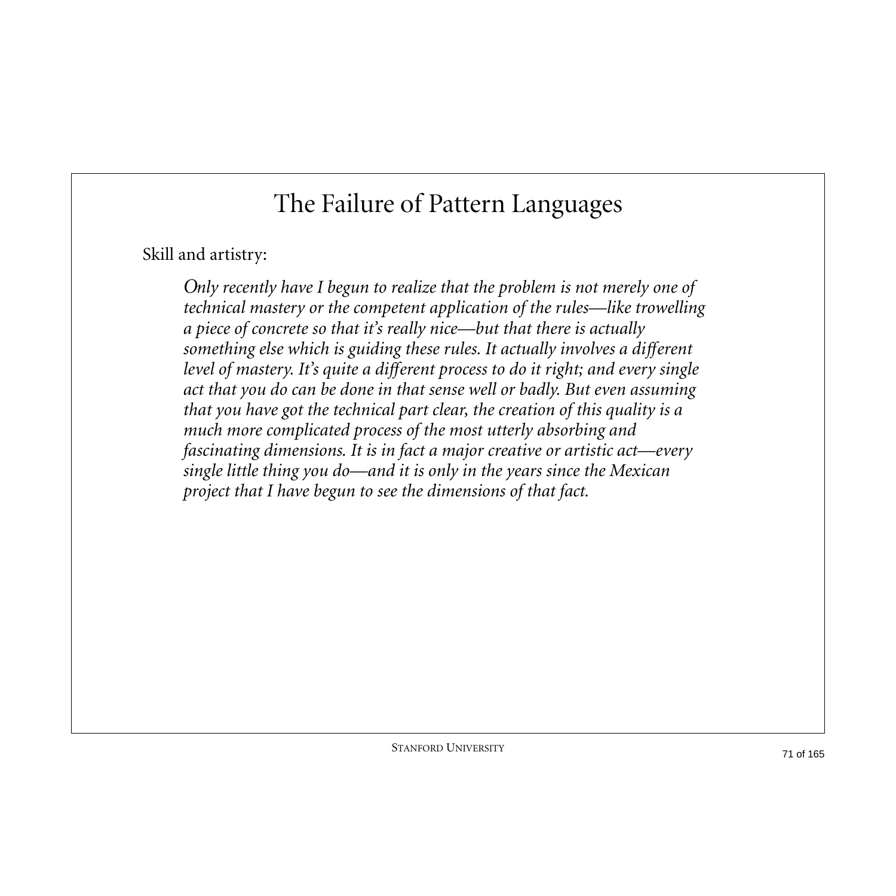# The Failure of Pattern Languages

Skill and artistry:

> *Only recently have I begun to realize that the problem is not merely one of technical mastery or the competent application of the rules—like trowelling a piece of concrete so that it's really nice—but that there is actually something else which is guiding these rules. It actually involves a different level of mastery. It's quite a different process to do it right; and every single act that you do can be done in that sense well or badly. But even assuming that you have got the technical part clear, the creation of this quality is a much more complicated process of the most utterly absorbing and fascinating dimensions. It is in fact a major creative or artistic act—every single little thing you do—and it is only in the years since the Mexican project that I have begun to see the dimensions of that fact.*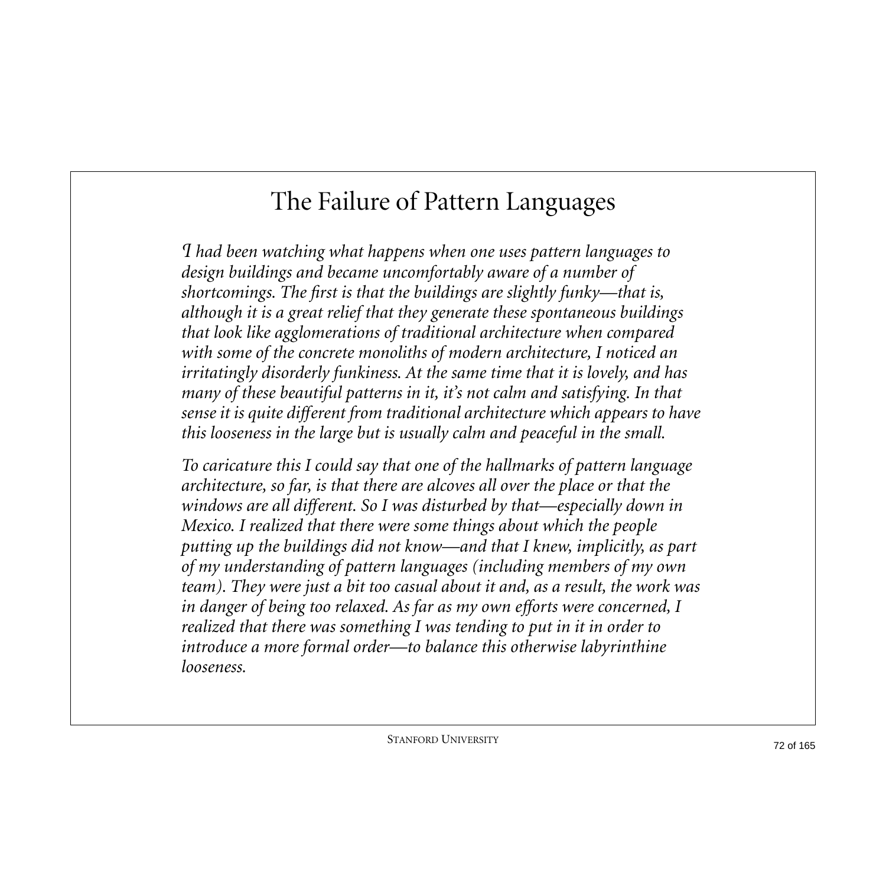# The Failure of Pattern Languages

*I had been watching what happens when one uses pattern languages to design buildings and became uncomfortably aware of a number of shortcomings. The first is that the buildings are slightly funky—that is, although it is a great relief that they generate these spontaneous buildings that look like agglomerations of traditional architecture when compared with some of the concrete monoliths of modern architecture, I noticed an irritatingly disorderly funkiness. At the same time that it is lovely, and has many of these beautiful patterns in it, it's not calm and satisfying. In that sense it is quite different from traditional architecture which appears to have this looseness in the large but is usually calm and peaceful in the small.*

*To caricature this I could say that one of the hallmarks of pattern language architecture, so far, is that there are alcoves all over the place or that the windows are all different. So I was disturbed by that—especially down in Mexico. I realized that there were some things about which the people putting up the buildings did not know—and that I knew, implicitly, as part of my understanding of pattern languages (including members of my own team). They were just a bit too casual about it and, as a result, the work was in danger of being too relaxed. As far as my own efforts were concerned, I realized that there was something I was tending to put in it in order to introduce a more formal order—to balance this otherwise labyrinthine looseness.*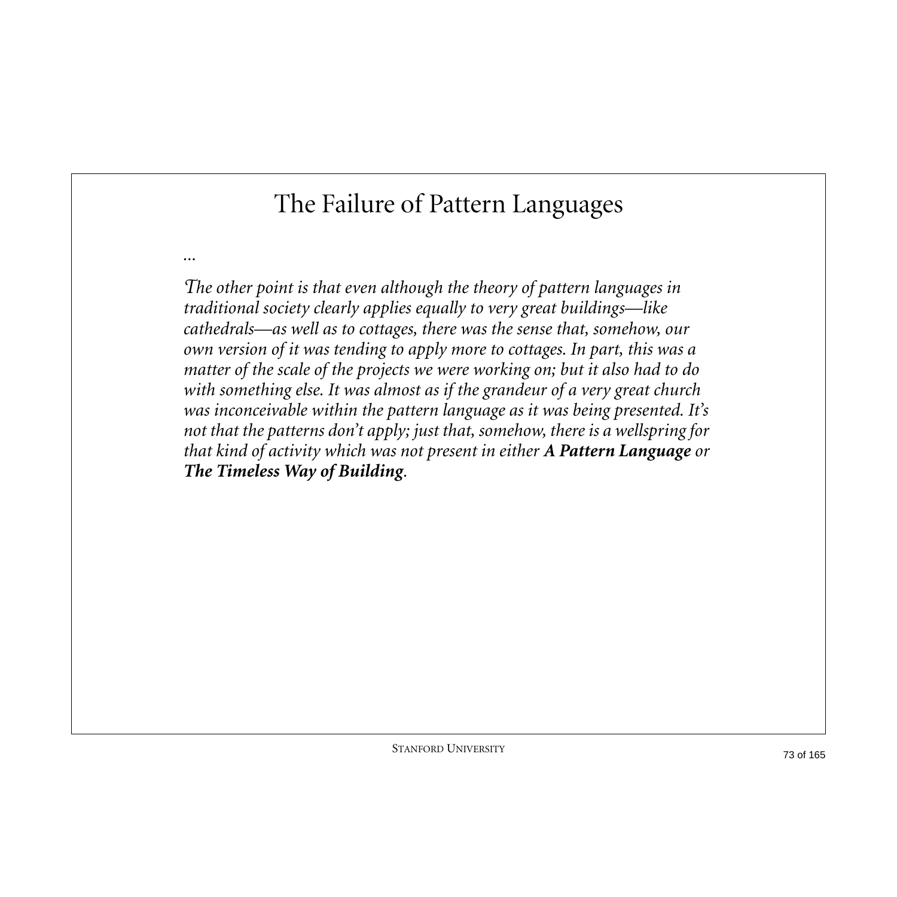# The Failure of Pattern Languages

*…*

*The other point is that even although the theory of pattern languages in traditional society clearly applies equally to very great buildings—like cathedrals—as well as to cottages, there was the sense that, somehow, our own version of it was tending to apply more to cottages. In part, this was a matter of the scale of the projects we were working on; but it also had to do with something else. It was almost as if the grandeur of a very great church was inconceivable within the pattern language as it was being presented. It's not that the patterns don't apply; just that, somehow, there is a wellspring for that kind of activity which was not present in either* ***A Pattern Language*** *or* ***The Timeless Way of Building****.*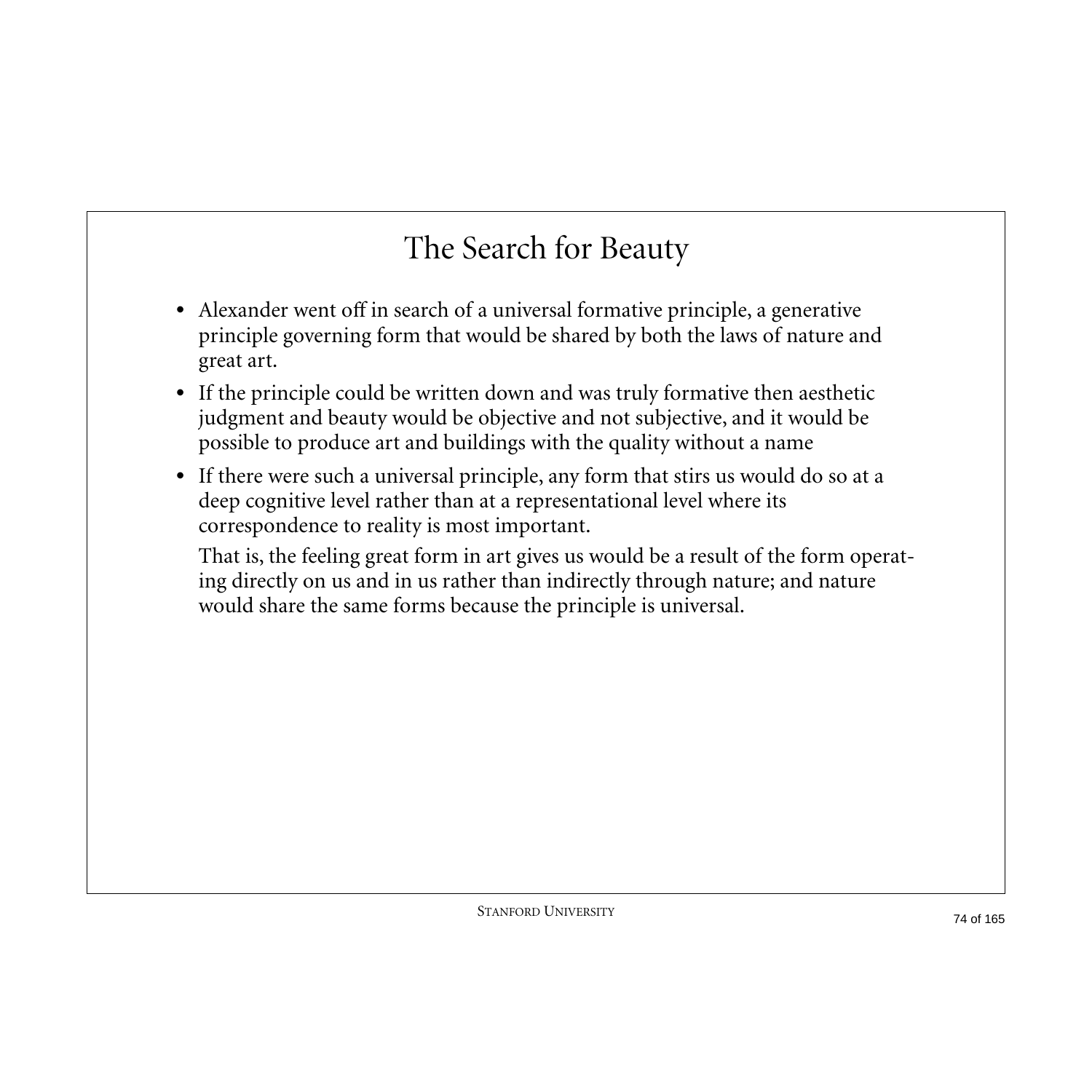# The Search for Beauty

- Alexander went off in search of a universal formative principle, a generative principle governing form that would be shared by both the laws of nature and great art.
- If the principle could be written down and was truly formative then aesthetic judgment and beauty would be objective and not subjective, and it would be possible to produce art and buildings with the quality without a name
- If there were such a universal principle, any form that stirs us would do so at a deep cognitive level rather than at a representational level where its correspondence to reality is most important.

  That is, the feeling great form in art gives us would be a result of the form operating directly on us and in us rather than indirectly through nature; and nature would share the same forms because the principle is universal.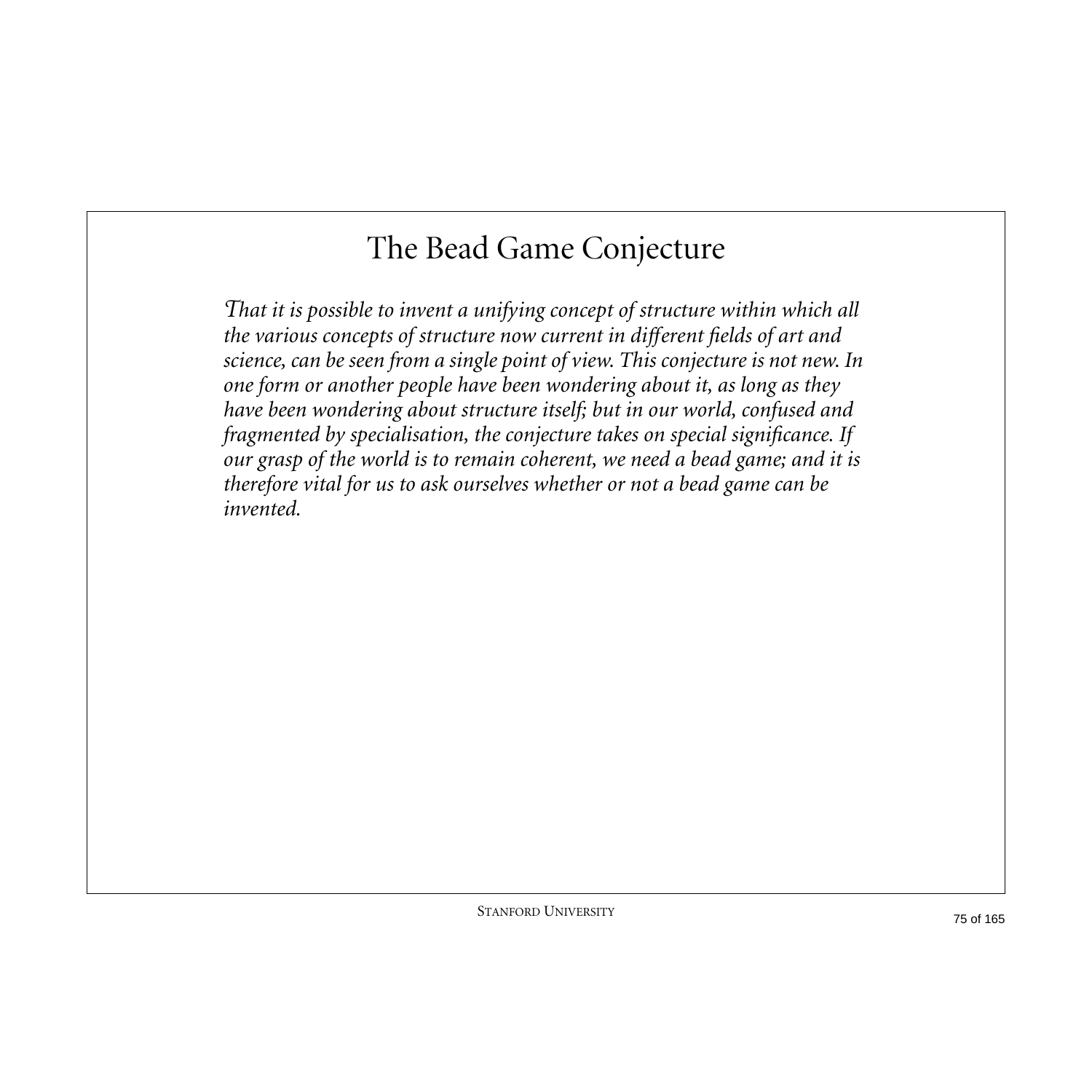# The Bead Game Conjecture

*That it is possible to invent a unifying concept of structure within which all the various concepts of structure now current in different fields of art and science, can be seen from a single point of view. This conjecture is not new. In one form or another people have been wondering about it, as long as they have been wondering about structure itself; but in our world, confused and fragmented by specialisation, the conjecture takes on special significance. If our grasp of the world is to remain coherent, we need a bead game; and it is therefore vital for us to ask ourselves whether or not a bead game can be invented.*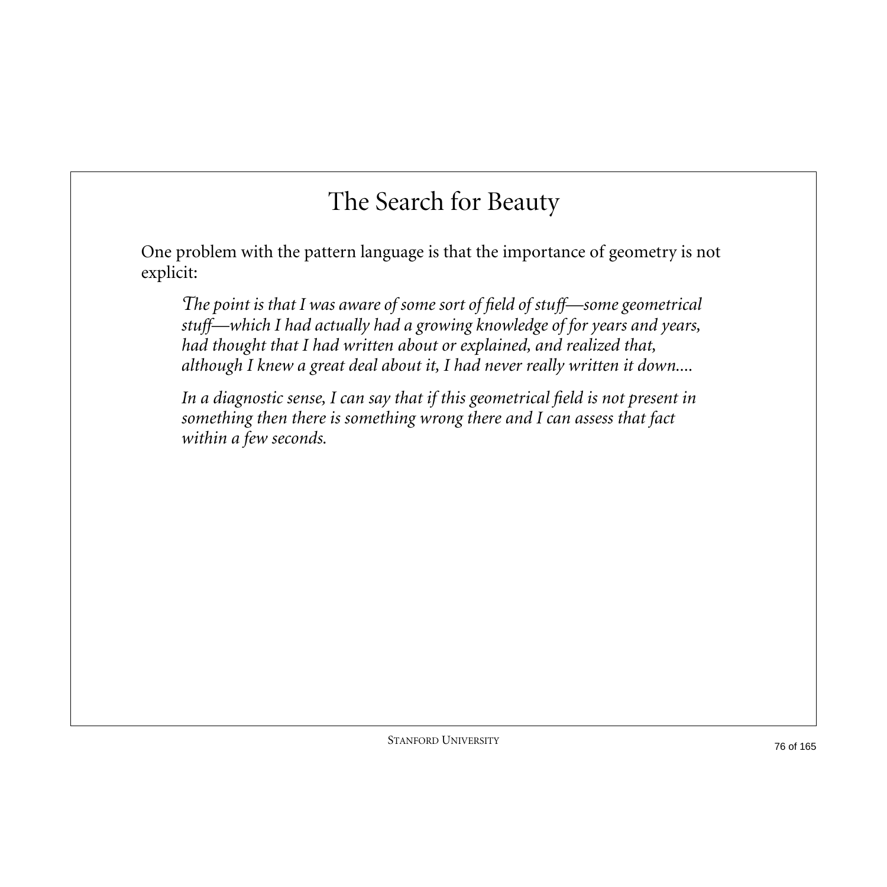# The Search for Beauty

One problem with the pattern language is that the importance of geometry is not explicit:

> *The point is that I was aware of some sort of field of stuff—some geometrical stuff—which I had actually had a growing knowledge of for years and years, had thought that I had written about or explained, and realized that, although I knew a great deal about it, I had never really written it down....*
>
> *In a diagnostic sense, I can say that if this geometrical field is not present in something then there is something wrong there and I can assess that fact within a few seconds.*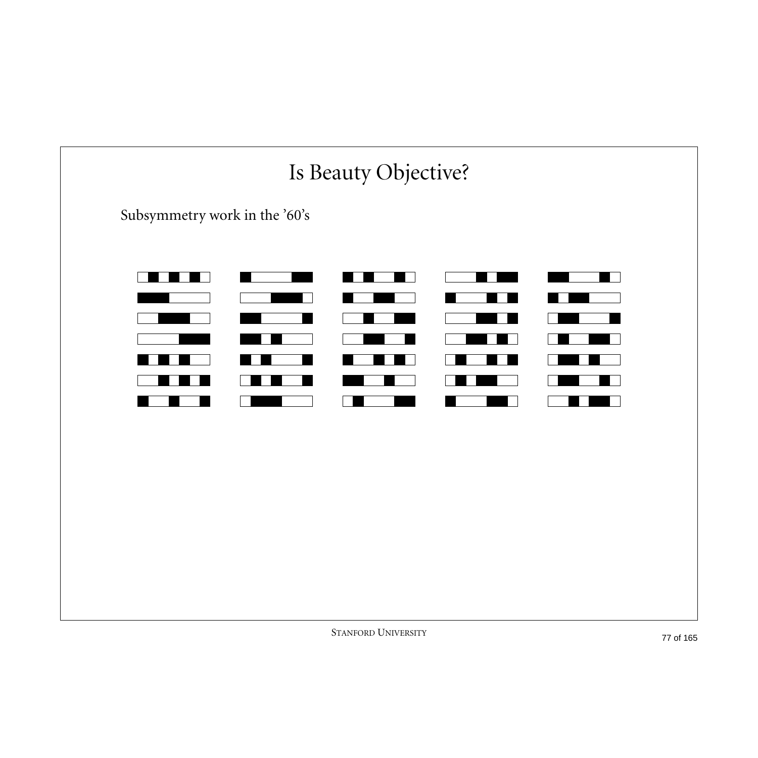# Is Beauty Objective?

Subsymmetry work in the ’60’s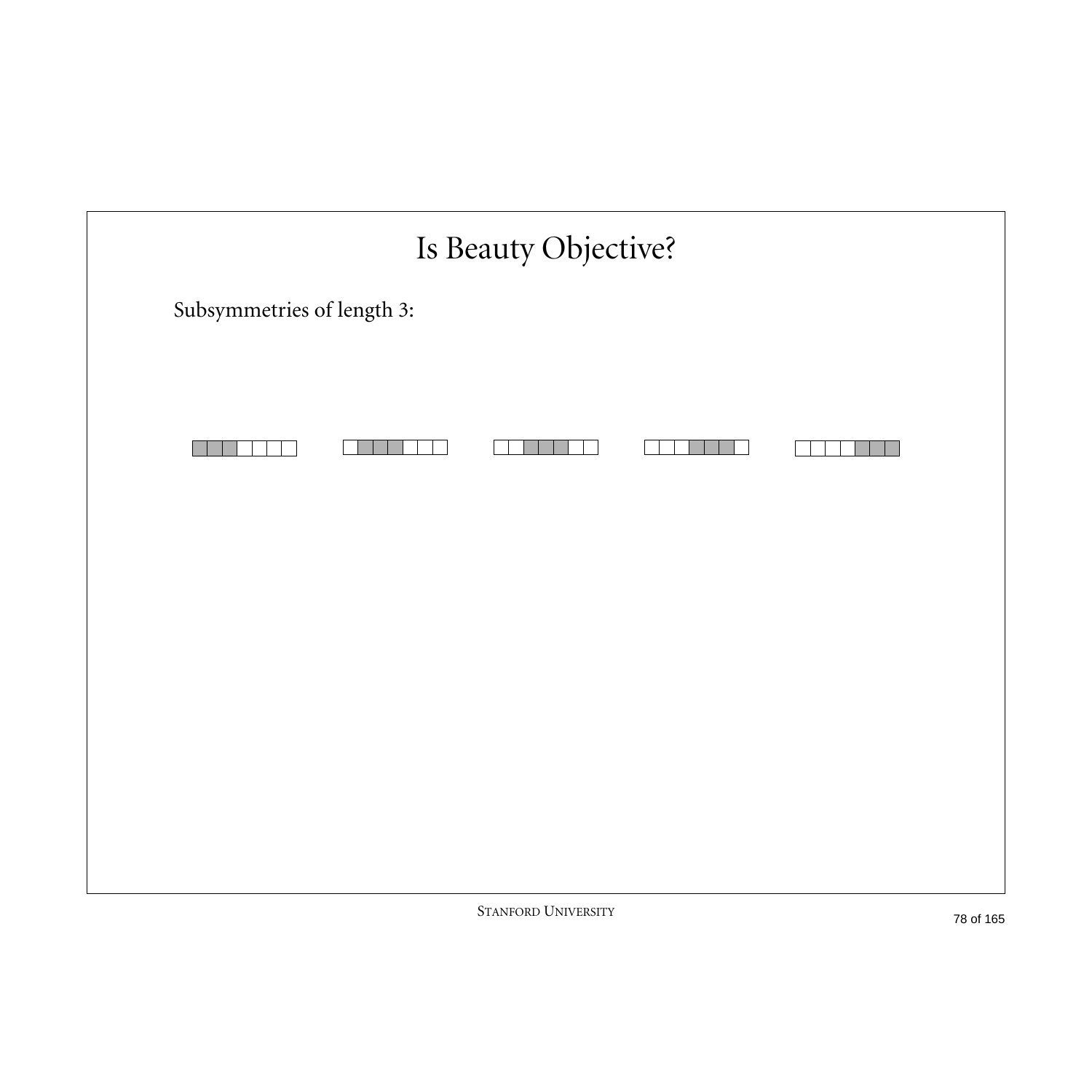# Is Beauty Objective?

Subsymmetries of length 3: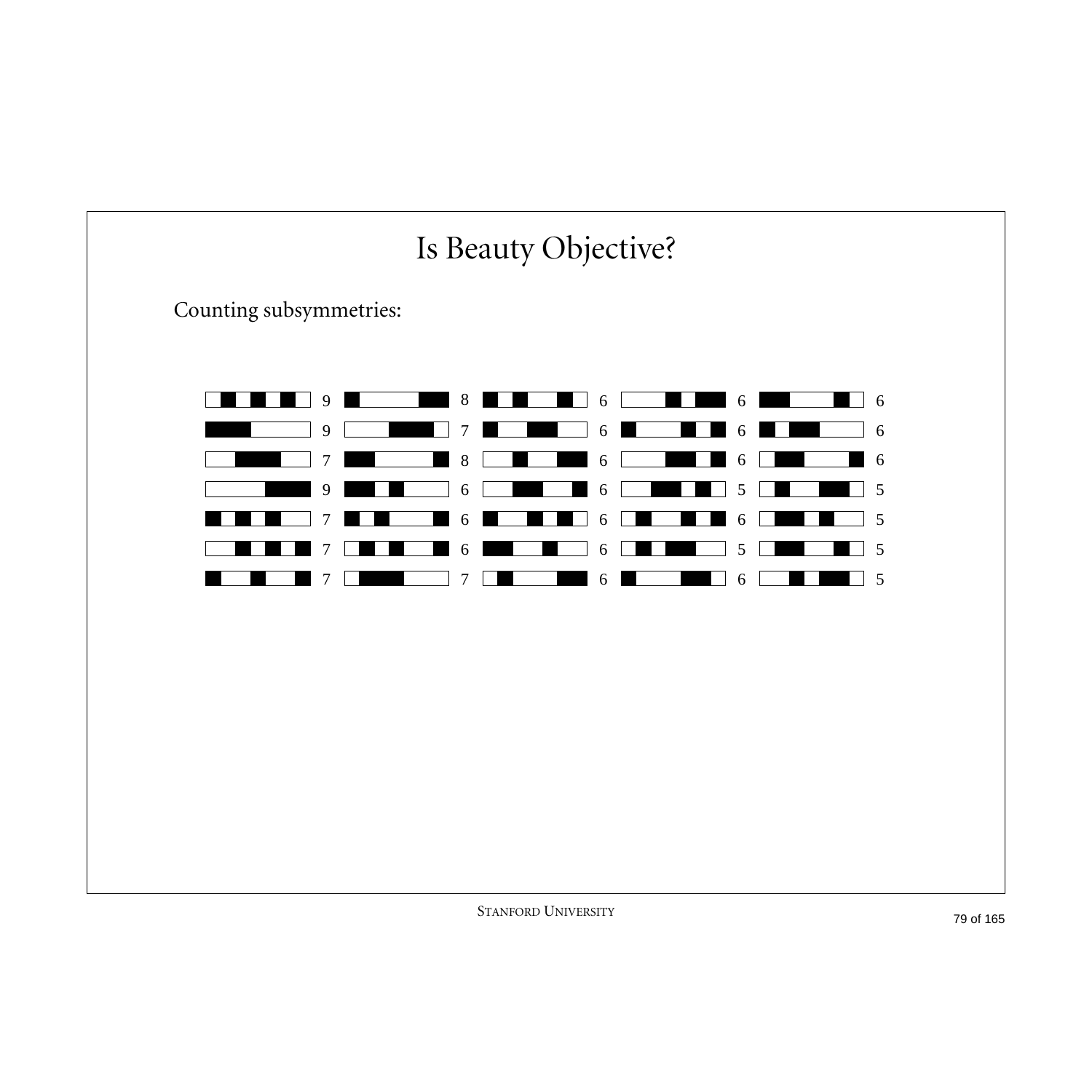# Is Beauty Objective?

Counting subsymmetries:

| | | | | |
|---|---|---|---|---|
| 9 | 8 | 6 | 6 | 6 |
| 9 | 7 | 6 | 6 | 6 |
| 7 | 8 | 6 | 6 | 6 |
| 9 | 6 | 6 | 5 | 5 |
| 7 | 6 | 6 | 6 | 5 |
| 7 | 6 | 6 | 5 | 5 |
| 7 | 7 | 6 | 6 | 5 |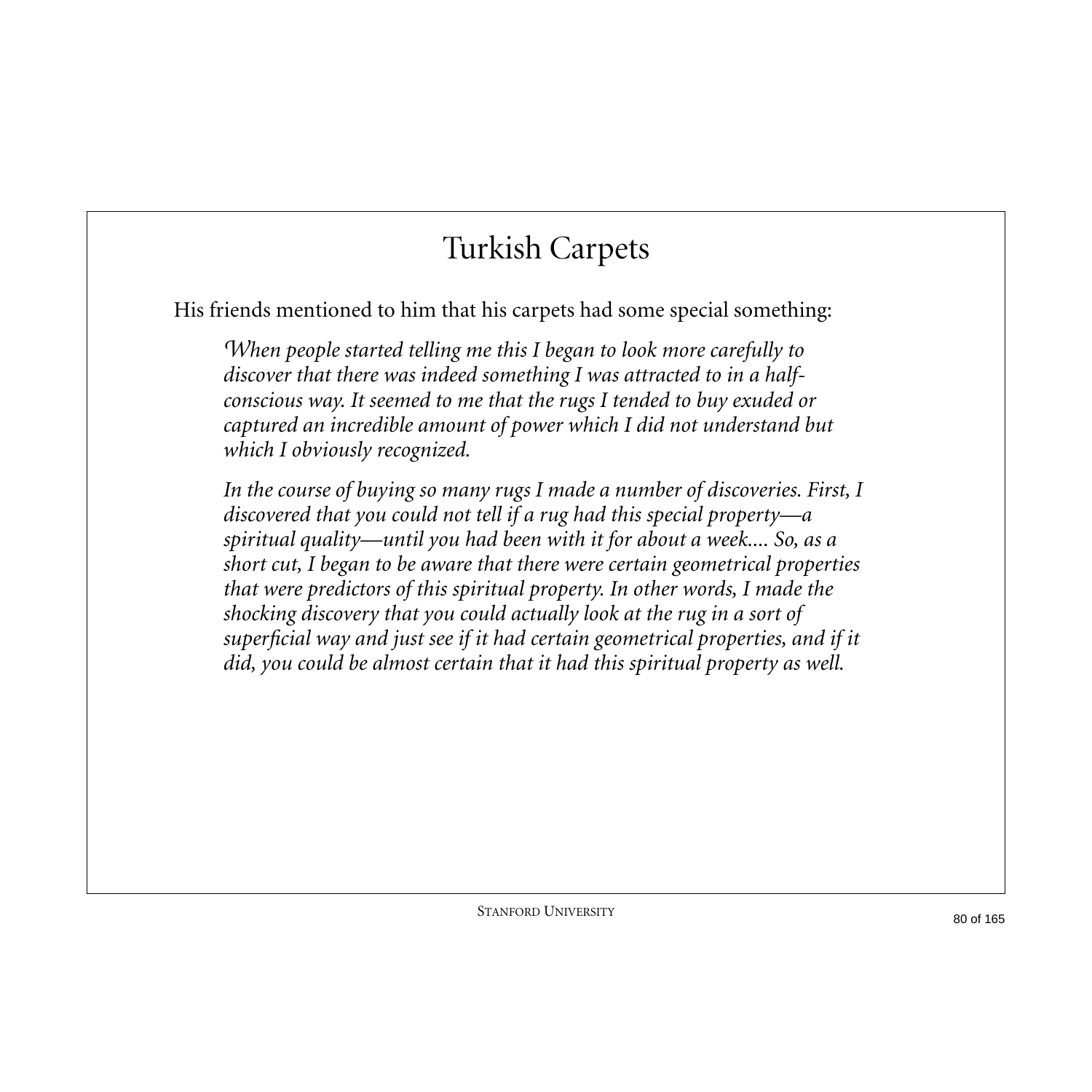# Turkish Carpets

His friends mentioned to him that his carpets had some special something:

> *When people started telling me this I began to look more carefully to discover that there was indeed something I was attracted to in a half-conscious way. It seemed to me that the rugs I tended to buy exuded or captured an incredible amount of power which I did not understand but which I obviously recognized.*
>
> *In the course of buying so many rugs I made a number of discoveries. First, I discovered that you could not tell if a rug had this special property—a spiritual quality—until you had been with it for about a week.... So, as a short cut, I began to be aware that there were certain geometrical properties that were predictors of this spiritual property. In other words, I made the shocking discovery that you could actually look at the rug in a sort of superficial way and just see if it had certain geometrical properties, and if it did, you could be almost certain that it had this spiritual property as well.*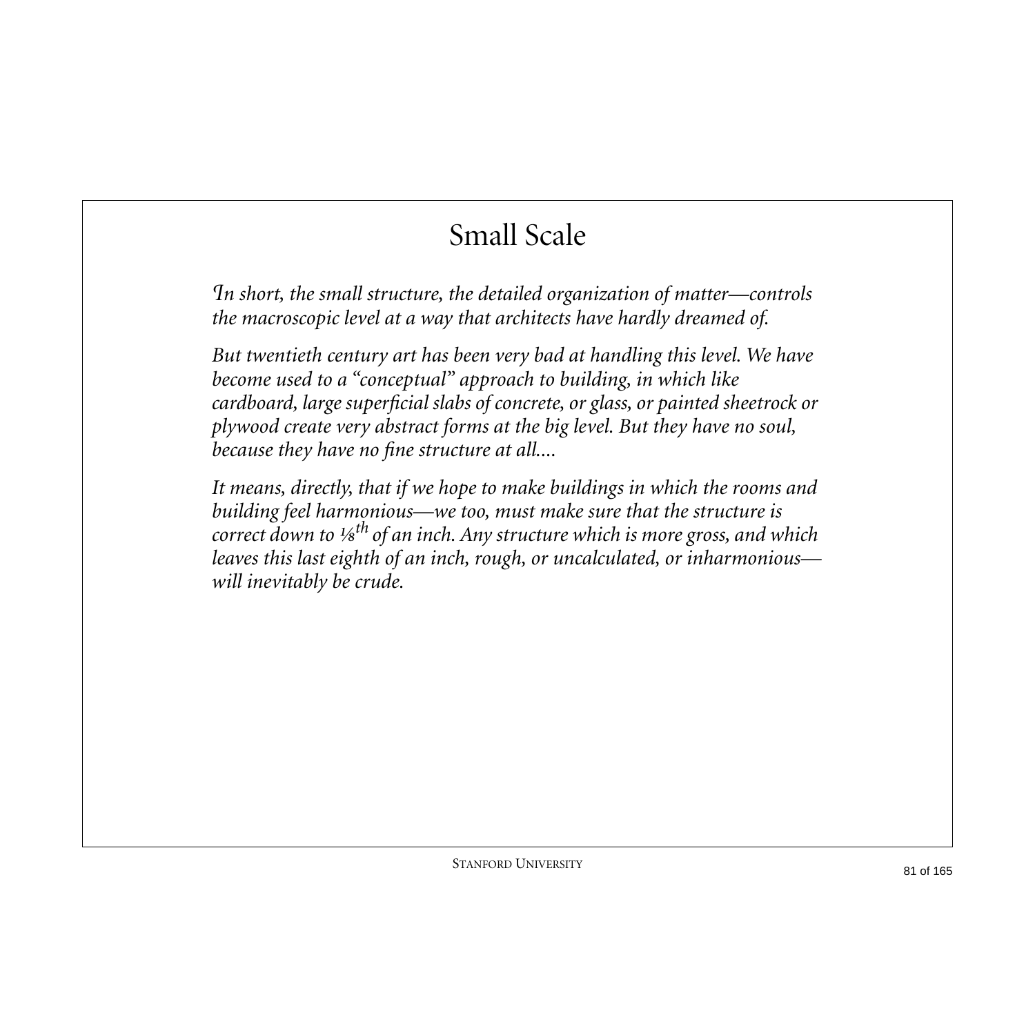# Small Scale

*In short, the small structure, the detailed organization of matter—controls the macroscopic level at a way that architects have hardly dreamed of.*

*But twentieth century art has been very bad at handling this level. We have become used to a "conceptual" approach to building, in which like cardboard, large superficial slabs of concrete, or glass, or painted sheetrock or plywood create very abstract forms at the big level. But they have no soul, because they have no fine structure at all....*

*It means, directly, that if we hope to make buildings in which the rooms and building feel harmonious—we too, must make sure that the structure is correct down to ⅛th of an inch. Any structure which is more gross, and which leaves this last eighth of an inch, rough, or uncalculated, or inharmonious—will inevitably be crude.*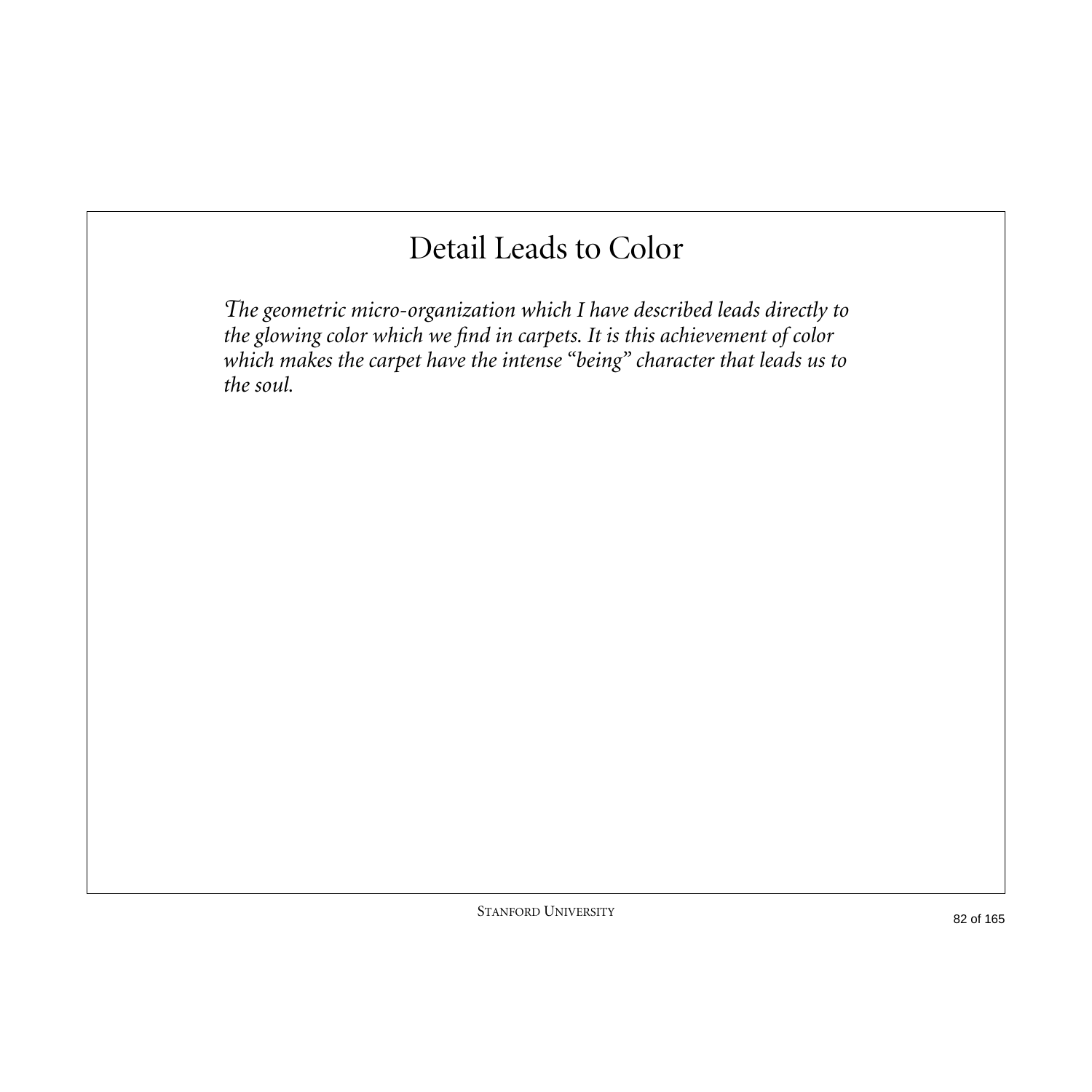# Detail Leads to Color

*The geometric micro-organization which I have described leads directly to the glowing color which we find in carpets. It is this achievement of color which makes the carpet have the intense "being" character that leads us to the soul.*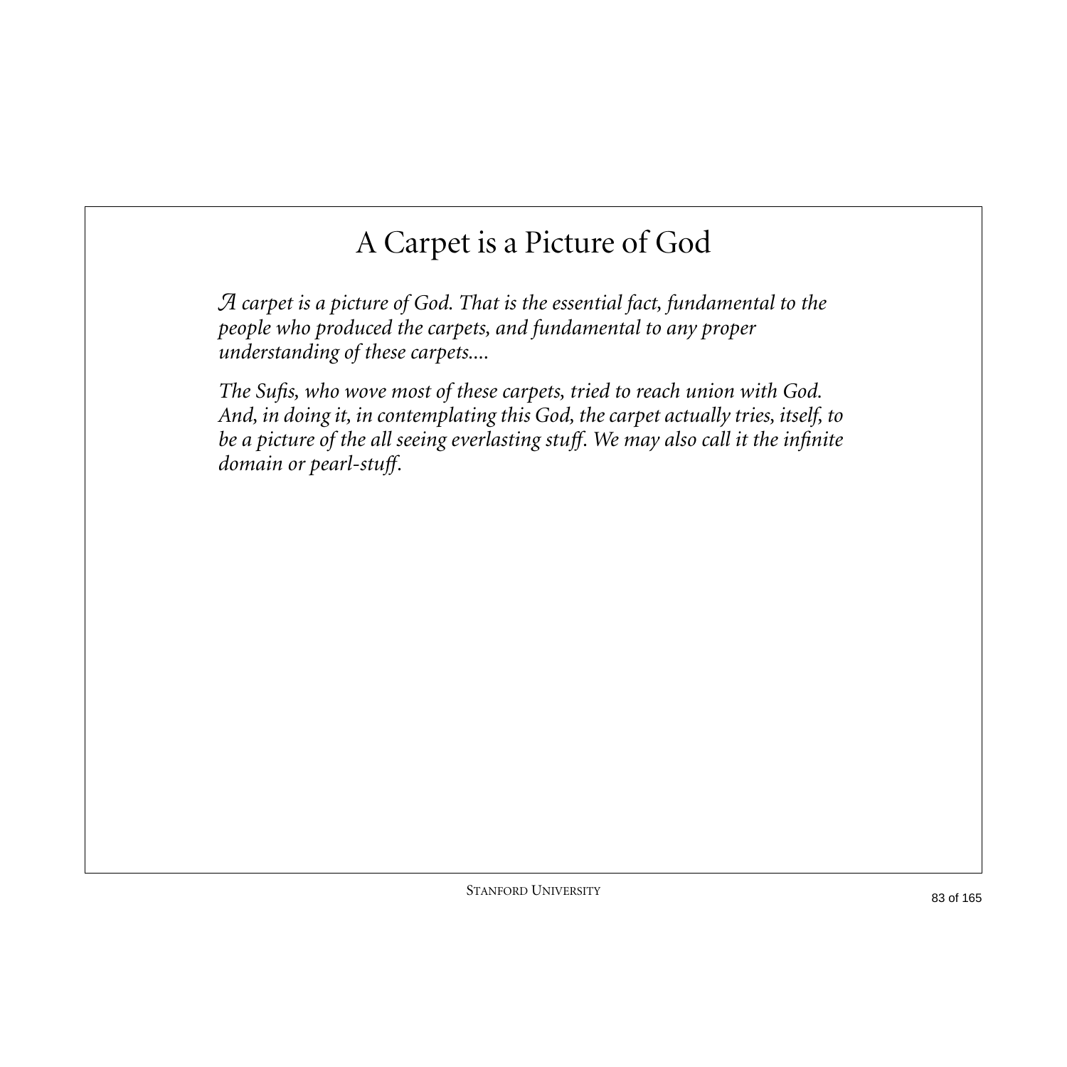# A Carpet is a Picture of God

*A carpet is a picture of God. That is the essential fact, fundamental to the people who produced the carpets, and fundamental to any proper understanding of these carpets....*

*The Sufis, who wove most of these carpets, tried to reach union with God. And, in doing it, in contemplating this God, the carpet actually tries, itself, to be a picture of the all seeing everlasting stuff. We may also call it the infinite domain or pearl-stuff.*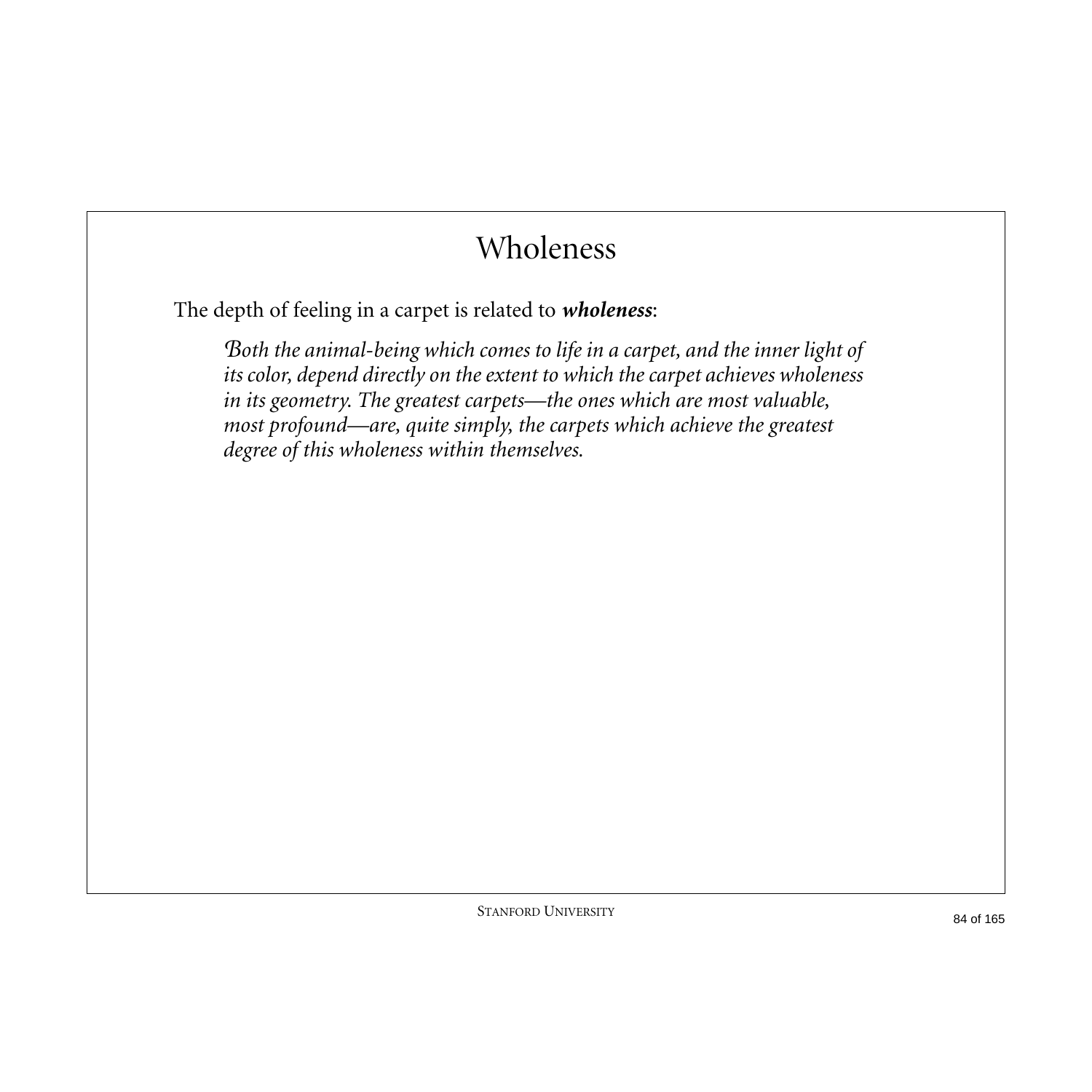# Wholeness

The depth of feeling in a carpet is related to ***wholeness***:

> *Both the animal-being which comes to life in a carpet, and the inner light of its color, depend directly on the extent to which the carpet achieves wholeness in its geometry. The greatest carpets—the ones which are most valuable, most profound—are, quite simply, the carpets which achieve the greatest degree of this wholeness within themselves.*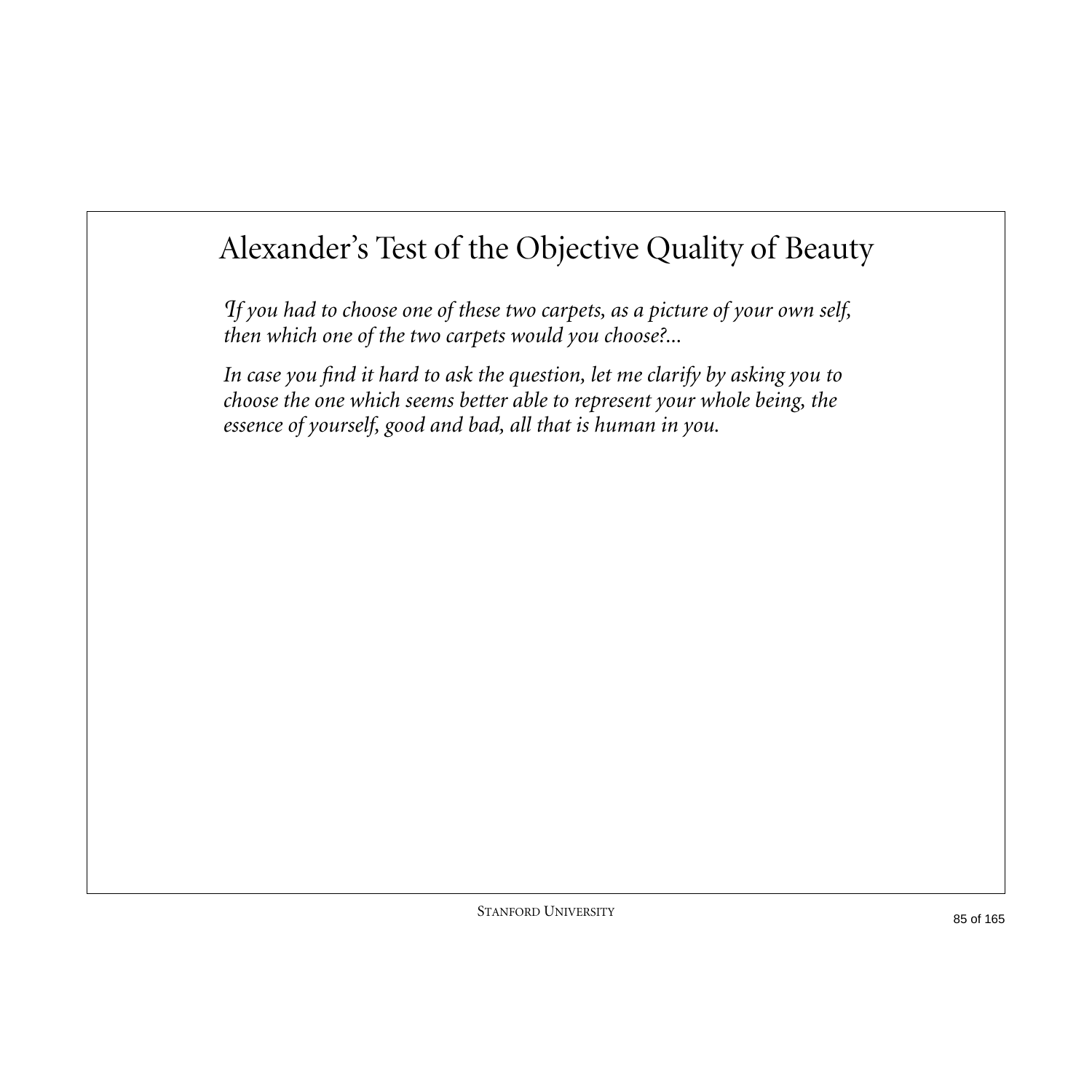# Alexander's Test of the Objective Quality of Beauty

*If you had to choose one of these two carpets, as a picture of your own self, then which one of the two carpets would you choose?...*

*In case you find it hard to ask the question, let me clarify by asking you to choose the one which seems better able to represent your whole being, the essence of yourself, good and bad, all that is human in you.*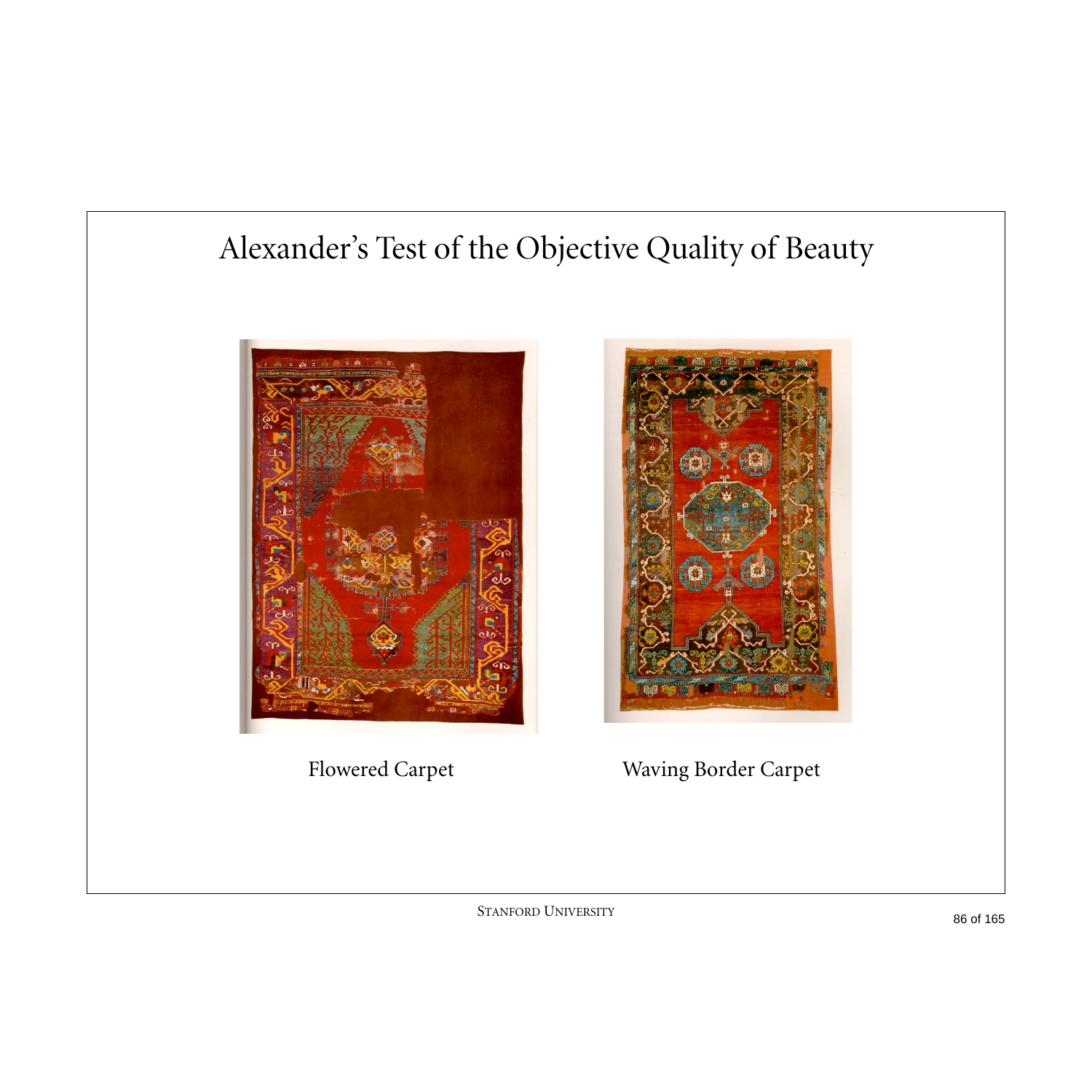# Alexander's Test of the Objective Quality of Beauty

Flowered Carpet

Waving Border Carpet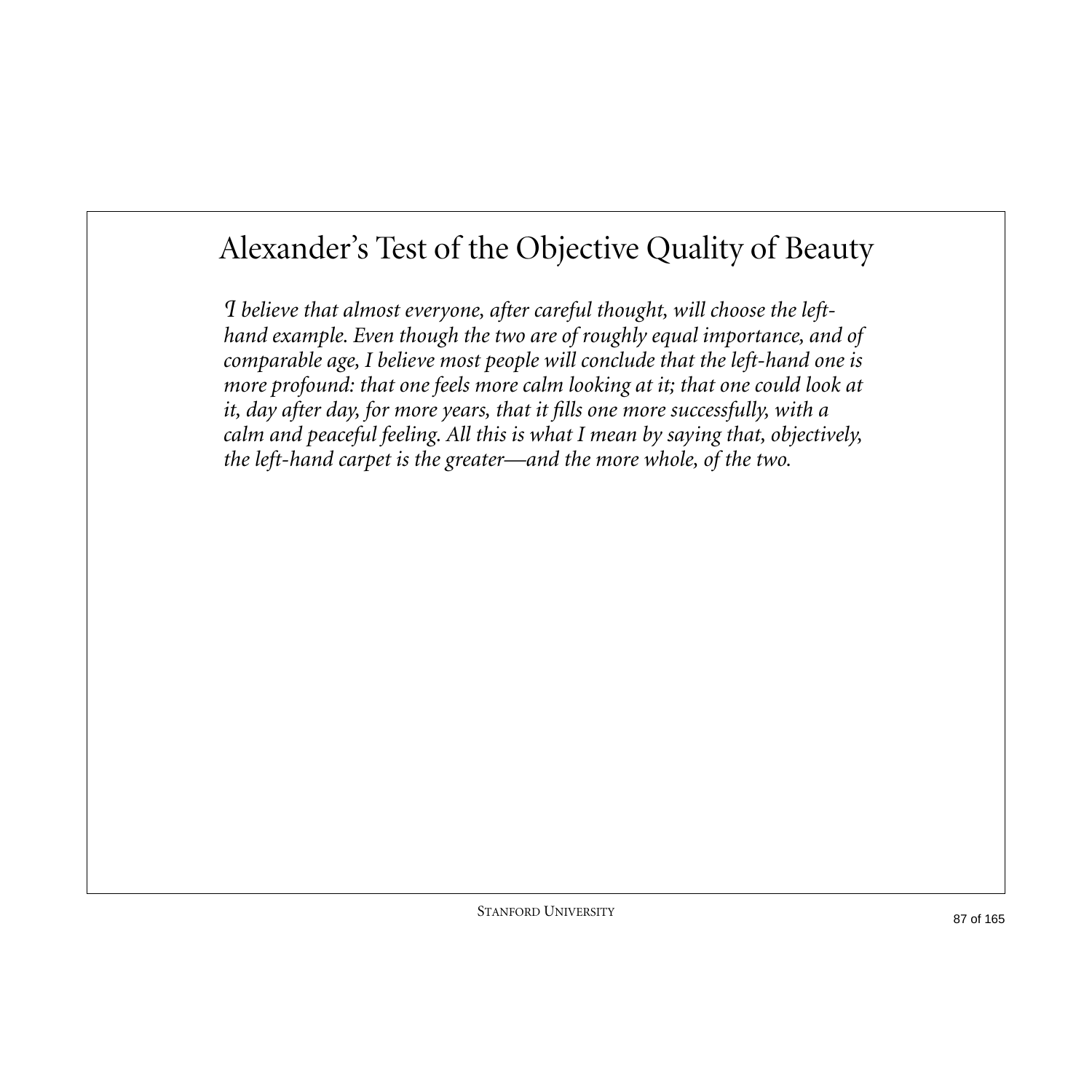# Alexander's Test of the Objective Quality of Beauty

*I believe that almost everyone, after careful thought, will choose the left-hand example. Even though the two are of roughly equal importance, and of comparable age, I believe most people will conclude that the left-hand one is more profound: that one feels more calm looking at it; that one could look at it, day after day, for more years, that it fills one more successfully, with a calm and peaceful feeling. All this is what I mean by saying that, objectively, the left-hand carpet is the greater—and the more whole, of the two.*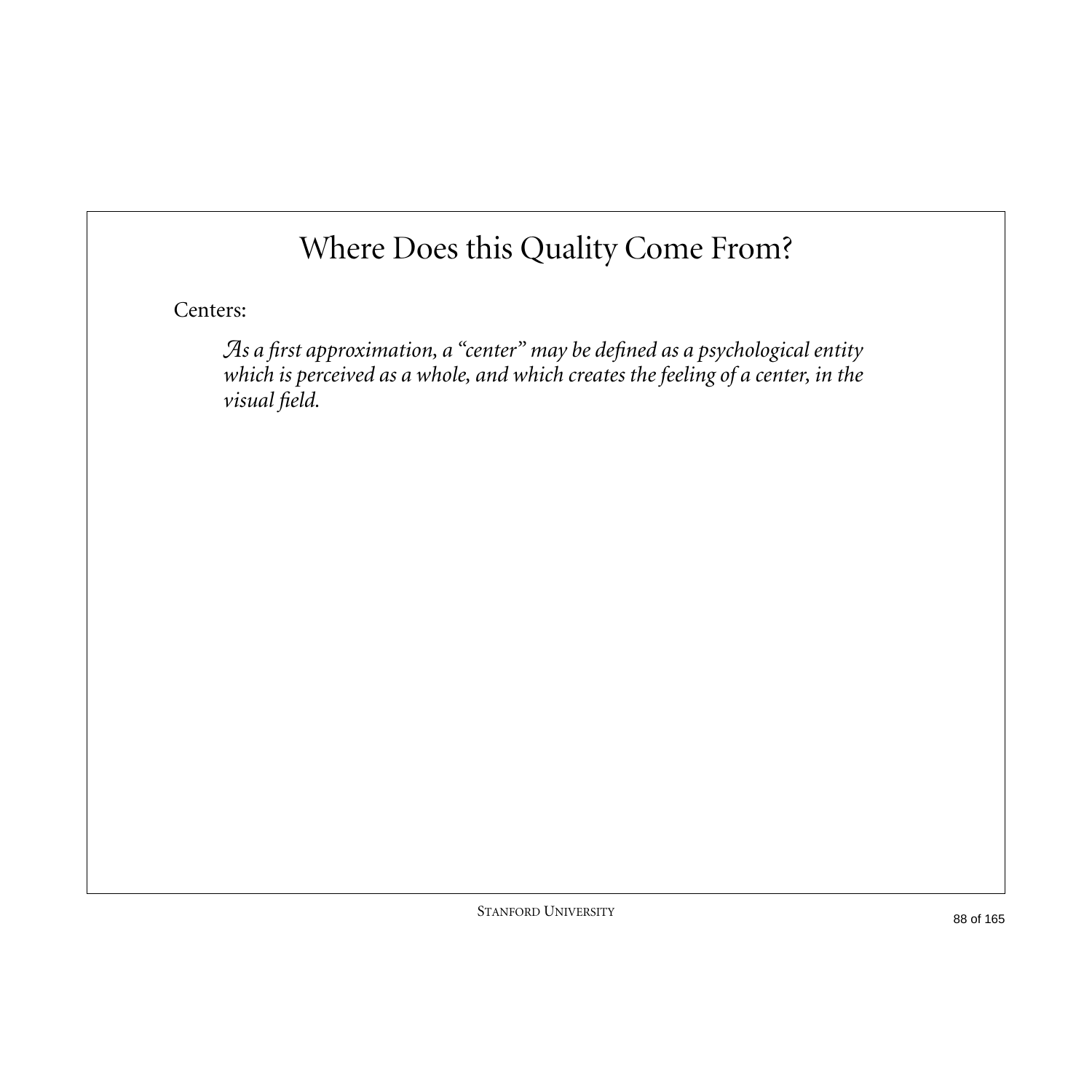# Where Does this Quality Come From?

Centers:

> *As a first approximation, a "center" may be defined as a psychological entity which is perceived as a whole, and which creates the feeling of a center, in the visual field.*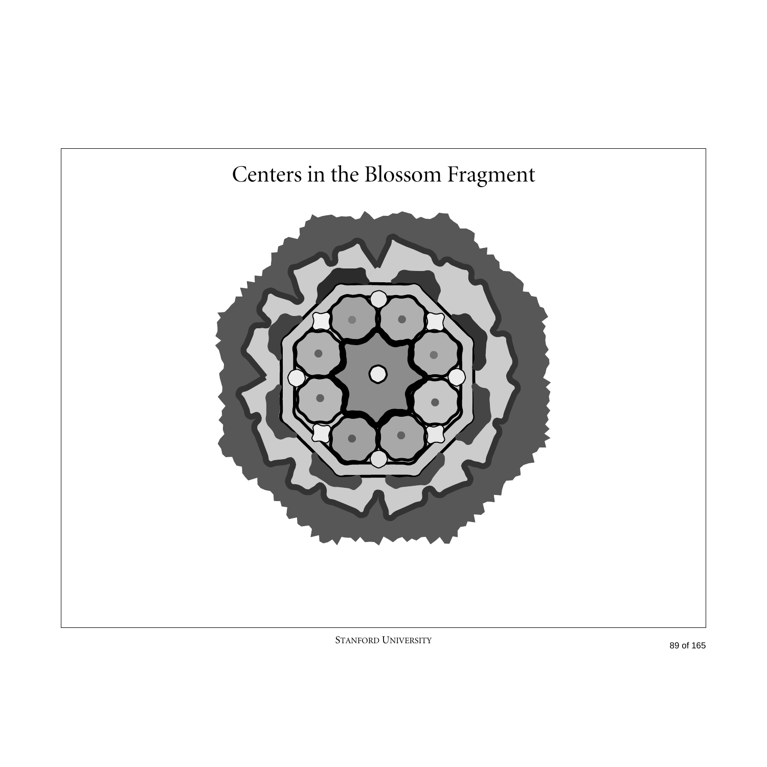# Centers in the Blossom Fragment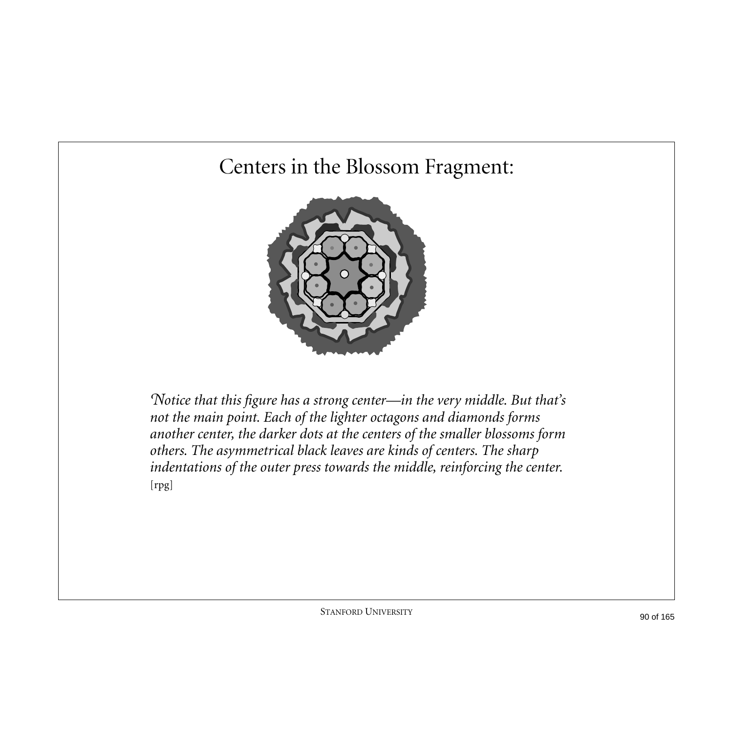# Centers in the Blossom Fragment:

*Notice that this figure has a strong center—in the very middle. But that's not the main point. Each of the lighter octagons and diamonds forms another center, the darker dots at the centers of the smaller blossoms form others. The asymmetrical black leaves are kinds of centers. The sharp indentations of the outer press towards the middle, reinforcing the center.* [rpg]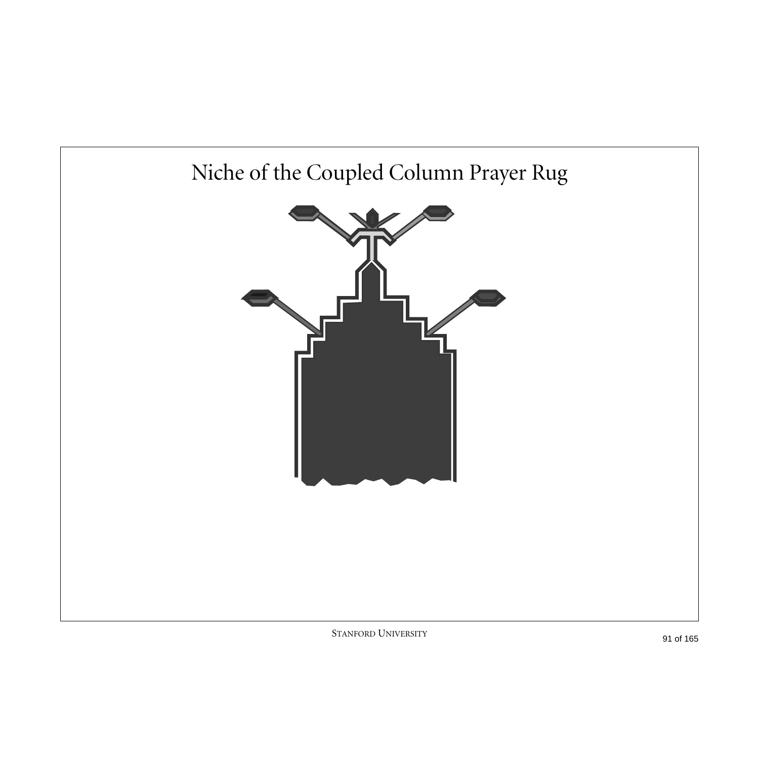# Niche of the Coupled Column Prayer Rug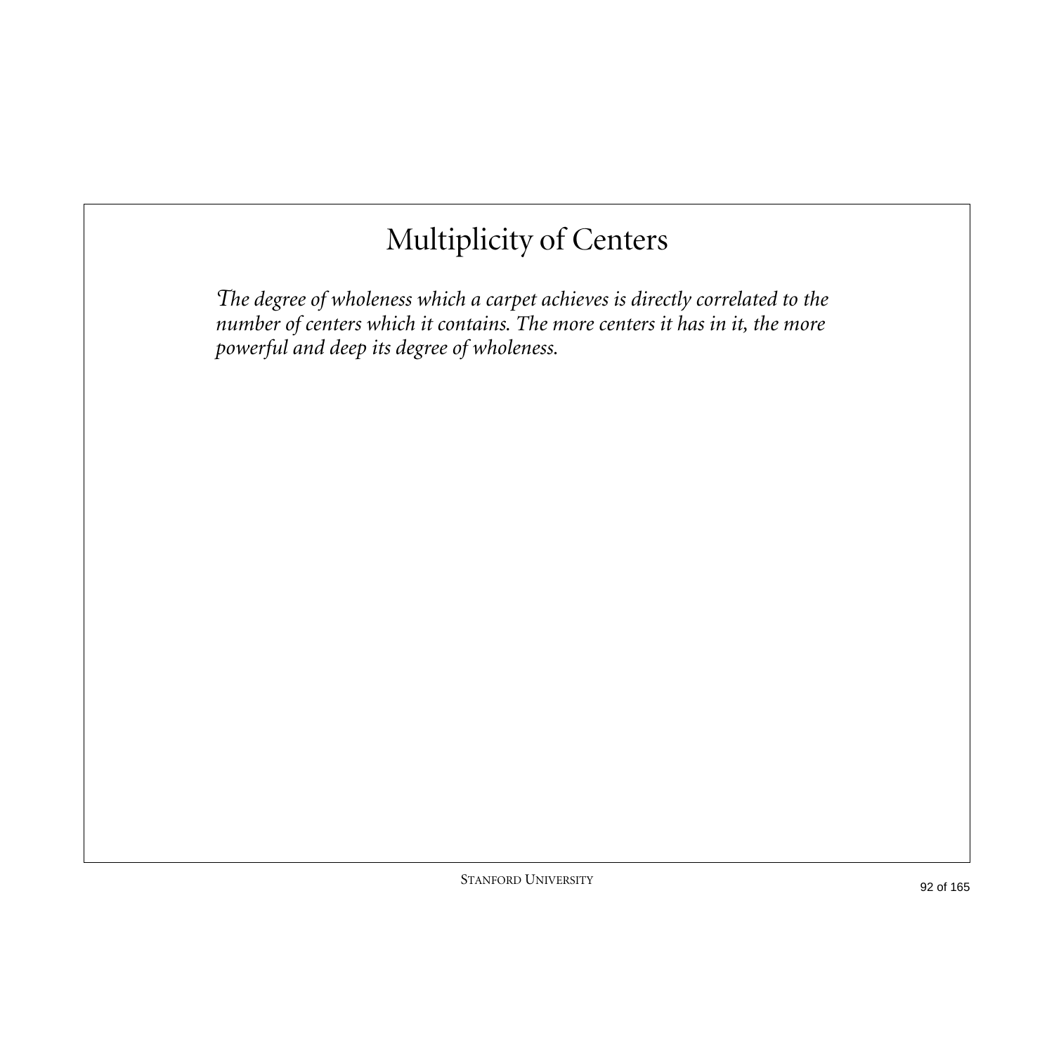# Multiplicity of Centers

*The degree of wholeness which a carpet achieves is directly correlated to the number of centers which it contains. The more centers it has in it, the more powerful and deep its degree of wholeness.*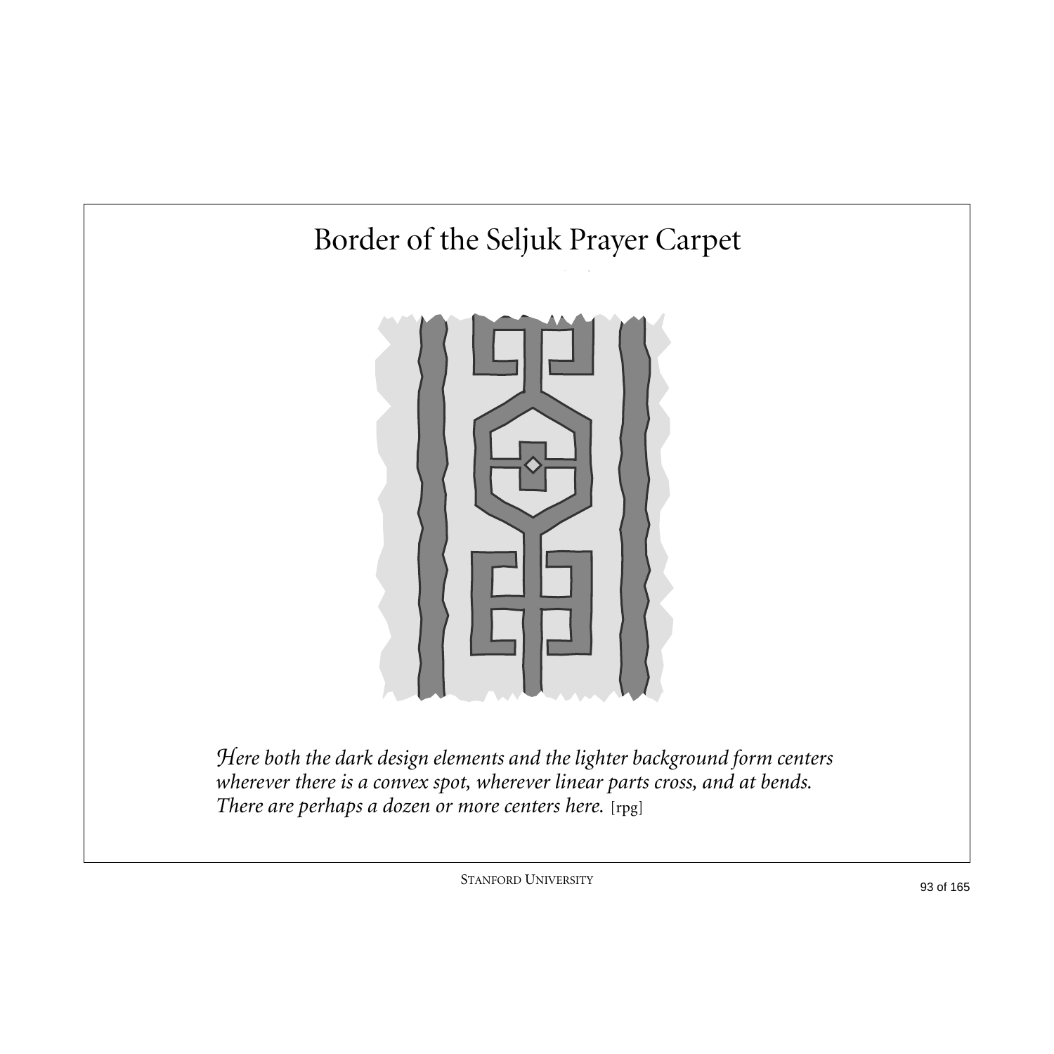# Border of the Seljuk Prayer Carpet

*Here both the dark design elements and the lighter background form centers wherever there is a convex spot, wherever linear parts cross, and at bends. There are perhaps a dozen or more centers here.* [rpg]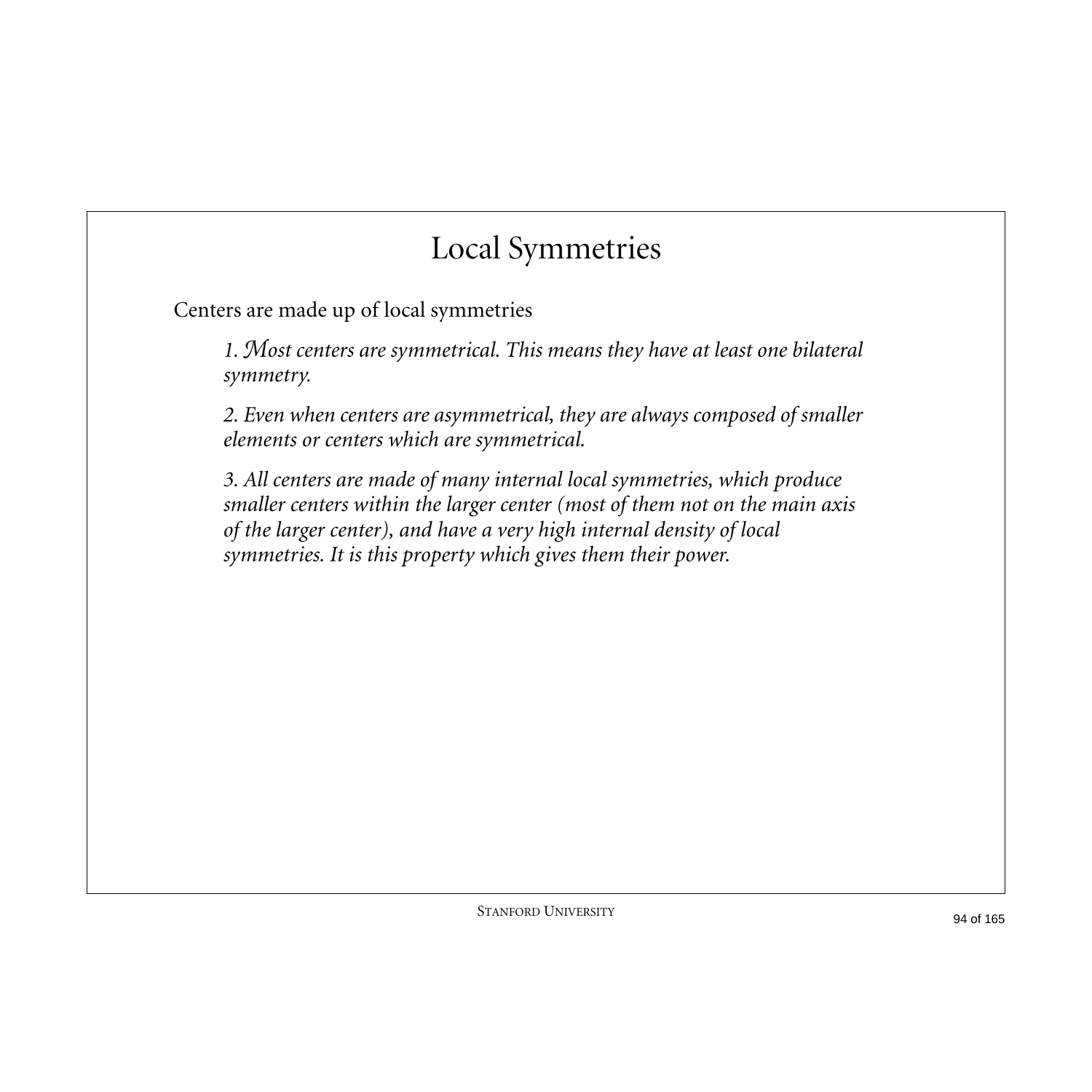# Local Symmetries

Centers are made up of local symmetries

> *1. Most centers are symmetrical. This means they have at least one bilateral symmetry.*
>
> *2. Even when centers are asymmetrical, they are always composed of smaller elements or centers which are symmetrical.*
>
> *3. All centers are made of many internal local symmetries, which produce smaller centers within the larger center (most of them not on the main axis of the larger center), and have a very high internal density of local symmetries. It is this property which gives them their power.*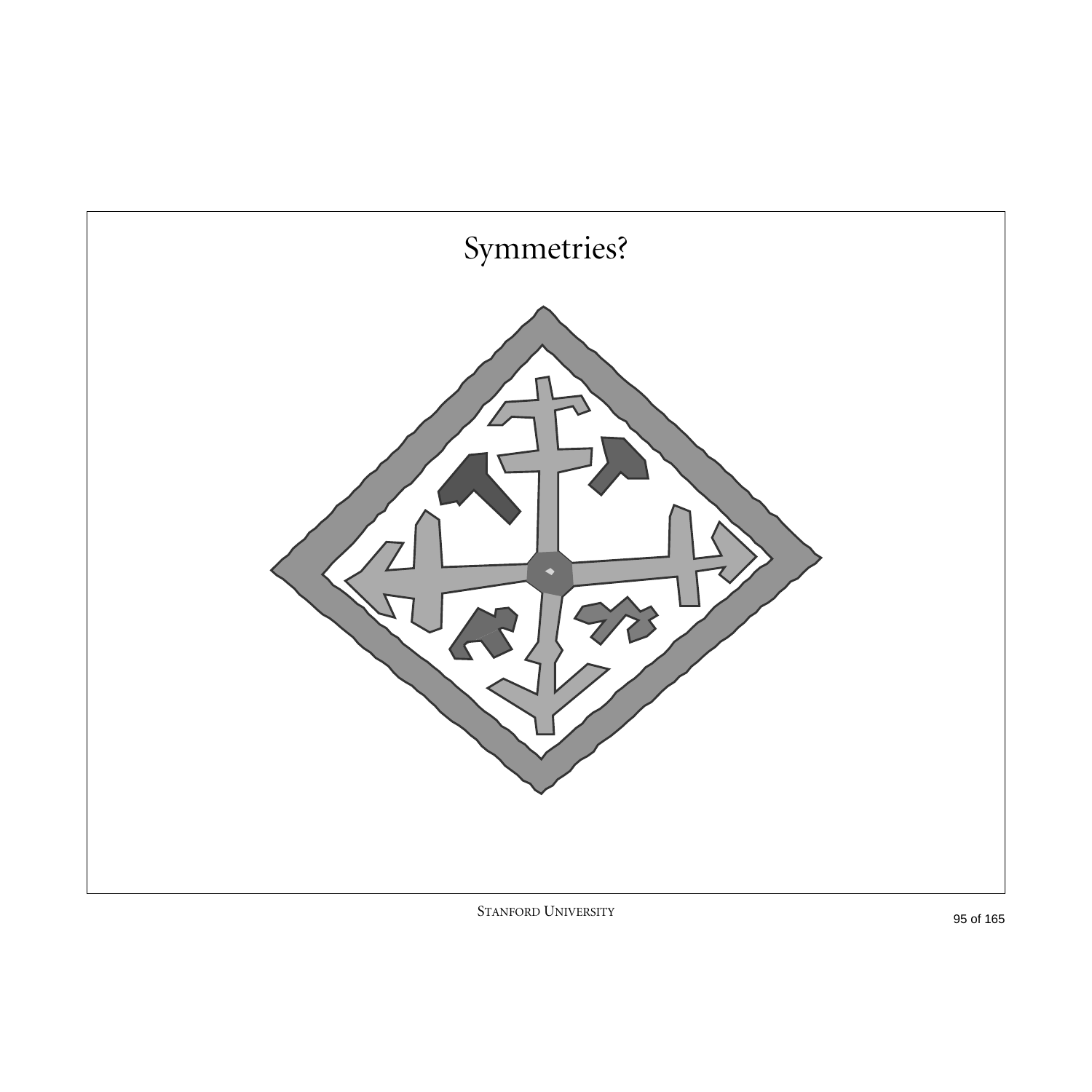# Symmetries?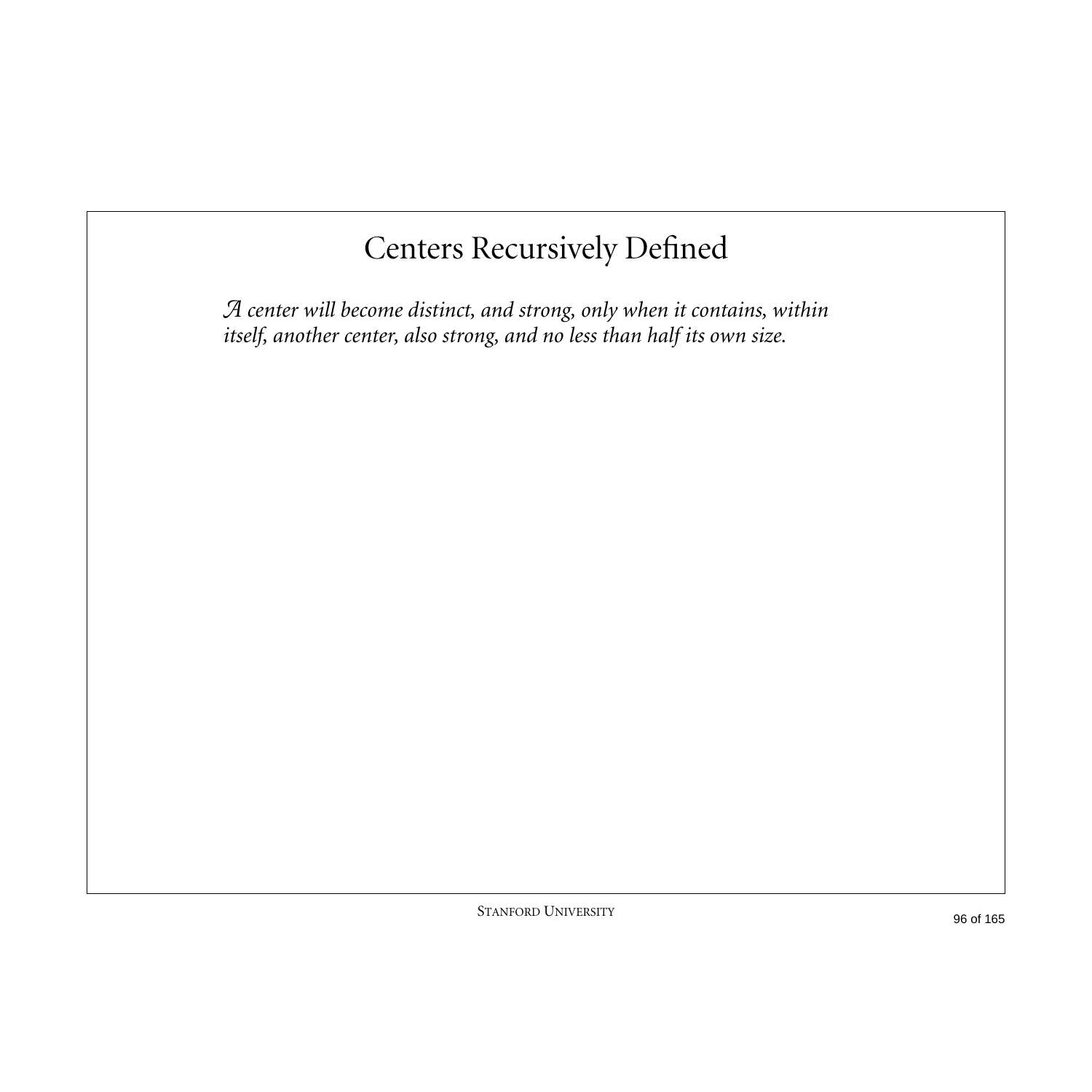# Centers Recursively Defined

*A center will become distinct, and strong, only when it contains, within itself, another center, also strong, and no less than half its own size.*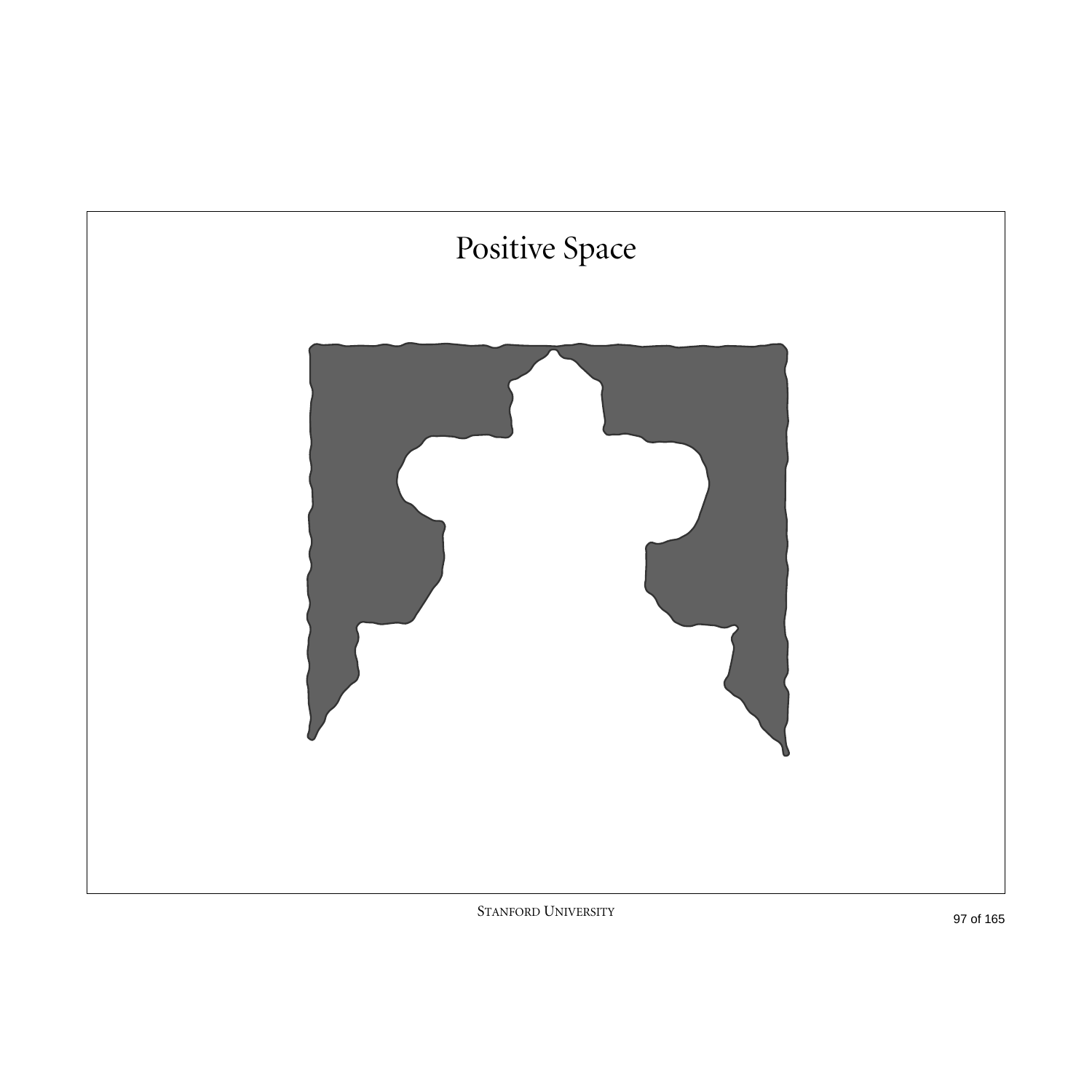# Positive Space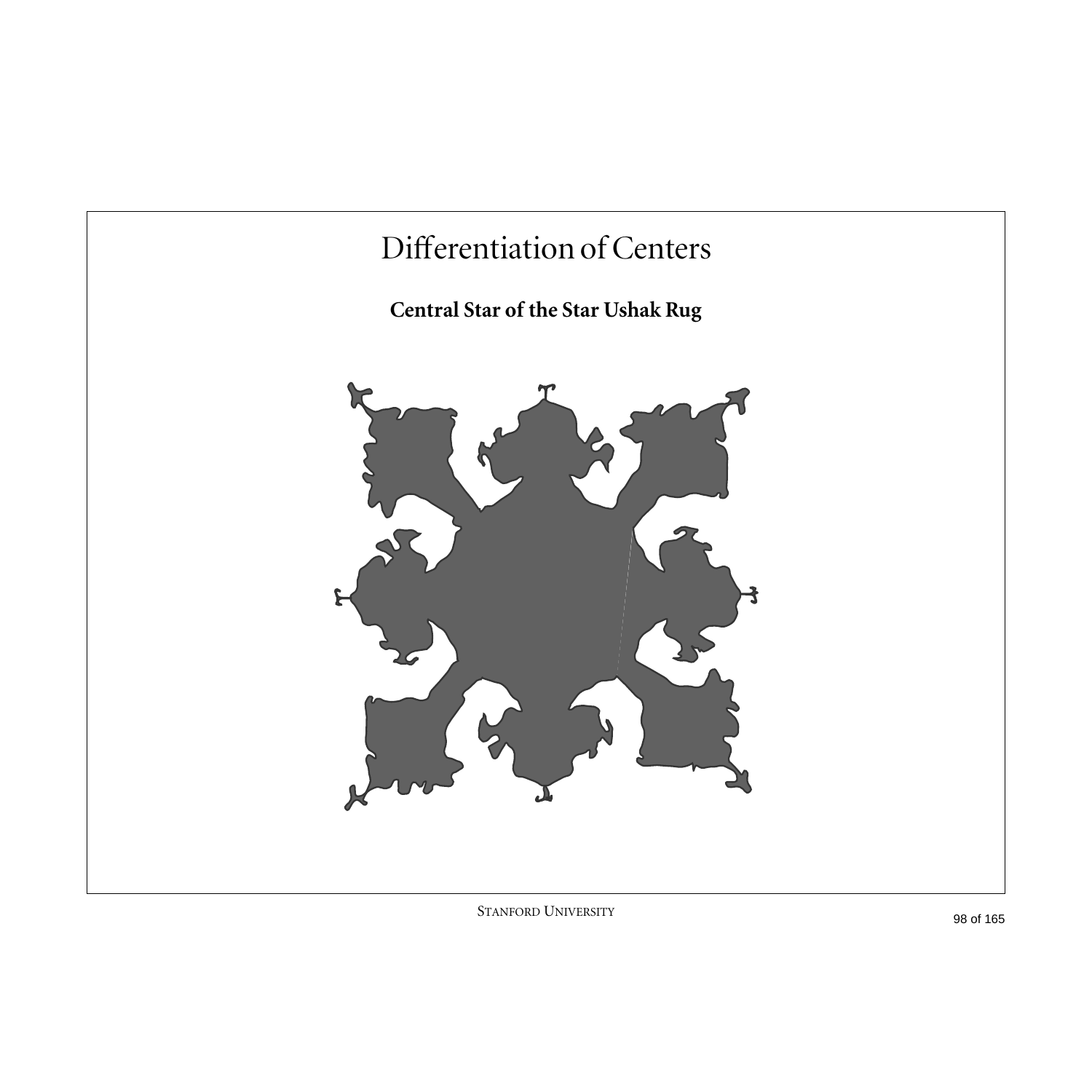# Differentiation of Centers

**Central Star of the Star Ushak Rug**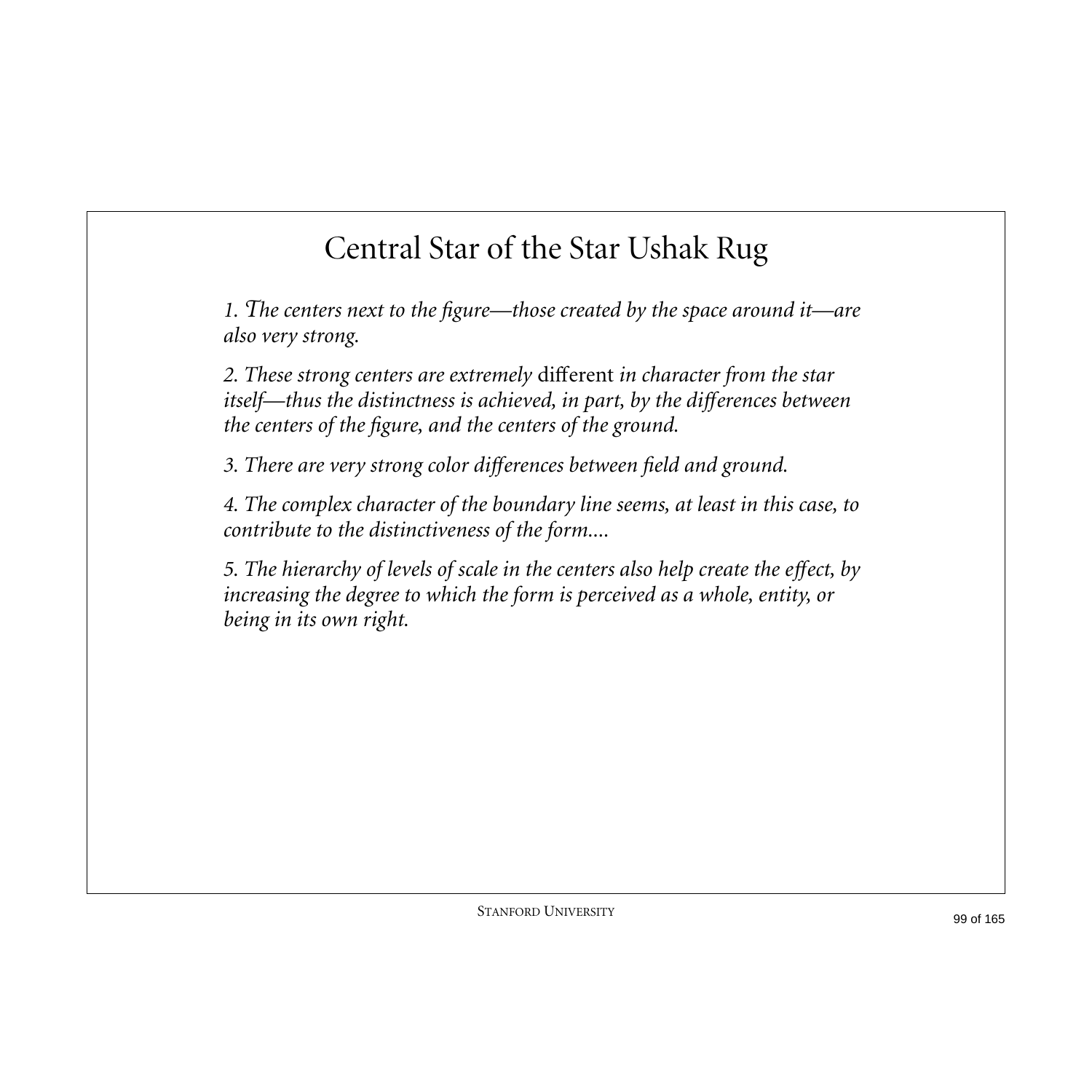# Central Star of the Star Ushak Rug

*1. The centers next to the figure—those created by the space around it—are also very strong.*

*2. These strong centers are extremely* different *in character from the star itself—thus the distinctness is achieved, in part, by the differences between the centers of the figure, and the centers of the ground.*

*3. There are very strong color differences between field and ground.*

*4. The complex character of the boundary line seems, at least in this case, to contribute to the distinctiveness of the form....*

*5. The hierarchy of levels of scale in the centers also help create the effect, by increasing the degree to which the form is perceived as a whole, entity, or being in its own right.*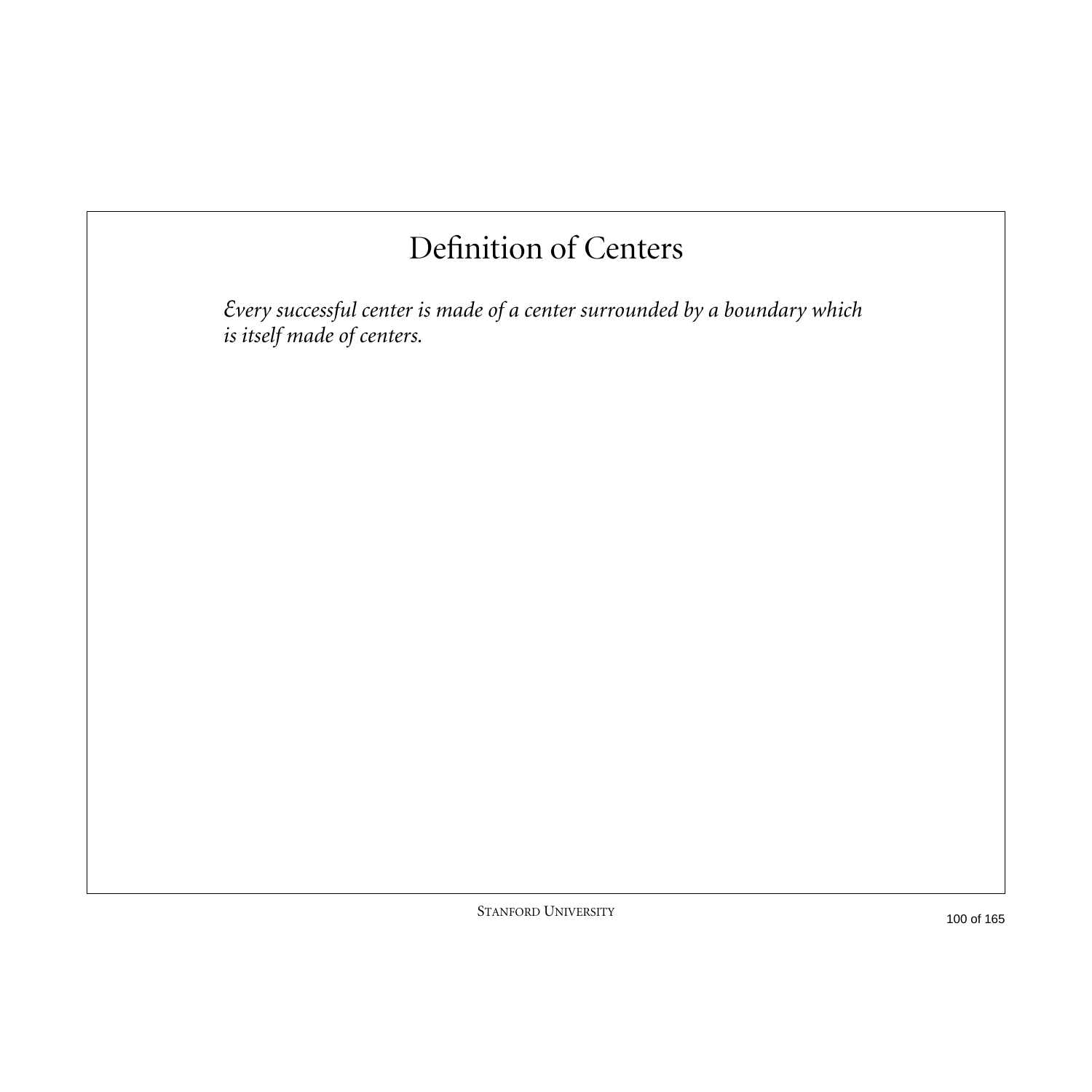# Definition of Centers

*Every successful center is made of a center surrounded by a boundary which is itself made of centers.*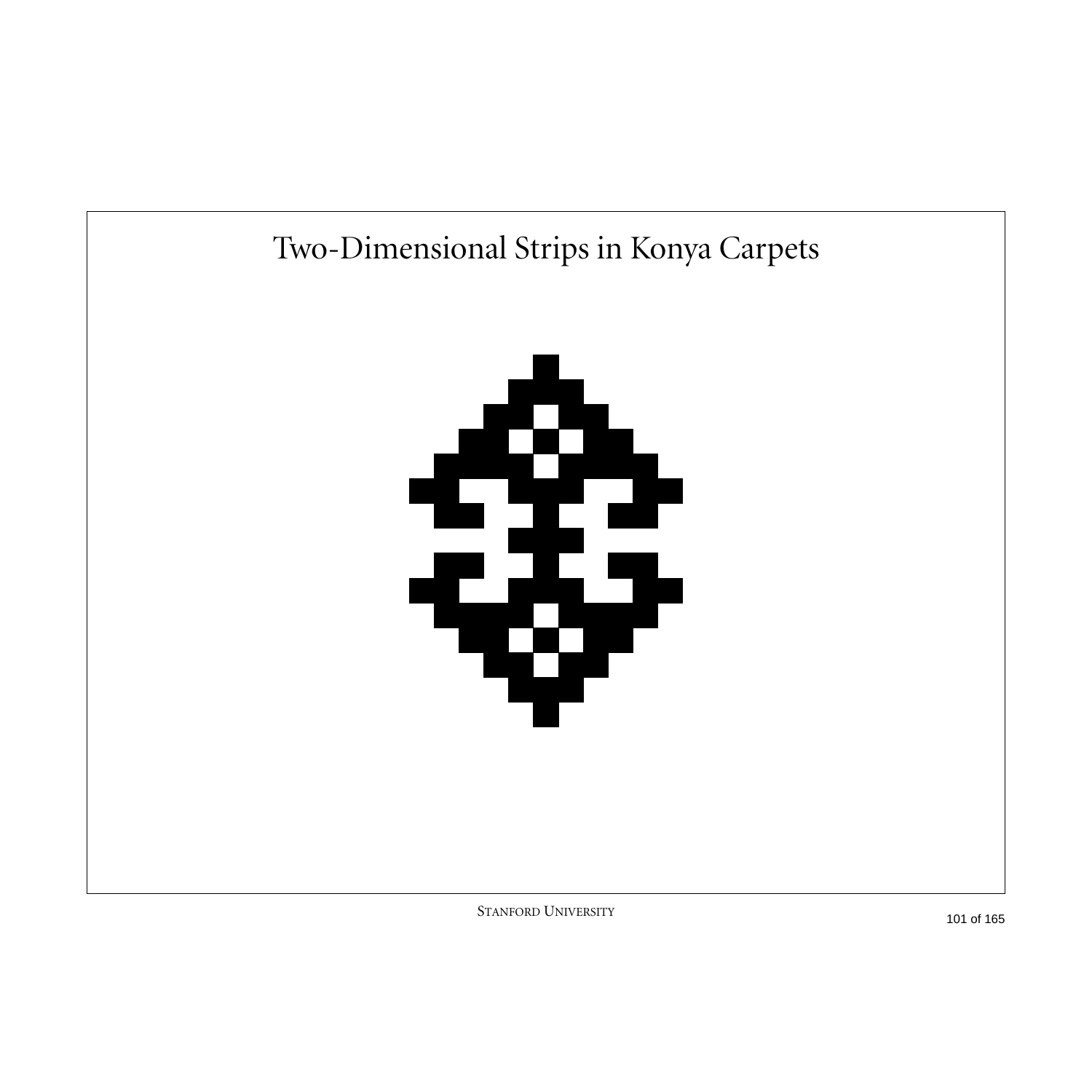# Two-Dimensional Strips in Konya Carpets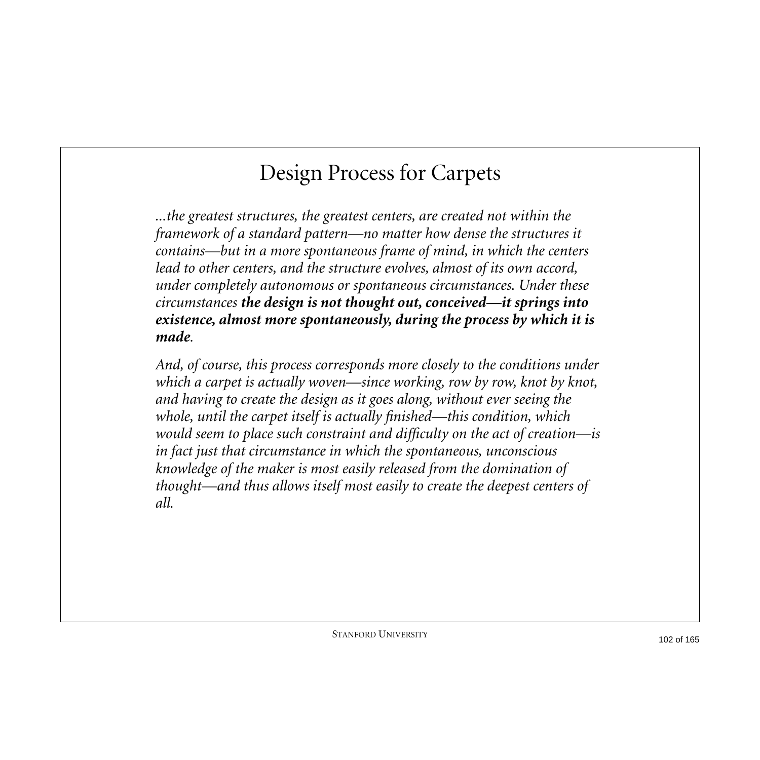# Design Process for Carpets

*...the greatest structures, the greatest centers, are created not within the framework of a standard pattern—no matter how dense the structures it contains—but in a more spontaneous frame of mind, in which the centers lead to other centers, and the structure evolves, almost of its own accord, under completely autonomous or spontaneous circumstances. Under these circumstances* ***the design is not thought out, conceived—it springs into existence, almost more spontaneously, during the process by which it is made****.*

*And, of course, this process corresponds more closely to the conditions under which a carpet is actually woven—since working, row by row, knot by knot, and having to create the design as it goes along, without ever seeing the whole, until the carpet itself is actually finished—this condition, which would seem to place such constraint and difficulty on the act of creation—is in fact just that circumstance in which the spontaneous, unconscious knowledge of the maker is most easily released from the domination of thought—and thus allows itself most easily to create the deepest centers of all.*

Stanford University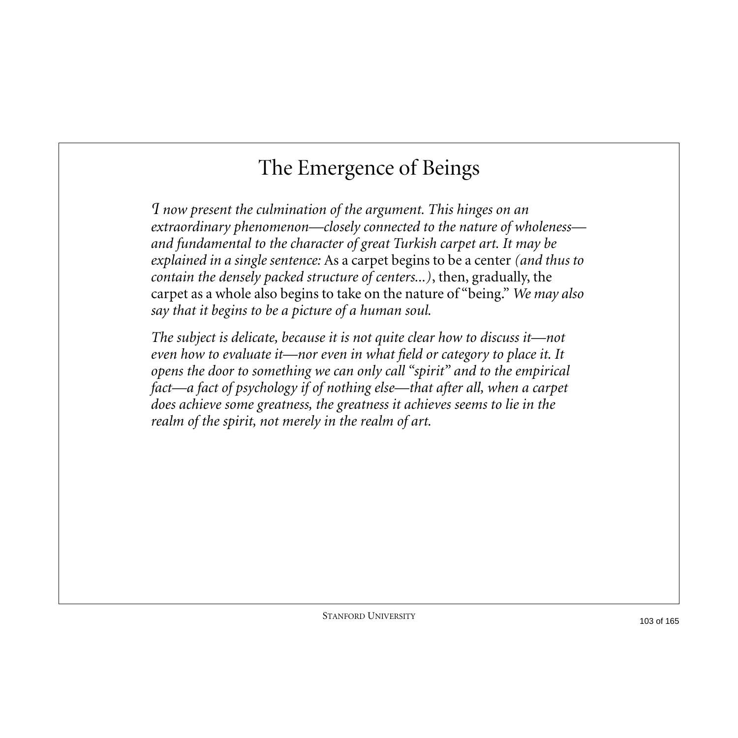# The Emergence of Beings

*I now present the culmination of the argument. This hinges on an extraordinary phenomenon—closely connected to the nature of wholeness—and fundamental to the character of great Turkish carpet art. It may be explained in a single sentence:* As a carpet begins to be a center *(and thus to contain the densely packed structure of centers...)*, then, gradually, the carpet as a whole also begins to take on the nature of "being." *We may also say that it begins to be a picture of a human soul.*

*The subject is delicate, because it is not quite clear how to discuss it—not even how to evaluate it—nor even in what field or category to place it. It opens the door to something we can only call "spirit" and to the empirical fact—a fact of psychology if of nothing else—that after all, when a carpet does achieve some greatness, the greatness it achieves seems to lie in the realm of the spirit, not merely in the realm of art.*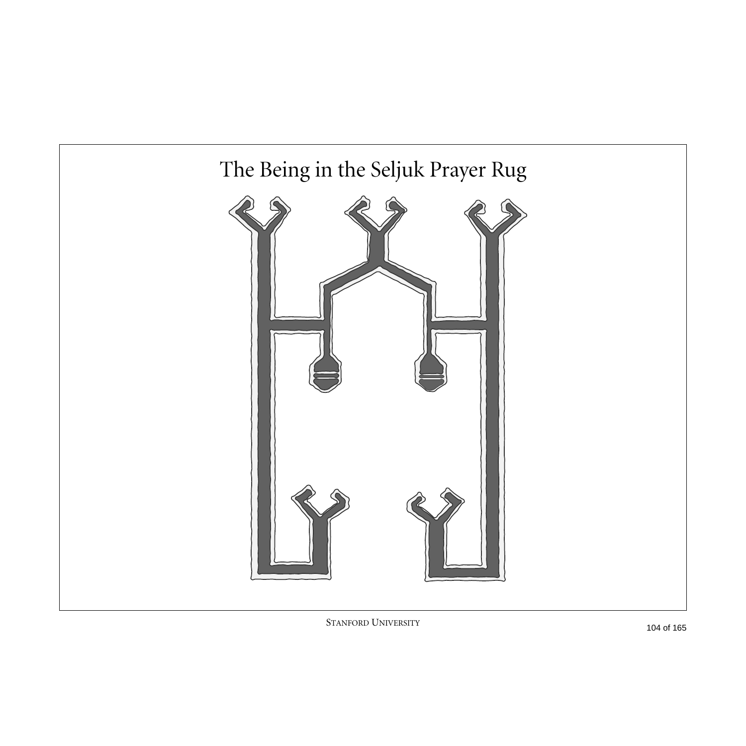# The Being in the Seljuk Prayer Rug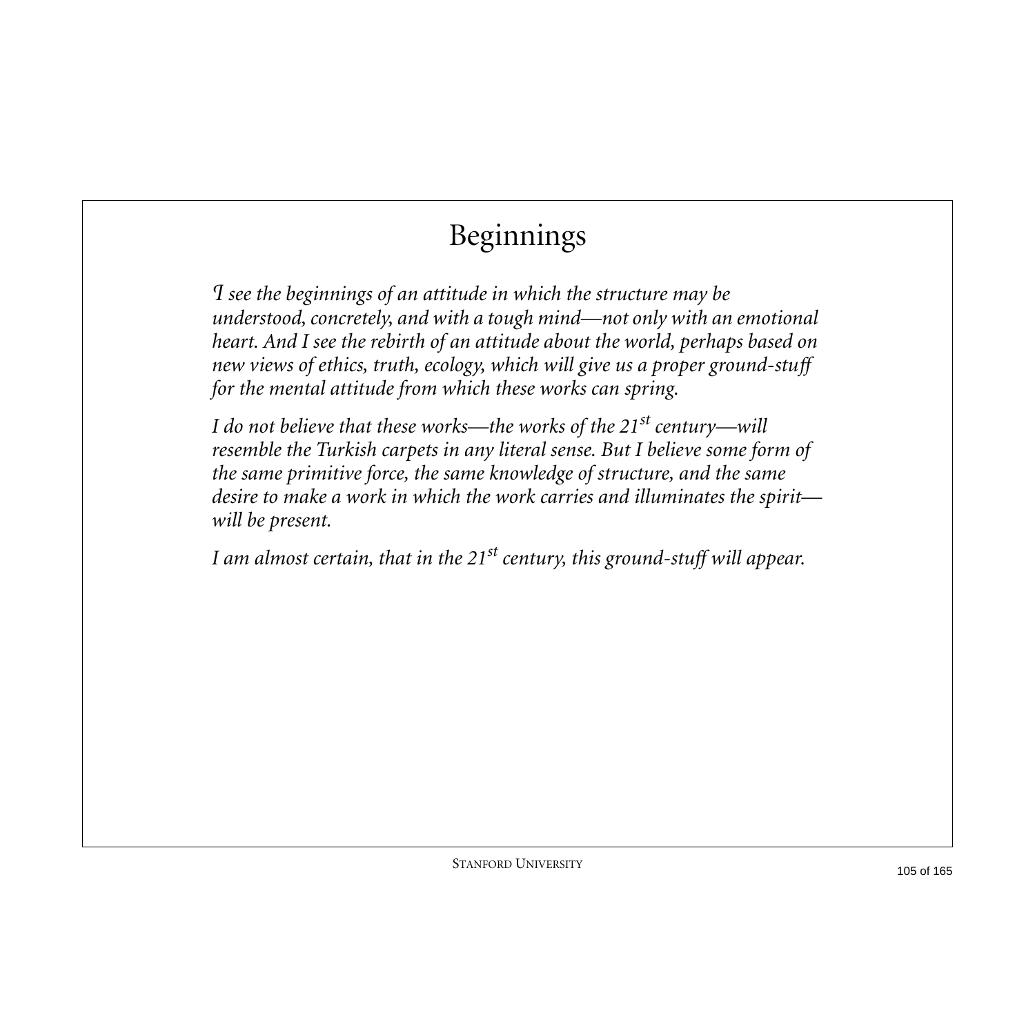# Beginnings

*I see the beginnings of an attitude in which the structure may be understood, concretely, and with a tough mind—not only with an emotional heart. And I see the rebirth of an attitude about the world, perhaps based on new views of ethics, truth, ecology, which will give us a proper ground-stuff for the mental attitude from which these works can spring.*

*I do not believe that these works—the works of the 21st century—will resemble the Turkish carpets in any literal sense. But I believe some form of the same primitive force, the same knowledge of structure, and the same desire to make a work in which the work carries and illuminates the spirit—will be present.*

*I am almost certain, that in the 21st century, this ground-stuff will appear.*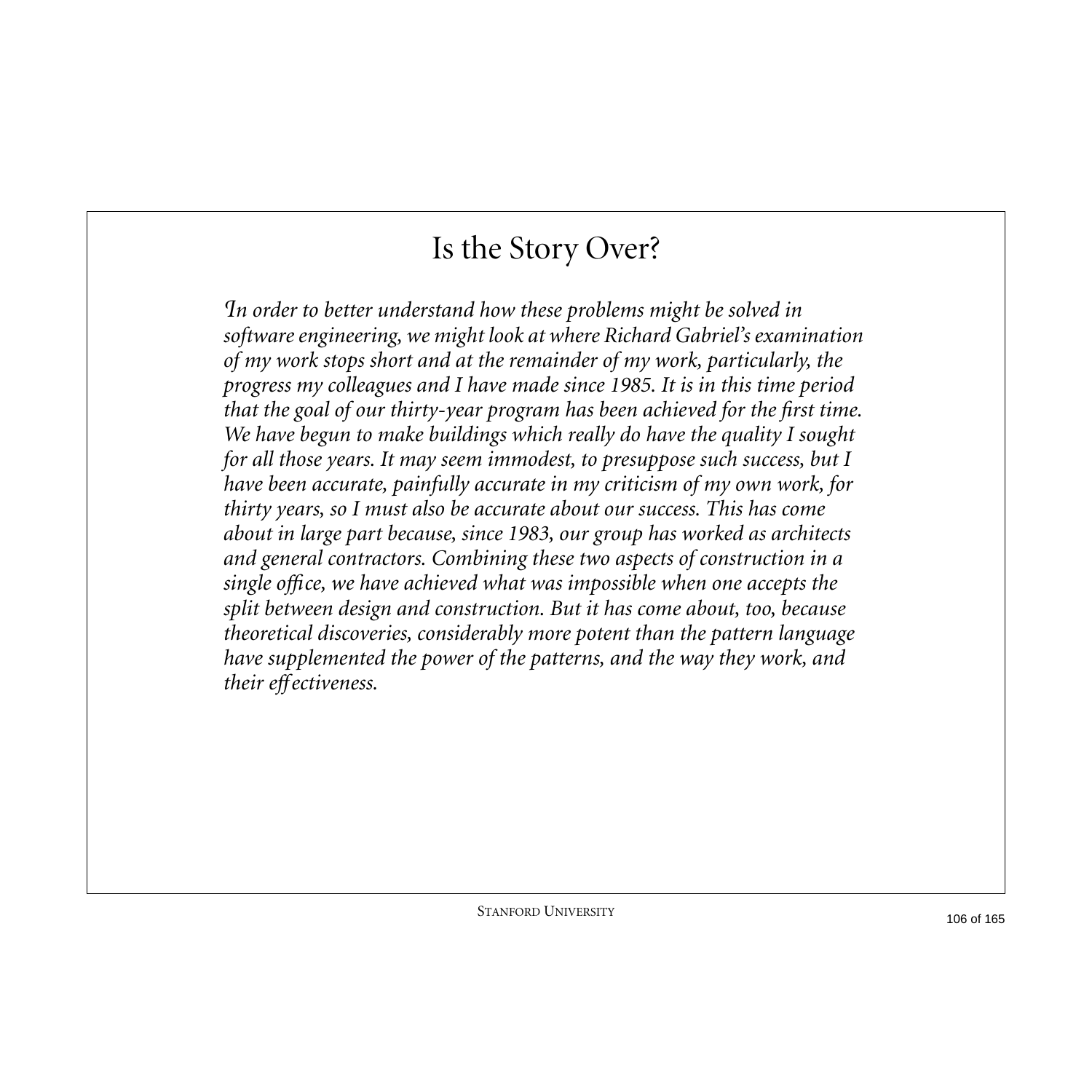# Is the Story Over?

*In order to better understand how these problems might be solved in software engineering, we might look at where Richard Gabriel's examination of my work stops short and at the remainder of my work, particularly, the progress my colleagues and I have made since 1985. It is in this time period that the goal of our thirty-year program has been achieved for the first time. We have begun to make buildings which really do have the quality I sought for all those years. It may seem immodest, to presuppose such success, but I have been accurate, painfully accurate in my criticism of my own work, for thirty years, so I must also be accurate about our success. This has come about in large part because, since 1983, our group has worked as architects and general contractors. Combining these two aspects of construction in a single office, we have achieved what was impossible when one accepts the split between design and construction. But it has come about, too, because theoretical discoveries, considerably more potent than the pattern language have supplemented the power of the patterns, and the way they work, and their effectiveness.*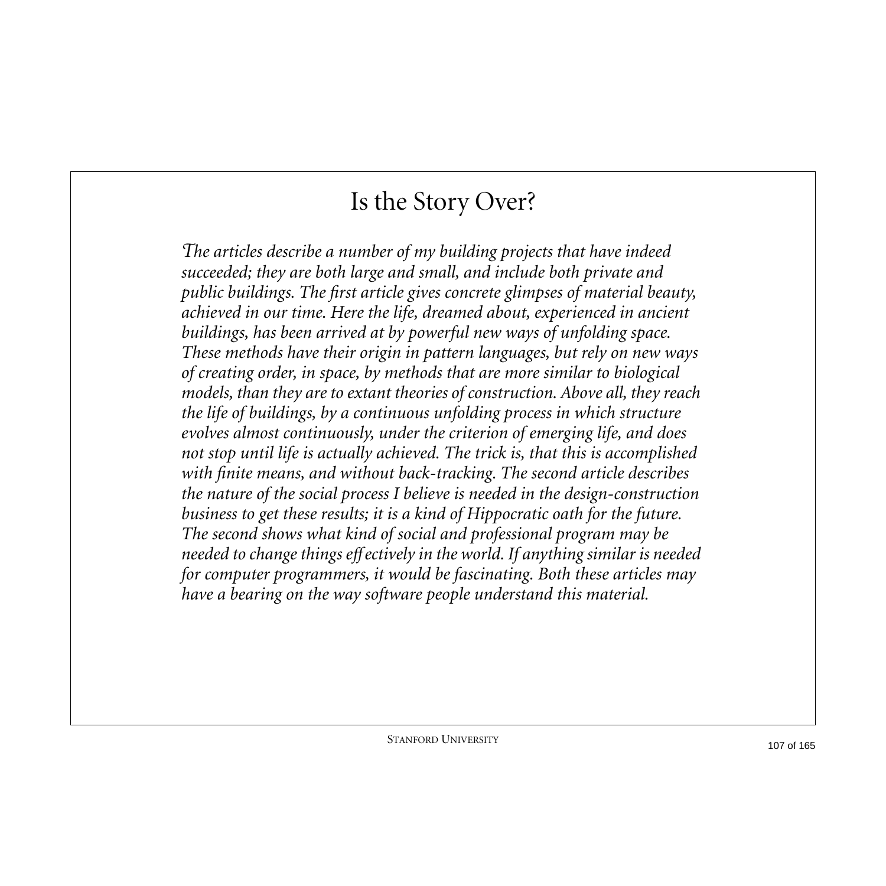# Is the Story Over?

*The articles describe a number of my building projects that have indeed succeeded; they are both large and small, and include both private and public buildings. The first article gives concrete glimpses of material beauty, achieved in our time. Here the life, dreamed about, experienced in ancient buildings, has been arrived at by powerful new ways of unfolding space. These methods have their origin in pattern languages, but rely on new ways of creating order, in space, by methods that are more similar to biological models, than they are to extant theories of construction. Above all, they reach the life of buildings, by a continuous unfolding process in which structure evolves almost continuously, under the criterion of emerging life, and does not stop until life is actually achieved. The trick is, that this is accomplished with finite means, and without back-tracking. The second article describes the nature of the social process I believe is needed in the design-construction business to get these results; it is a kind of Hippocratic oath for the future. The second shows what kind of social and professional program may be needed to change things effectively in the world. If anything similar is needed for computer programmers, it would be fascinating. Both these articles may have a bearing on the way software people understand this material.*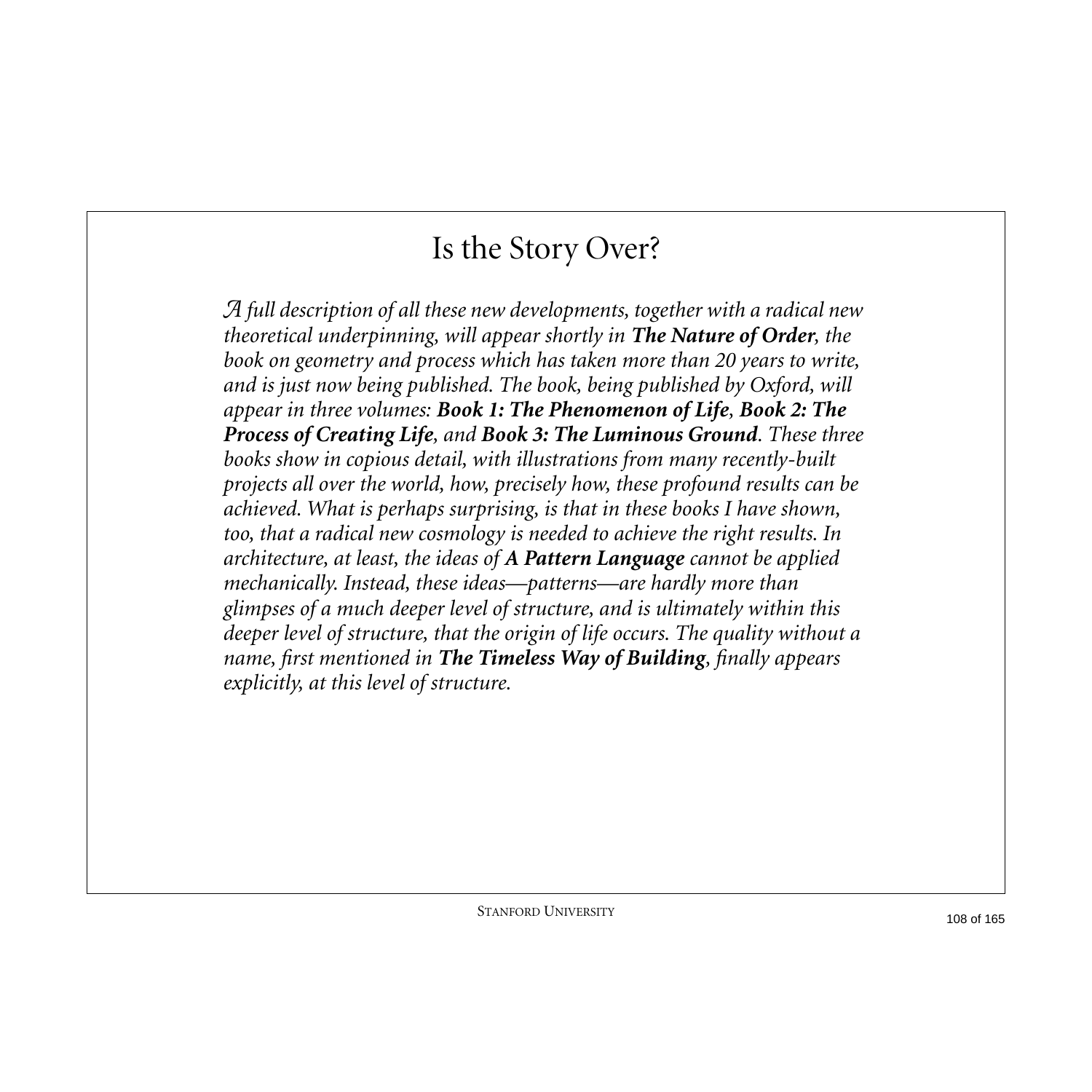# Is the Story Over?

*A full description of all these new developments, together with a radical new theoretical underpinning, will appear shortly in* ***The Nature of Order****, the book on geometry and process which has taken more than 20 years to write, and is just now being published. The book, being published by Oxford, will appear in three volumes:* ***Book 1: The Phenomenon of Life****,* ***Book 2: The Process of Creating Life****, and* ***Book 3: The Luminous Ground****. These three books show in copious detail, with illustrations from many recently-built projects all over the world, how, precisely how, these profound results can be achieved. What is perhaps surprising, is that in these books I have shown, too, that a radical new cosmology is needed to achieve the right results. In architecture, at least, the ideas of* ***A Pattern Language*** *cannot be applied mechanically. Instead, these ideas—patterns—are hardly more than glimpses of a much deeper level of structure, and is ultimately within this deeper level of structure, that the origin of life occurs. The quality without a name, first mentioned in* ***The Timeless Way of Building****, finally appears explicitly, at this level of structure.*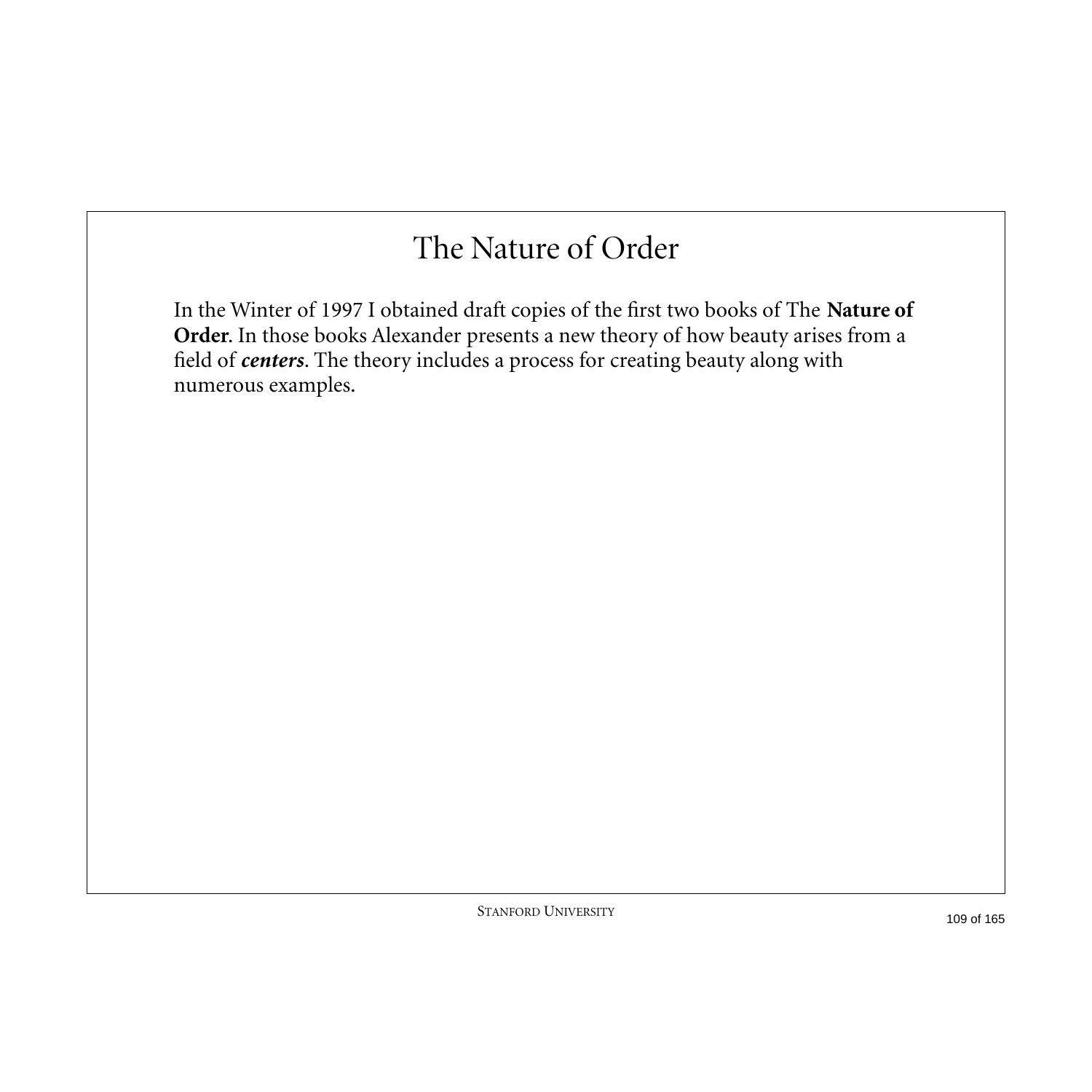# The Nature of Order

In the Winter of 1997 I obtained draft copies of the first two books of The **Nature of Order**. In those books Alexander presents a new theory of how beauty arises from a field of ***centers***. The theory includes a process for creating beauty along with numerous examples.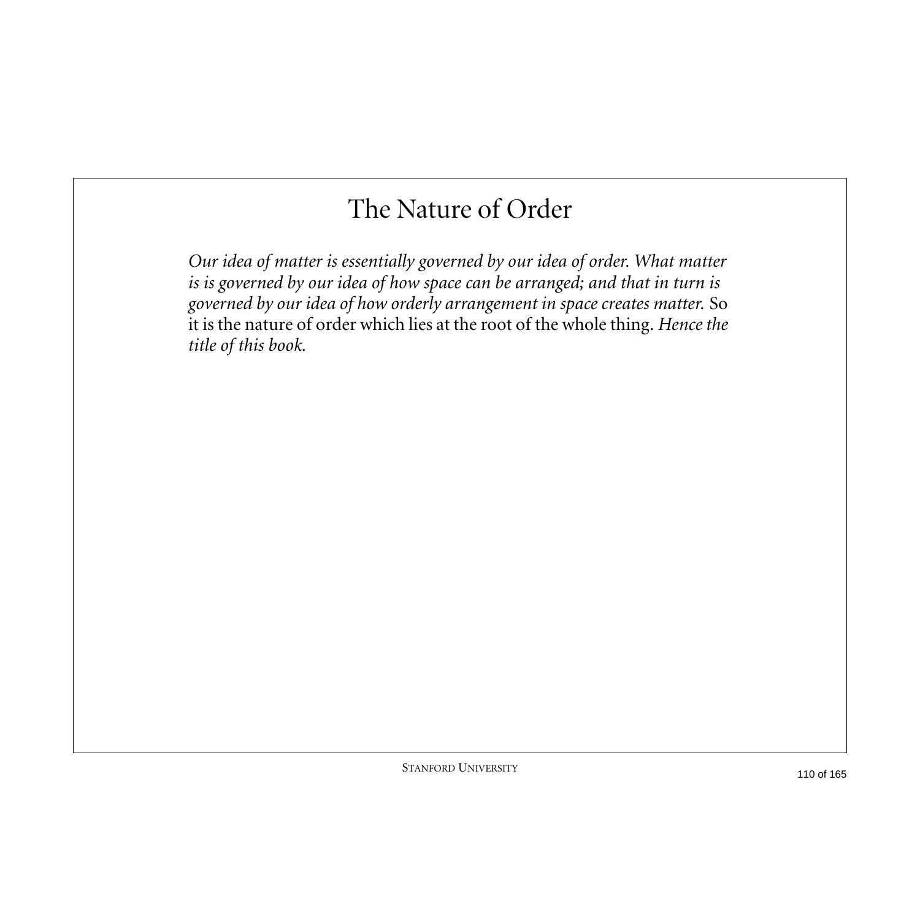# The Nature of Order

*Our idea of matter is essentially governed by our idea of order. What matter is is governed by our idea of how space can be arranged; and that in turn is governed by our idea of how orderly arrangement in space creates matter.* So it is the nature of order which lies at the root of the whole thing. *Hence the title of this book.*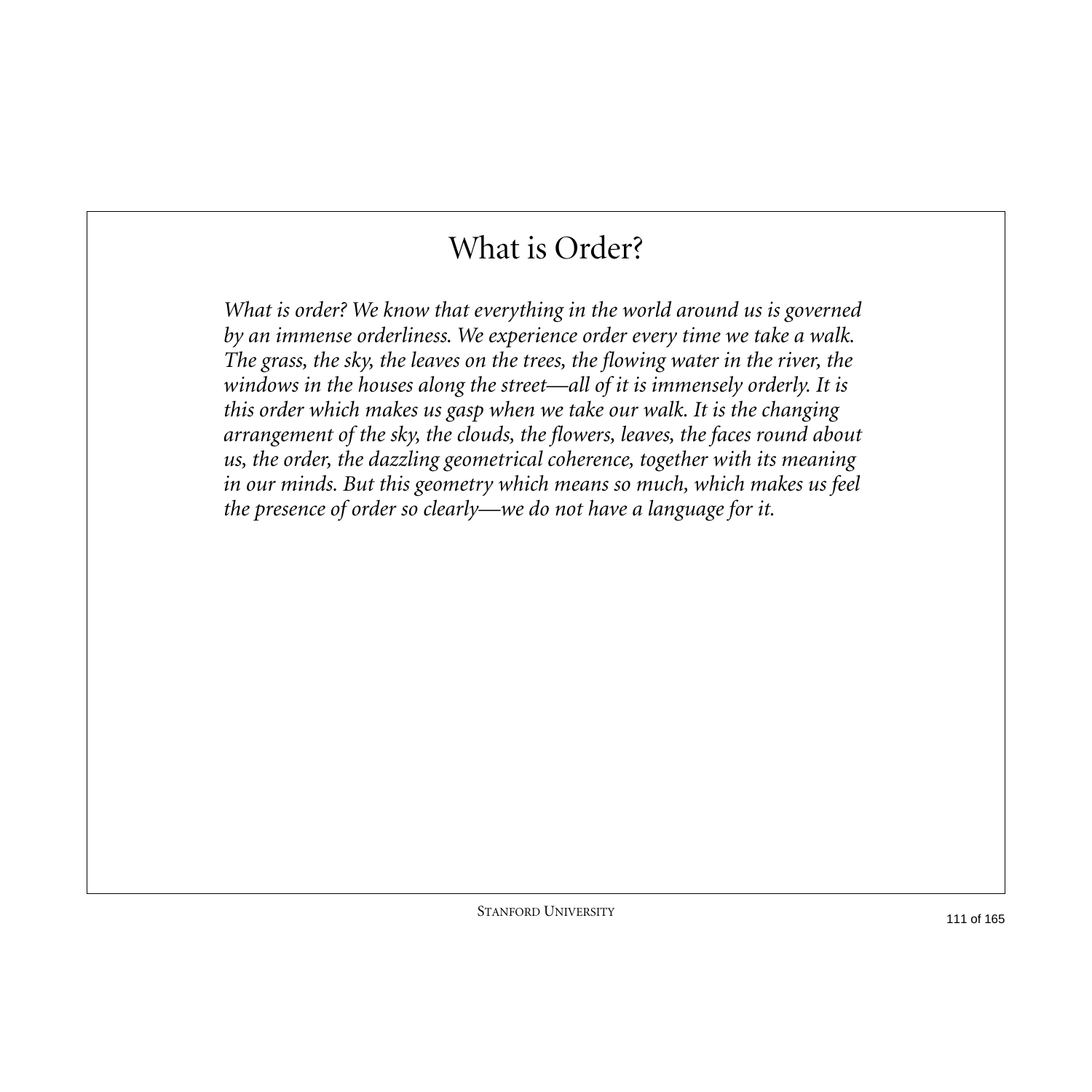# What is Order?

*What is order? We know that everything in the world around us is governed by an immense orderliness. We experience order every time we take a walk. The grass, the sky, the leaves on the trees, the flowing water in the river, the windows in the houses along the street—all of it is immensely orderly. It is this order which makes us gasp when we take our walk. It is the changing arrangement of the sky, the clouds, the flowers, leaves, the faces round about us, the order, the dazzling geometrical coherence, together with its meaning in our minds. But this geometry which means so much, which makes us feel the presence of order so clearly—we do not have a language for it.*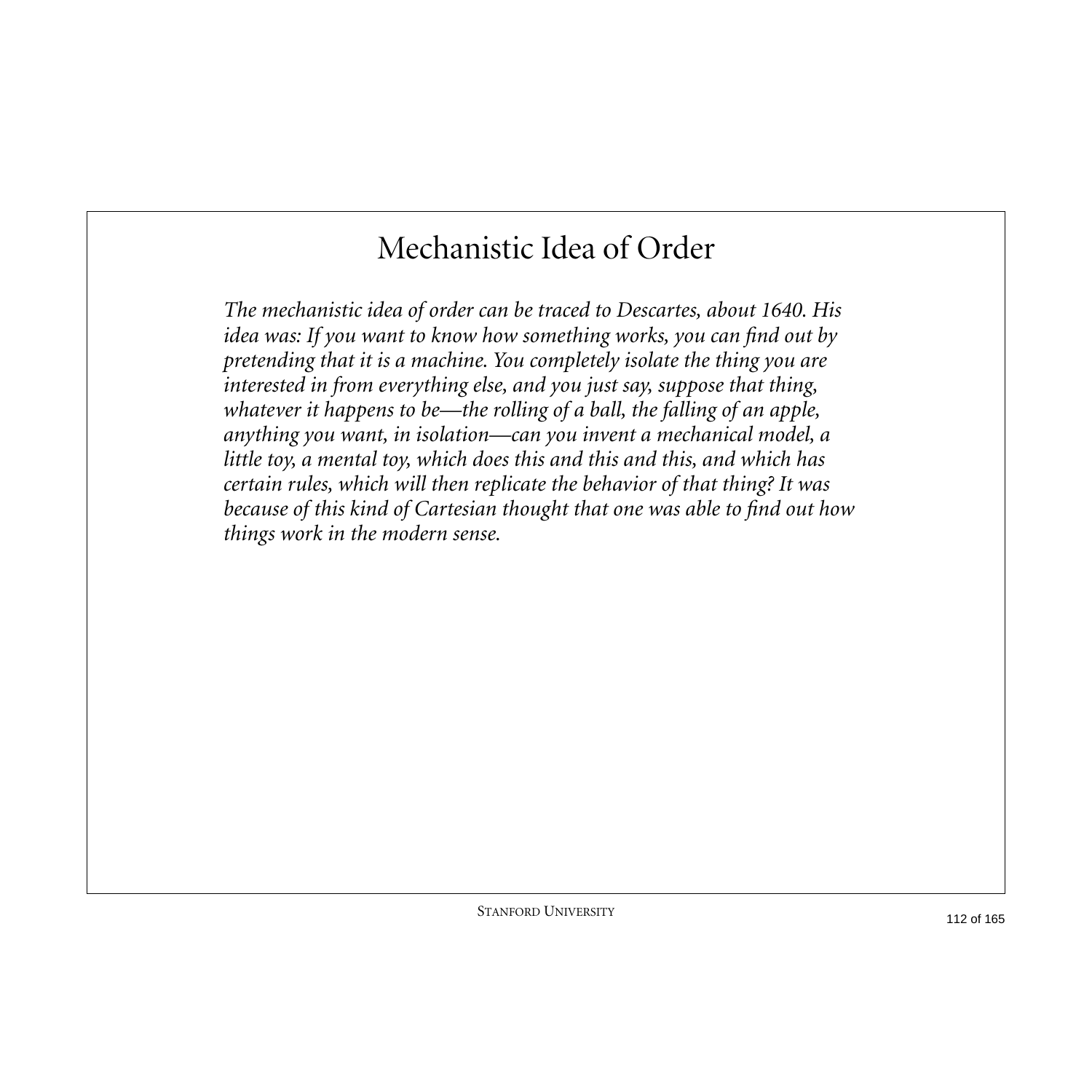# Mechanistic Idea of Order

*The mechanistic idea of order can be traced to Descartes, about 1640. His idea was: If you want to know how something works, you can find out by pretending that it is a machine. You completely isolate the thing you are interested in from everything else, and you just say, suppose that thing, whatever it happens to be—the rolling of a ball, the falling of an apple, anything you want, in isolation—can you invent a mechanical model, a little toy, a mental toy, which does this and this and this, and which has certain rules, which will then replicate the behavior of that thing? It was because of this kind of Cartesian thought that one was able to find out how things work in the modern sense.*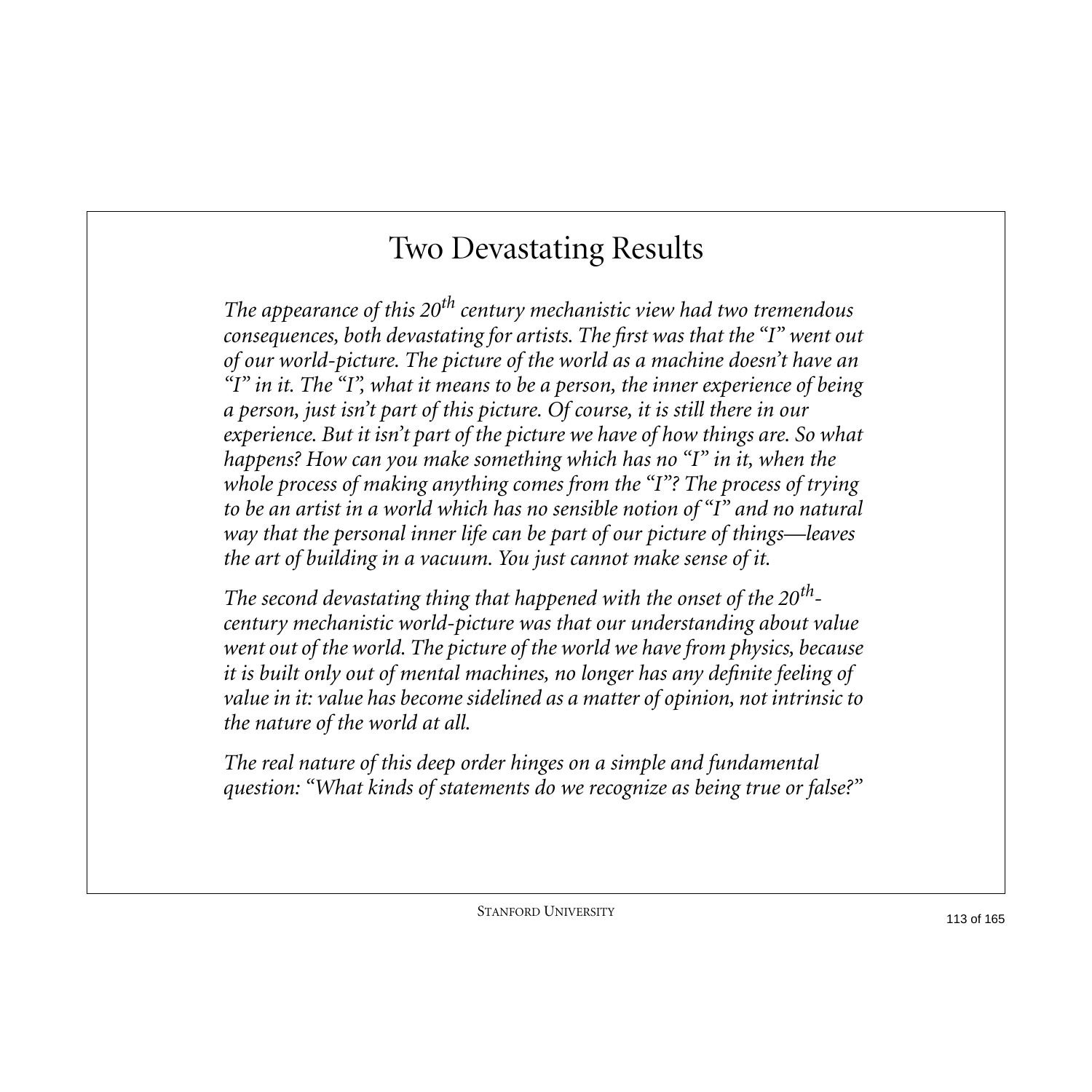# Two Devastating Results

*The appearance of this 20$^{th}$ century mechanistic view had two tremendous consequences, both devastating for artists. The first was that the "I" went out of our world-picture. The picture of the world as a machine doesn't have an "I" in it. The "I", what it means to be a person, the inner experience of being a person, just isn't part of this picture. Of course, it is still there in our experience. But it isn't part of the picture we have of how things are. So what happens? How can you make something which has no "I" in it, when the whole process of making anything comes from the "I"? The process of trying to be an artist in a world which has no sensible notion of "I" and no natural way that the personal inner life can be part of our picture of things—leaves the art of building in a vacuum. You just cannot make sense of it.*

*The second devastating thing that happened with the onset of the 20$^{th}$-century mechanistic world-picture was that our understanding about value went out of the world. The picture of the world we have from physics, because it is built only out of mental machines, no longer has any definite feeling of value in it: value has become sidelined as a matter of opinion, not intrinsic to the nature of the world at all.*

*The real nature of this deep order hinges on a simple and fundamental question: "What kinds of statements do we recognize as being true or false?"*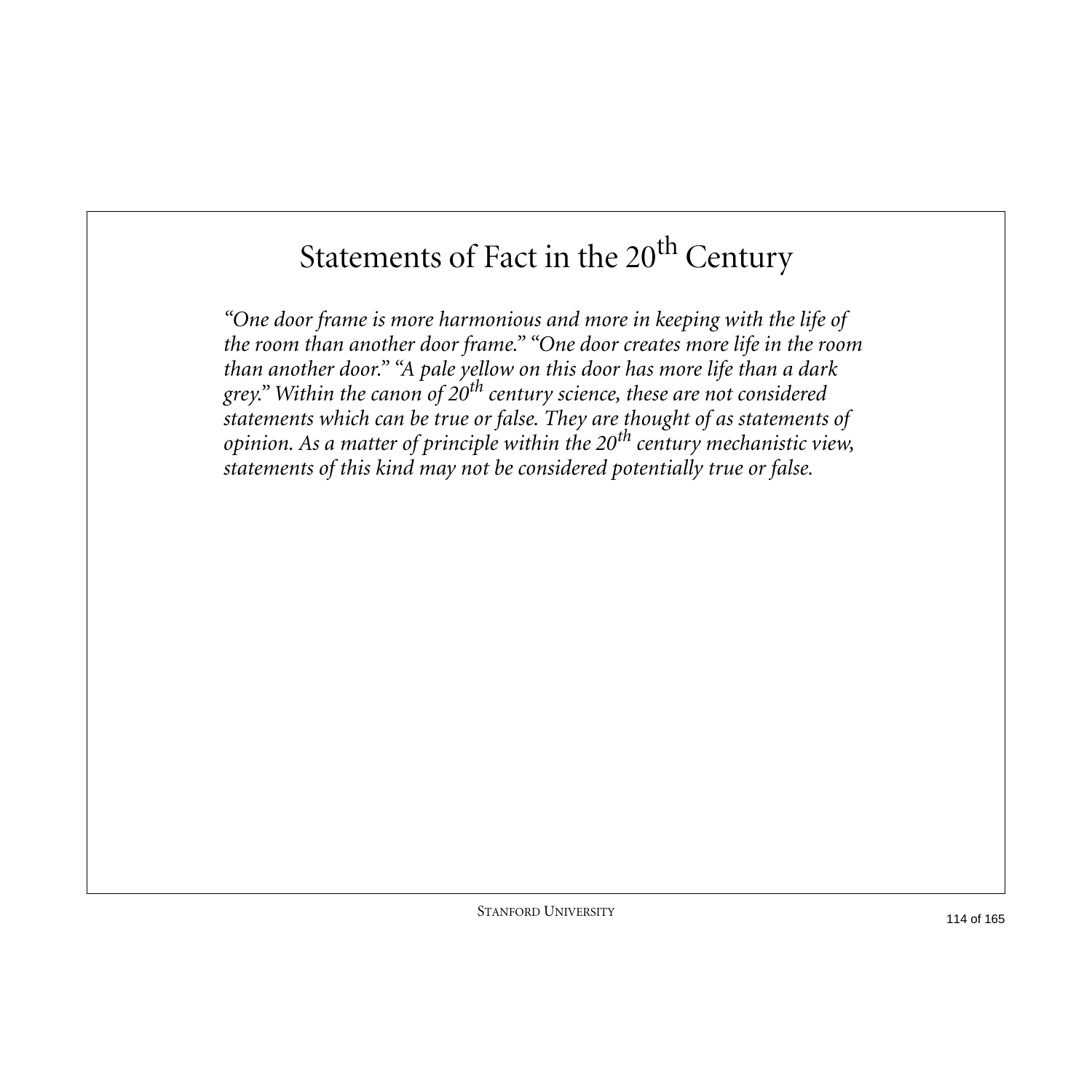# Statements of Fact in the 20th Century

*"One door frame is more harmonious and more in keeping with the life of the room than another door frame." "One door creates more life in the room than another door." "A pale yellow on this door has more life than a dark grey." Within the canon of 20th century science, these are not considered statements which can be true or false. They are thought of as statements of opinion. As a matter of principle within the 20th century mechanistic view, statements of this kind may not be considered potentially true or false.*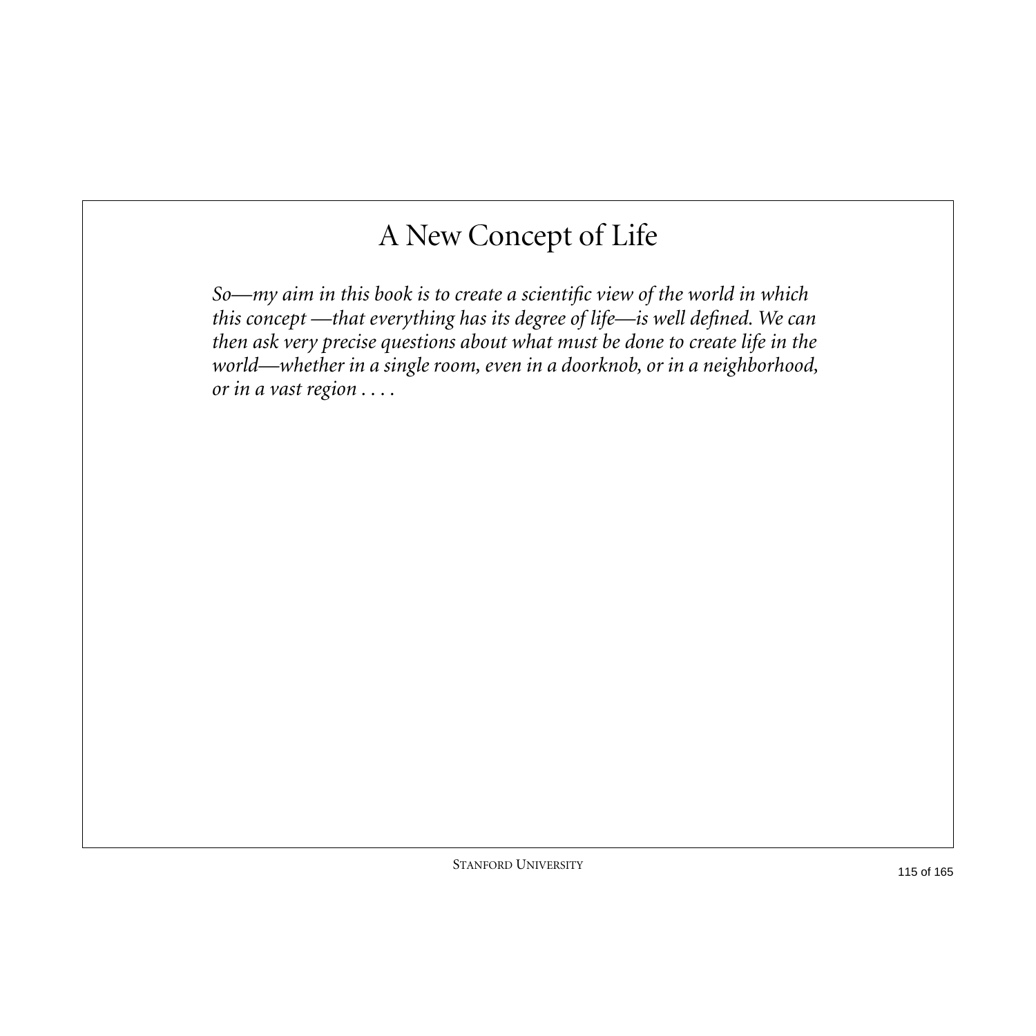# A New Concept of Life

*So—my aim in this book is to create a scientific view of the world in which this concept —that everything has its degree of life—is well defined. We can then ask very precise questions about what must be done to create life in the world—whether in a single room, even in a doorknob, or in a neighborhood, or in a vast region . . . .*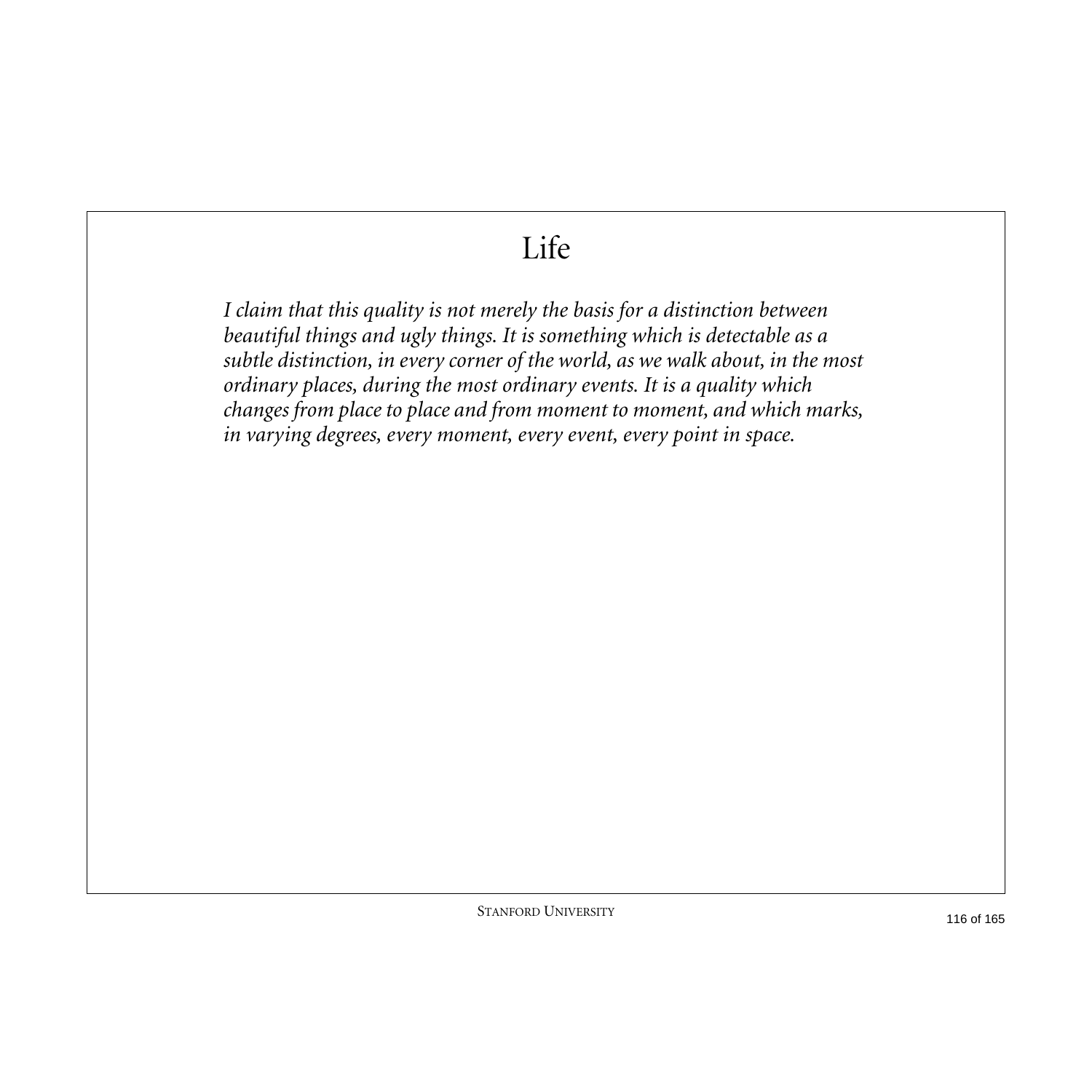# Life

*I claim that this quality is not merely the basis for a distinction between beautiful things and ugly things. It is something which is detectable as a subtle distinction, in every corner of the world, as we walk about, in the most ordinary places, during the most ordinary events. It is a quality which changes from place to place and from moment to moment, and which marks, in varying degrees, every moment, every event, every point in space.*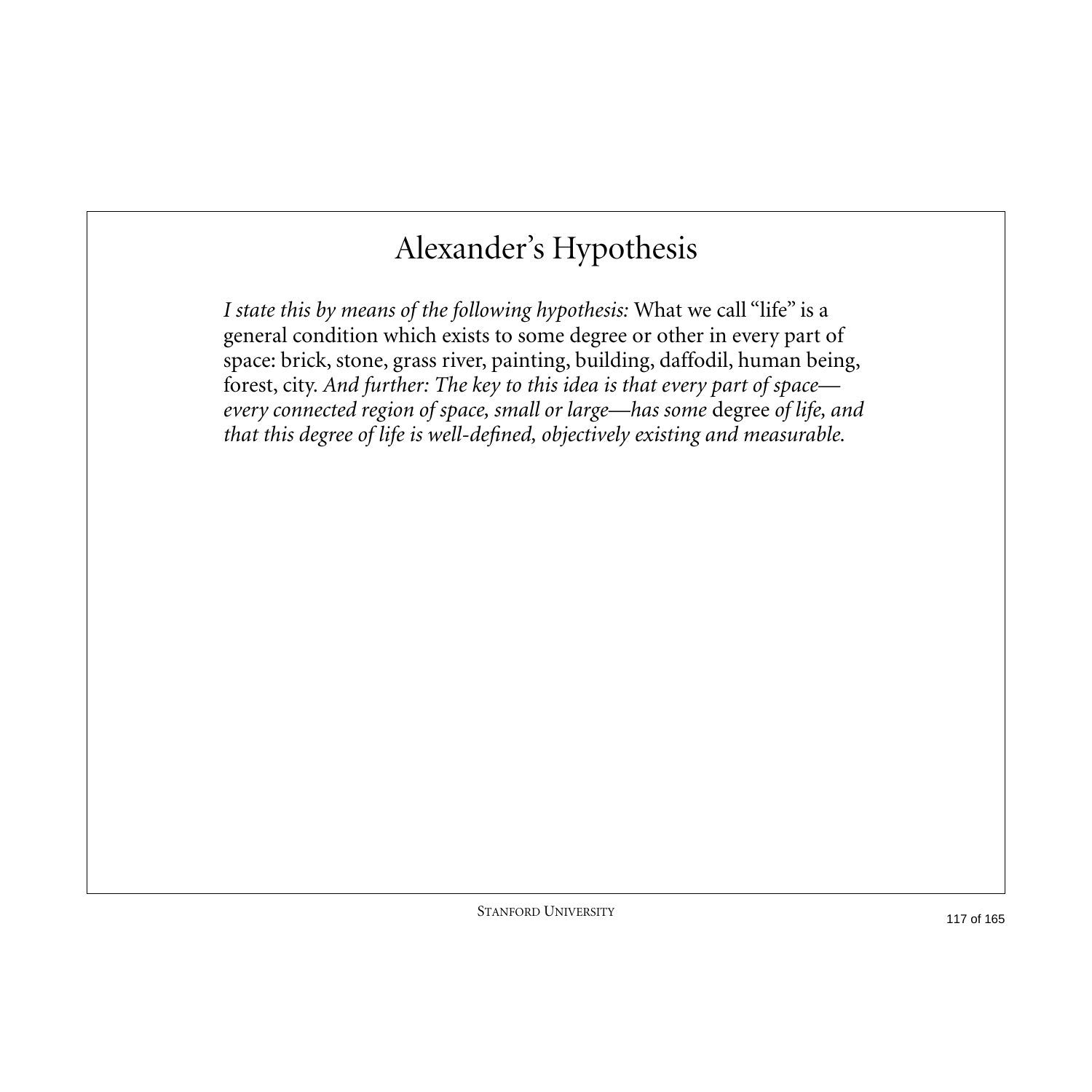# Alexander's Hypothesis

*I state this by means of the following hypothesis:* What we call "life" is a general condition which exists to some degree or other in every part of space: brick, stone, grass river, painting, building, daffodil, human being, forest, city. *And further: The key to this idea is that every part of space—every connected region of space, small or large—has some* degree *of life, and that this degree of life is well-defined, objectively existing and measurable.*

Stanford University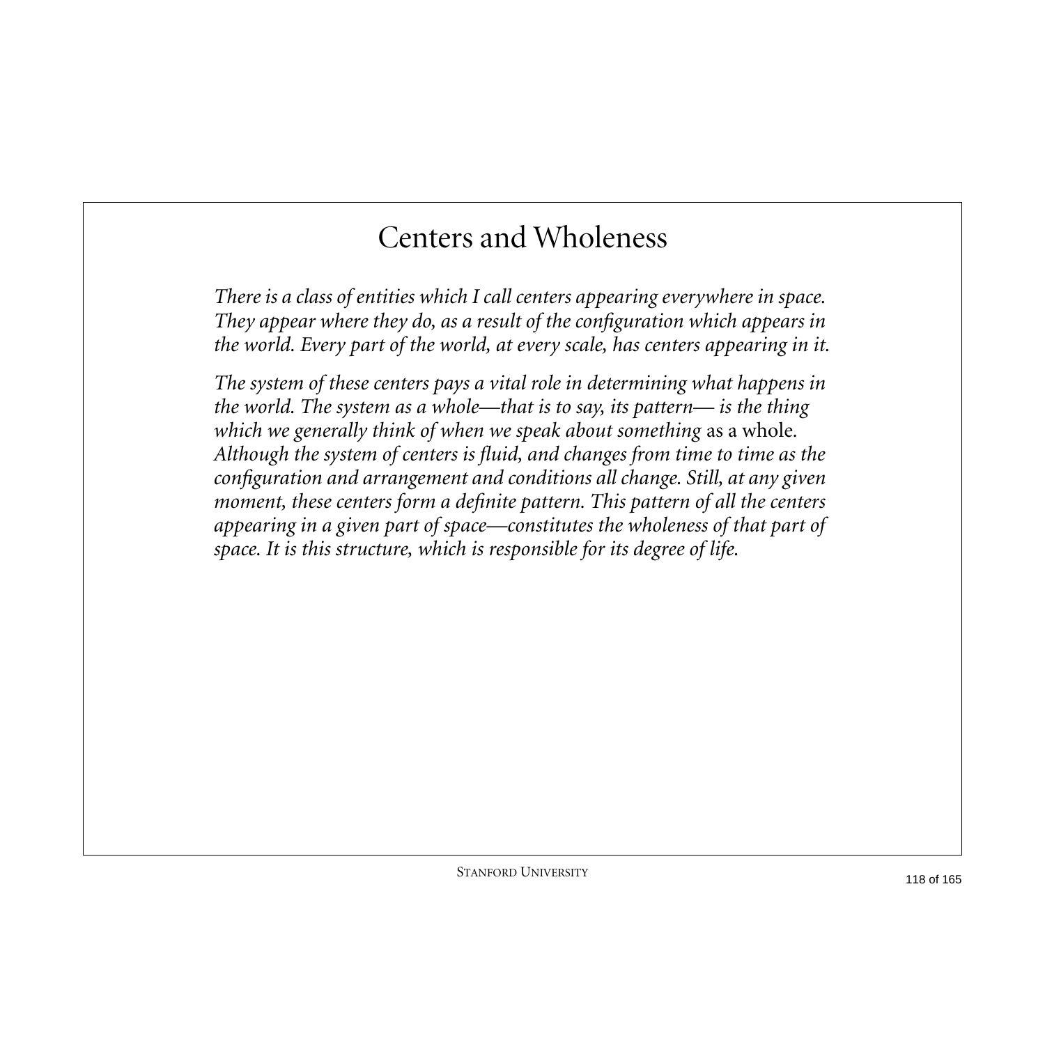# Centers and Wholeness

*There is a class of entities which I call centers appearing everywhere in space. They appear where they do, as a result of the configuration which appears in the world. Every part of the world, at every scale, has centers appearing in it.*

*The system of these centers pays a vital role in determining what happens in the world. The system as a whole—that is to say, its pattern— is the thing which we generally think of when we speak about something* as a whole. *Although the system of centers is fluid, and changes from time to time as the configuration and arrangement and conditions all change. Still, at any given moment, these centers form a definite pattern. This pattern of all the centers appearing in a given part of space—constitutes the wholeness of that part of space. It is this structure, which is responsible for its degree of life.*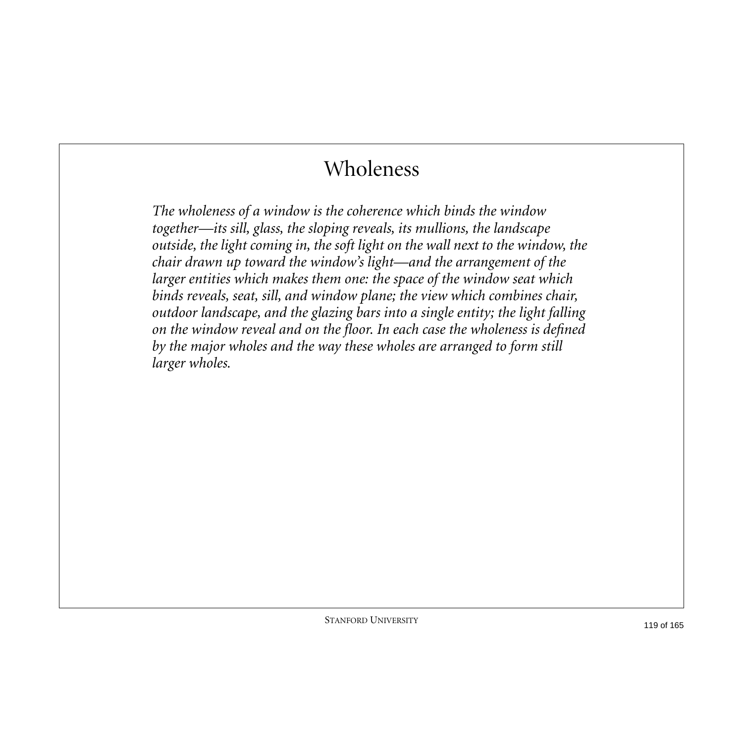# Wholeness

*The wholeness of a window is the coherence which binds the window together—its sill, glass, the sloping reveals, its mullions, the landscape outside, the light coming in, the soft light on the wall next to the window, the chair drawn up toward the window's light—and the arrangement of the larger entities which makes them one: the space of the window seat which binds reveals, seat, sill, and window plane; the view which combines chair, outdoor landscape, and the glazing bars into a single entity; the light falling on the window reveal and on the floor. In each case the wholeness is defined by the major wholes and the way these wholes are arranged to form still larger wholes.*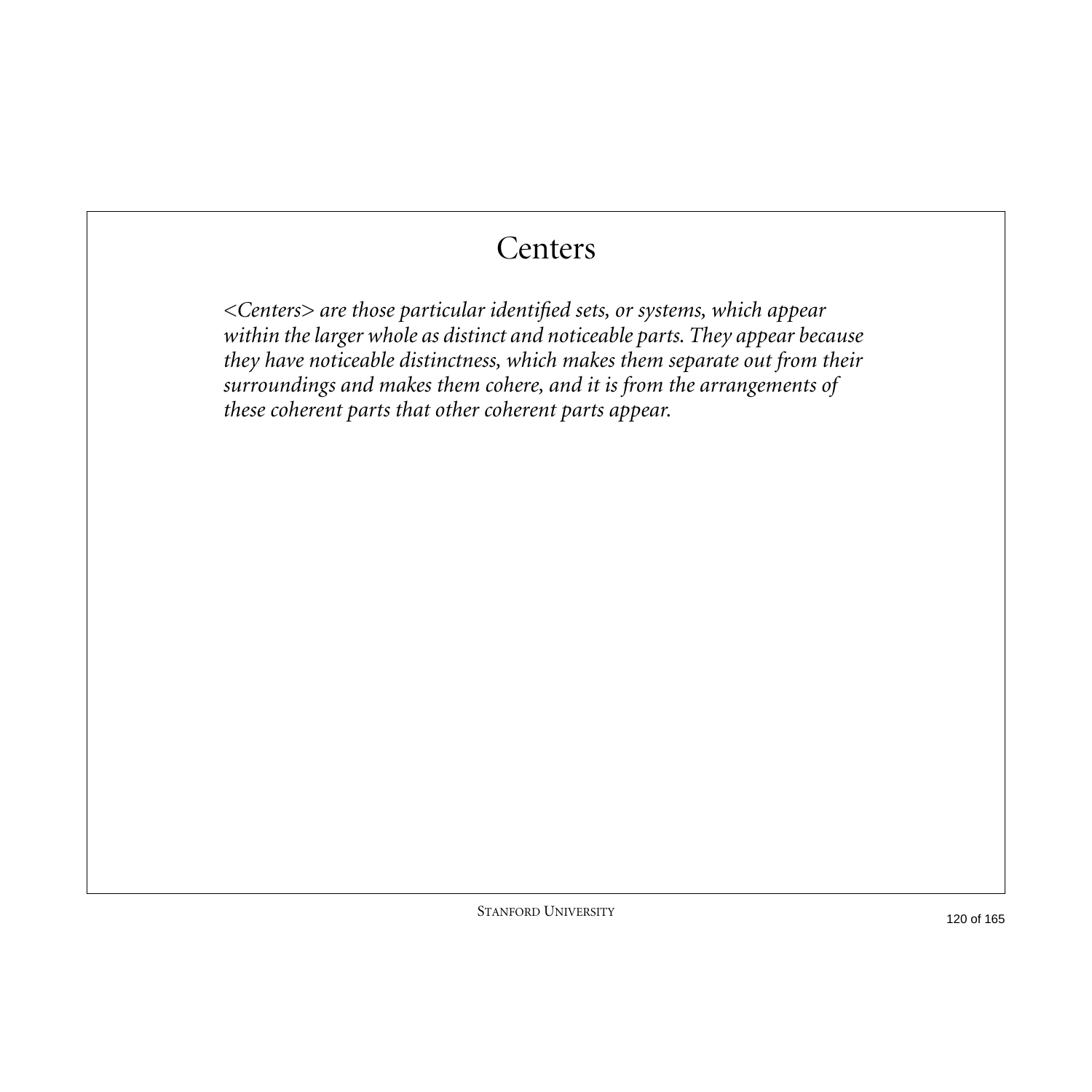# Centers

*<Centers> are those particular identified sets, or systems, which appear within the larger whole as distinct and noticeable parts. They appear because they have noticeable distinctness, which makes them separate out from their surroundings and makes them cohere, and it is from the arrangements of these coherent parts that other coherent parts appear.*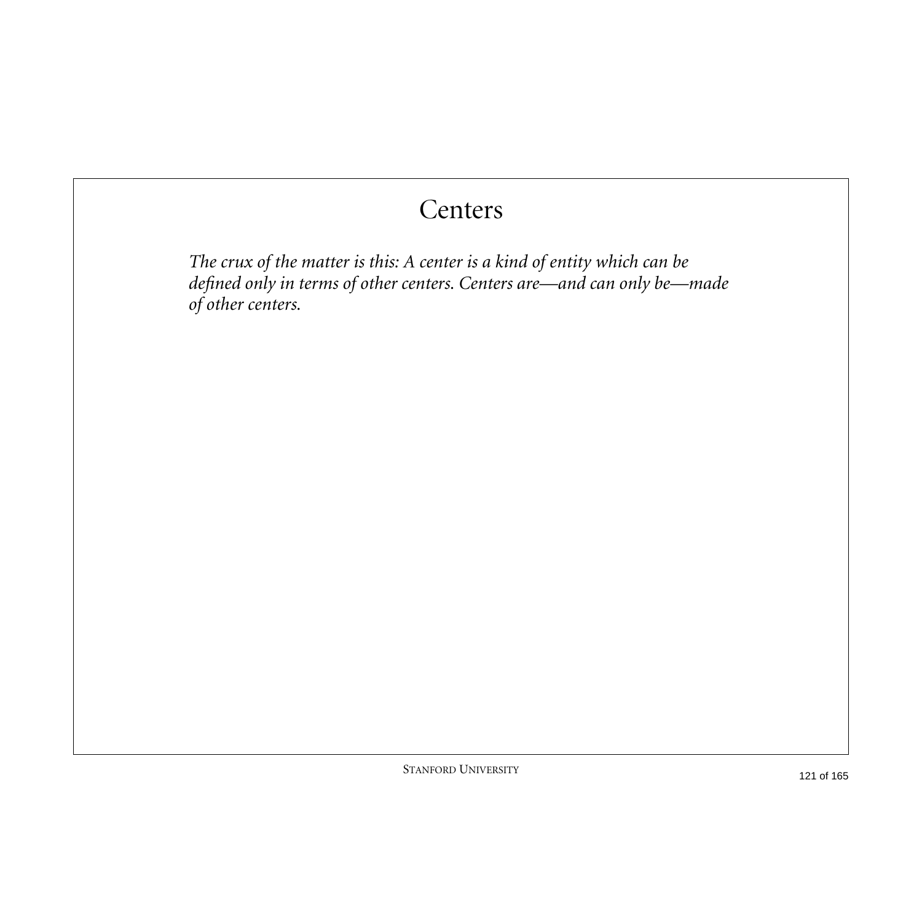# Centers

*The crux of the matter is this: A center is a kind of entity which can be defined only in terms of other centers. Centers are—and can only be—made of other centers.*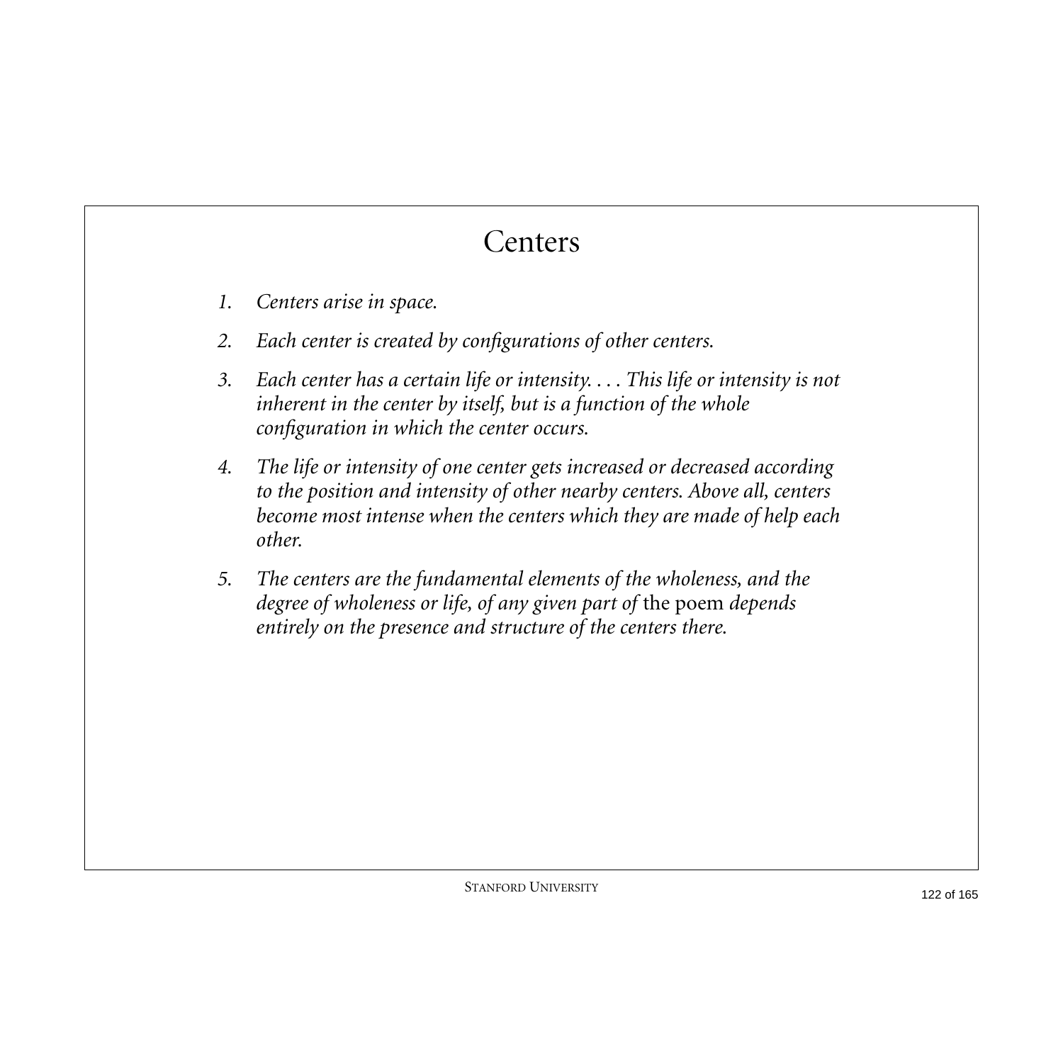# Centers

1. *Centers arise in space.*
2. *Each center is created by configurations of other centers.*
3. *Each center has a certain life or intensity. . . . This life or intensity is not inherent in the center by itself, but is a function of the whole configuration in which the center occurs.*
4. *The life or intensity of one center gets increased or decreased according to the position and intensity of other nearby centers. Above all, centers become most intense when the centers which they are made of help each other.*
5. *The centers are the fundamental elements of the wholeness, and the degree of wholeness or life, of any given part of* the poem *depends entirely on the presence and structure of the centers there.*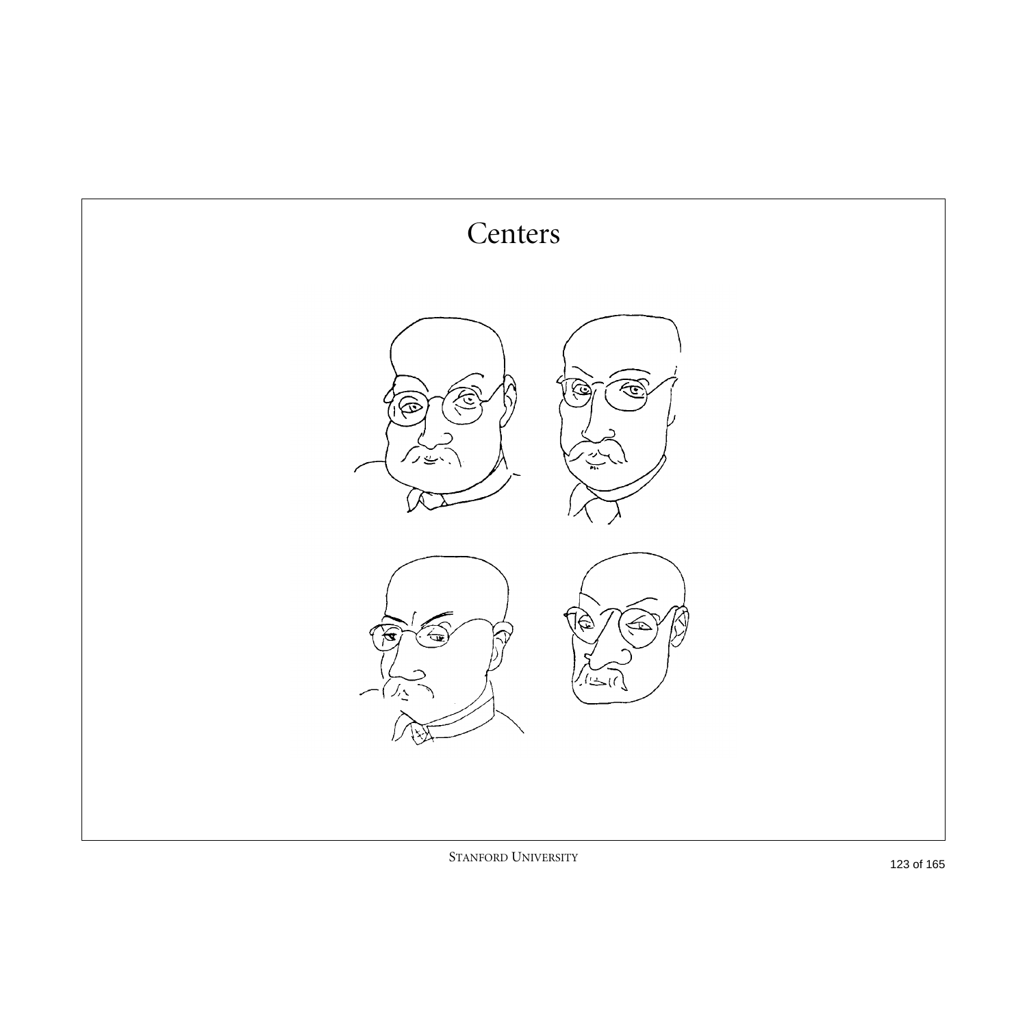# Centers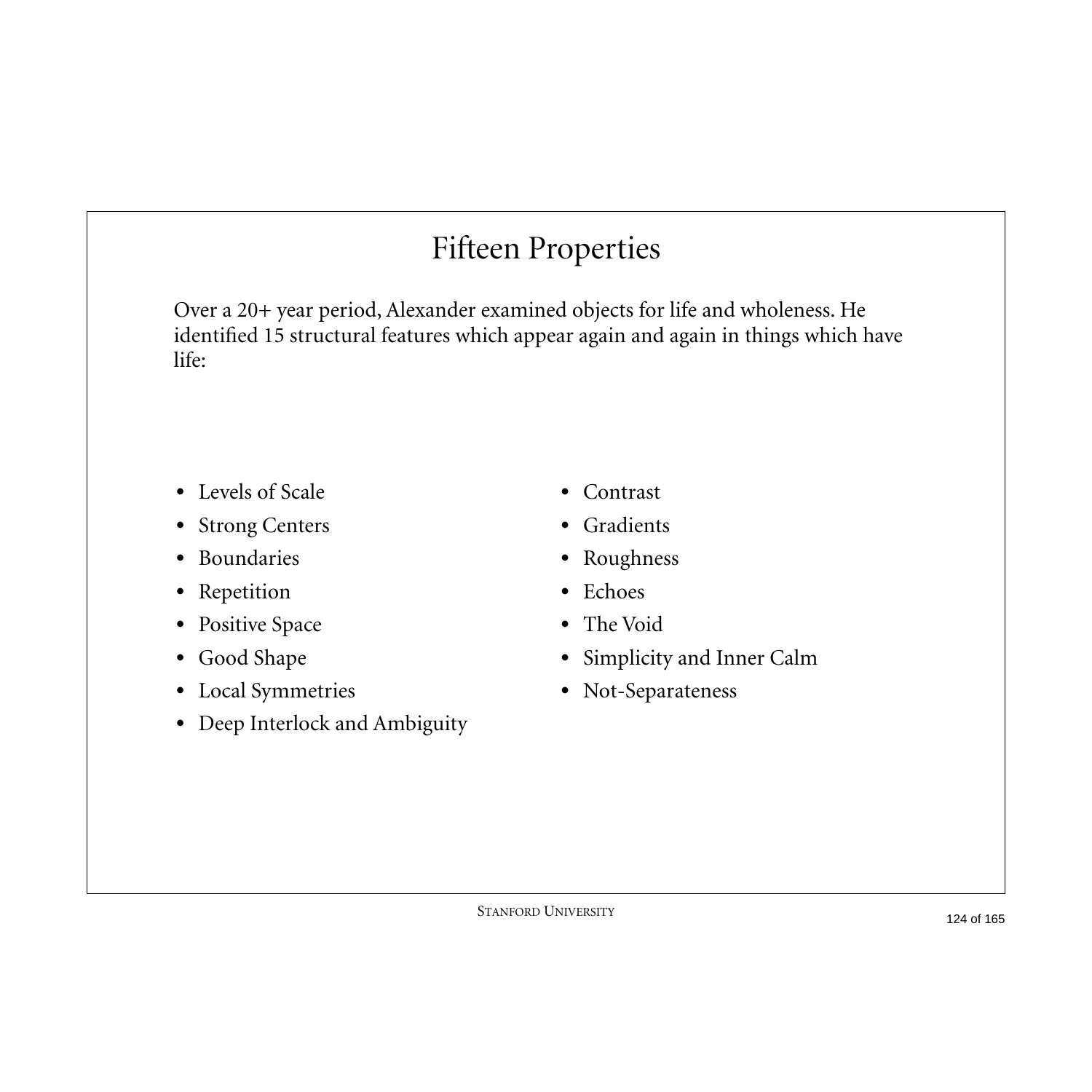# Fifteen Properties

Over a 20+ year period, Alexander examined objects for life and wholeness. He identified 15 structural features which appear again and again in things which have life:

- Levels of Scale
- Strong Centers
- Boundaries
- Repetition
- Positive Space
- Good Shape
- Local Symmetries
- Deep Interlock and Ambiguity
- Contrast
- Gradients
- Roughness
- Echoes
- The Void
- Simplicity and Inner Calm
- Not-Separateness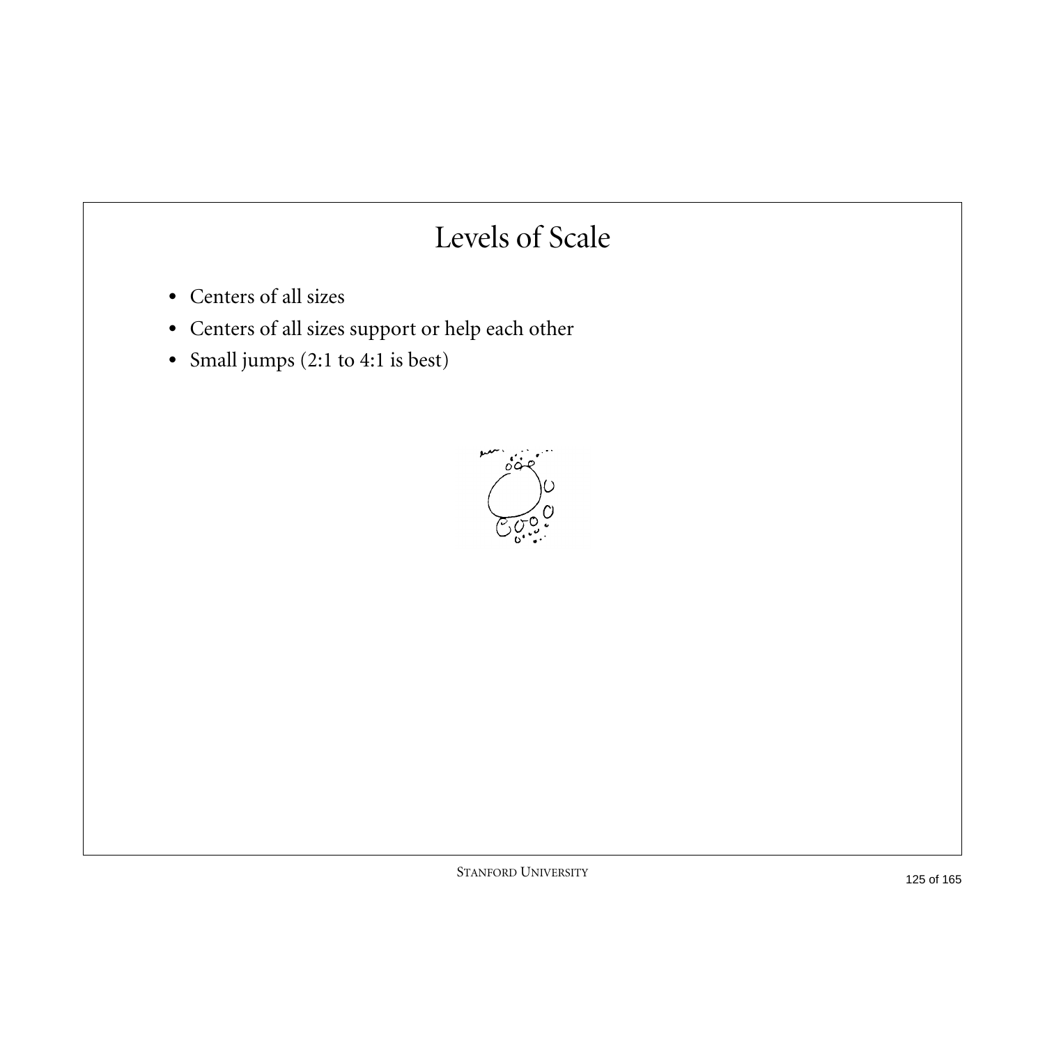# Levels of Scale

- Centers of all sizes
- Centers of all sizes support or help each other
- Small jumps (2:1 to 4:1 is best)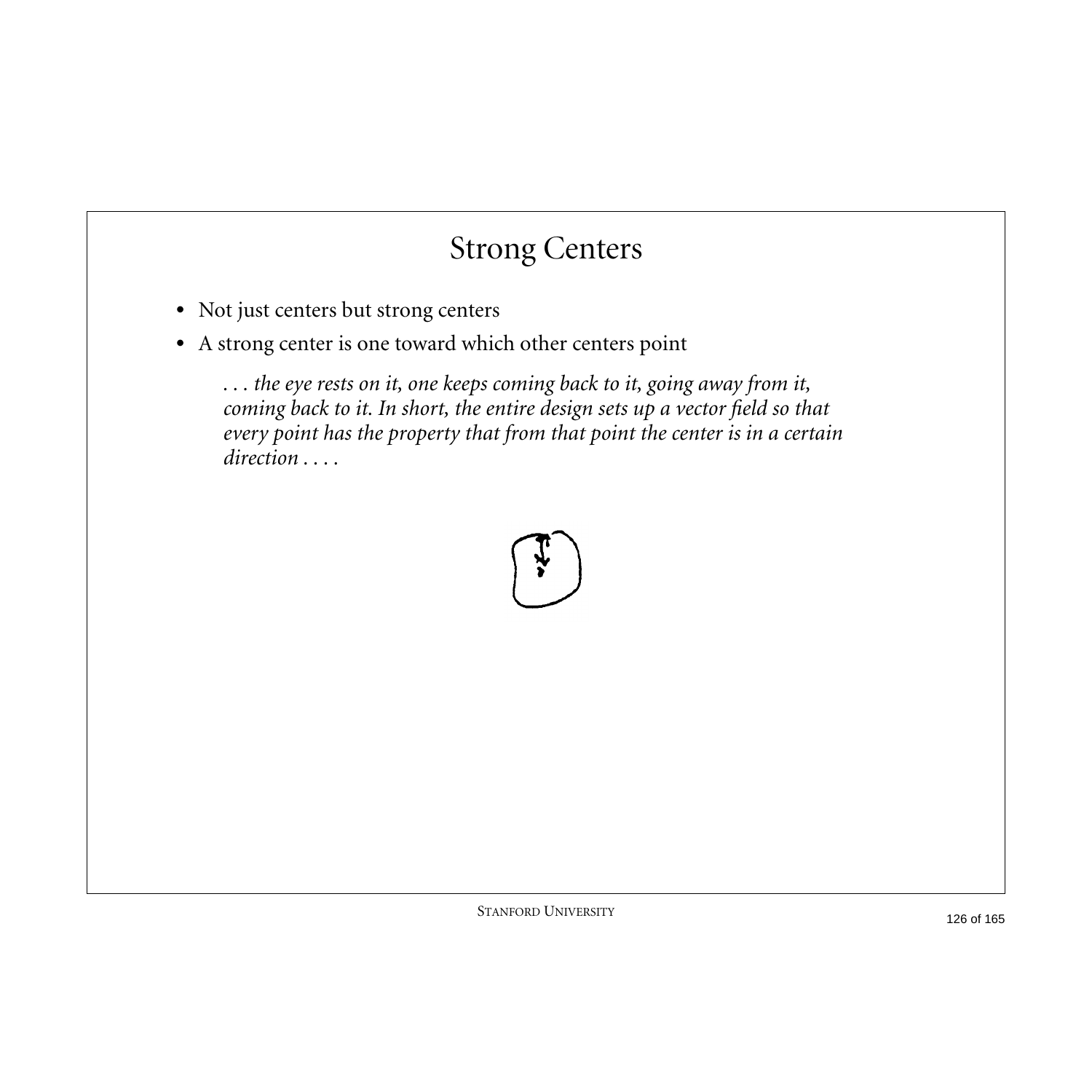# Strong Centers

- Not just centers but strong centers
- A strong center is one toward which other centers point

  *. . . the eye rests on it, one keeps coming back to it, going away from it, coming back to it. In short, the entire design sets up a vector field so that every point has the property that from that point the center is in a certain direction . . . .*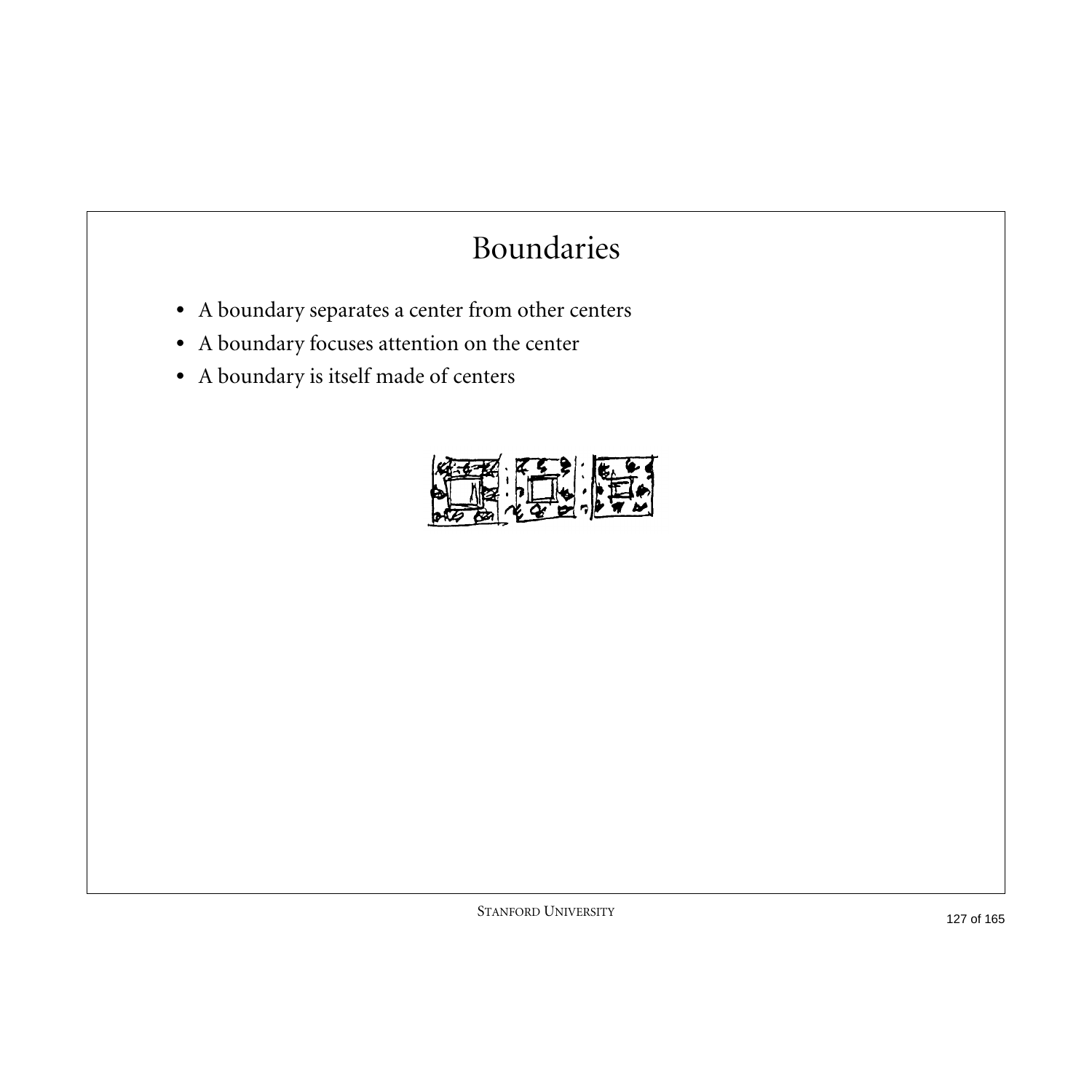# Boundaries

- A boundary separates a center from other centers
- A boundary focuses attention on the center
- A boundary is itself made of centers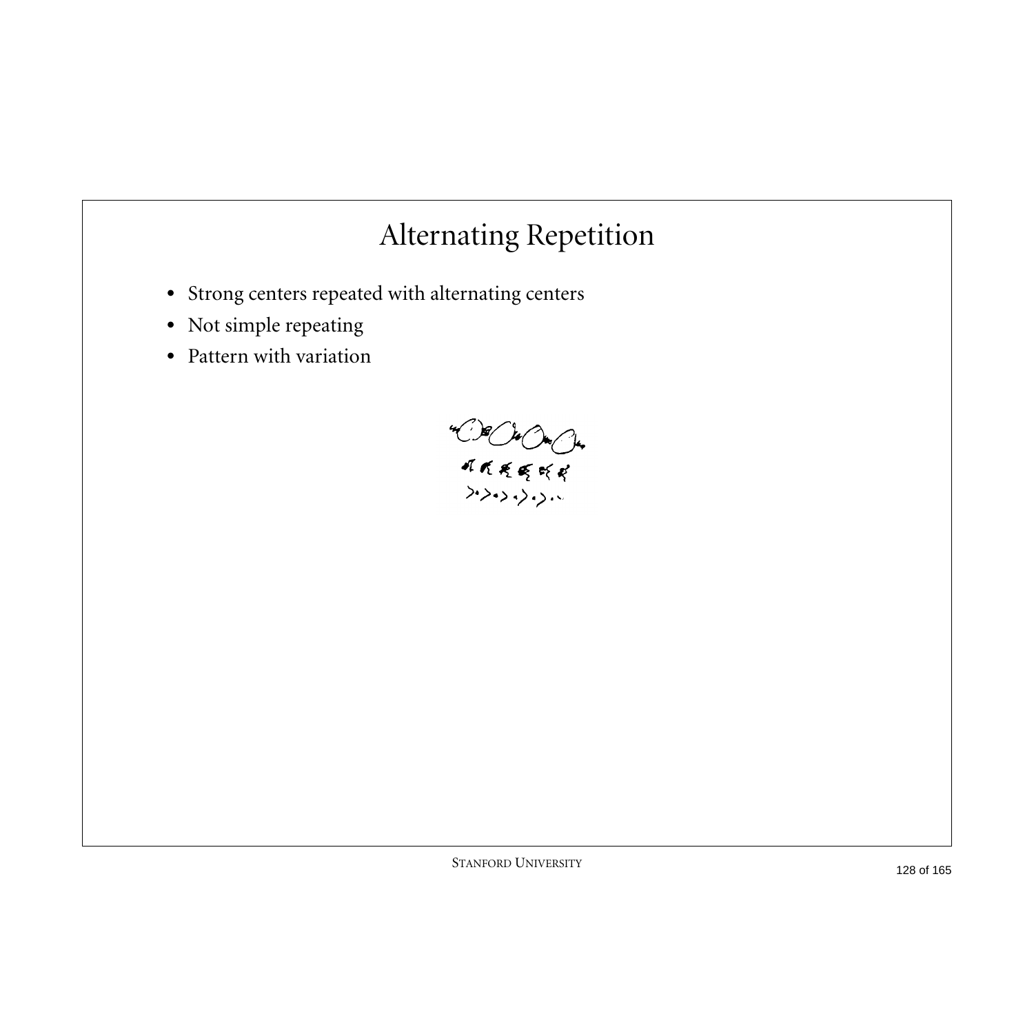# Alternating Repetition

- Strong centers repeated with alternating centers
- Not simple repeating
- Pattern with variation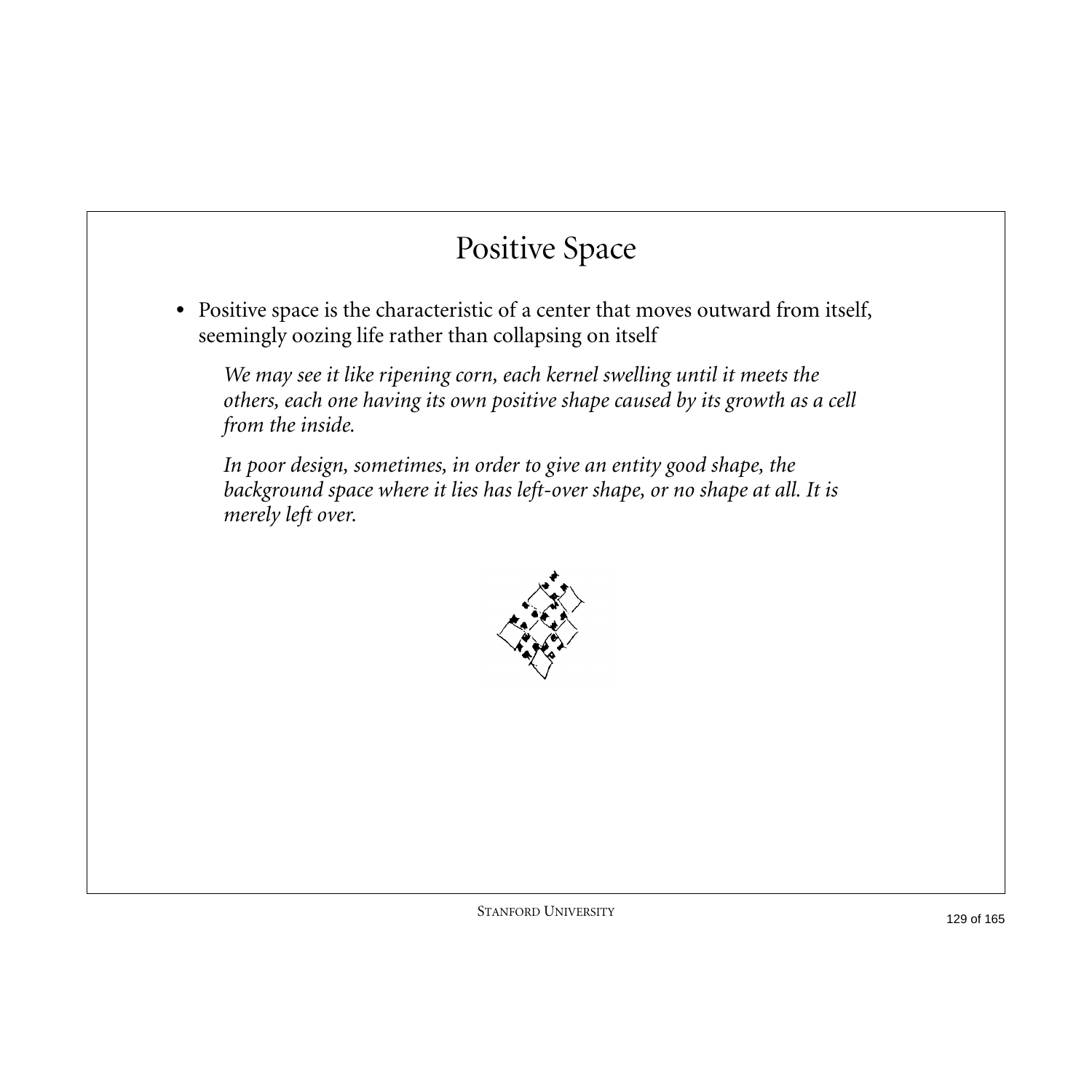# Positive Space

- Positive space is the characteristic of a center that moves outward from itself, seemingly oozing life rather than collapsing on itself

  *We may see it like ripening corn, each kernel swelling until it meets the others, each one having its own positive shape caused by its growth as a cell from the inside.*

  *In poor design, sometimes, in order to give an entity good shape, the background space where it lies has left-over shape, or no shape at all. It is merely left over.*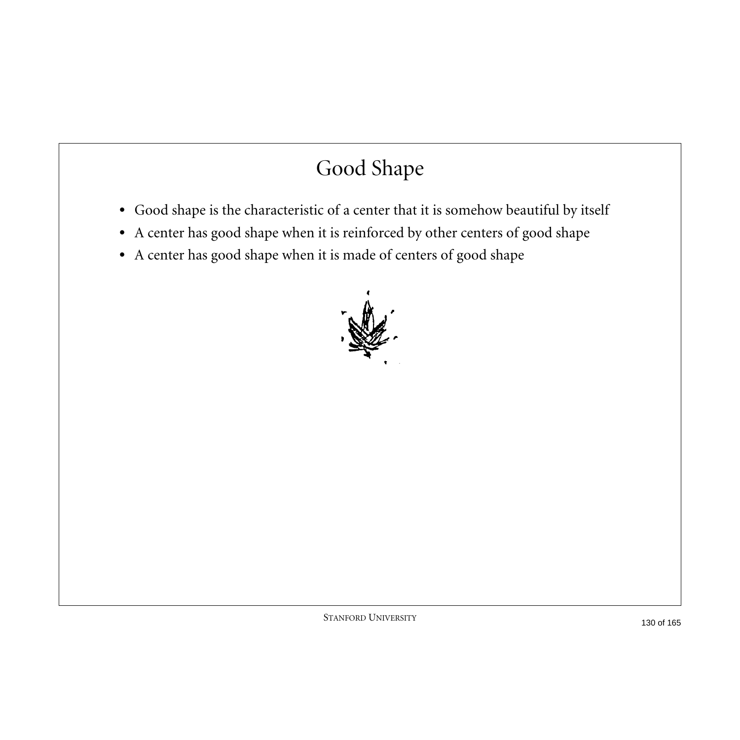# Good Shape

- Good shape is the characteristic of a center that it is somehow beautiful by itself
- A center has good shape when it is reinforced by other centers of good shape
- A center has good shape when it is made of centers of good shape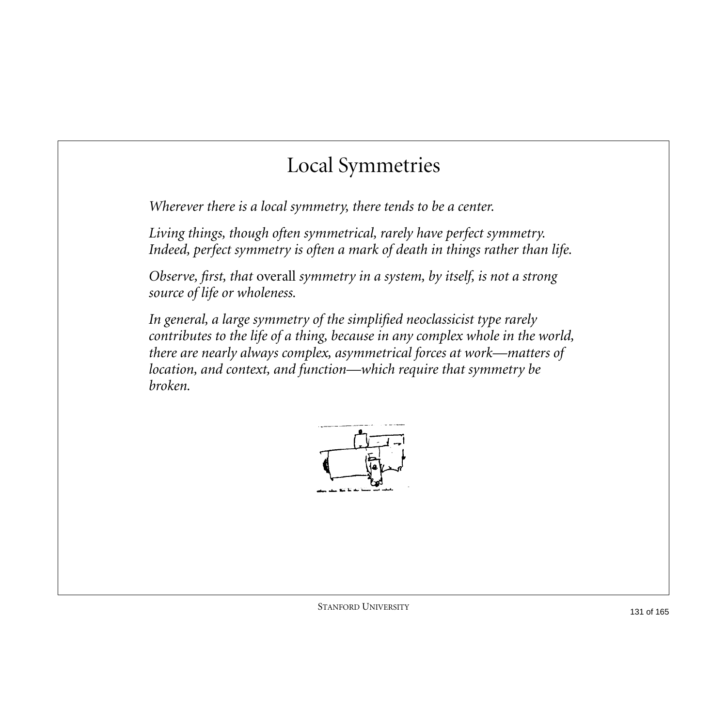# Local Symmetries

*Wherever there is a local symmetry, there tends to be a center.*

*Living things, though often symmetrical, rarely have perfect symmetry. Indeed, perfect symmetry is often a mark of death in things rather than life.*

*Observe, first, that* overall *symmetry in a system, by itself, is not a strong source of life or wholeness.*

*In general, a large symmetry of the simplified neoclassicist type rarely contributes to the life of a thing, because in any complex whole in the world, there are nearly always complex, asymmetrical forces at work—matters of location, and context, and function—which require that symmetry be broken.*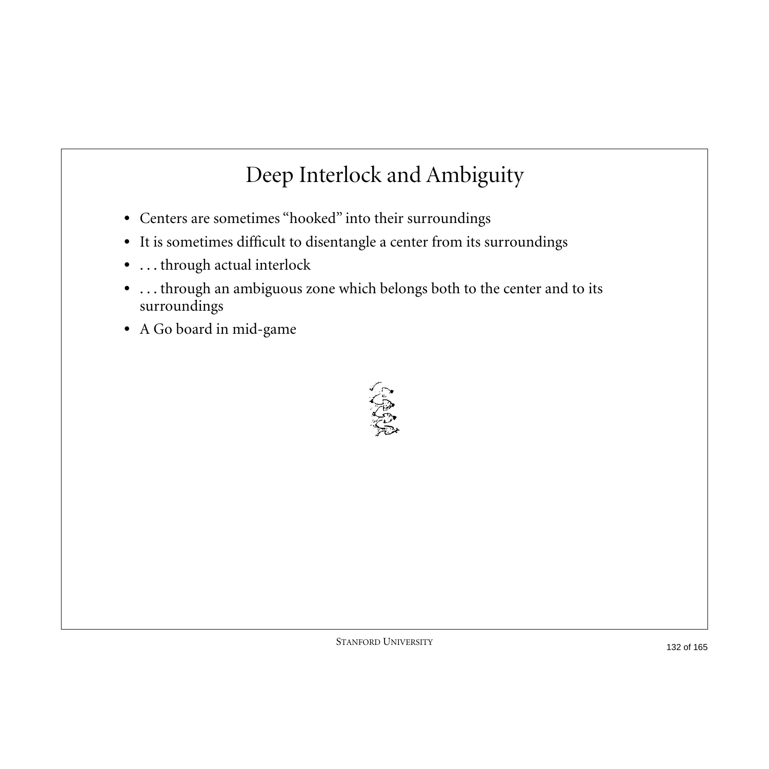# Deep Interlock and Ambiguity

- Centers are sometimes "hooked" into their surroundings
- It is sometimes difficult to disentangle a center from its surroundings
- . . . through actual interlock
- . . . through an ambiguous zone which belongs both to the center and to its surroundings
- A Go board in mid-game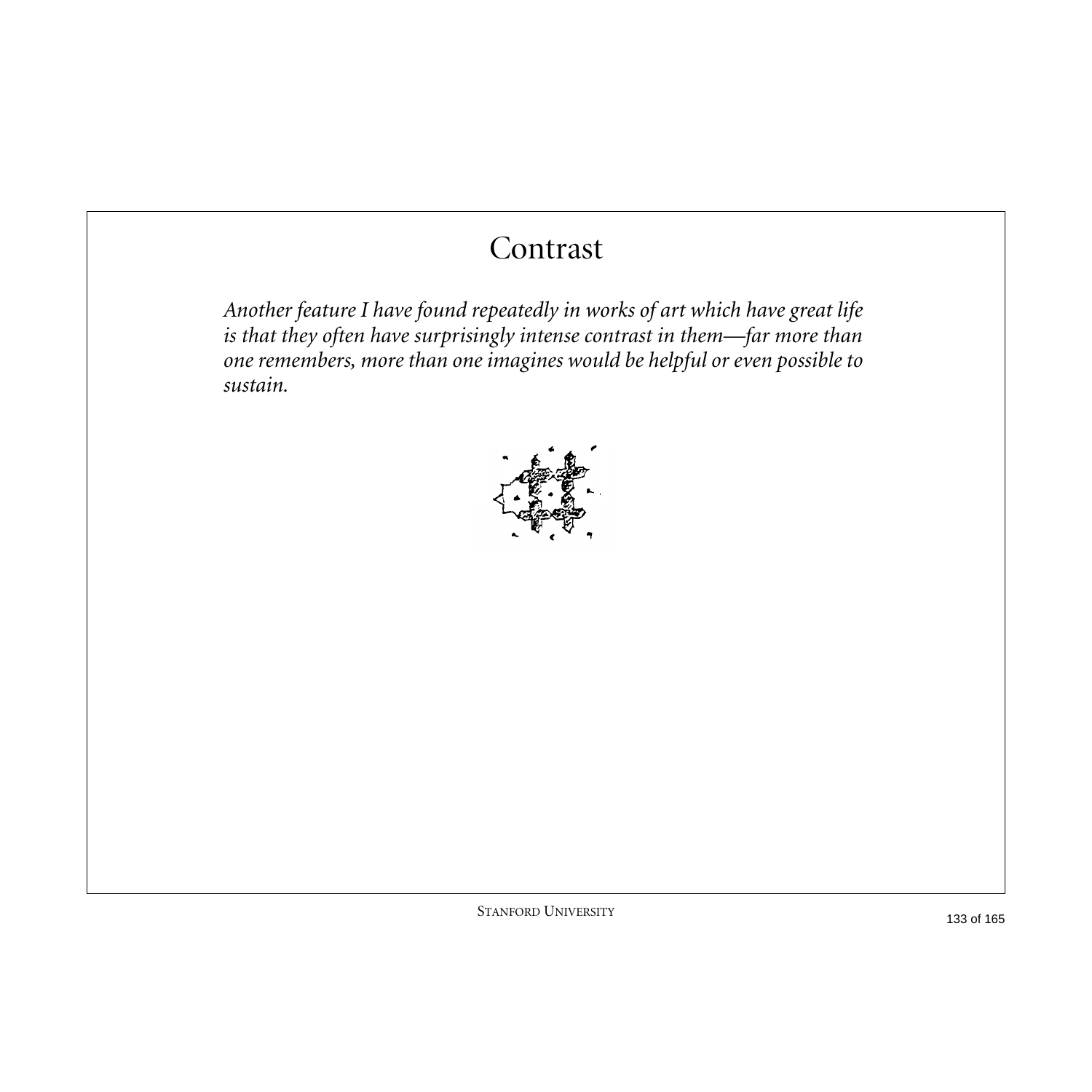# Contrast

*Another feature I have found repeatedly in works of art which have great life is that they often have surprisingly intense contrast in them—far more than one remembers, more than one imagines would be helpful or even possible to sustain.*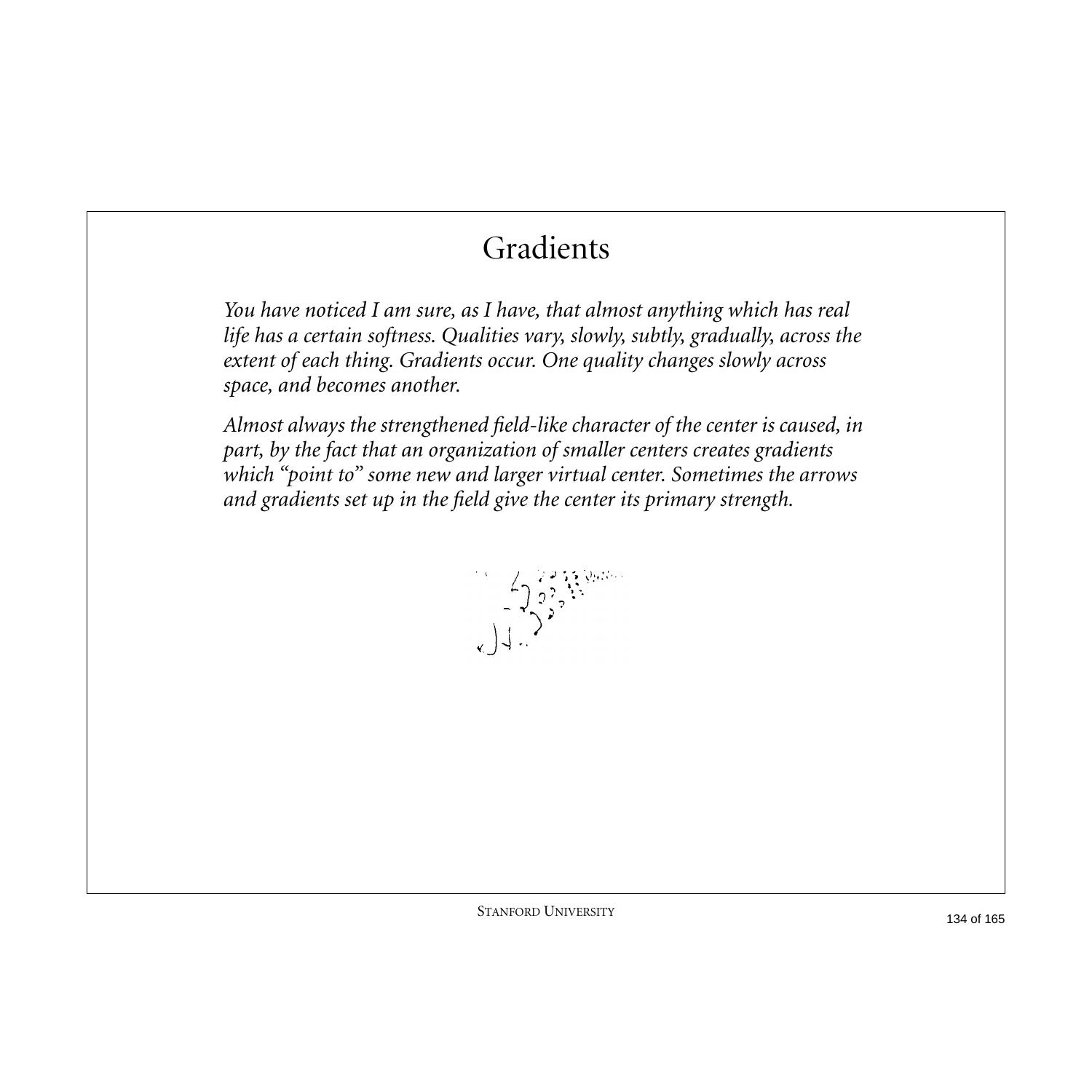# Gradients

*You have noticed I am sure, as I have, that almost anything which has real life has a certain softness. Qualities vary, slowly, subtly, gradually, across the extent of each thing. Gradients occur. One quality changes slowly across space, and becomes another.*

*Almost always the strengthened field-like character of the center is caused, in part, by the fact that an organization of smaller centers creates gradients which "point to" some new and larger virtual center. Sometimes the arrows and gradients set up in the field give the center its primary strength.*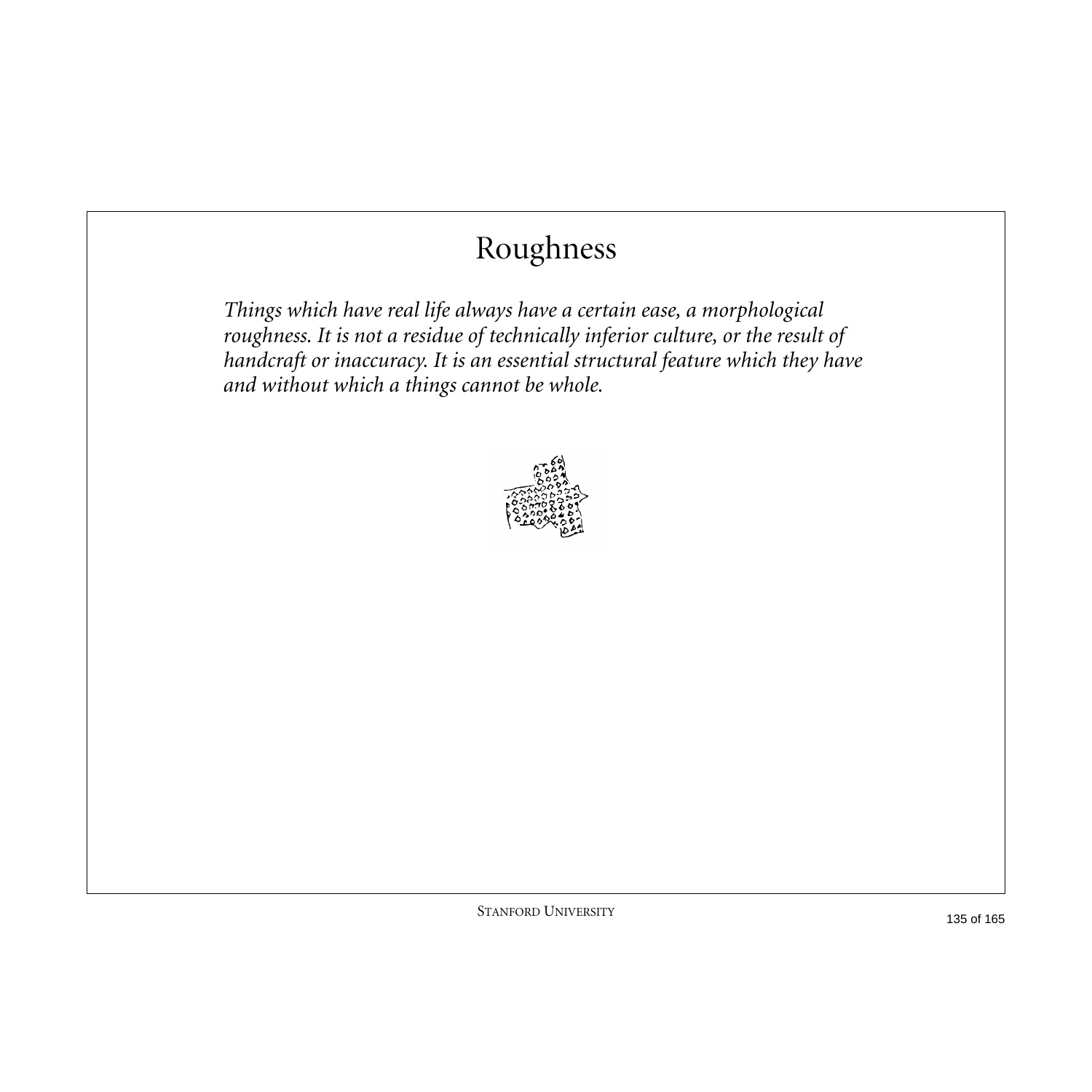# Roughness

*Things which have real life always have a certain ease, a morphological roughness. It is not a residue of technically inferior culture, or the result of handcraft or inaccuracy. It is an essential structural feature which they have and without which a things cannot be whole.*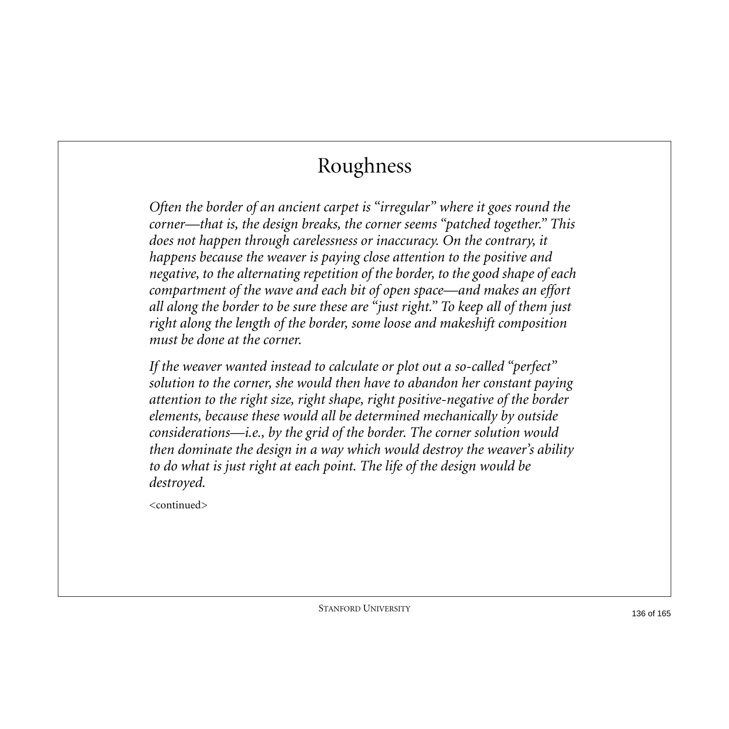# Roughness

*Often the border of an ancient carpet is "irregular" where it goes round the corner—that is, the design breaks, the corner seems "patched together." This does not happen through carelessness or inaccuracy. On the contrary, it happens because the weaver is paying close attention to the positive and negative, to the alternating repetition of the border, to the good shape of each compartment of the wave and each bit of open space—and makes an effort all along the border to be sure these are "just right." To keep all of them just right along the length of the border, some loose and makeshift composition must be done at the corner.*

*If the weaver wanted instead to calculate or plot out a so-called "perfect" solution to the corner, she would then have to abandon her constant paying attention to the right size, right shape, right positive-negative of the border elements, because these would all be determined mechanically by outside considerations—i.e., by the grid of the border. The corner solution would then dominate the design in a way which would destroy the weaver's ability to do what is just right at each point. The life of the design would be destroyed.*

<continued>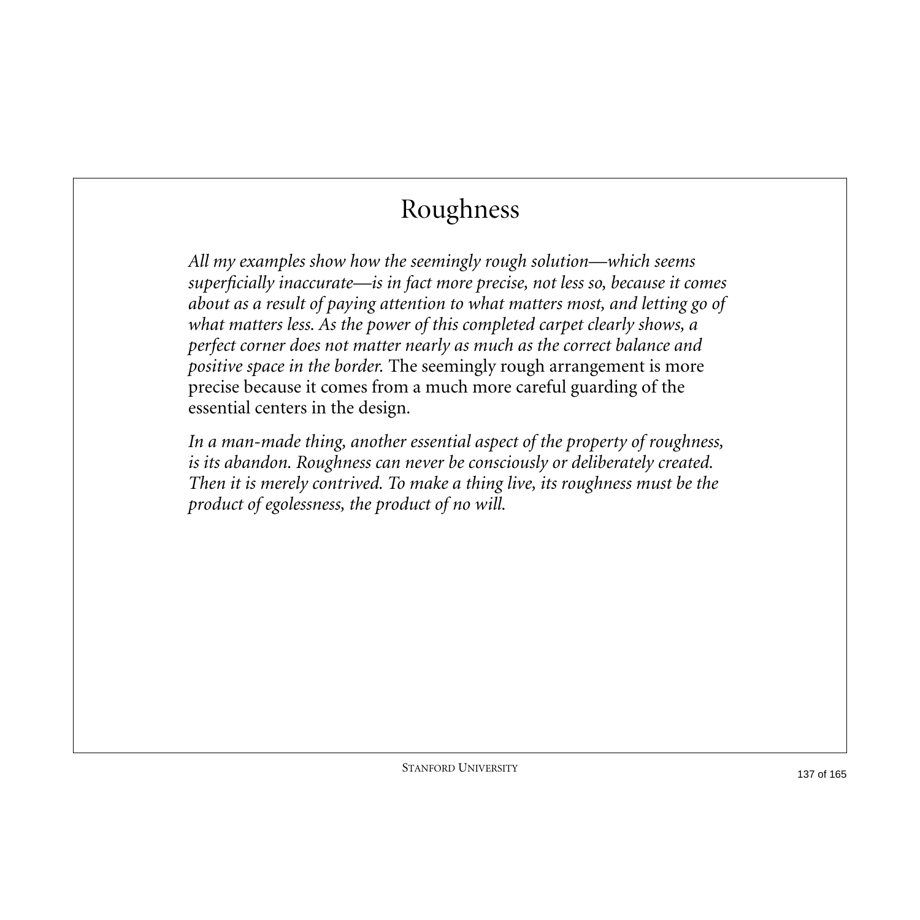# Roughness

*All my examples show how the seemingly rough solution—which seems superficially inaccurate—is in fact more precise, not less so, because it comes about as a result of paying attention to what matters most, and letting go of what matters less. As the power of this completed carpet clearly shows, a perfect corner does not matter nearly as much as the correct balance and positive space in the border.* The seemingly rough arrangement is more precise because it comes from a much more careful guarding of the essential centers in the design.

*In a man-made thing, another essential aspect of the property of roughness, is its abandon. Roughness can never be consciously or deliberately created. Then it is merely contrived. To make a thing live, its roughness must be the product of egolessness, the product of no will.*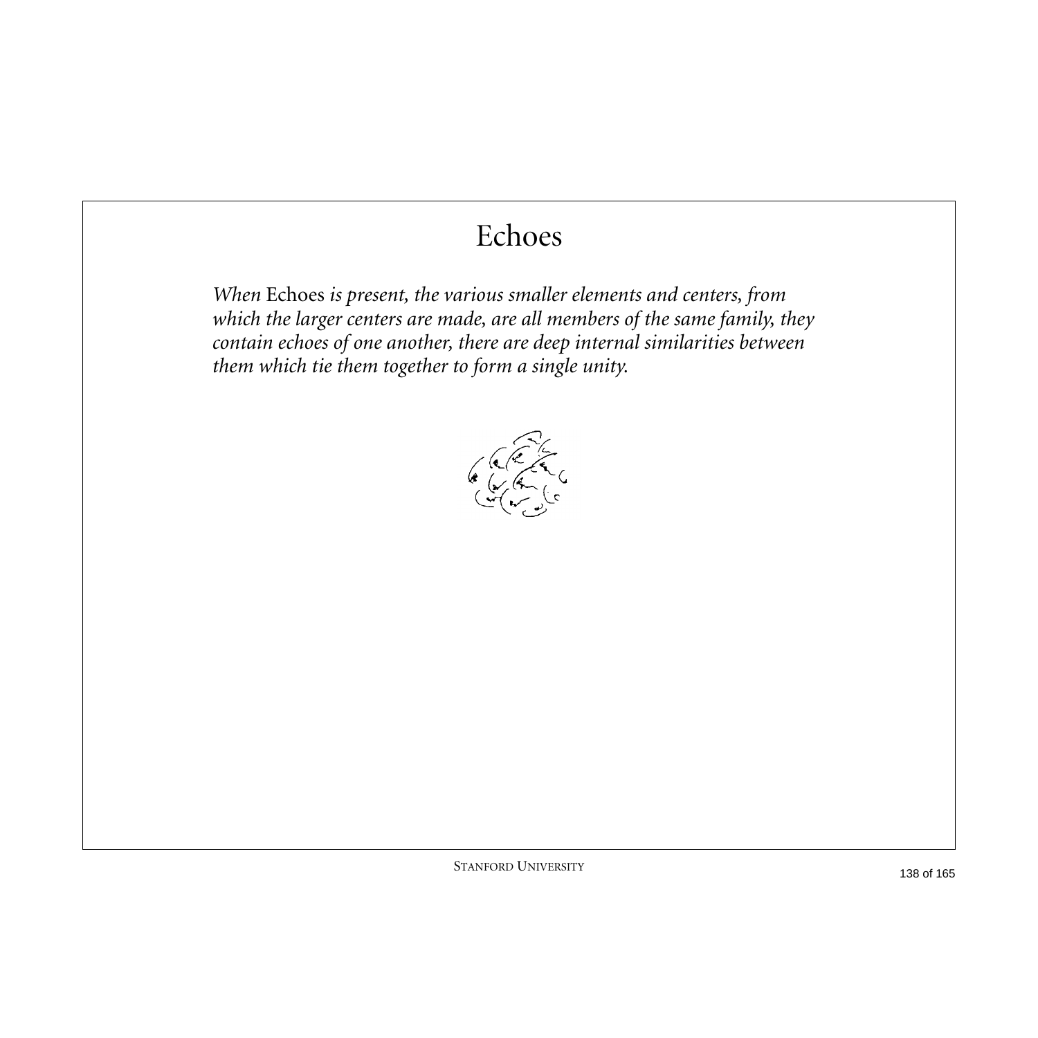# Echoes

*When* Echoes *is present, the various smaller elements and centers, from which the larger centers are made, are all members of the same family, they contain echoes of one another, there are deep internal similarities between them which tie them together to form a single unity.*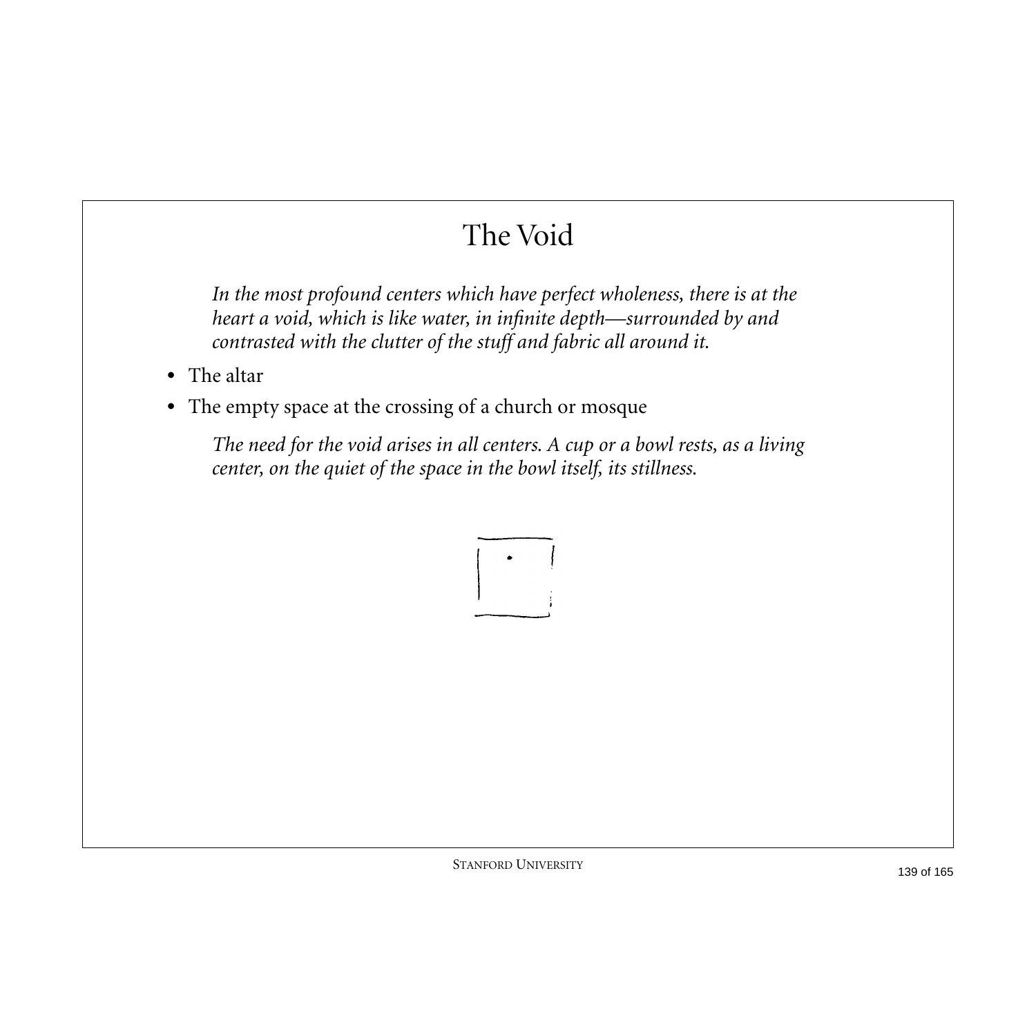# The Void

*In the most profound centers which have perfect wholeness, there is at the heart a void, which is like water, in infinite depth—surrounded by and contrasted with the clutter of the stuff and fabric all around it.*

- The altar
- The empty space at the crossing of a church or mosque

*The need for the void arises in all centers. A cup or a bowl rests, as a living center, on the quiet of the space in the bowl itself, its stillness.*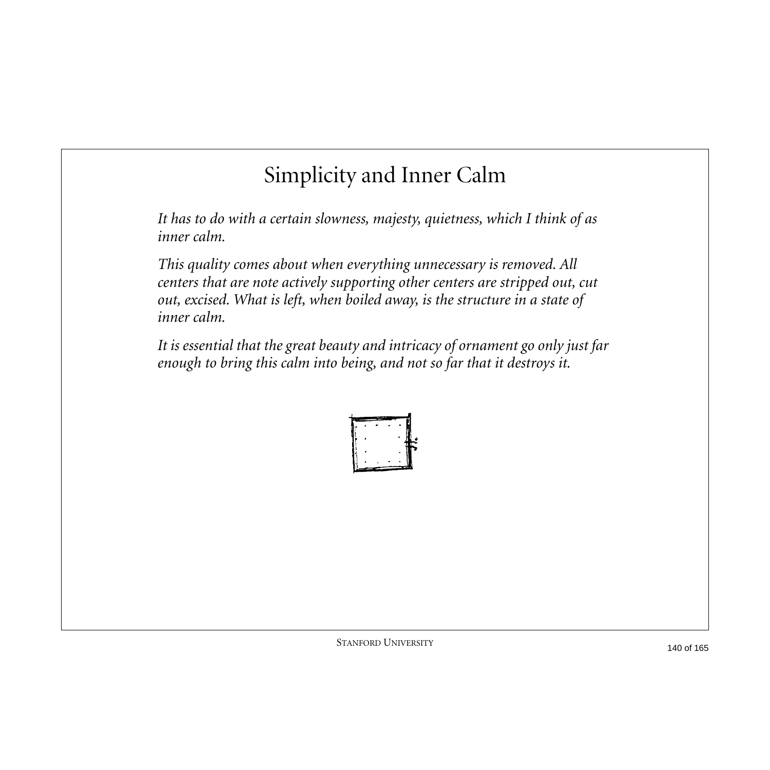# Simplicity and Inner Calm

*It has to do with a certain slowness, majesty, quietness, which I think of as inner calm.*

*This quality comes about when everything unnecessary is removed. All centers that are note actively supporting other centers are stripped out, cut out, excised. What is left, when boiled away, is the structure in a state of inner calm.*

*It is essential that the great beauty and intricacy of ornament go only just far enough to bring this calm into being, and not so far that it destroys it.*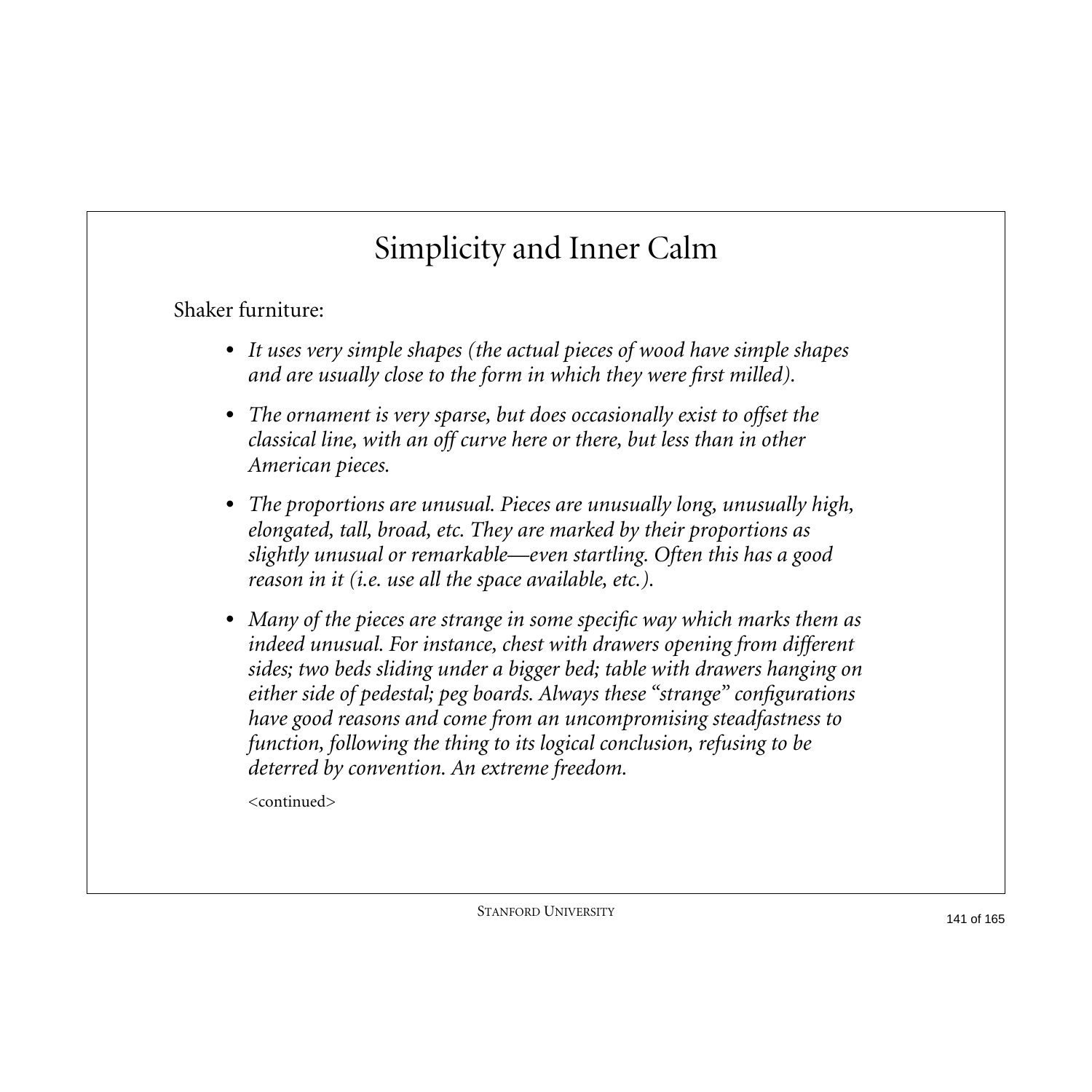# Simplicity and Inner Calm

Shaker furniture:

- *It uses very simple shapes (the actual pieces of wood have simple shapes and are usually close to the form in which they were first milled).*
- *The ornament is very sparse, but does occasionally exist to offset the classical line, with an off curve here or there, but less than in other American pieces.*
- *The proportions are unusual. Pieces are unusually long, unusually high, elongated, tall, broad, etc. They are marked by their proportions as slightly unusual or remarkable—even startling. Often this has a good reason in it (i.e. use all the space available, etc.).*
- *Many of the pieces are strange in some specific way which marks them as indeed unusual. For instance, chest with drawers opening from different sides; two beds sliding under a bigger bed; table with drawers hanging on either side of pedestal; peg boards. Always these "strange" configurations have good reasons and come from an uncompromising steadfastness to function, following the thing to its logical conclusion, refusing to be deterred by convention. An extreme freedom.*

  <continued>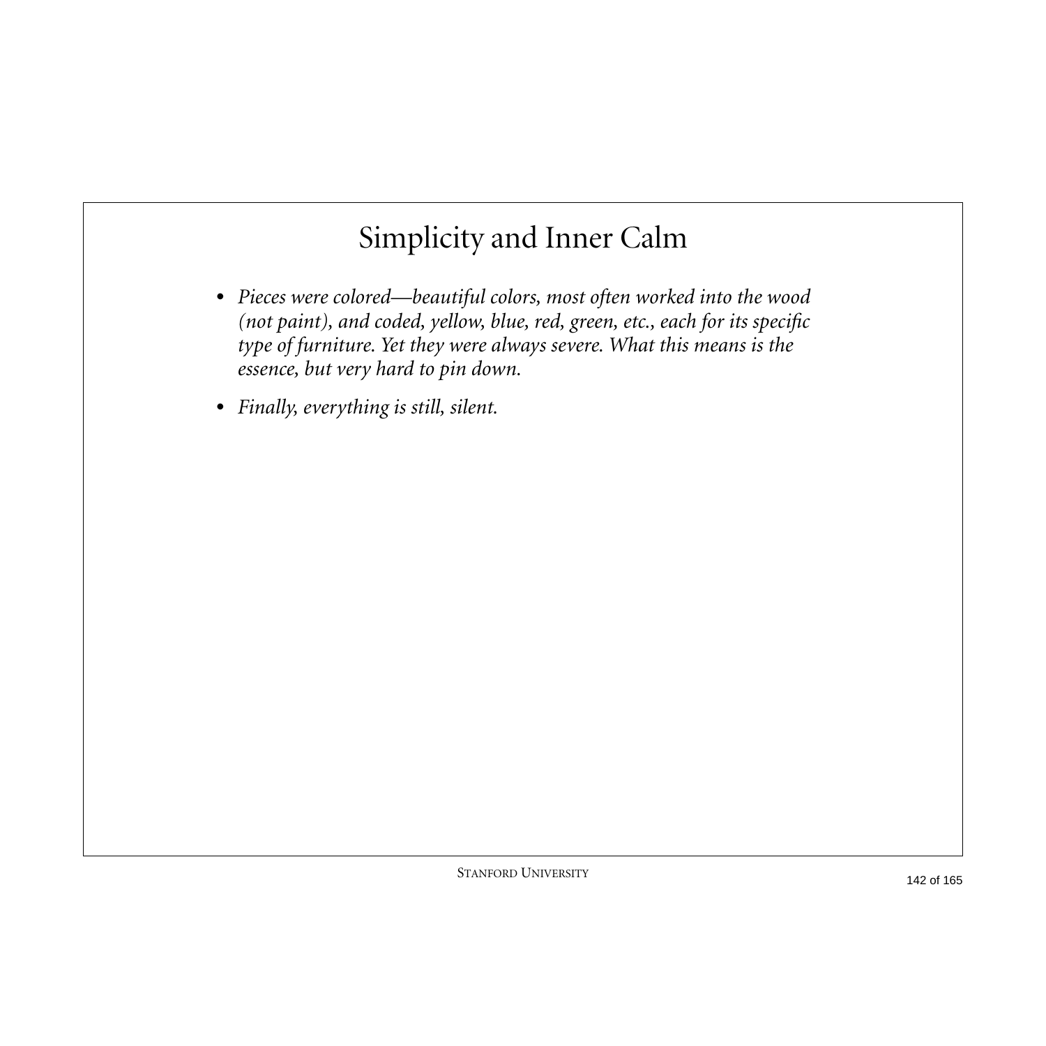# Simplicity and Inner Calm

- *Pieces were colored—beautiful colors, most often worked into the wood (not paint), and coded, yellow, blue, red, green, etc., each for its specific type of furniture. Yet they were always severe. What this means is the essence, but very hard to pin down.*
- *Finally, everything is still, silent.*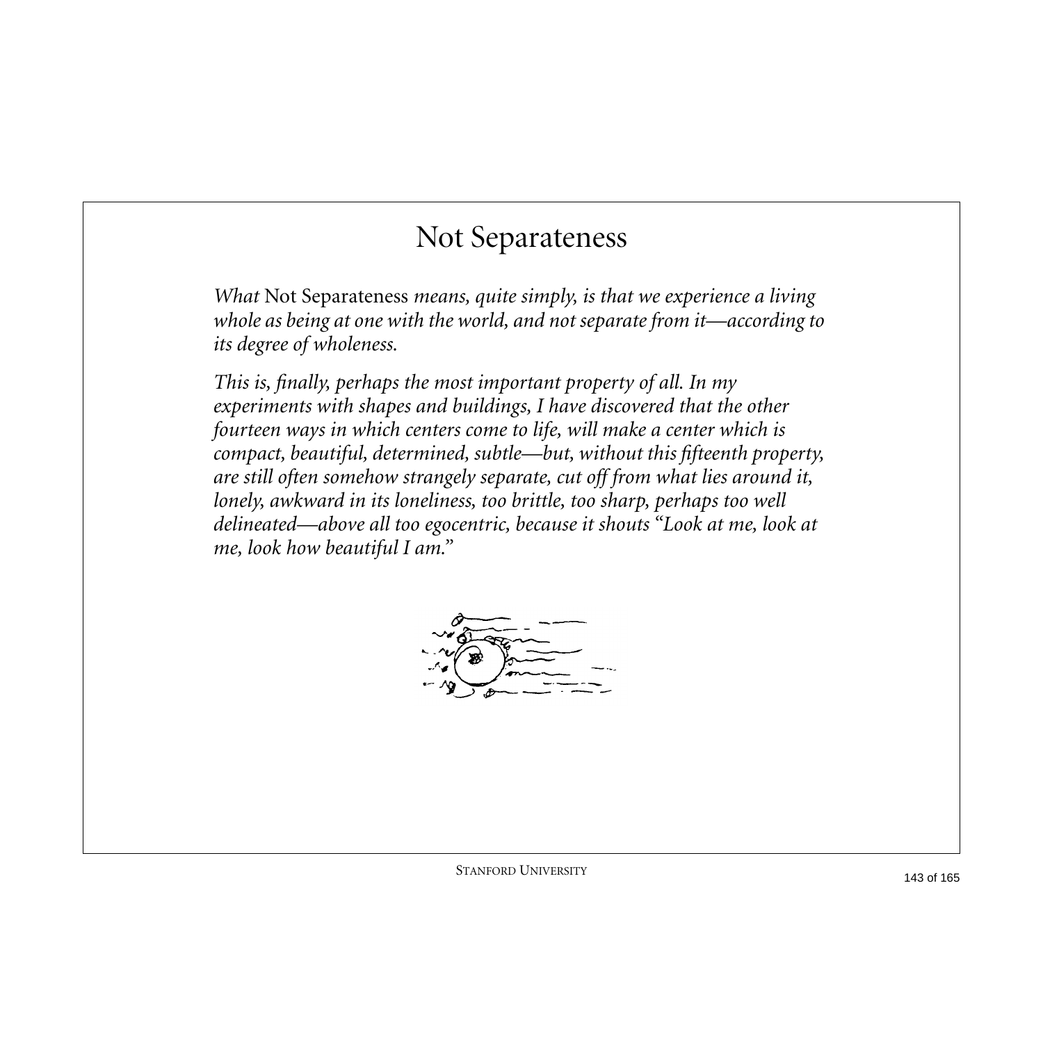# Not Separateness

*What* Not Separateness *means, quite simply, is that we experience a living whole as being at one with the world, and not separate from it—according to its degree of wholeness.*

*This is, finally, perhaps the most important property of all. In my experiments with shapes and buildings, I have discovered that the other fourteen ways in which centers come to life, will make a center which is compact, beautiful, determined, subtle—but, without this fifteenth property, are still often somehow strangely separate, cut off from what lies around it, lonely, awkward in its loneliness, too brittle, too sharp, perhaps too well delineated—above all too egocentric, because it shouts "Look at me, look at me, look how beautiful I am."*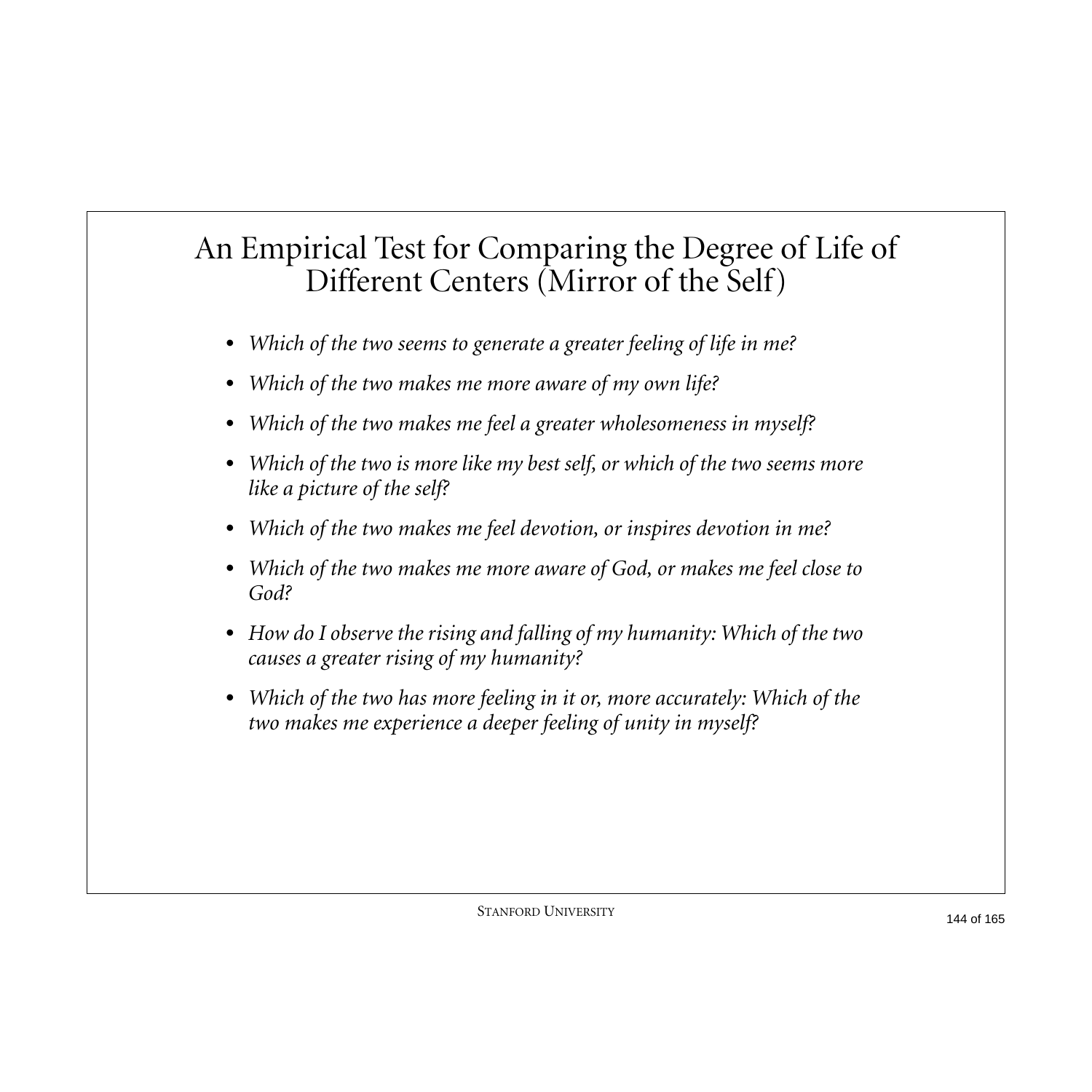# An Empirical Test for Comparing the Degree of Life of Different Centers (Mirror of the Self)

- *Which of the two seems to generate a greater feeling of life in me?*
- *Which of the two makes me more aware of my own life?*
- *Which of the two makes me feel a greater wholesomeness in myself?*
- *Which of the two is more like my best self, or which of the two seems more like a picture of the self?*
- *Which of the two makes me feel devotion, or inspires devotion in me?*
- *Which of the two makes me more aware of God, or makes me feel close to God?*
- *How do I observe the rising and falling of my humanity: Which of the two causes a greater rising of my humanity?*
- *Which of the two has more feeling in it or, more accurately: Which of the two makes me experience a deeper feeling of unity in myself?*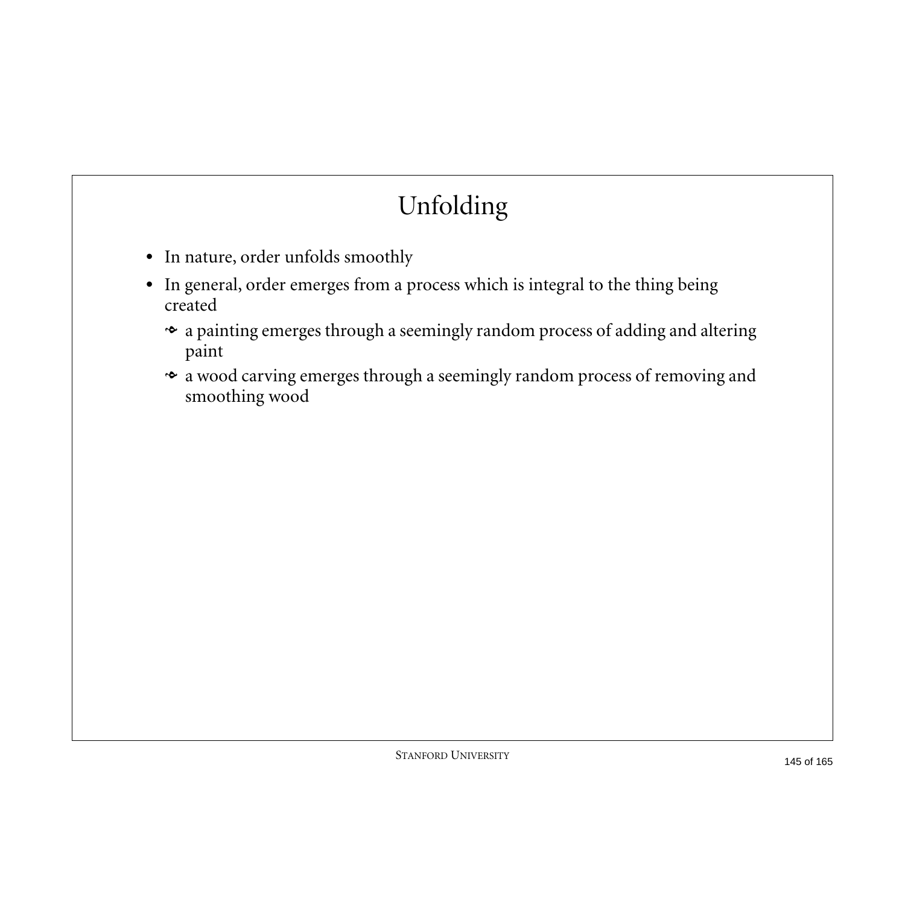# Unfolding

- In nature, order unfolds smoothly
- In general, order emerges from a process which is integral to the thing being created
  - a painting emerges through a seemingly random process of adding and altering paint
  - a wood carving emerges through a seemingly random process of removing and smoothing wood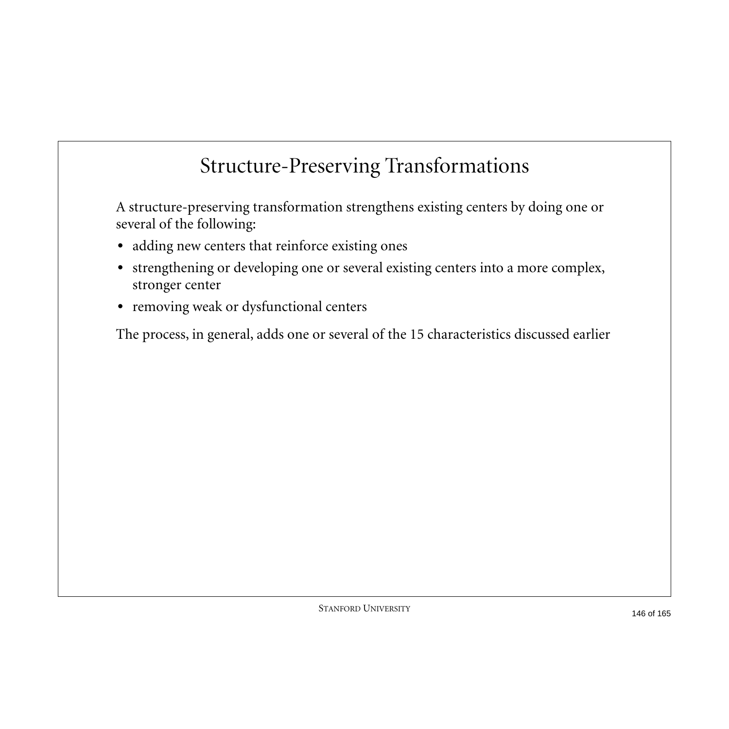# Structure-Preserving Transformations

A structure-preserving transformation strengthens existing centers by doing one or several of the following:

- adding new centers that reinforce existing ones
- strengthening or developing one or several existing centers into a more complex, stronger center
- removing weak or dysfunctional centers

The process, in general, adds one or several of the 15 characteristics discussed earlier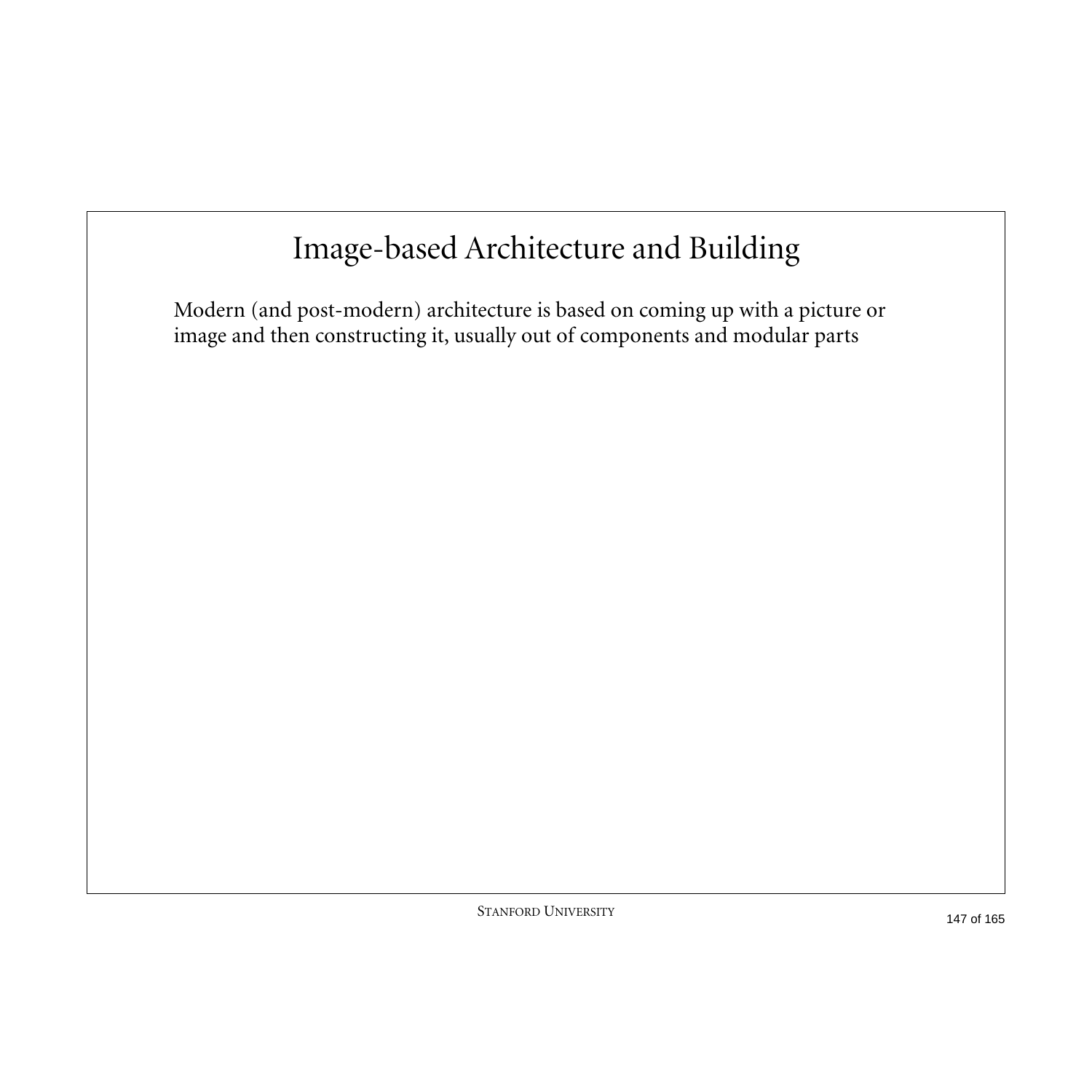# Image-based Architecture and Building

Modern (and post-modern) architecture is based on coming up with a picture or image and then constructing it, usually out of components and modular parts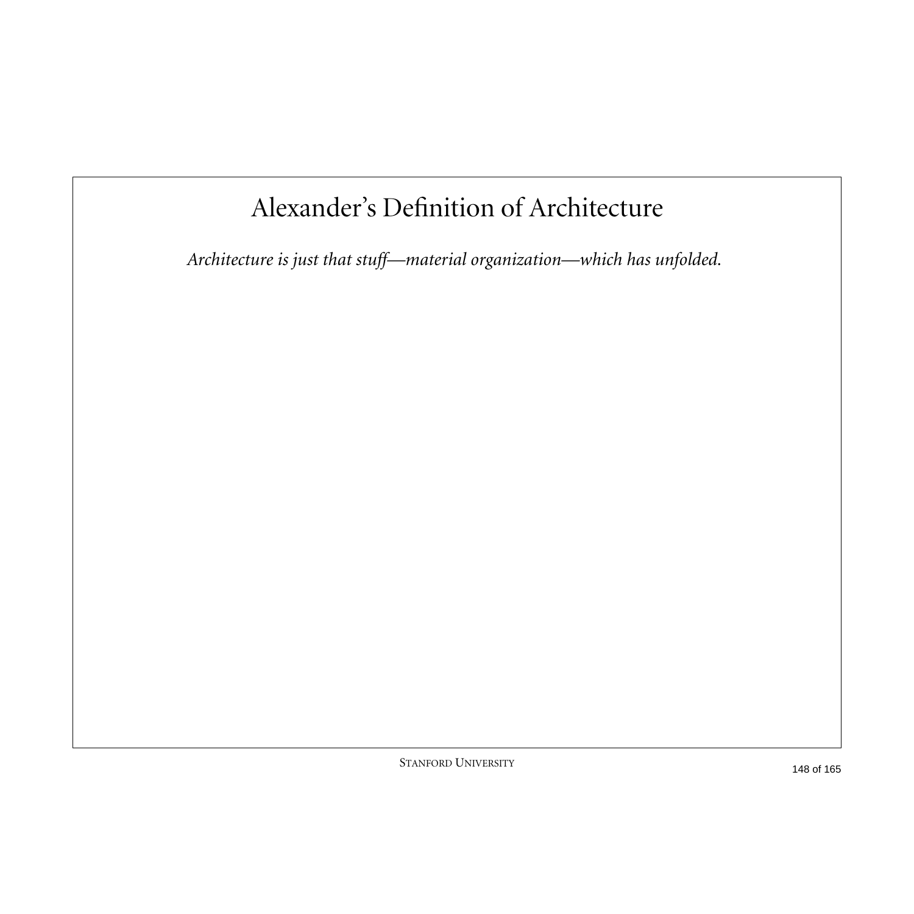# Alexander's Definition of Architecture

*Architecture is just that stuff—material organization—which has unfolded.*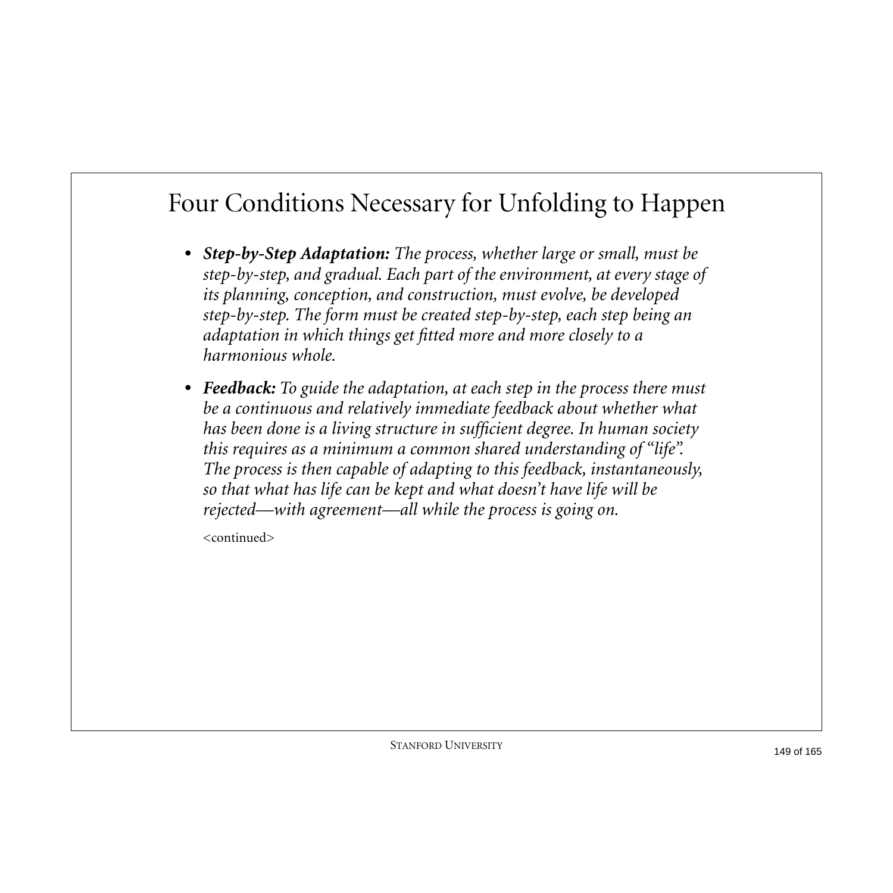# Four Conditions Necessary for Unfolding to Happen

- ***Step-by-Step Adaptation:*** *The process, whether large or small, must be step-by-step, and gradual. Each part of the environment, at every stage of its planning, conception, and construction, must evolve, be developed step-by-step. The form must be created step-by-step, each step being an adaptation in which things get fitted more and more closely to a harmonious whole.*

- ***Feedback:*** *To guide the adaptation, at each step in the process there must be a continuous and relatively immediate feedback about whether what has been done is a living structure in sufficient degree. In human society this requires as a minimum a common shared understanding of "life". The process is then capable of adapting to this feedback, instantaneously, so that what has life can be kept and what doesn't have life will be rejected—with agreement—all while the process is going on.*

  <continued>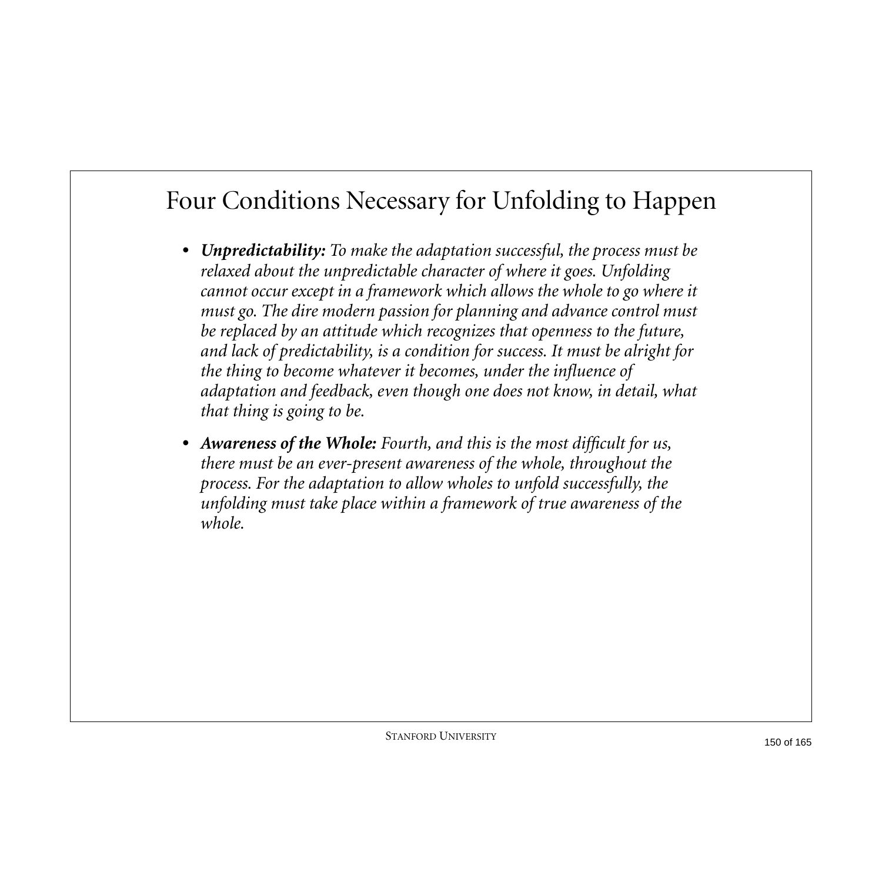# Four Conditions Necessary for Unfolding to Happen

- ***Unpredictability:*** *To make the adaptation successful, the process must be relaxed about the unpredictable character of where it goes. Unfolding cannot occur except in a framework which allows the whole to go where it must go. The dire modern passion for planning and advance control must be replaced by an attitude which recognizes that openness to the future, and lack of predictability, is a condition for success. It must be alright for the thing to become whatever it becomes, under the influence of adaptation and feedback, even though one does not know, in detail, what that thing is going to be.*

- ***Awareness of the Whole:*** *Fourth, and this is the most difficult for us, there must be an ever-present awareness of the whole, throughout the process. For the adaptation to allow wholes to unfold successfully, the unfolding must take place within a framework of true awareness of the whole.*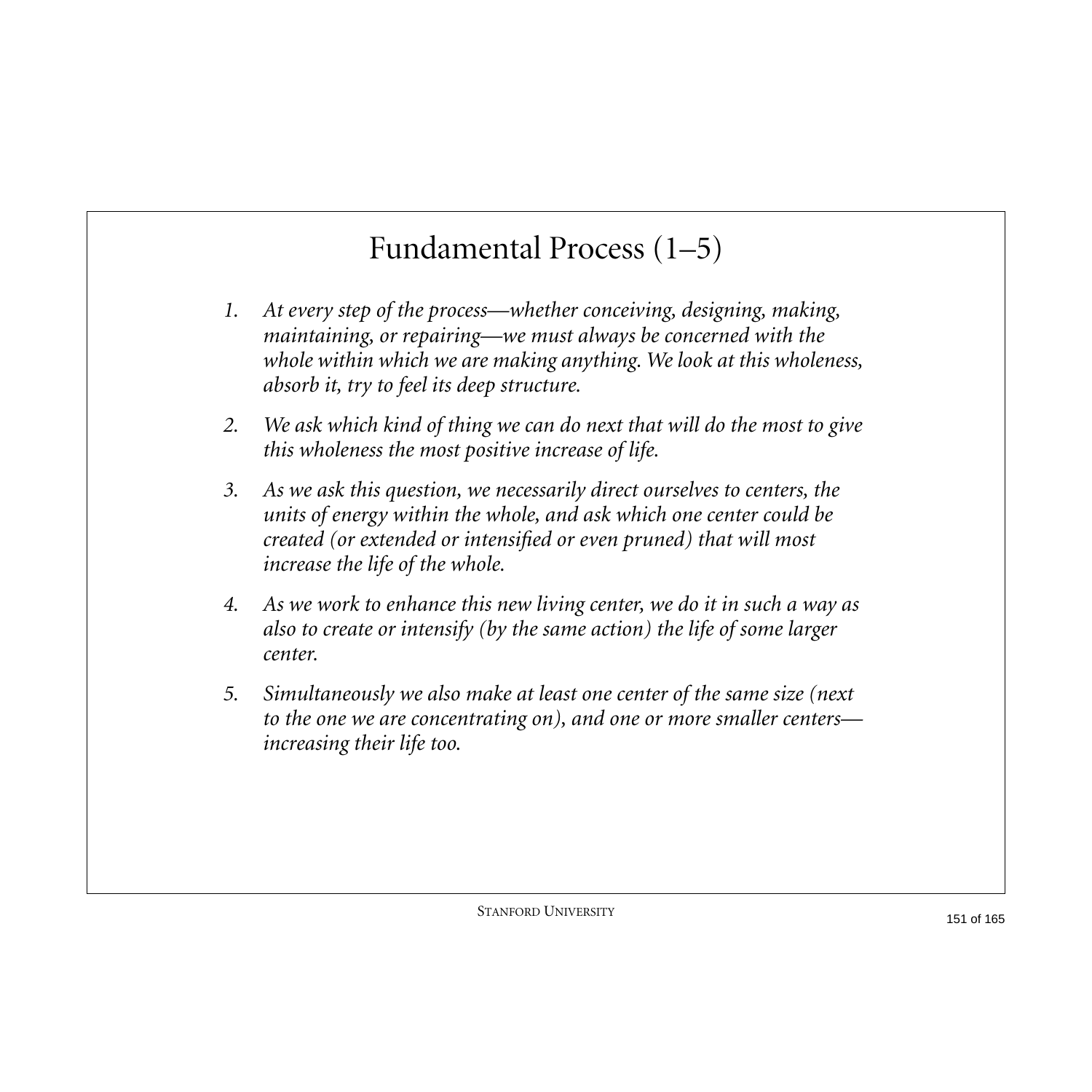# Fundamental Process (1–5)

1. *At every step of the process—whether conceiving, designing, making, maintaining, or repairing—we must always be concerned with the whole within which we are making anything. We look at this wholeness, absorb it, try to feel its deep structure.*

2. *We ask which kind of thing we can do next that will do the most to give this wholeness the most positive increase of life.*

3. *As we ask this question, we necessarily direct ourselves to centers, the units of energy within the whole, and ask which one center could be created (or extended or intensified or even pruned) that will most increase the life of the whole.*

4. *As we work to enhance this new living center, we do it in such a way as also to create or intensify (by the same action) the life of some larger center.*

5. *Simultaneously we also make at least one center of the same size (next to the one we are concentrating on), and one or more smaller centers—increasing their life too.*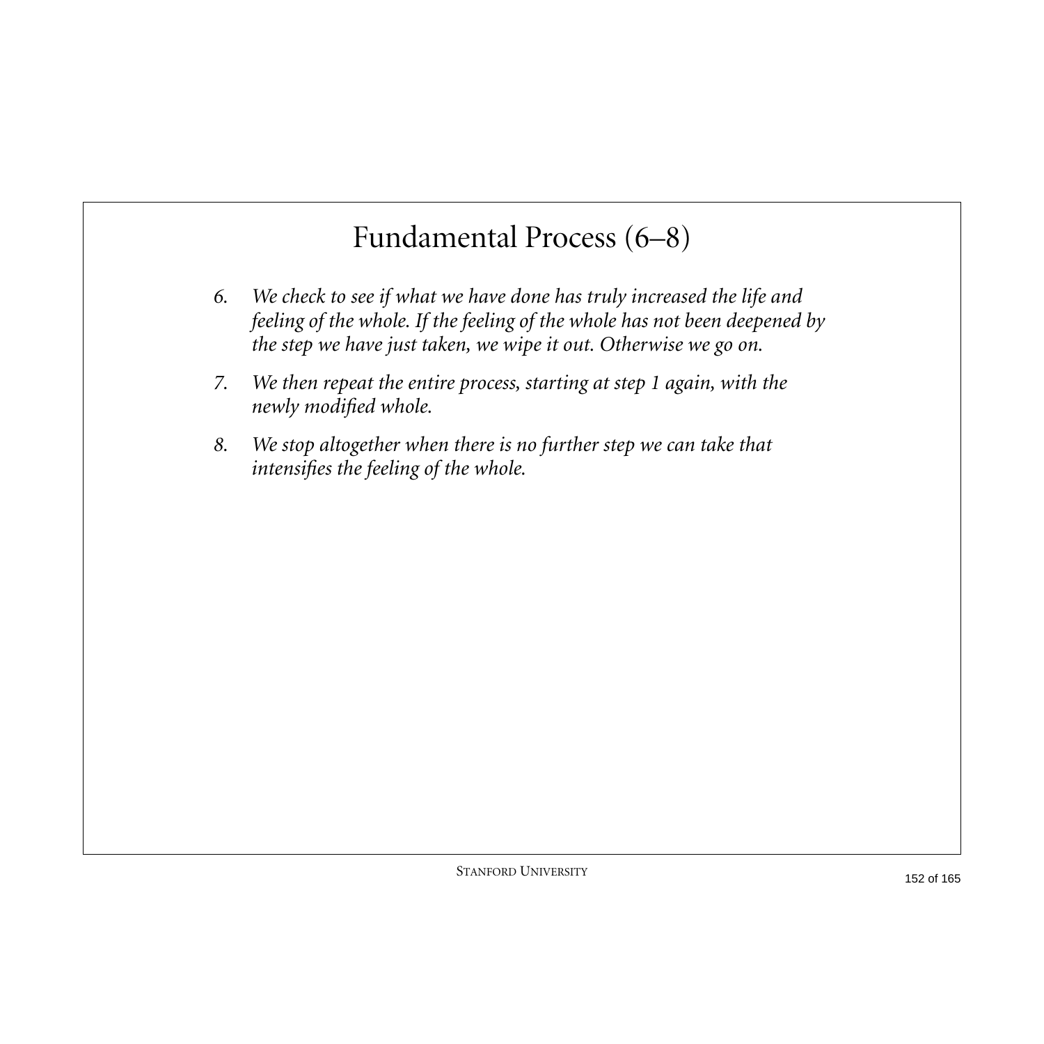# Fundamental Process (6–8)

6. *We check to see if what we have done has truly increased the life and feeling of the whole. If the feeling of the whole has not been deepened by the step we have just taken, we wipe it out. Otherwise we go on.*
7. *We then repeat the entire process, starting at step 1 again, with the newly modified whole.*
8. *We stop altogether when there is no further step we can take that intensifies the feeling of the whole.*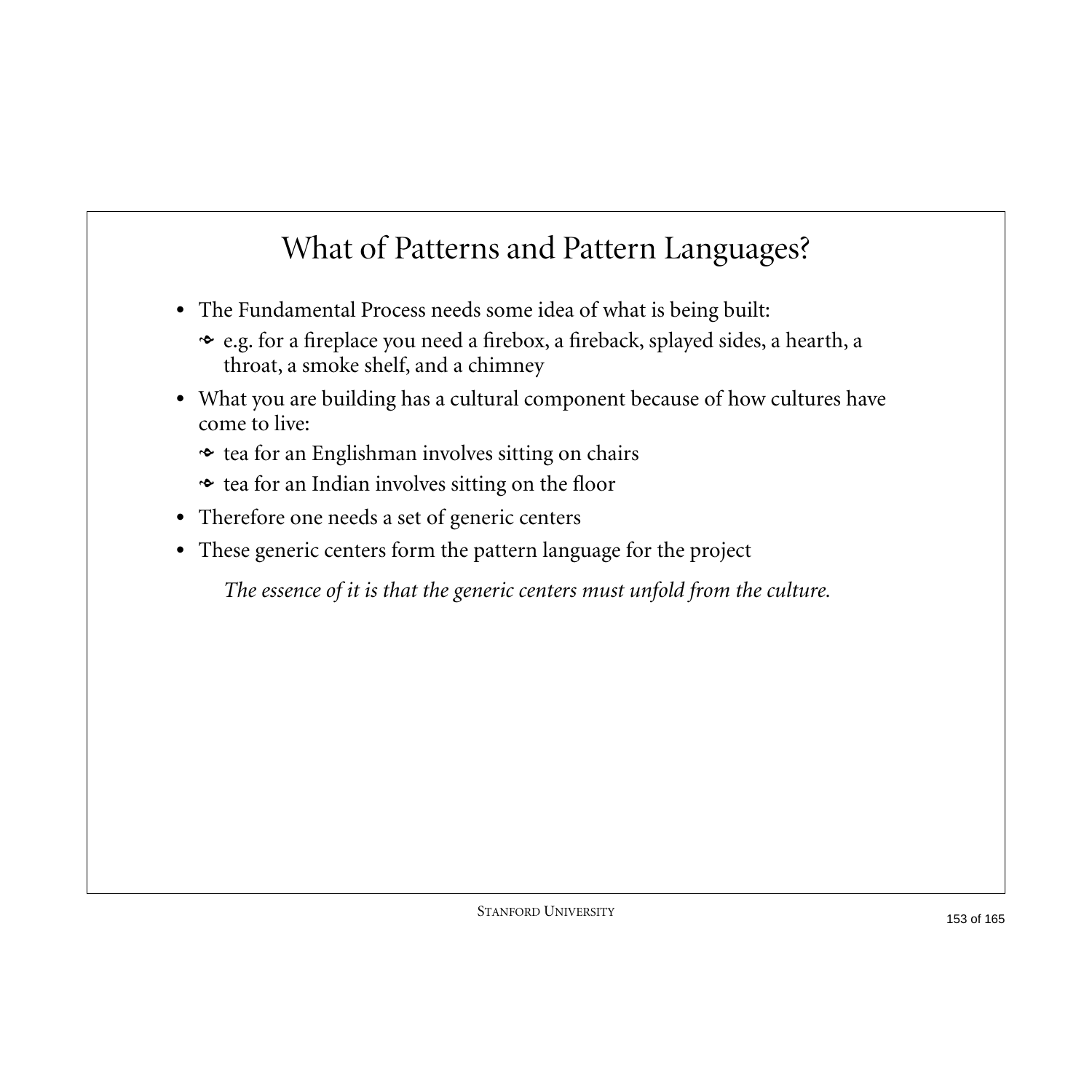# What of Patterns and Pattern Languages?

- The Fundamental Process needs some idea of what is being built:
  - e.g. for a fireplace you need a firebox, a fireback, splayed sides, a hearth, a throat, a smoke shelf, and a chimney
- What you are building has a cultural component because of how cultures have come to live:
  - tea for an Englishman involves sitting on chairs
  - tea for an Indian involves sitting on the floor
- Therefore one needs a set of generic centers
- These generic centers form the pattern language for the project

*The essence of it is that the generic centers must unfold from the culture.*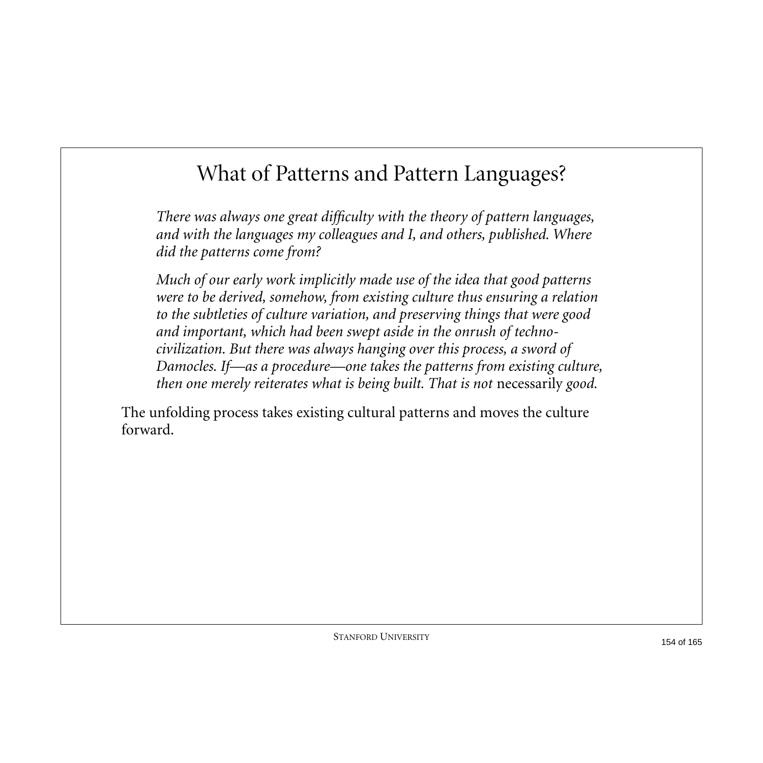# What of Patterns and Pattern Languages?

*There was always one great difficulty with the theory of pattern languages, and with the languages my colleagues and I, and others, published. Where did the patterns come from?*

*Much of our early work implicitly made use of the idea that good patterns were to be derived, somehow, from existing culture thus ensuring a relation to the subtleties of culture variation, and preserving things that were good and important, which had been swept aside in the onrush of techno-civilization. But there was always hanging over this process, a sword of Damocles. If—as a procedure—one takes the patterns from existing culture, then one merely reiterates what is being built. That is not* necessarily *good.*

The unfolding process takes existing cultural patterns and moves the culture forward.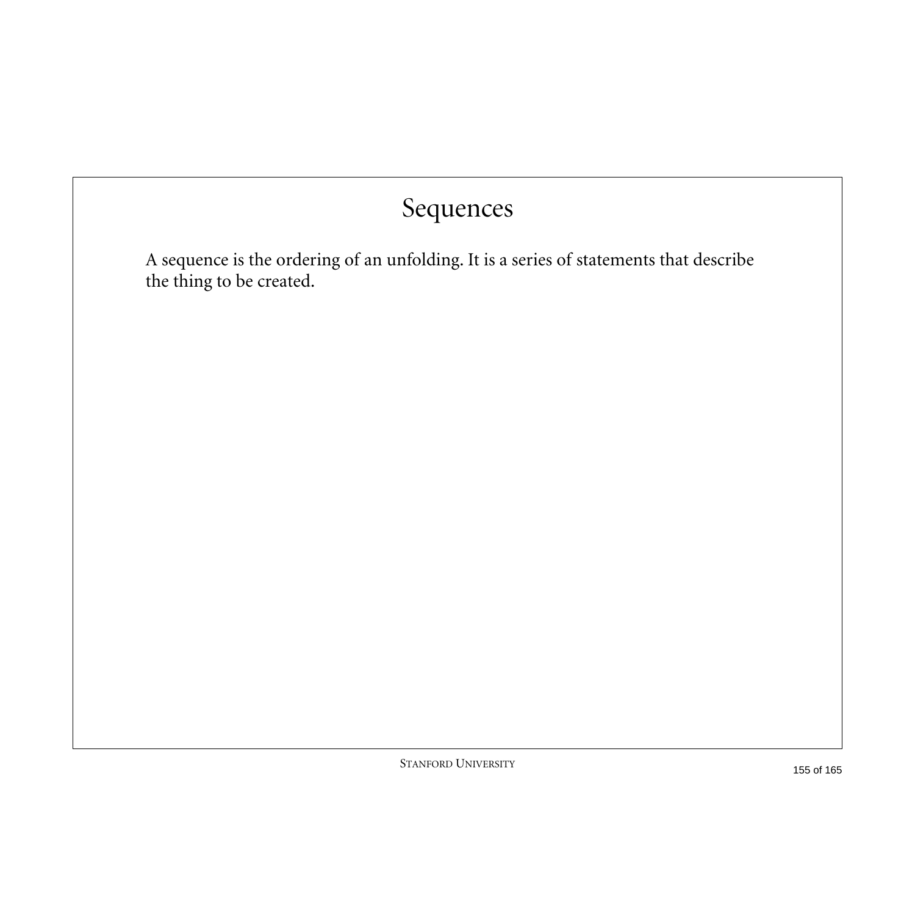# Sequences

A sequence is the ordering of an unfolding. It is a series of statements that describe the thing to be created.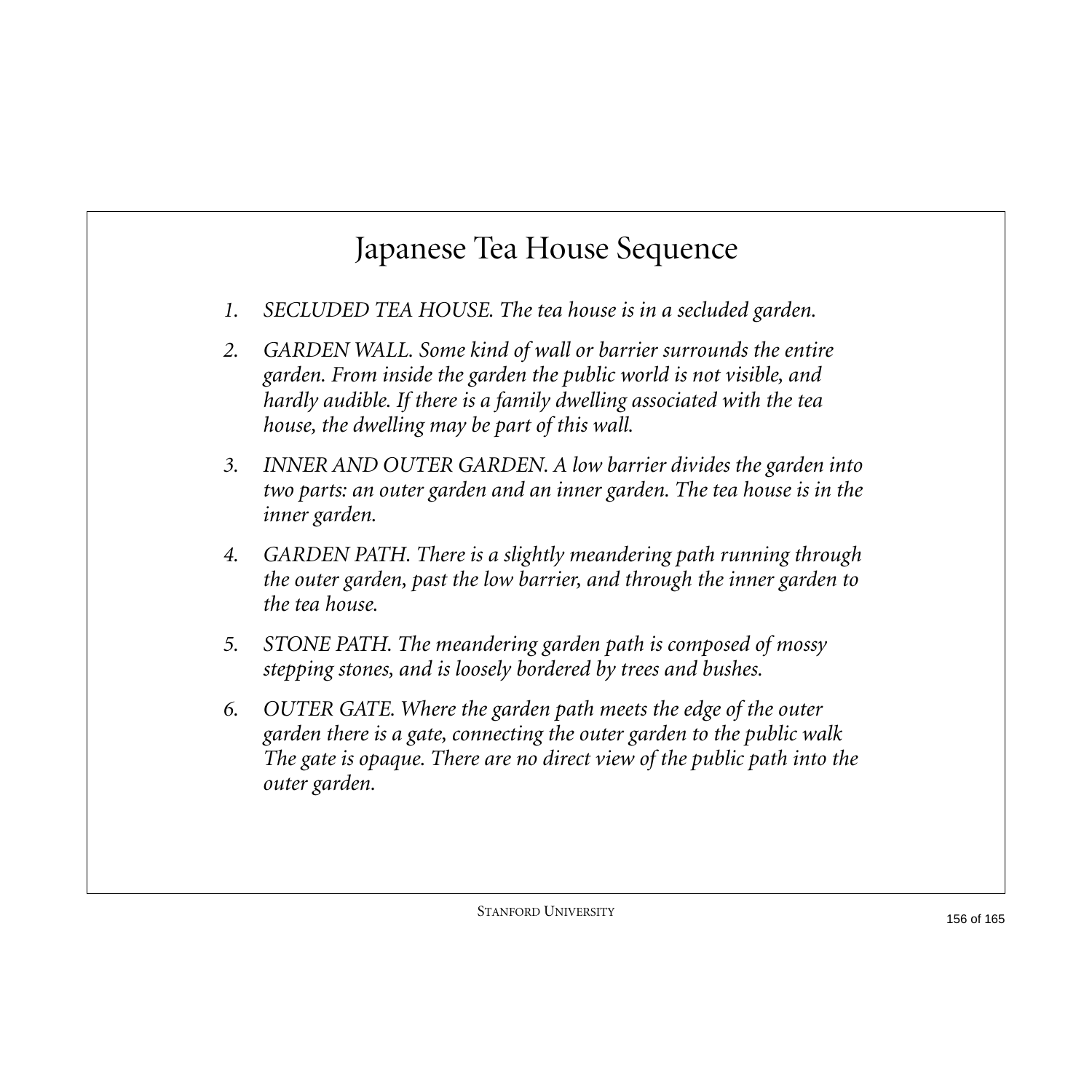# Japanese Tea House Sequence

1. *SECLUDED TEA HOUSE. The tea house is in a secluded garden.*
2. *GARDEN WALL. Some kind of wall or barrier surrounds the entire garden. From inside the garden the public world is not visible, and hardly audible. If there is a family dwelling associated with the tea house, the dwelling may be part of this wall.*
3. *INNER AND OUTER GARDEN. A low barrier divides the garden into two parts: an outer garden and an inner garden. The tea house is in the inner garden.*
4. *GARDEN PATH. There is a slightly meandering path running through the outer garden, past the low barrier, and through the inner garden to the tea house.*
5. *STONE PATH. The meandering garden path is composed of mossy stepping stones, and is loosely bordered by trees and bushes.*
6. *OUTER GATE. Where the garden path meets the edge of the outer garden there is a gate, connecting the outer garden to the public walk The gate is opaque. There are no direct view of the public path into the outer garden.*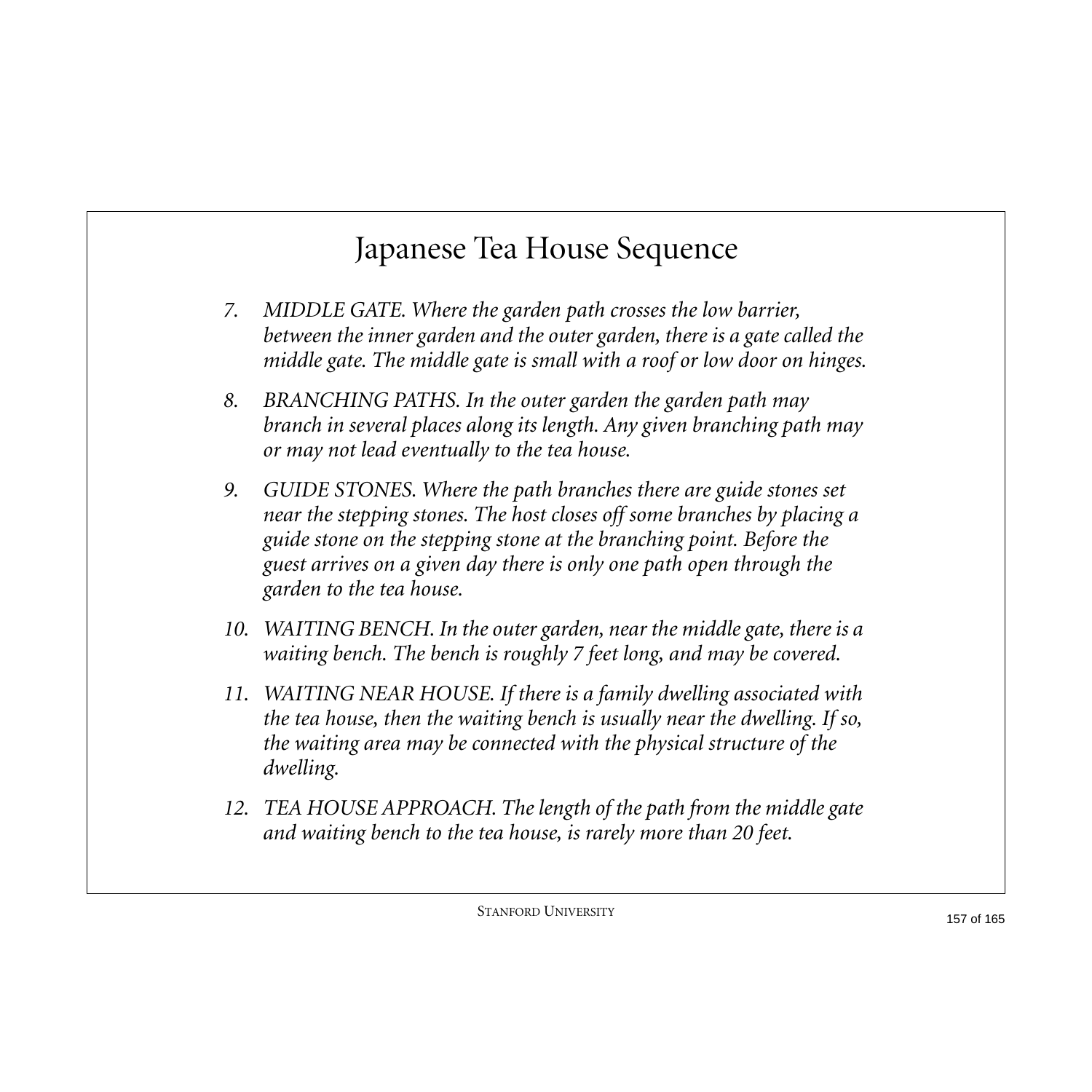# Japanese Tea House Sequence

7. *MIDDLE GATE. Where the garden path crosses the low barrier, between the inner garden and the outer garden, there is a gate called the middle gate. The middle gate is small with a roof or low door on hinges.*

8. *BRANCHING PATHS. In the outer garden the garden path may branch in several places along its length. Any given branching path may or may not lead eventually to the tea house.*

9. *GUIDE STONES. Where the path branches there are guide stones set near the stepping stones. The host closes off some branches by placing a guide stone on the stepping stone at the branching point. Before the guest arrives on a given day there is only one path open through the garden to the tea house.*

10. *WAITING BENCH. In the outer garden, near the middle gate, there is a waiting bench. The bench is roughly 7 feet long, and may be covered.*

11. *WAITING NEAR HOUSE. If there is a family dwelling associated with the tea house, then the waiting bench is usually near the dwelling. If so, the waiting area may be connected with the physical structure of the dwelling.*

12. *TEA HOUSE APPROACH. The length of the path from the middle gate and waiting bench to the tea house, is rarely more than 20 feet.*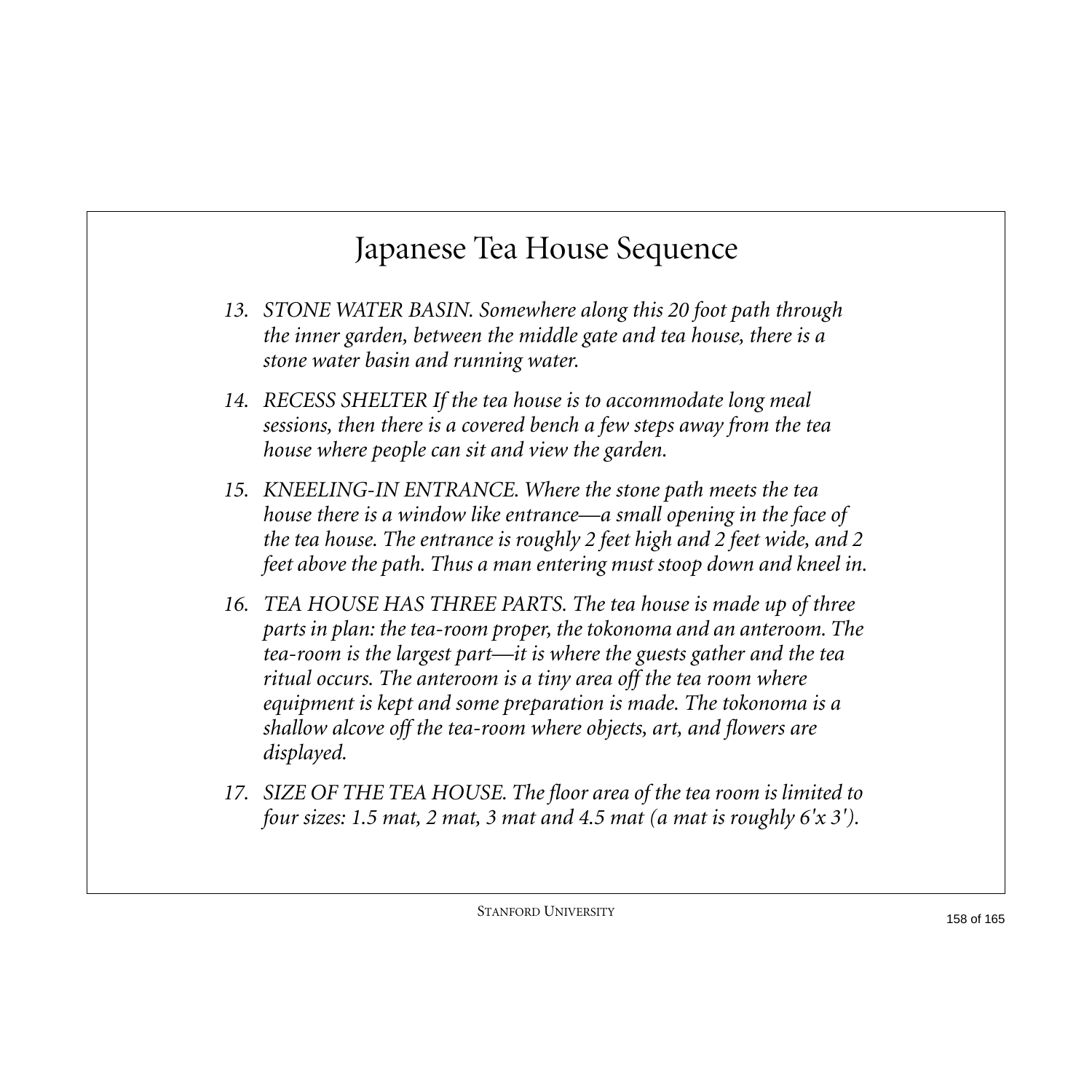# Japanese Tea House Sequence

13. *STONE WATER BASIN. Somewhere along this 20 foot path through the inner garden, between the middle gate and tea house, there is a stone water basin and running water.*

14. *RECESS SHELTER If the tea house is to accommodate long meal sessions, then there is a covered bench a few steps away from the tea house where people can sit and view the garden.*

15. *KNEELING-IN ENTRANCE. Where the stone path meets the tea house there is a window like entrance—a small opening in the face of the tea house. The entrance is roughly 2 feet high and 2 feet wide, and 2 feet above the path. Thus a man entering must stoop down and kneel in.*

16. *TEA HOUSE HAS THREE PARTS. The tea house is made up of three parts in plan: the tea-room proper, the tokonoma and an anteroom. The tea-room is the largest part—it is where the guests gather and the tea ritual occurs. The anteroom is a tiny area off the tea room where equipment is kept and some preparation is made. The tokonoma is a shallow alcove off the tea-room where objects, art, and flowers are displayed.*

17. *SIZE OF THE TEA HOUSE. The floor area of the tea room is limited to four sizes: 1.5 mat, 2 mat, 3 mat and 4.5 mat (a mat is roughly 6'x 3').*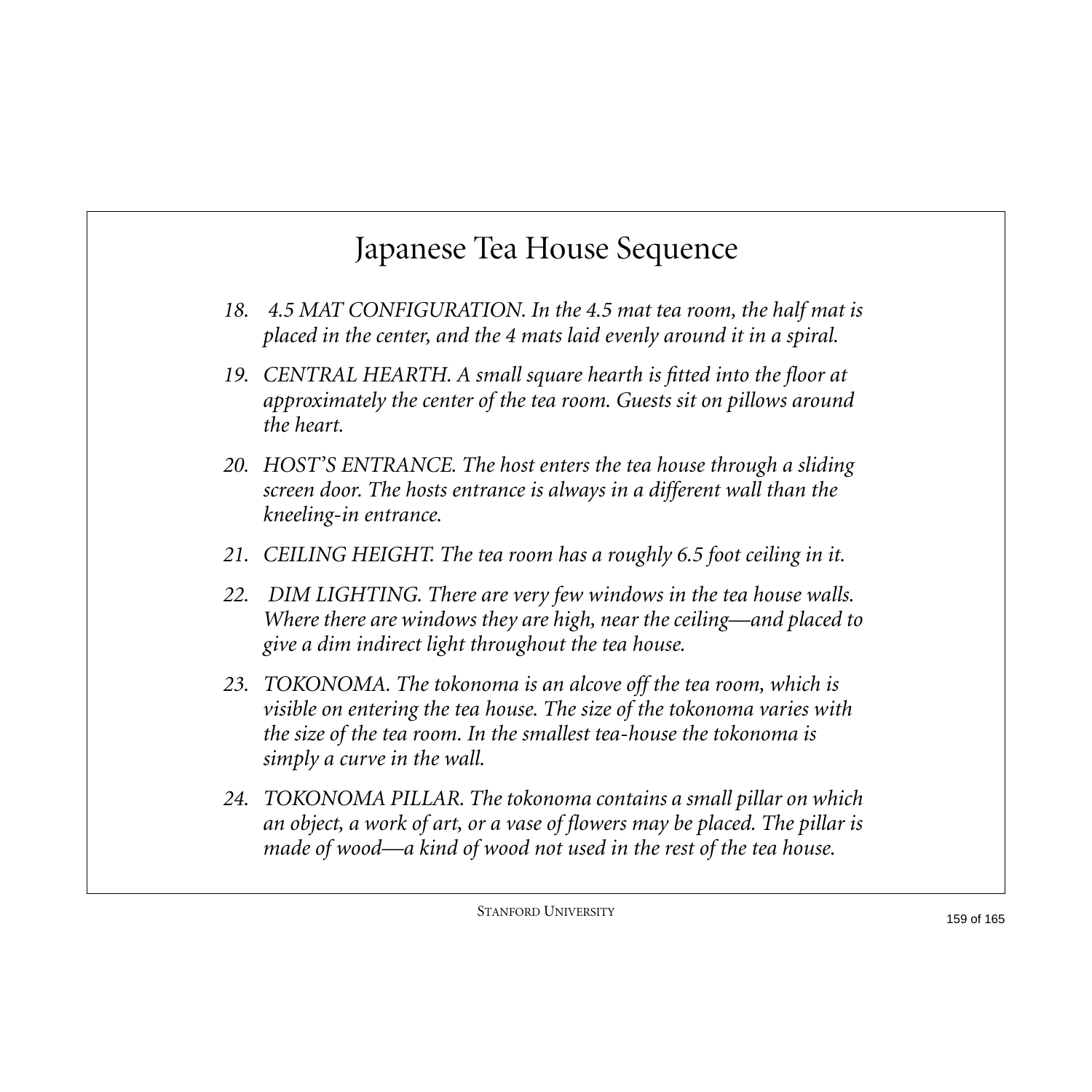# Japanese Tea House Sequence

18. *4.5 MAT CONFIGURATION. In the 4.5 mat tea room, the half mat is placed in the center, and the 4 mats laid evenly around it in a spiral.*

19. *CENTRAL HEARTH. A small square hearth is fitted into the floor at approximately the center of the tea room. Guests sit on pillows around the heart.*

20. *HOST'S ENTRANCE. The host enters the tea house through a sliding screen door. The hosts entrance is always in a different wall than the kneeling-in entrance.*

21. *CEILING HEIGHT. The tea room has a roughly 6.5 foot ceiling in it.*

22. *DIM LIGHTING. There are very few windows in the tea house walls. Where there are windows they are high, near the ceiling—and placed to give a dim indirect light throughout the tea house.*

23. *TOKONOMA. The tokonoma is an alcove off the tea room, which is visible on entering the tea house. The size of the tokonoma varies with the size of the tea room. In the smallest tea-house the tokonoma is simply a curve in the wall.*

24. *TOKONOMA PILLAR. The tokonoma contains a small pillar on which an object, a work of art, or a vase of flowers may be placed. The pillar is made of wood—a kind of wood not used in the rest of the tea house.*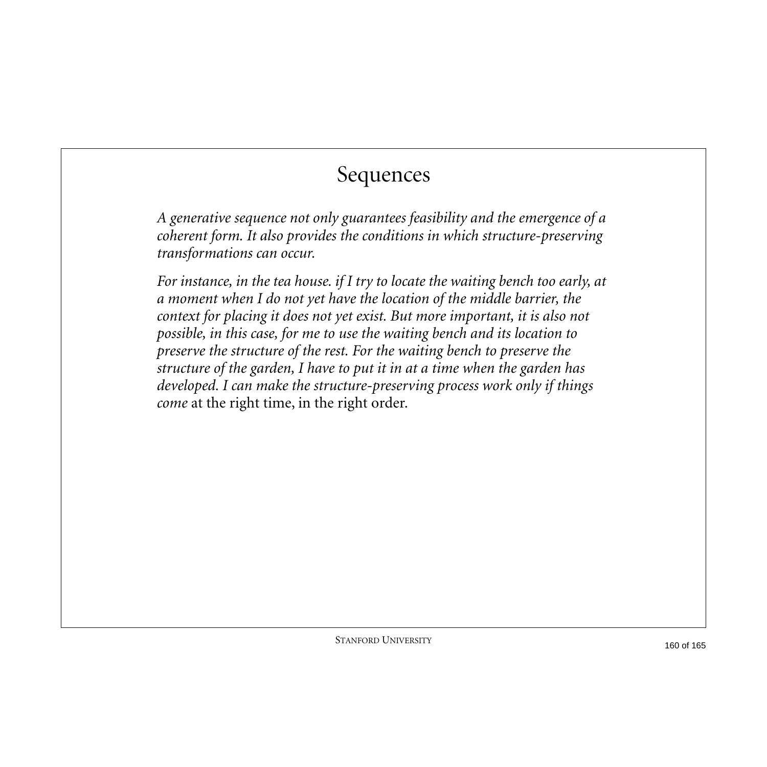# Sequences

*A generative sequence not only guarantees feasibility and the emergence of a coherent form. It also provides the conditions in which structure-preserving transformations can occur.*

*For instance, in the tea house. if I try to locate the waiting bench too early, at a moment when I do not yet have the location of the middle barrier, the context for placing it does not yet exist. But more important, it is also not possible, in this case, for me to use the waiting bench and its location to preserve the structure of the rest. For the waiting bench to preserve the structure of the garden, I have to put it in at a time when the garden has developed. I can make the structure-preserving process work only if things come* at the right time, in the right order.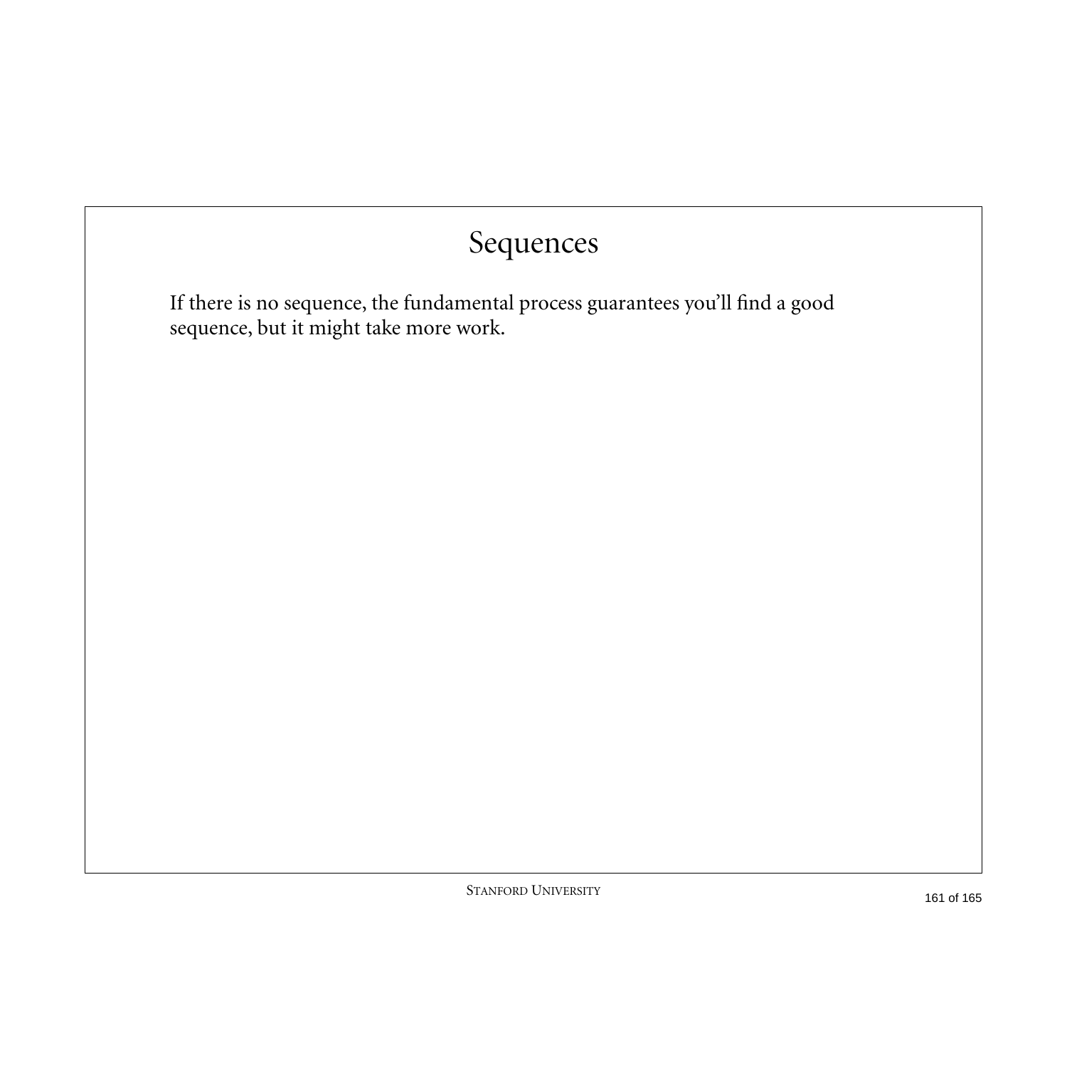# Sequences

If there is no sequence, the fundamental process guarantees you'll find a good sequence, but it might take more work.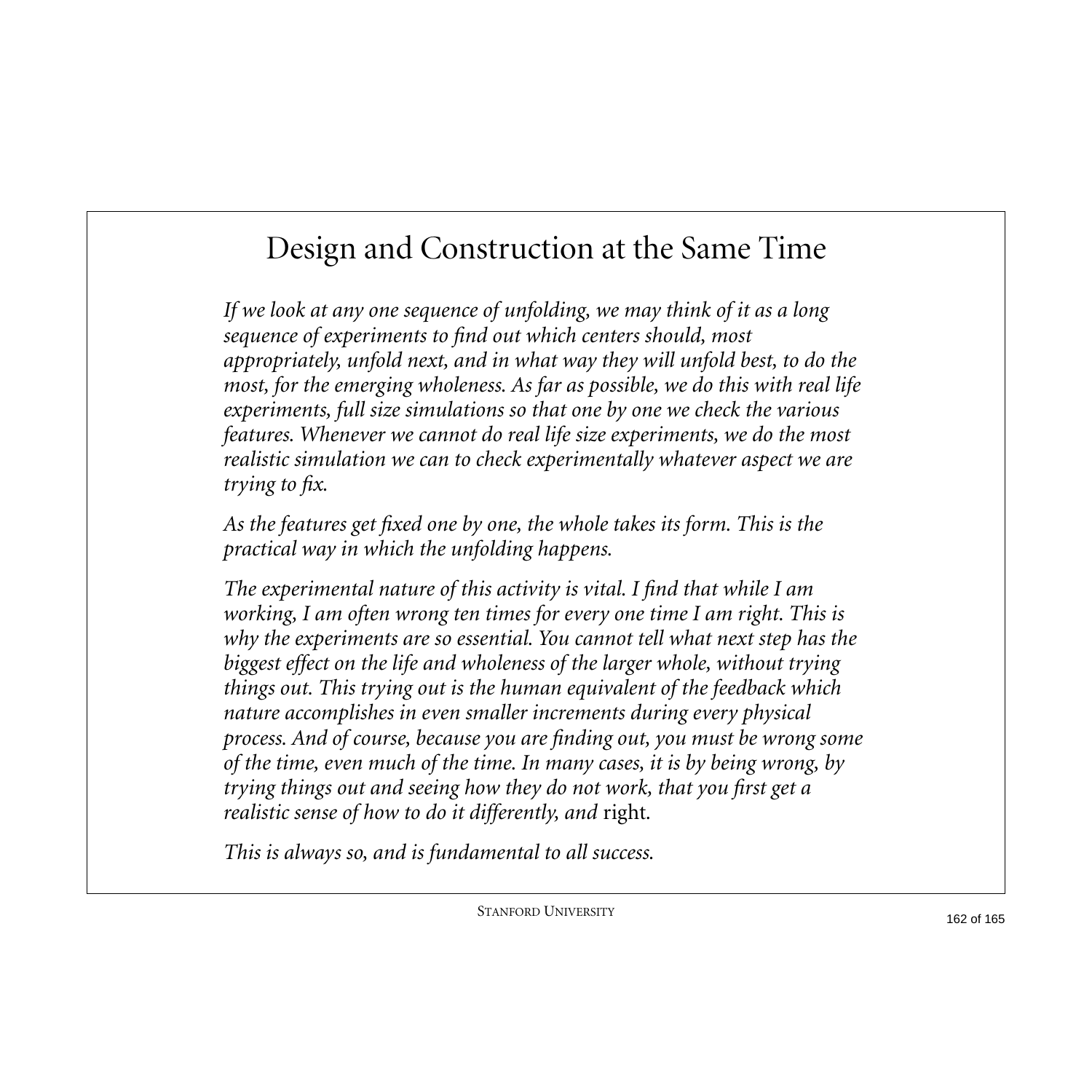# Design and Construction at the Same Time

*If we look at any one sequence of unfolding, we may think of it as a long sequence of experiments to find out which centers should, most appropriately, unfold next, and in what way they will unfold best, to do the most, for the emerging wholeness. As far as possible, we do this with real life experiments, full size simulations so that one by one we check the various features. Whenever we cannot do real life size experiments, we do the most realistic simulation we can to check experimentally whatever aspect we are trying to fix.*

*As the features get fixed one by one, the whole takes its form. This is the practical way in which the unfolding happens.*

*The experimental nature of this activity is vital. I find that while I am working, I am often wrong ten times for every one time I am right. This is why the experiments are so essential. You cannot tell what next step has the biggest effect on the life and wholeness of the larger whole, without trying things out. This trying out is the human equivalent of the feedback which nature accomplishes in even smaller increments during every physical process. And of course, because you are finding out, you must be wrong some of the time, even much of the time. In many cases, it is by being wrong, by trying things out and seeing how they do not work, that you first get a realistic sense of how to do it differently, and* right.

*This is always so, and is fundamental to all success.*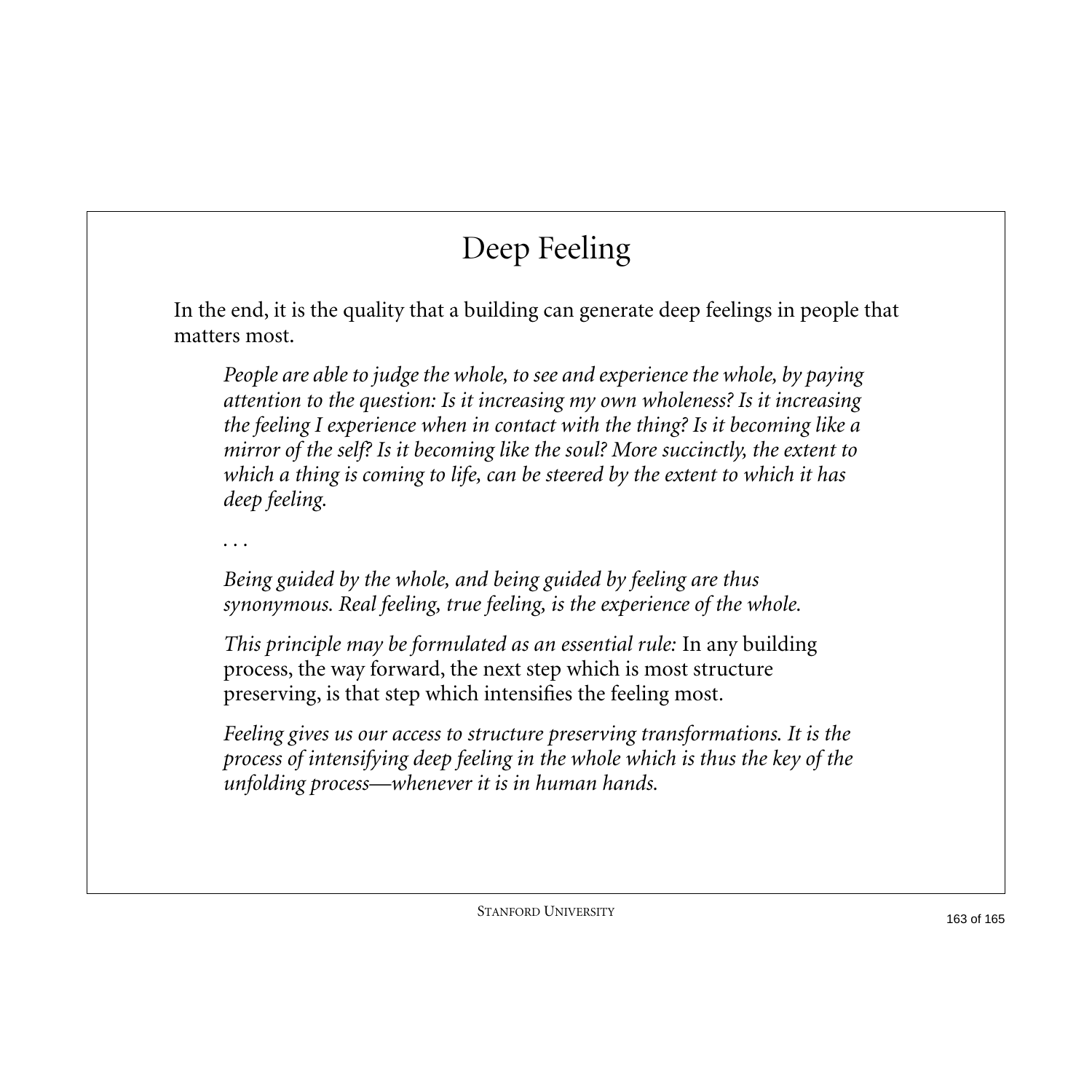# Deep Feeling

In the end, it is the quality that a building can generate deep feelings in people that matters most.

> *People are able to judge the whole, to see and experience the whole, by paying attention to the question: Is it increasing my own wholeness? Is it increasing the feeling I experience when in contact with the thing? Is it becoming like a mirror of the self? Is it becoming like the soul? More succinctly, the extent to which a thing is coming to life, can be steered by the extent to which it has deep feeling.*
>
> . . .
>
> *Being guided by the whole, and being guided by feeling are thus synonymous. Real feeling, true feeling, is the experience of the whole.*
>
> *This principle may be formulated as an essential rule:* In any building process, the way forward, the next step which is most structure preserving, is that step which intensifies the feeling most.
>
> *Feeling gives us our access to structure preserving transformations. It is the process of intensifying deep feeling in the whole which is thus the key of the unfolding process—whenever it is in human hands.*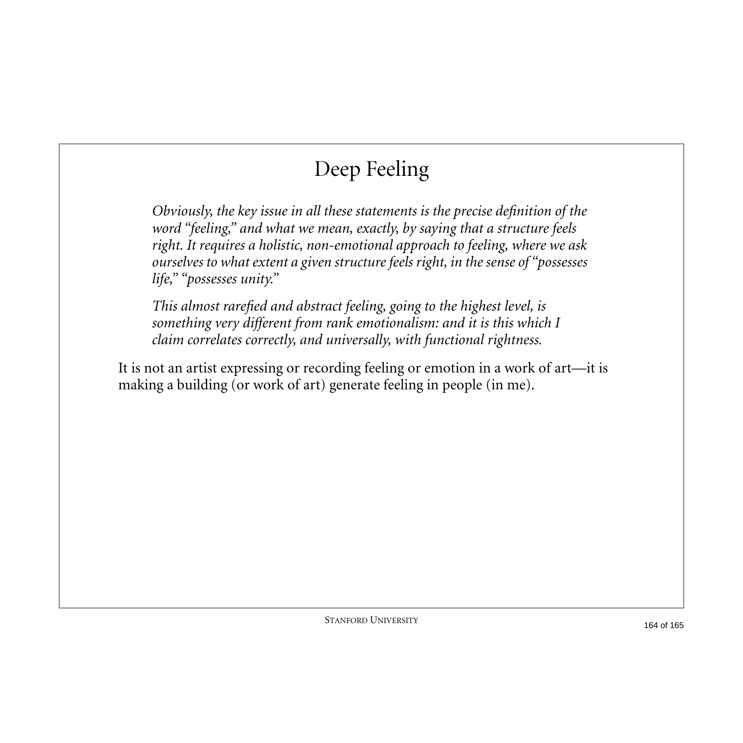# Deep Feeling

> *Obviously, the key issue in all these statements is the precise definition of the word "feeling," and what we mean, exactly, by saying that a structure feels right. It requires a holistic, non-emotional approach to feeling, where we ask ourselves to what extent a given structure feels right, in the sense of "possesses life," "possesses unity."*
>
> *This almost rarefied and abstract feeling, going to the highest level, is something very different from rank emotionalism: and it is this which I claim correlates correctly, and universally, with functional rightness.*

It is not an artist expressing or recording feeling or emotion in a work of art—it is making a building (or work of art) generate feeling in people (in me).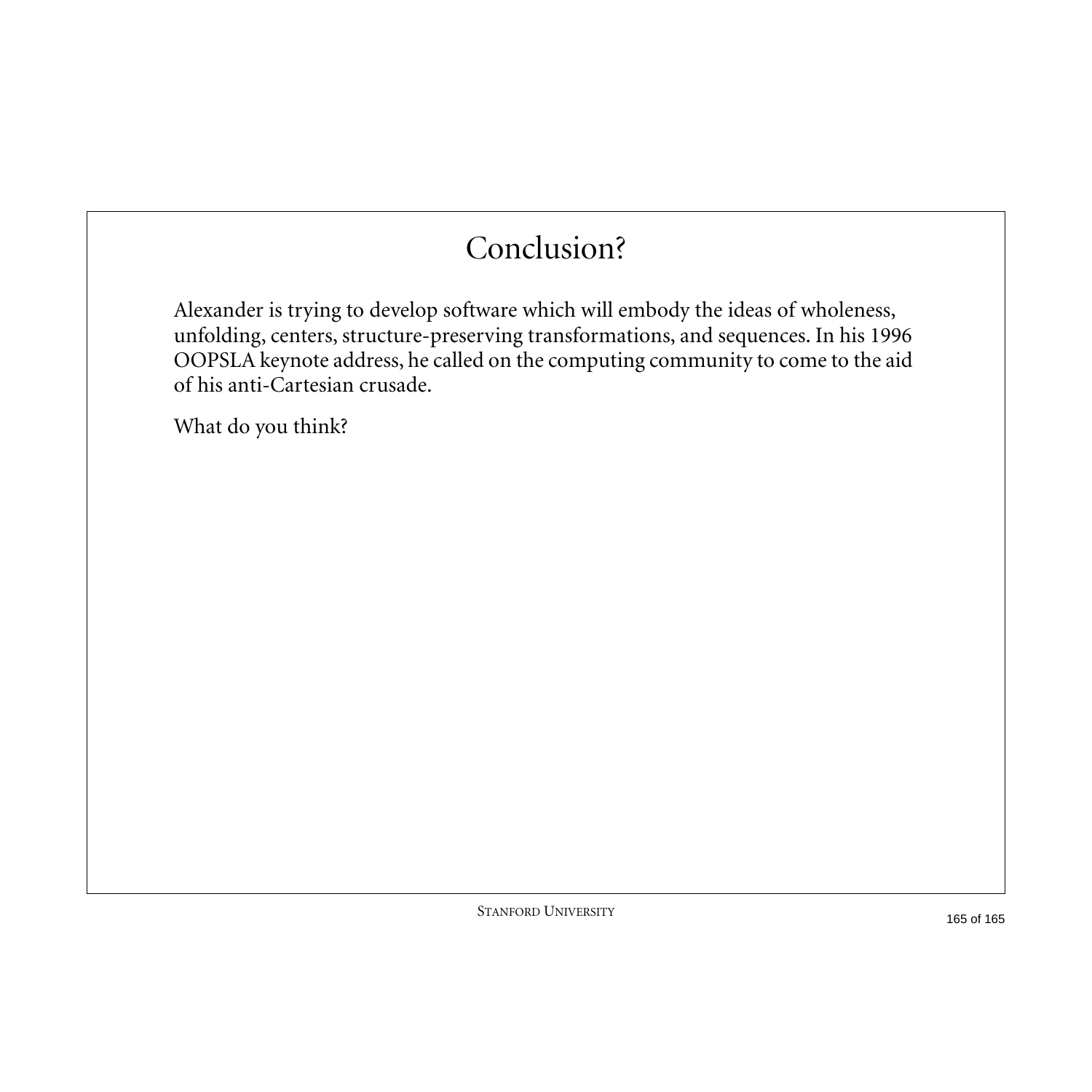# Conclusion?

Alexander is trying to develop software which will embody the ideas of wholeness, unfolding, centers, structure-preserving transformations, and sequences. In his 1996 OOPSLA keynote address, he called on the computing community to come to the aid of his anti-Cartesian crusade.

What do you think?